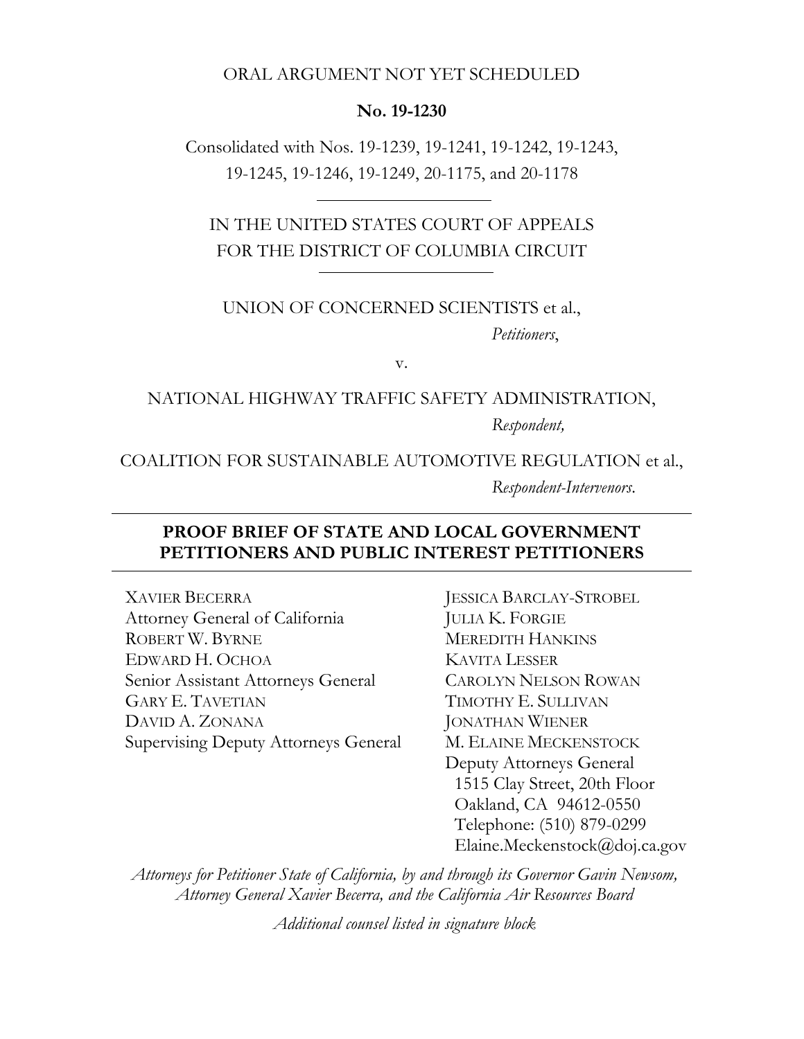ORAL ARGUMENT NOT YET SCHEDULED

**No. 19-1230**

Consolidated with Nos. 19-1239, 19-1241, 19-1242, 19-1243, 19-1245, 19-1246, 19-1249, 20-1175, and 20-1178

IN THE UNITED STATES COURT OF APPEALS FOR THE DISTRICT OF COLUMBIA CIRCUIT

UNION OF CONCERNED SCIENTISTS et al.,

*Petitioners*,

v.

NATIONAL HIGHWAY TRAFFIC SAFETY ADMINISTRATION,

*Respondent,*

COALITION FOR SUSTAINABLE AUTOMOTIVE REGULATION et al.,

*Respondent-Intervenors.*

**PROOF BRIEF OF STATE AND LOCAL GOVERNMENT PETITIONERS AND PUBLIC INTEREST PETITIONERS**

XAVIER BECERRA
Attorney General of California
ROBERT W. BYRNE
EDWARD H. OCHOA
Senior Assistant Attorneys General
GARY E. TAVETIAN
DAVID A. ZONANA
Supervising Deputy Attorneys General

JESSICA BARCLAY-STROBEL
JULIA K. FORGIE
MEREDITH HANKINS
KAVITA LESSER
CAROLYN NELSON ROWAN
TIMOTHY E. SULLIVAN
JONATHAN WIENER
M. ELAINE MECKENSTOCK
Deputy Attorneys General
1515 Clay Street, 20th Floor
Oakland, CA 94612-0550
Telephone: (510) 879-0299
Elaine.Meckenstock@doj.ca.gov

*Attorneys for Petitioner State of California, by and through its Governor Gavin Newsom, Attorney General Xavier Becerra, and the California Air Resources Board*

*Additional counsel listed in signature block*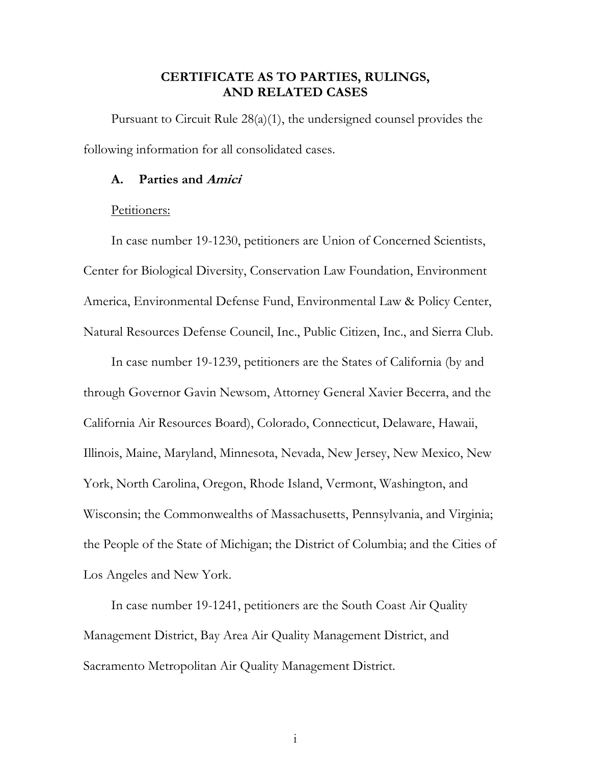## CERTIFICATE AS TO PARTIES, RULINGS, AND RELATED CASES

Pursuant to Circuit Rule 28(a)(1), the undersigned counsel provides the following information for all consolidated cases.

### A. Parties and *Amici*

Petitioners:

In case number 19-1230, petitioners are Union of Concerned Scientists, Center for Biological Diversity, Conservation Law Foundation, Environment America, Environmental Defense Fund, Environmental Law & Policy Center, Natural Resources Defense Council, Inc., Public Citizen, Inc., and Sierra Club.

In case number 19-1239, petitioners are the States of California (by and through Governor Gavin Newsom, Attorney General Xavier Becerra, and the California Air Resources Board), Colorado, Connecticut, Delaware, Hawaii, Illinois, Maine, Maryland, Minnesota, Nevada, New Jersey, New Mexico, New York, North Carolina, Oregon, Rhode Island, Vermont, Washington, and Wisconsin; the Commonwealths of Massachusetts, Pennsylvania, and Virginia; the People of the State of Michigan; the District of Columbia; and the Cities of Los Angeles and New York.

In case number 19-1241, petitioners are the South Coast Air Quality Management District, Bay Area Air Quality Management District, and Sacramento Metropolitan Air Quality Management District.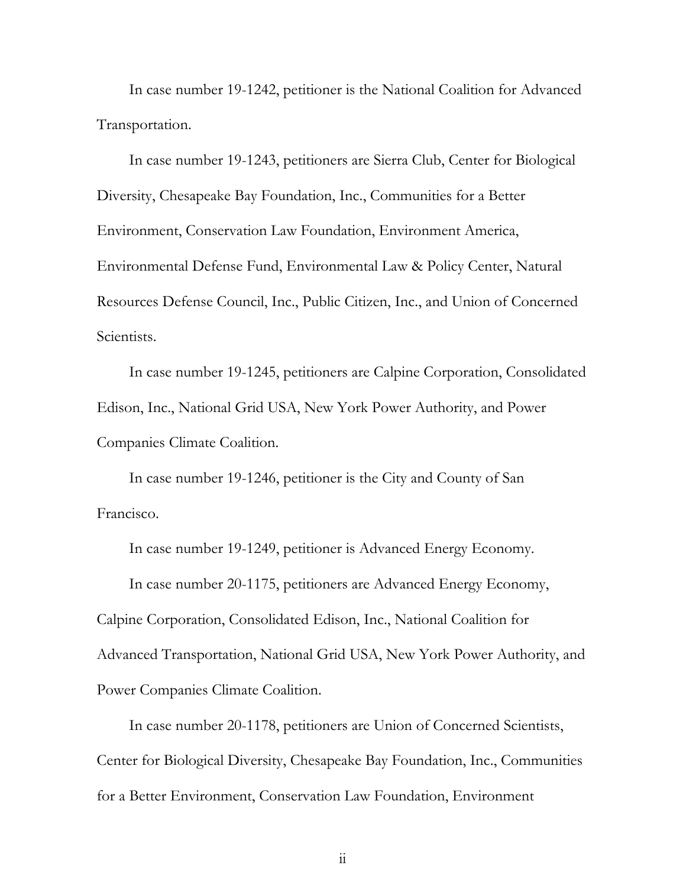In case number 19-1242, petitioner is the National Coalition for Advanced Transportation.

In case number 19-1243, petitioners are Sierra Club, Center for Biological Diversity, Chesapeake Bay Foundation, Inc., Communities for a Better Environment, Conservation Law Foundation, Environment America, Environmental Defense Fund, Environmental Law & Policy Center, Natural Resources Defense Council, Inc., Public Citizen, Inc., and Union of Concerned Scientists.

In case number 19-1245, petitioners are Calpine Corporation, Consolidated Edison, Inc., National Grid USA, New York Power Authority, and Power Companies Climate Coalition.

In case number 19-1246, petitioner is the City and County of San Francisco.

In case number 19-1249, petitioner is Advanced Energy Economy.

In case number 20-1175, petitioners are Advanced Energy Economy, Calpine Corporation, Consolidated Edison, Inc., National Coalition for Advanced Transportation, National Grid USA, New York Power Authority, and Power Companies Climate Coalition.

In case number 20-1178, petitioners are Union of Concerned Scientists, Center for Biological Diversity, Chesapeake Bay Foundation, Inc., Communities for a Better Environment, Conservation Law Foundation, Environment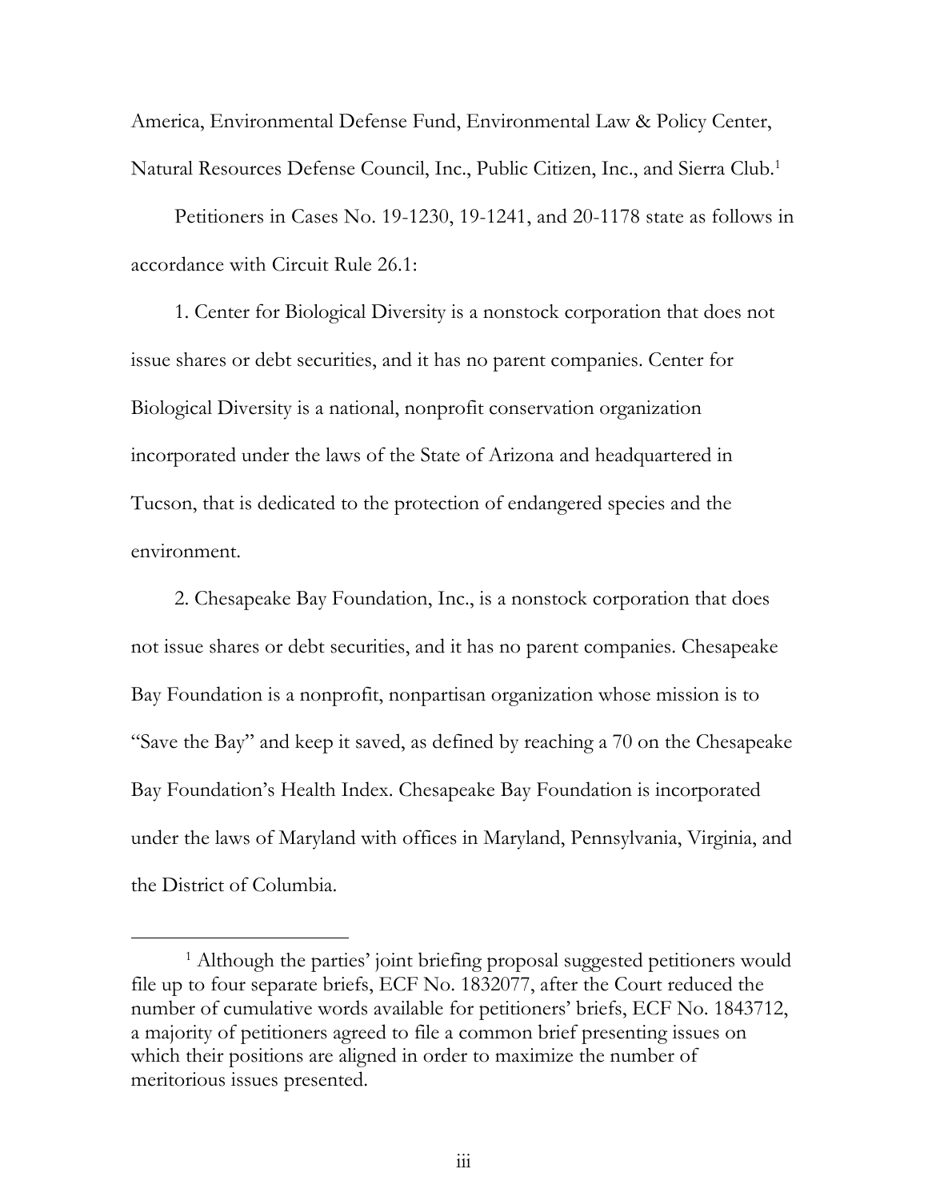America, Environmental Defense Fund, Environmental Law & Policy Center, Natural Resources Defense Council, Inc., Public Citizen, Inc., and Sierra Club.[1]

Petitioners in Cases No. 19-1230, 19-1241, and 20-1178 state as follows in accordance with Circuit Rule 26.1:

1. Center for Biological Diversity is a nonstock corporation that does not issue shares or debt securities, and it has no parent companies. Center for Biological Diversity is a national, nonprofit conservation organization incorporated under the laws of the State of Arizona and headquartered in Tucson, that is dedicated to the protection of endangered species and the environment.

2. Chesapeake Bay Foundation, Inc., is a nonstock corporation that does not issue shares or debt securities, and it has no parent companies. Chesapeake Bay Foundation is a nonprofit, nonpartisan organization whose mission is to "Save the Bay" and keep it saved, as defined by reaching a 70 on the Chesapeake Bay Foundation's Health Index. Chesapeake Bay Foundation is incorporated under the laws of Maryland with offices in Maryland, Pennsylvania, Virginia, and the District of Columbia.

---

[1] Although the parties' joint briefing proposal suggested petitioners would file up to four separate briefs, ECF No. 1832077, after the Court reduced the number of cumulative words available for petitioners' briefs, ECF No. 1843712, a majority of petitioners agreed to file a common brief presenting issues on which their positions are aligned in order to maximize the number of meritorious issues presented.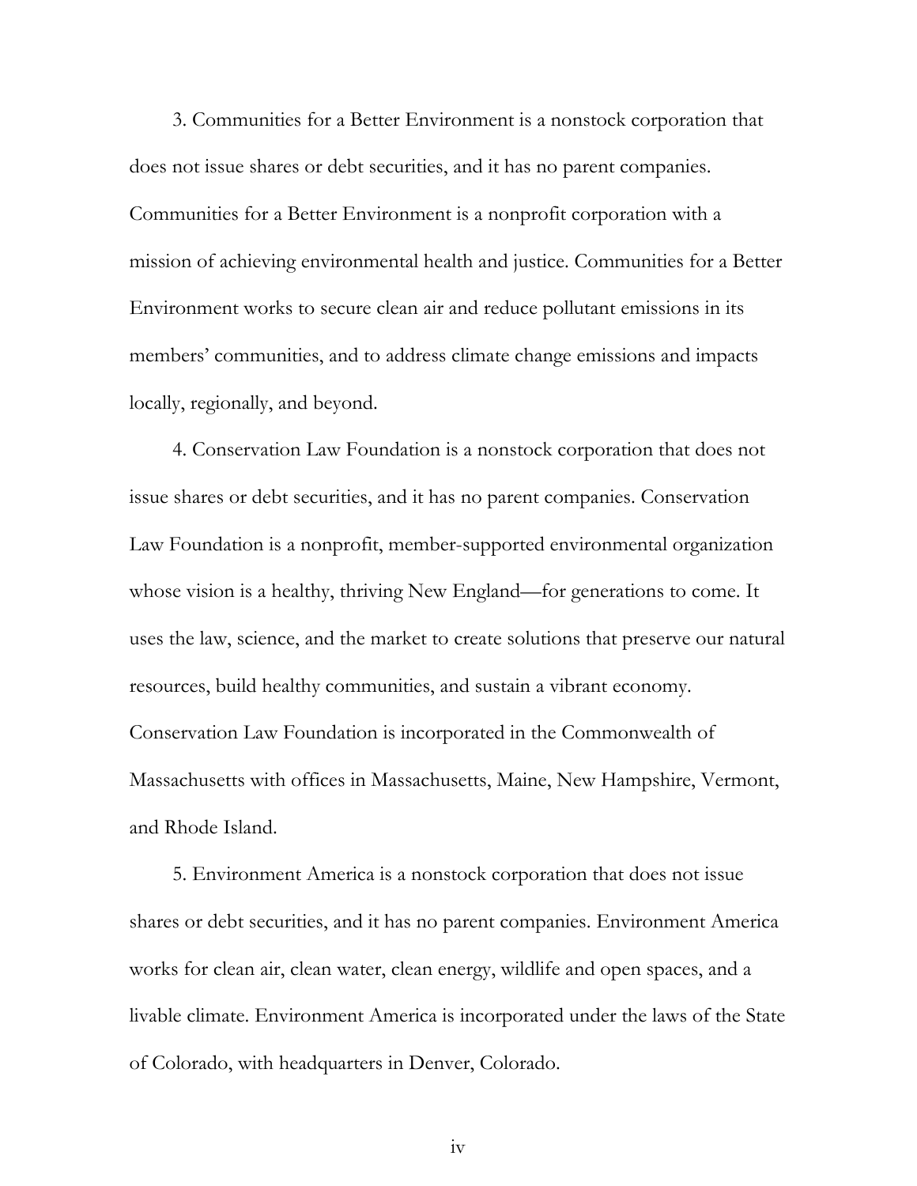3. Communities for a Better Environment is a nonstock corporation that does not issue shares or debt securities, and it has no parent companies. Communities for a Better Environment is a nonprofit corporation with a mission of achieving environmental health and justice. Communities for a Better Environment works to secure clean air and reduce pollutant emissions in its members' communities, and to address climate change emissions and impacts locally, regionally, and beyond.

4. Conservation Law Foundation is a nonstock corporation that does not issue shares or debt securities, and it has no parent companies. Conservation Law Foundation is a nonprofit, member-supported environmental organization whose vision is a healthy, thriving New England—for generations to come. It uses the law, science, and the market to create solutions that preserve our natural resources, build healthy communities, and sustain a vibrant economy. Conservation Law Foundation is incorporated in the Commonwealth of Massachusetts with offices in Massachusetts, Maine, New Hampshire, Vermont, and Rhode Island.

5. Environment America is a nonstock corporation that does not issue shares or debt securities, and it has no parent companies. Environment America works for clean air, clean water, clean energy, wildlife and open spaces, and a livable climate. Environment America is incorporated under the laws of the State of Colorado, with headquarters in Denver, Colorado.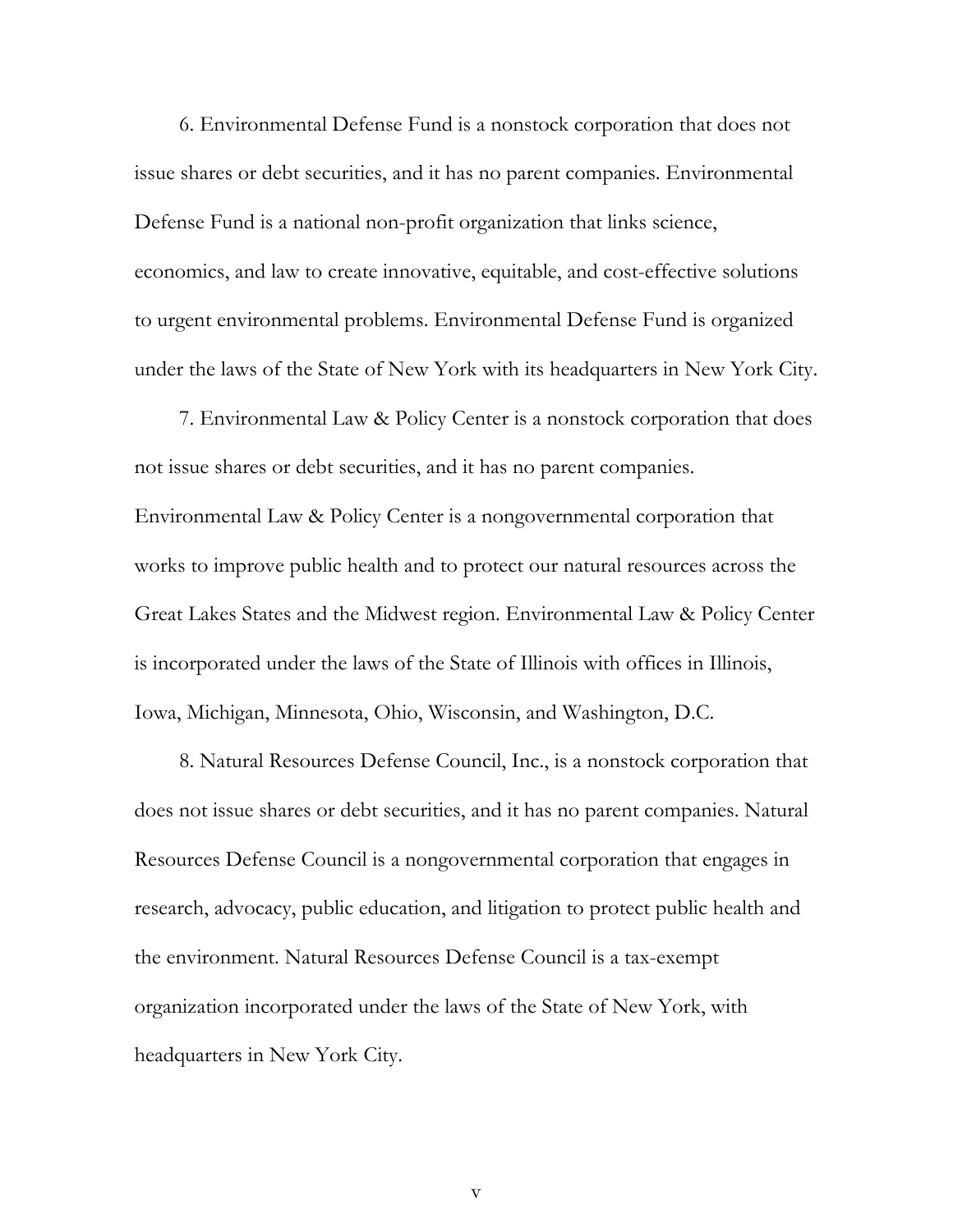6. Environmental Defense Fund is a nonstock corporation that does not issue shares or debt securities, and it has no parent companies. Environmental Defense Fund is a national non-profit organization that links science, economics, and law to create innovative, equitable, and cost-effective solutions to urgent environmental problems. Environmental Defense Fund is organized under the laws of the State of New York with its headquarters in New York City.

7. Environmental Law & Policy Center is a nonstock corporation that does not issue shares or debt securities, and it has no parent companies. Environmental Law & Policy Center is a nongovernmental corporation that works to improve public health and to protect our natural resources across the Great Lakes States and the Midwest region. Environmental Law & Policy Center is incorporated under the laws of the State of Illinois with offices in Illinois, Iowa, Michigan, Minnesota, Ohio, Wisconsin, and Washington, D.C.

8. Natural Resources Defense Council, Inc., is a nonstock corporation that does not issue shares or debt securities, and it has no parent companies. Natural Resources Defense Council is a nongovernmental corporation that engages in research, advocacy, public education, and litigation to protect public health and the environment. Natural Resources Defense Council is a tax-exempt organization incorporated under the laws of the State of New York, with headquarters in New York City.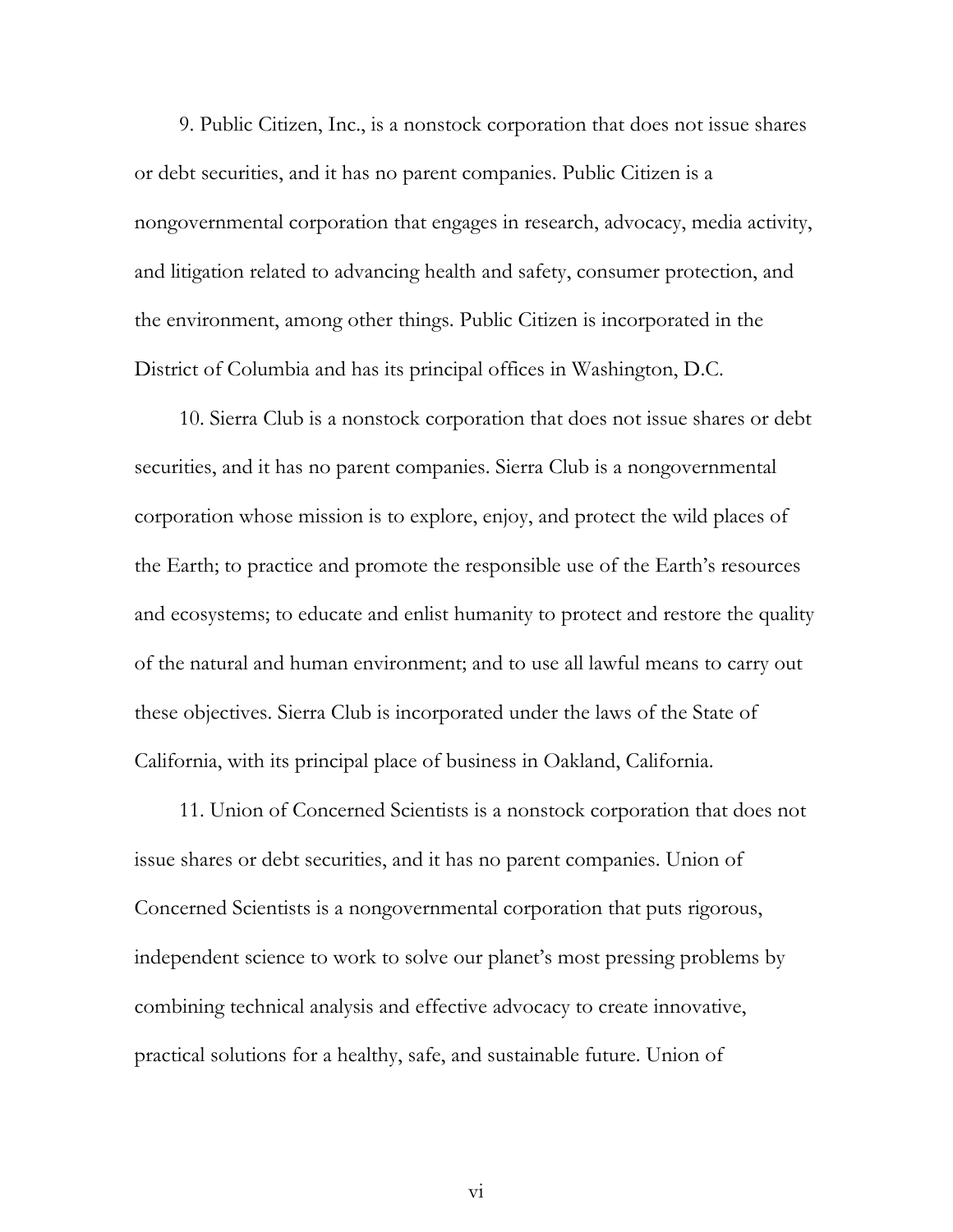9. Public Citizen, Inc., is a nonstock corporation that does not issue shares or debt securities, and it has no parent companies. Public Citizen is a nongovernmental corporation that engages in research, advocacy, media activity, and litigation related to advancing health and safety, consumer protection, and the environment, among other things. Public Citizen is incorporated in the District of Columbia and has its principal offices in Washington, D.C.

10. Sierra Club is a nonstock corporation that does not issue shares or debt securities, and it has no parent companies. Sierra Club is a nongovernmental corporation whose mission is to explore, enjoy, and protect the wild places of the Earth; to practice and promote the responsible use of the Earth's resources and ecosystems; to educate and enlist humanity to protect and restore the quality of the natural and human environment; and to use all lawful means to carry out these objectives. Sierra Club is incorporated under the laws of the State of California, with its principal place of business in Oakland, California.

11. Union of Concerned Scientists is a nonstock corporation that does not issue shares or debt securities, and it has no parent companies. Union of Concerned Scientists is a nongovernmental corporation that puts rigorous, independent science to work to solve our planet's most pressing problems by combining technical analysis and effective advocacy to create innovative, practical solutions for a healthy, safe, and sustainable future. Union of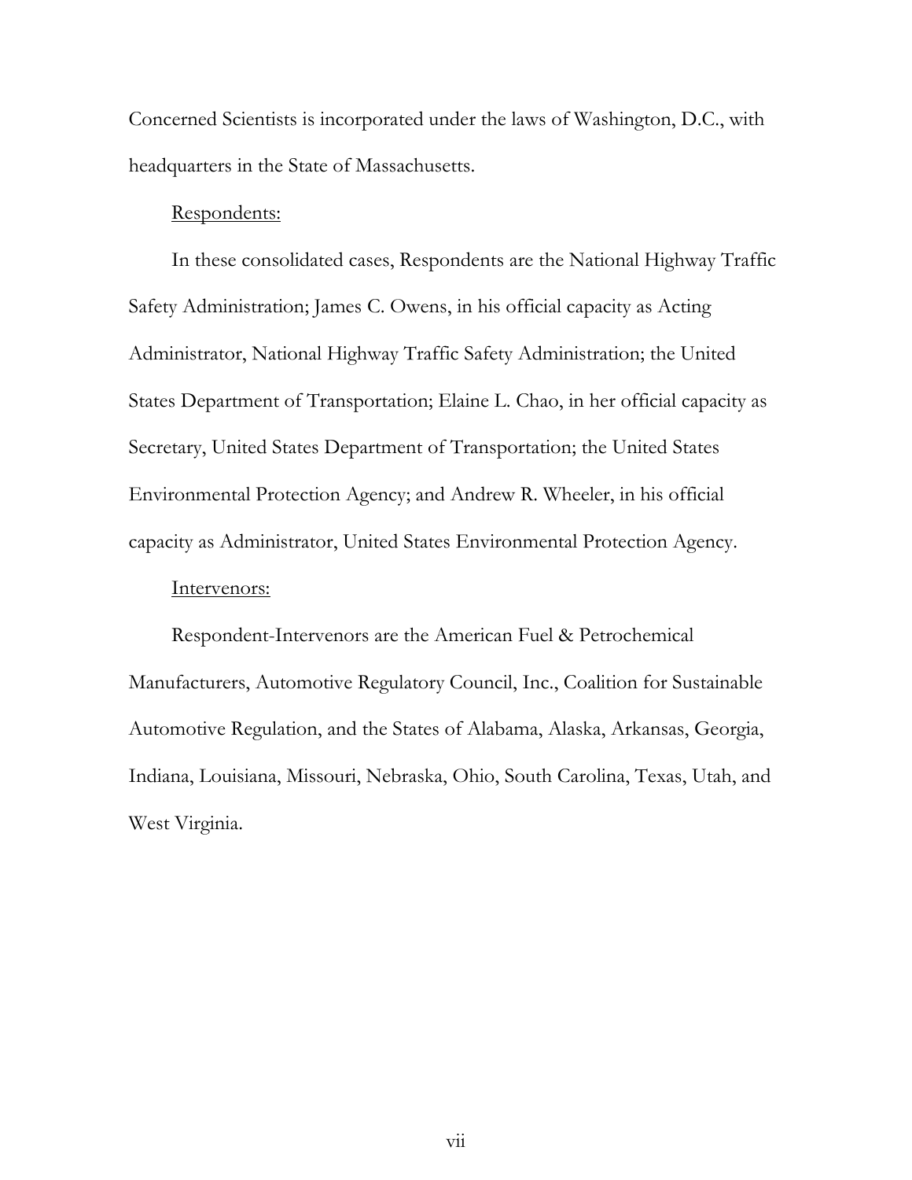Concerned Scientists is incorporated under the laws of Washington, D.C., with headquarters in the State of Massachusetts.

Respondents:

In these consolidated cases, Respondents are the National Highway Traffic Safety Administration; James C. Owens, in his official capacity as Acting Administrator, National Highway Traffic Safety Administration; the United States Department of Transportation; Elaine L. Chao, in her official capacity as Secretary, United States Department of Transportation; the United States Environmental Protection Agency; and Andrew R. Wheeler, in his official capacity as Administrator, United States Environmental Protection Agency.

Intervenors:

Respondent-Intervenors are the American Fuel & Petrochemical Manufacturers, Automotive Regulatory Council, Inc., Coalition for Sustainable Automotive Regulation, and the States of Alabama, Alaska, Arkansas, Georgia, Indiana, Louisiana, Missouri, Nebraska, Ohio, South Carolina, Texas, Utah, and West Virginia.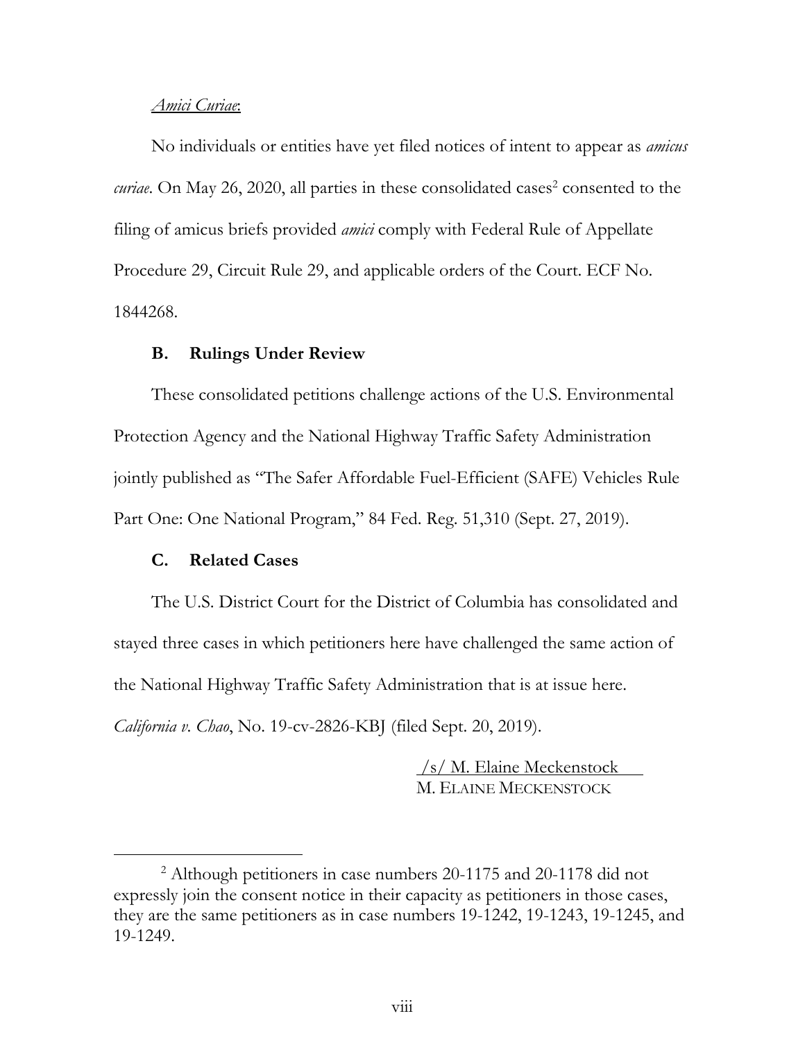<u>*Amici Curiae*</u>:

No individuals or entities have yet filed notices of intent to appear as *amicus curiae*. On May 26, 2020, all parties in these consolidated cases[2] consented to the filing of amicus briefs provided *amici* comply with Federal Rule of Appellate Procedure 29, Circuit Rule 29, and applicable orders of the Court. ECF No. 1844268.

### B. Rulings Under Review

These consolidated petitions challenge actions of the U.S. Environmental Protection Agency and the National Highway Traffic Safety Administration jointly published as "The Safer Affordable Fuel-Efficient (SAFE) Vehicles Rule Part One: One National Program," 84 Fed. Reg. 51,310 (Sept. 27, 2019).

### C. Related Cases

The U.S. District Court for the District of Columbia has consolidated and stayed three cases in which petitioners here have challenged the same action of the National Highway Traffic Safety Administration that is at issue here. *California v. Chao*, No. 19-cv-2826-KBJ (filed Sept. 20, 2019).

<u>/s/ M. Elaine Meckenstock</u>
M. ELAINE MECKENSTOCK

---

[2] Although petitioners in case numbers 20-1175 and 20-1178 did not expressly join the consent notice in their capacity as petitioners in those cases, they are the same petitioners as in case numbers 19-1242, 19-1243, 19-1245, and 19-1249.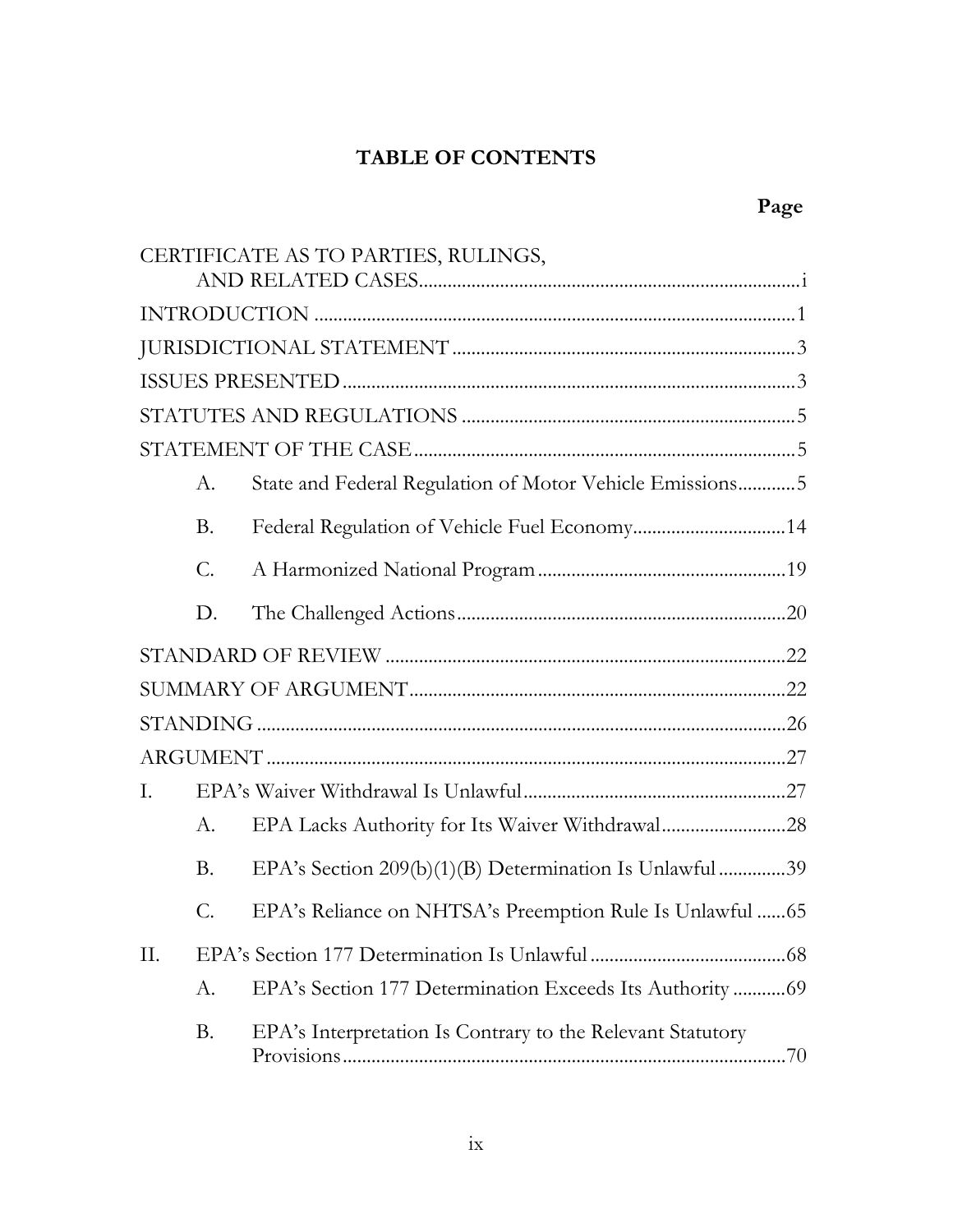# TABLE OF CONTENTS

| | Page |
|---|---|
| CERTIFICATE AS TO PARTIES, RULINGS, AND RELATED CASES | i |
| INTRODUCTION | 1 |
| JURISDICTIONAL STATEMENT | 3 |
| ISSUES PRESENTED | 3 |
| STATUTES AND REGULATIONS | 5 |
| STATEMENT OF THE CASE | 5 |
| A. State and Federal Regulation of Motor Vehicle Emissions | 5 |
| B. Federal Regulation of Vehicle Fuel Economy | 14 |
| C. A Harmonized National Program | 19 |
| D. The Challenged Actions | 20 |
| STANDARD OF REVIEW | 22 |
| SUMMARY OF ARGUMENT | 22 |
| STANDING | 26 |
| ARGUMENT | 27 |
| I. EPA's Waiver Withdrawal Is Unlawful | 27 |
| A. EPA Lacks Authority for Its Waiver Withdrawal | 28 |
| B. EPA's Section 209(b)(1)(B) Determination Is Unlawful | 39 |
| C. EPA's Reliance on NHTSA's Preemption Rule Is Unlawful | 65 |
| II. EPA's Section 177 Determination Is Unlawful | 68 |
| A. EPA's Section 177 Determination Exceeds Its Authority | 69 |
| B. EPA's Interpretation Is Contrary to the Relevant Statutory Provisions | 70 |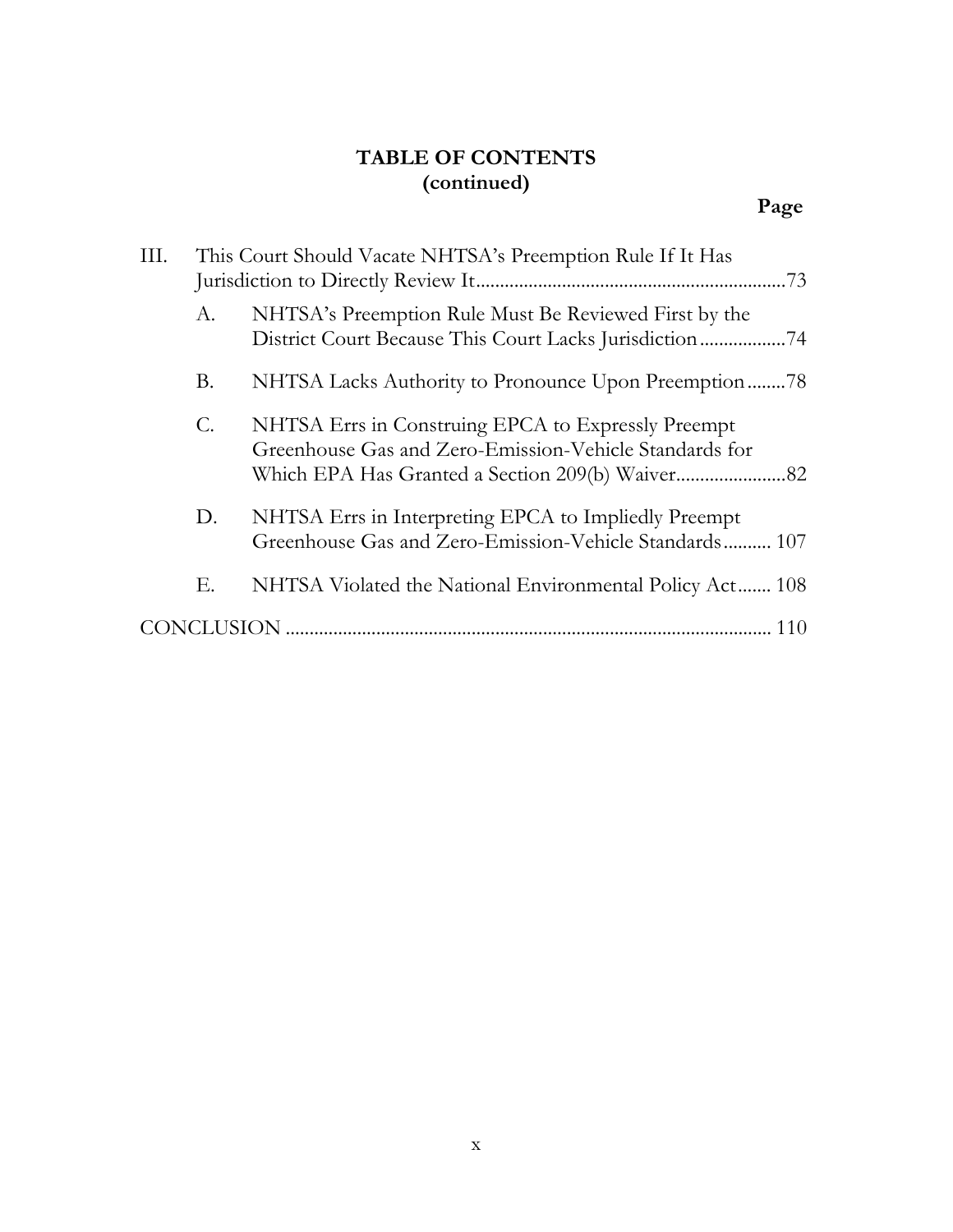**TABLE OF CONTENTS**
**(continued)**

**Page**

III. This Court Should Vacate NHTSA's Preemption Rule If It Has Jurisdiction to Directly Review It ....................................................73

- A. NHTSA's Preemption Rule Must Be Reviewed First by the District Court Because This Court Lacks Jurisdiction ..................74
- B. NHTSA Lacks Authority to Pronounce Upon Preemption ........78
- C. NHTSA Errs in Construing EPCA to Expressly Preempt Greenhouse Gas and Zero-Emission-Vehicle Standards for Which EPA Has Granted a Section 209(b) Waiver.......................82
- D. NHTSA Errs in Interpreting EPCA to Impliedly Preempt Greenhouse Gas and Zero-Emission-Vehicle Standards.......... 107
- E. NHTSA Violated the National Environmental Policy Act....... 108

CONCLUSION ..................................................................................... 110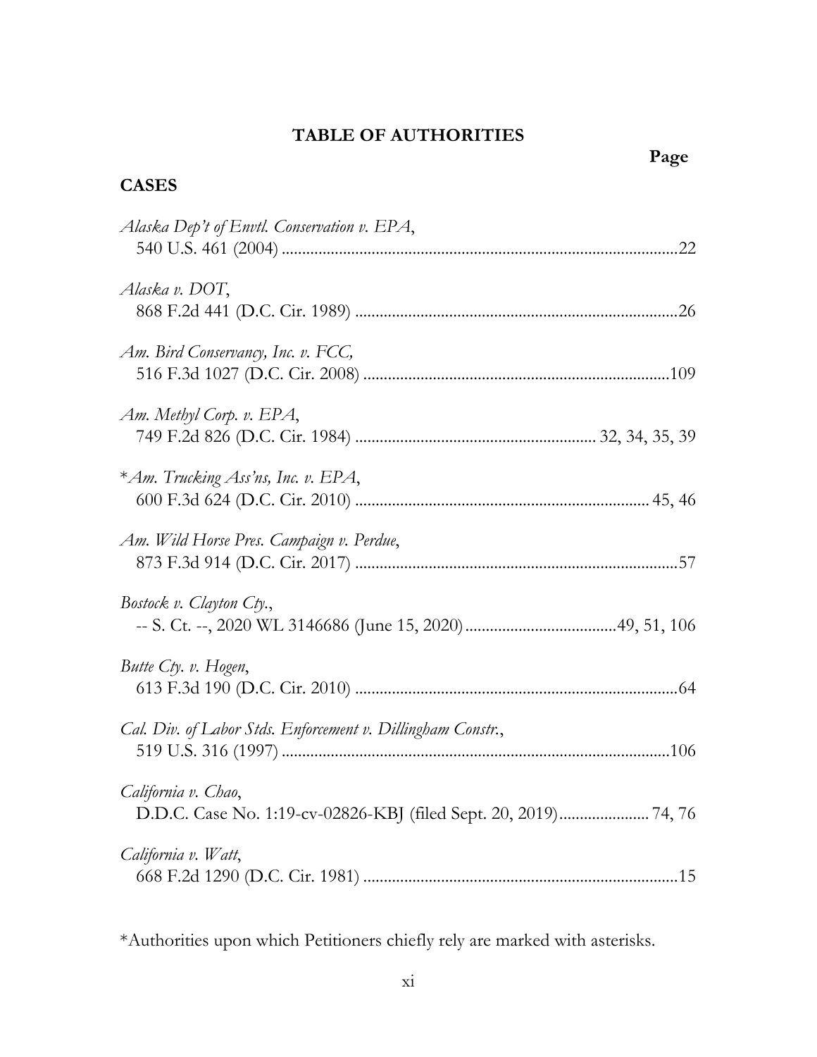# TABLE OF AUTHORITIES

**Page**

**CASES**

*Alaska Dep't of Envtl. Conservation v. EPA*,
540 U.S. 461 (2004) ............................................................................................22

*Alaska v. DOT*,
868 F.2d 441 (D.C. Cir. 1989) ............................................................................26

*Am. Bird Conservancy, Inc. v. FCC,*
516 F.3d 1027 (D.C. Cir. 2008) ........................................................................109

*Am. Methyl Corp. v. EPA*,
749 F.2d 826 (D.C. Cir. 1984) ......................................................... 32, 34, 35, 39

\**Am. Trucking Ass'ns, Inc. v. EPA*,
600 F.3d 624 (D.C. Cir. 2010) ..................................................................... 45, 46

*Am. Wild Horse Pres. Campaign v. Perdue*,
873 F.3d 914 (D.C. Cir. 2017) ............................................................................57

*Bostock v. Clayton Cty.*,
-- S. Ct. --, 2020 WL 3146686 (June 15, 2020)....................................49, 51, 106

*Butte Cty. v. Hogen*,
613 F.3d 190 (D.C. Cir. 2010) ............................................................................64

*Cal. Div. of Labor Stds. Enforcement v. Dillingham Constr.*,
519 U.S. 316 (1997) ...........................................................................................106

*California v. Chao*,
D.D.C. Case No. 1:19-cv-02826-KBJ (filed Sept. 20, 2019)..................... 74, 76

*California v. Watt*,
668 F.2d 1290 (D.C. Cir. 1981) ..........................................................................15

\*Authorities upon which Petitioners chiefly rely are marked with asterisks.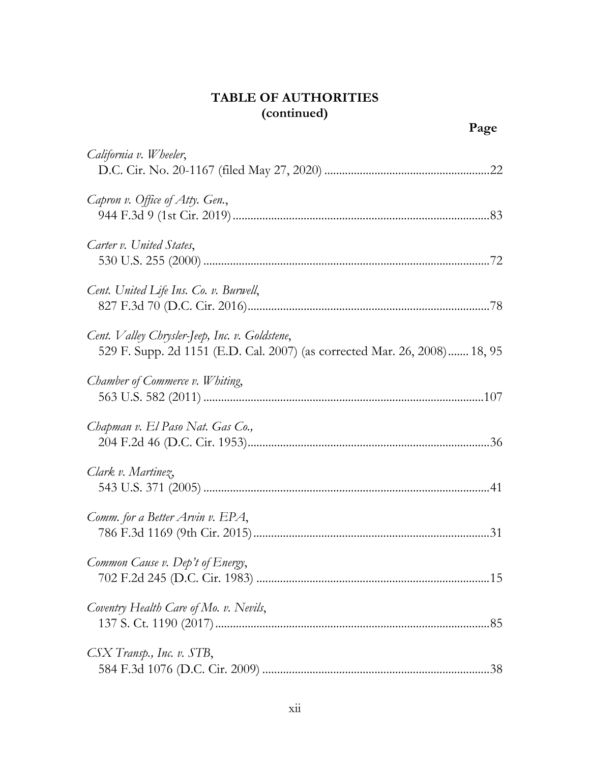**TABLE OF AUTHORITIES**
**(continued)**

**Page**

*California v. Wheeler*,
D.C. Cir. No. 20-1167 (filed May 27, 2020) ....................................................22

*Capron v. Office of Atty. Gen.*,
944 F.3d 9 (1st Cir. 2019) ....................................................................................83

*Carter v. United States*,
530 U.S. 255 (2000) ..............................................................................................72

*Cent. United Life Ins. Co. v. Burwell*,
827 F.3d 70 (D.C. Cir. 2016) ...............................................................................78

*Cent. Valley Chrysler-Jeep, Inc. v. Goldstene*,
529 F. Supp. 2d 1151 (E.D. Cal. 2007) (as corrected Mar. 26, 2008) ....... 18, 95

*Chamber of Commerce v. Whiting*,
563 U.S. 582 (2011) ............................................................................................107

*Chapman v. El Paso Nat. Gas Co.,*
204 F.2d 46 (D.C. Cir. 1953) ...............................................................................36

*Clark v. Martinez*,
543 U.S. 371 (2005) ..............................................................................................41

*Comm. for a Better Arvin v. EPA*,
786 F.3d 1169 (9th Cir. 2015) .............................................................................31

*Common Cause v. Dep't of Energy*,
702 F.2d 245 (D.C. Cir. 1983) .............................................................................15

*Coventry Health Care of Mo. v. Nevils*,
137 S. Ct. 1190 (2017) ..........................................................................................85

*CSX Transp., Inc. v. STB*,
584 F.3d 1076 (D.C. Cir. 2009) ...........................................................................38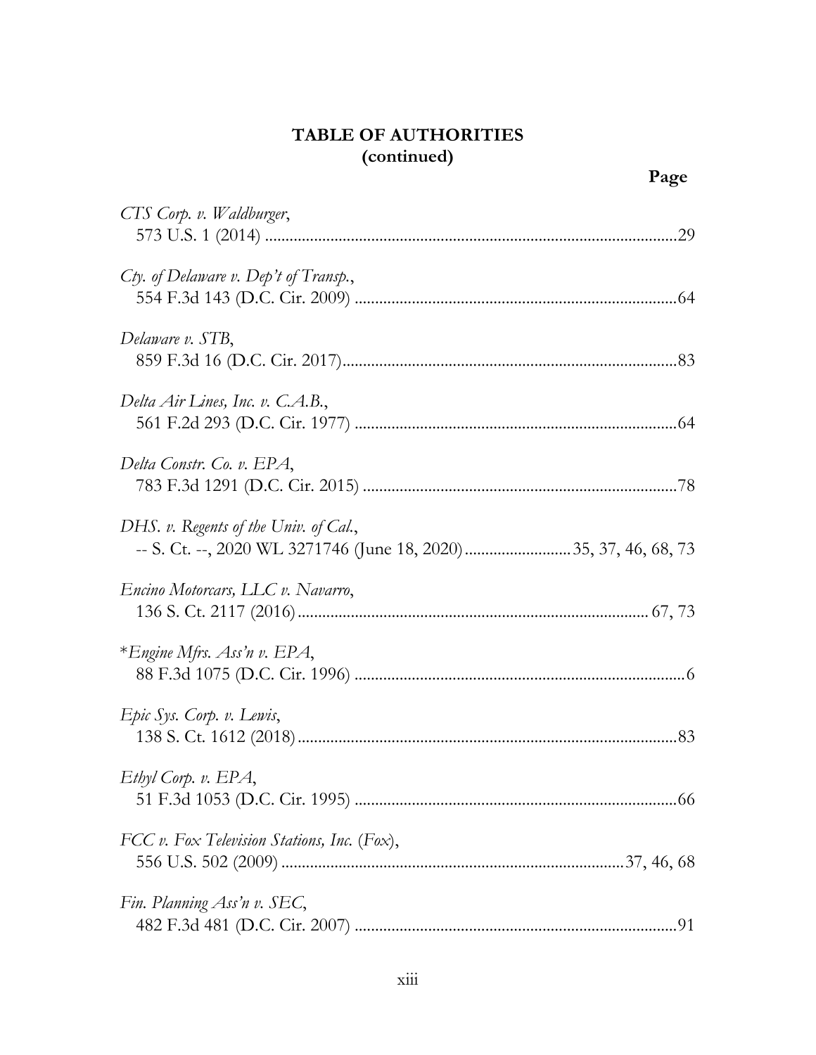**TABLE OF AUTHORITIES**
**(continued)**

**Page**

*CTS Corp. v. Waldburger*,
573 U.S. 1 (2014) ....................................................................................................29

*Cty. of Delaware v. Dep't of Transp.*,
554 F.3d 143 (D.C. Cir. 2009) ..............................................................................64

*Delaware v. STB*,
859 F.3d 16 (D.C. Cir. 2017)..................................................................................83

*Delta Air Lines, Inc. v. C.A.B.*,
561 F.2d 293 (D.C. Cir. 1977) ..............................................................................64

*Delta Constr. Co. v. EPA*,
783 F.3d 1291 (D.C. Cir. 2015) ............................................................................78

*DHS. v. Regents of the Univ. of Cal.*,
-- S. Ct. --, 2020 WL 3271746 (June 18, 2020).........................35, 37, 46, 68, 73

*Encino Motorcars, LLC v. Navarro*,
136 S. Ct. 2117 (2016)..................................................................................... 67, 73

\**Engine Mfrs. Ass'n v. EPA*,
88 F.3d 1075 (D.C. Cir. 1996) ................................................................................6

*Epic Sys. Corp. v. Lewis*,
138 S. Ct. 1612 (2018)............................................................................................83

*Ethyl Corp. v. EPA*,
51 F.3d 1053 (D.C. Cir. 1995) ..............................................................................66

*FCC v. Fox Television Stations, Inc.* (*Fox*),
556 U.S. 502 (2009) ...................................................................................37, 46, 68

*Fin. Planning Ass'n v. SEC*,
482 F.3d 481 (D.C. Cir. 2007) ..............................................................................91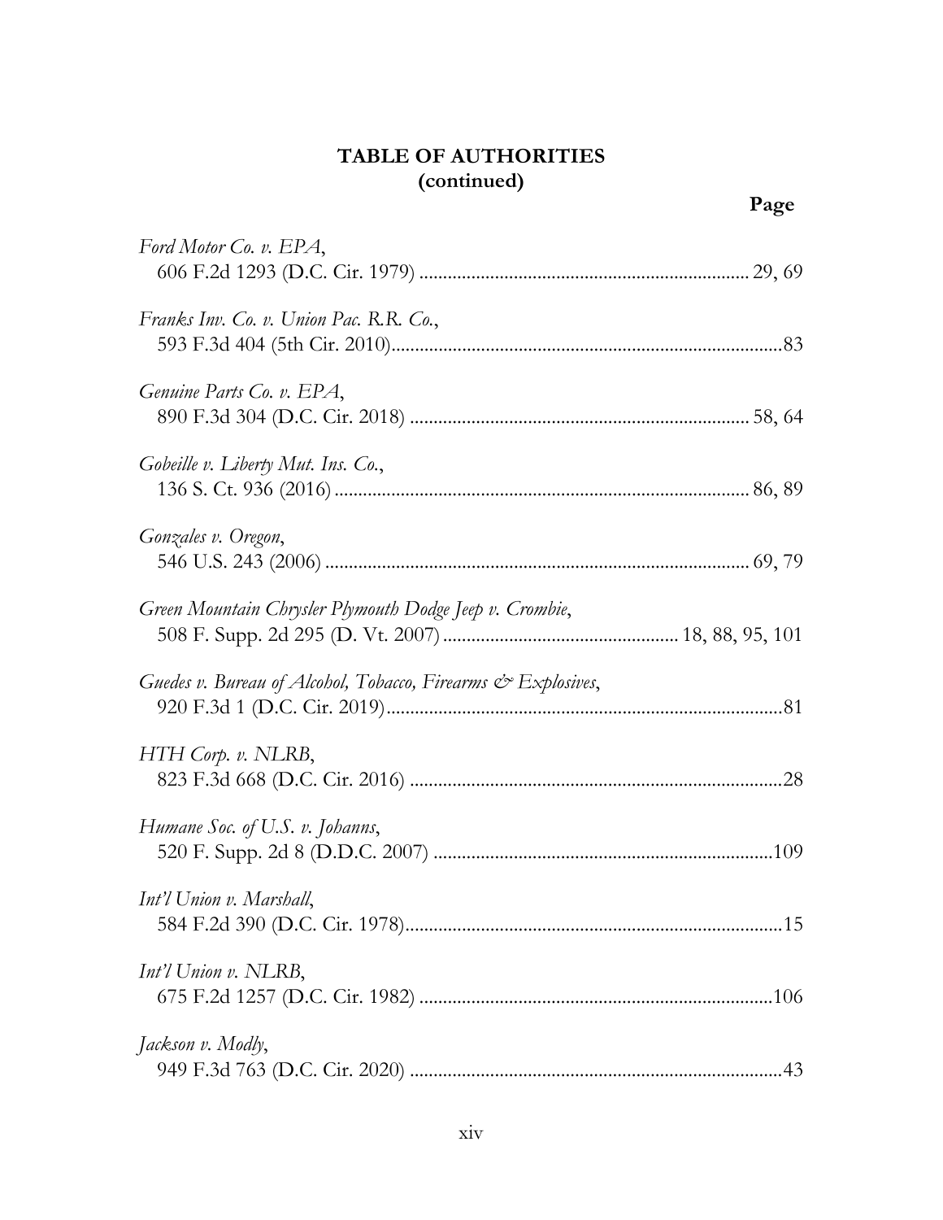**TABLE OF AUTHORITIES**
**(continued)**

**Page**

*Ford Motor Co. v. EPA*,
606 F.2d 1293 (D.C. Cir. 1979) ..................................................................... 29, 69

*Franks Inv. Co. v. Union Pac. R.R. Co.*,
593 F.3d 404 (5th Cir. 2010).................................................................................83

*Genuine Parts Co. v. EPA*,
890 F.3d 304 (D.C. Cir. 2018) ....................................................................... 58, 64

*Gobeille v. Liberty Mut. Ins. Co.*,
136 S. Ct. 936 (2016) ...................................................................................... 86, 89

*Gonzales v. Oregon*,
546 U.S. 243 (2006) ......................................................................................... 69, 79

*Green Mountain Chrysler Plymouth Dodge Jeep v. Crombie*,
508 F. Supp. 2d 295 (D. Vt. 2007) ................................................. 18, 88, 95, 101

*Guedes v. Bureau of Alcohol, Tobacco, Firearms & Explosives*,
920 F.3d 1 (D.C. Cir. 2019)...................................................................................81

*HTH Corp. v. NLRB*,
823 F.3d 668 (D.C. Cir. 2016) ..............................................................................28

*Humane Soc. of U.S. v. Johanns*,
520 F. Supp. 2d 8 (D.D.C. 2007) .......................................................................109

*Int'l Union v. Marshall*,
584 F.2d 390 (D.C. Cir. 1978)...............................................................................15

*Int'l Union v. NLRB*,
675 F.2d 1257 (D.C. Cir. 1982) ...........................................................................106

*Jackson v. Modly*,
949 F.3d 763 (D.C. Cir. 2020) ..............................................................................43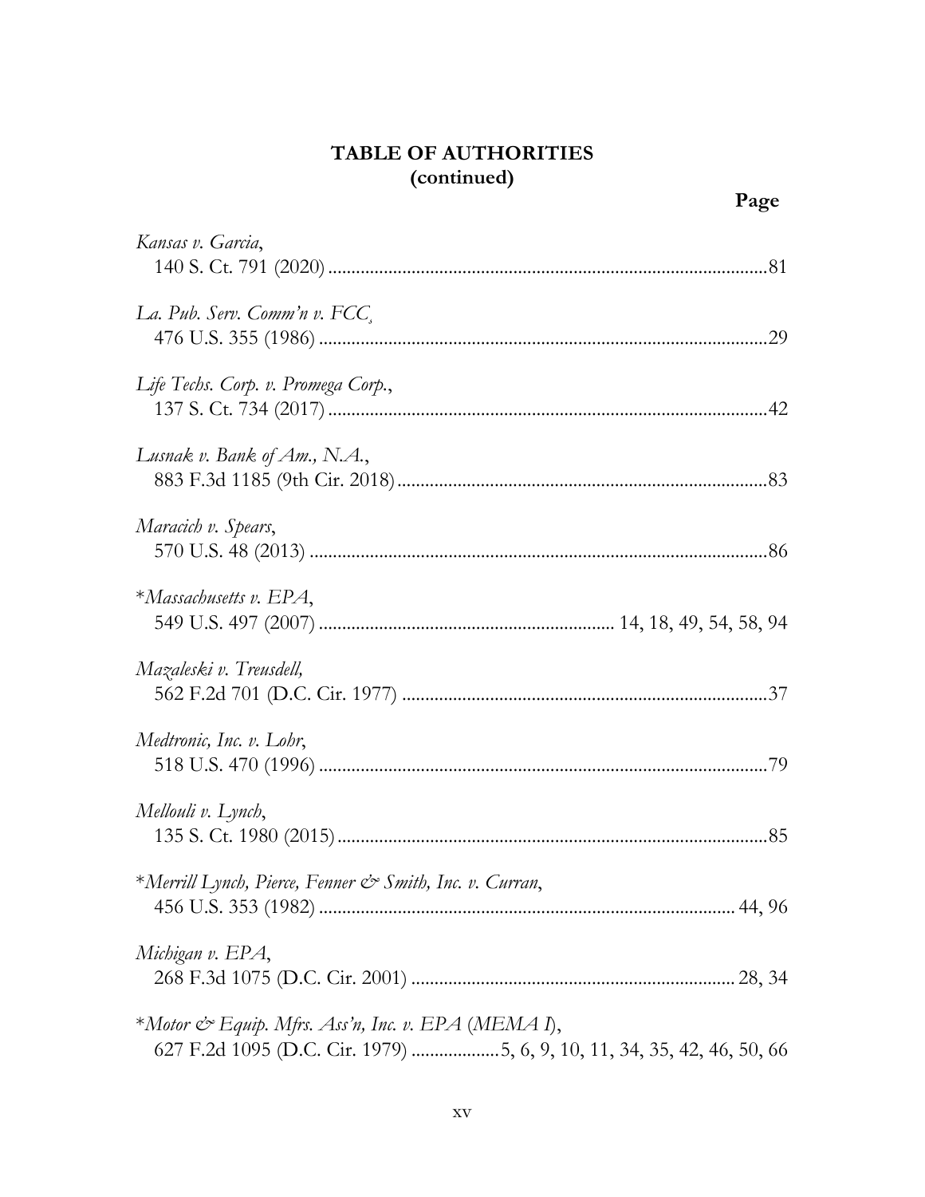## TABLE OF AUTHORITIES
## (continued)

**Page**

*Kansas v. Garcia*,
140 S. Ct. 791 (2020) ....................................................................................81

*La. Pub. Serv. Comm'n v. FCC*,
476 U.S. 355 (1986) ......................................................................................29

*Life Techs. Corp. v. Promega Corp.*,
137 S. Ct. 734 (2017) ....................................................................................42

*Lusnak v. Bank of Am., N.A.*,
883 F.3d 1185 (9th Cir. 2018) .......................................................................83

*Maracich v. Spears*,
570 U.S. 48 (2013) ........................................................................................86

*\*Massachusetts v. EPA*,
549 U.S. 497 (2007) ............................................................ 14, 18, 49, 54, 58, 94

*Mazaleski v. Treusdell*,
562 F.2d 701 (D.C. Cir. 1977) ......................................................................37

*Medtronic, Inc. v. Lohr*,
518 U.S. 470 (1996) ......................................................................................79

*Mellouli v. Lynch*,
135 S. Ct. 1980 (2015) ..................................................................................85

*\*Merrill Lynch, Pierce, Fenner & Smith, Inc. v. Curran*,
456 U.S. 353 (1982) ................................................................................ 44, 96

*Michigan v. EPA*,
268 F.3d 1075 (D.C. Cir. 2001) ............................................................... 28, 34

*\*Motor & Equip. Mfrs. Ass'n, Inc. v. EPA (MEMA I)*,
627 F.2d 1095 (D.C. Cir. 1979) ..................5, 6, 9, 10, 11, 34, 35, 42, 46, 50, 66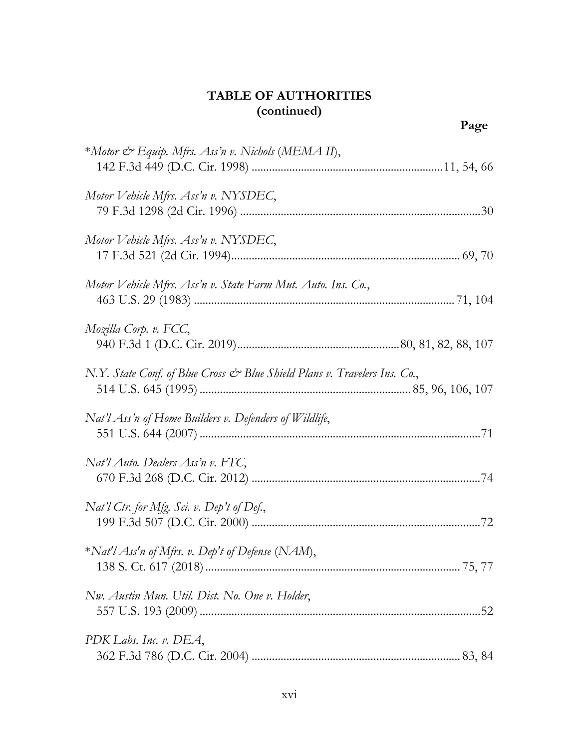# TABLE OF AUTHORITIES
## (continued)

**Page**

\**Motor & Equip. Mfrs. Ass'n v. Nichols* (*MEMA II*),
142 F.3d 449 (D.C. Cir. 1998) ....................................................................11, 54, 66

*Motor Vehicle Mfrs. Ass'n v. NYSDEC*,
79 F.3d 1298 (2d Cir. 1996) ....................................................................................30

*Motor Vehicle Mfrs. Ass'n v. NYSDEC*,
17 F.3d 521 (2d Cir. 1994).................................................................................. 69, 70

*Motor Vehicle Mfrs. Ass'n v. State Farm Mut. Auto. Ins. Co.*,
463 U.S. 29 (1983) ........................................................................................... 71, 104

*Mozilla Corp. v. FCC*,
940 F.3d 1 (D.C. Cir. 2019)........................................................80, 81, 82, 88, 107

*N.Y. State Conf. of Blue Cross & Blue Shield Plans v. Travelers Ins. Co.*,
514 U.S. 645 (1995) ........................................................................ 85, 96, 106, 107

*Nat'l Ass'n of Home Builders v. Defenders of Wildlife*,
551 U.S. 644 (2007) ...................................................................................................71

*Nat'l Auto. Dealers Ass'n v. FTC*,
670 F.3d 268 (D.C. Cir. 2012) ................................................................................74

*Nat'l Ctr. for Mfg. Sci. v. Dep't of Def.*,
199 F.3d 507 (D.C. Cir. 2000) ................................................................................72

\**Nat'l Ass'n of Mfrs. v. Dep't of Defense* (*NAM*),
138 S. Ct. 617 (2018)....................................................................................... 75, 77

*Nw. Austin Mun. Util. Dist. No. One v. Holder*,
557 U.S. 193 (2009) ...................................................................................................52

*PDK Labs. Inc. v. DEA*,
362 F.3d 786 (D.C. Cir. 2004) ......................................................................... 83, 84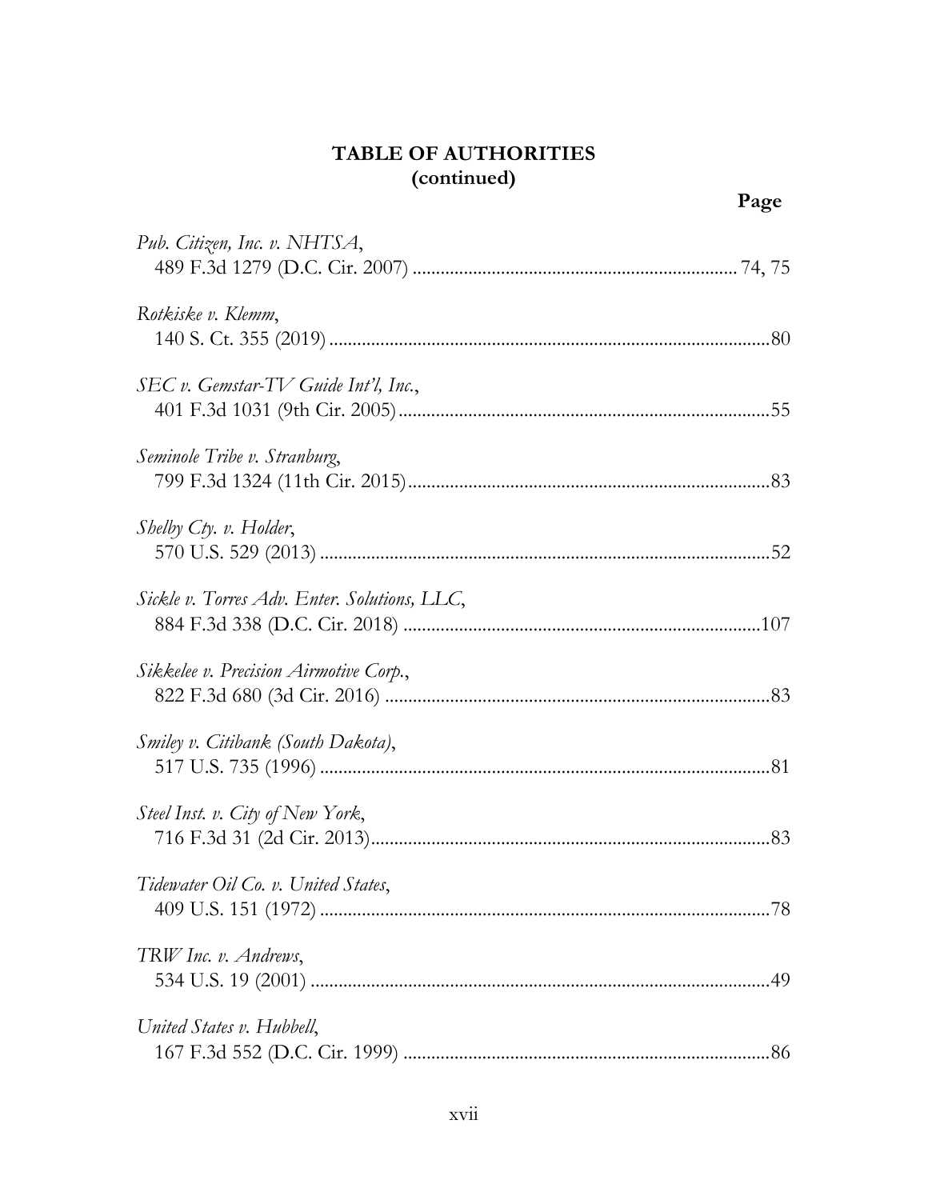## TABLE OF AUTHORITIES
## (continued)

**Page**

*Pub. Citizen, Inc. v. NHTSA*,
489 F.3d 1279 (D.C. Cir. 2007) ........................................................ 74, 75

*Rotkiske v. Klemm*,
140 S. Ct. 355 (2019) ..........................................................................................80

*SEC v. Gemstar-TV Guide Int'l, Inc.*,
401 F.3d 1031 (9th Cir. 2005) ..........................................................................55

*Seminole Tribe v. Stranburg*,
799 F.3d 1324 (11th Cir. 2015) ........................................................................83

*Shelby Cty. v. Holder*,
570 U.S. 529 (2013) ..........................................................................................52

*Sickle v. Torres Adv. Enter. Solutions, LLC*,
884 F.3d 338 (D.C. Cir. 2018) ......................................................................107

*Sikkelee v. Precision Airmotive Corp.*,
822 F.3d 680 (3d Cir. 2016) ............................................................................83

*Smiley v. Citibank (South Dakota)*,
517 U.S. 735 (1996) ..........................................................................................81

*Steel Inst. v. City of New York*,
716 F.3d 31 (2d Cir. 2013) ...............................................................................83

*Tidewater Oil Co. v. United States*,
409 U.S. 151 (1972) ..........................................................................................78

*TRW Inc. v. Andrews*,
534 U.S. 19 (2001) ............................................................................................49

*United States v. Hubbell*,
167 F.3d 552 (D.C. Cir. 1999) ........................................................................86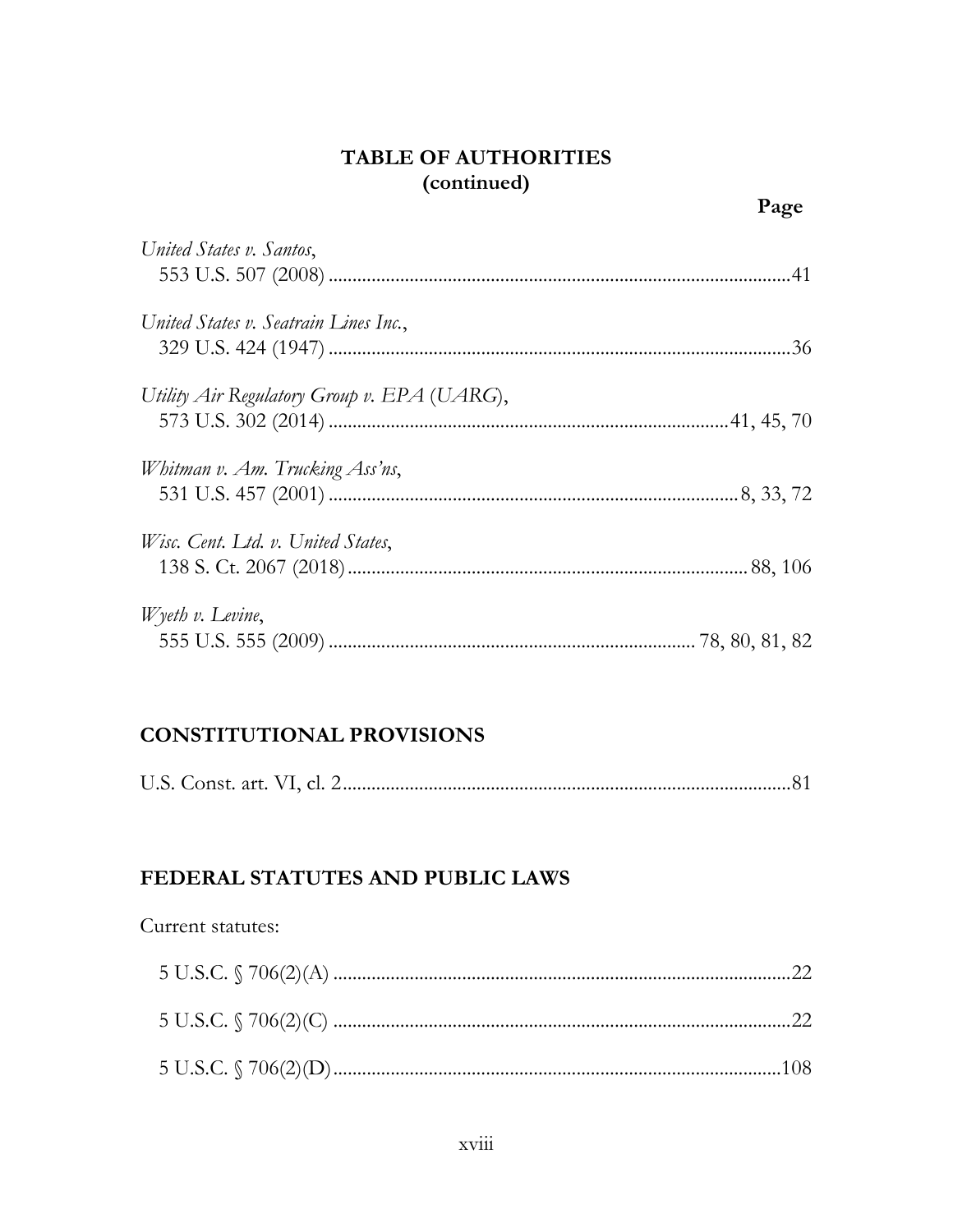**TABLE OF AUTHORITIES (continued)**

**Page**

*United States v. Santos*,
553 U.S. 507 (2008) ....................................................................................41

*United States v. Seatrain Lines Inc.*,
329 U.S. 424 (1947) ....................................................................................36

*Utility Air Regulatory Group v. EPA (UARG)*,
573 U.S. 302 (2014) ......................................................................41, 45, 70

*Whitman v. Am. Trucking Ass'ns*,
531 U.S. 457 (2001) ........................................................................8, 33, 72

*Wisc. Cent. Ltd. v. United States*,
138 S. Ct. 2067 (2018) ..................................................................88, 106

*Wyeth v. Levine*,
555 U.S. 555 (2009) ...........................................................78, 80, 81, 82

## CONSTITUTIONAL PROVISIONS

U.S. Const. art. VI, cl. 2...............................................................................81

## FEDERAL STATUTES AND PUBLIC LAWS

Current statutes:

5 U.S.C. § 706(2)(A) ...................................................................................22

5 U.S.C. § 706(2)(C) ...................................................................................22

5 U.S.C. § 706(2)(D).................................................................................108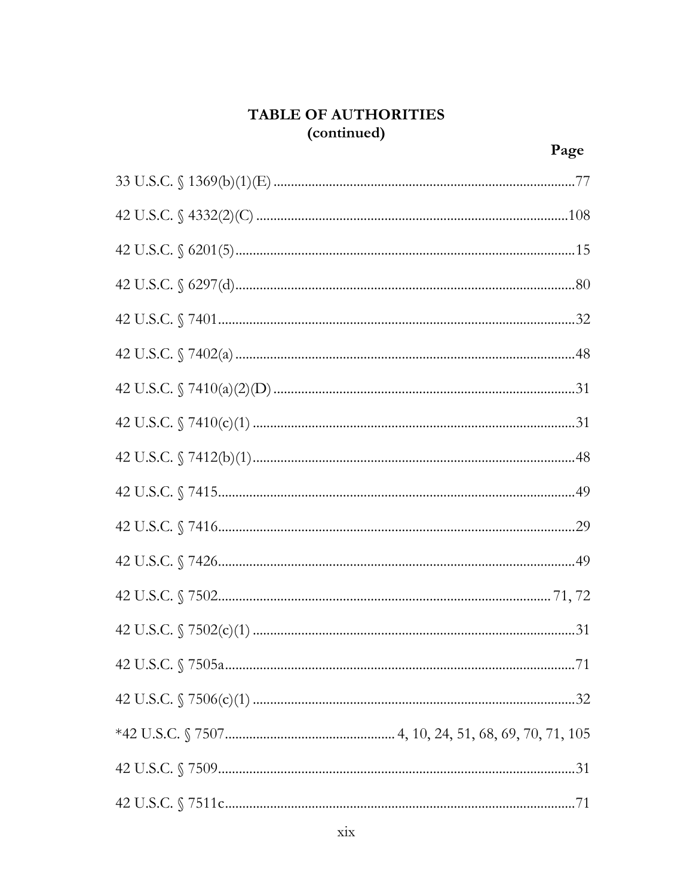# TABLE OF AUTHORITIES
(continued)

Page

33 U.S.C. § 1369(b)(1)(E) ......................................................................................77

42 U.S.C. § 4332(2)(C) .........................................................................................108

42 U.S.C. § 6201(5).................................................................................................15

42 U.S.C. § 6297(d).................................................................................................80

42 U.S.C. § 7401......................................................................................................32

42 U.S.C. § 7402(a) .................................................................................................48

42 U.S.C. § 7410(a)(2)(D) ......................................................................................31

42 U.S.C. § 7410(c)(1) ............................................................................................31

42 U.S.C. § 7412(b)(1)............................................................................................48

42 U.S.C. § 7415......................................................................................................49

42 U.S.C. § 7416......................................................................................................29

42 U.S.C. § 7426......................................................................................................49

42 U.S.C. § 7502................................................................................................ 71, 72

42 U.S.C. § 7502(c)(1) ............................................................................................31

42 U.S.C. § 7505a....................................................................................................71

42 U.S.C. § 7506(c)(1) ............................................................................................32

*42 U.S.C. § 7507................................................ 4, 10, 24, 51, 68, 69, 70, 71, 105

42 U.S.C. § 7509......................................................................................................31

42 U.S.C. § 7511c....................................................................................................71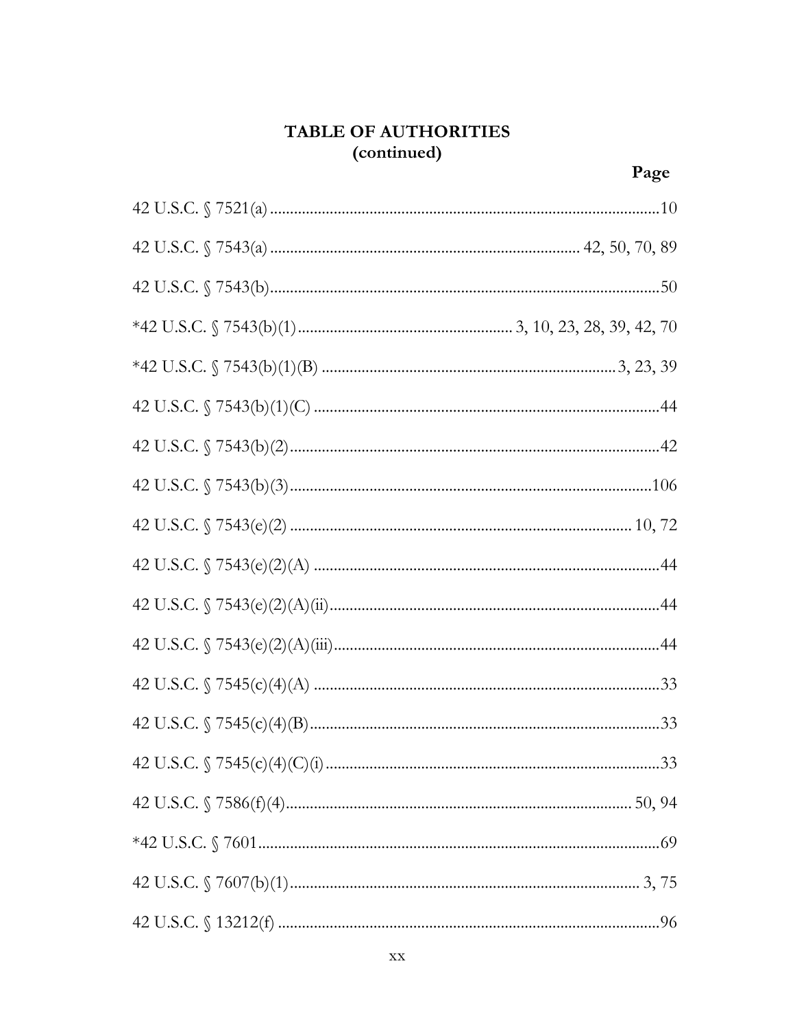## TABLE OF AUTHORITIES (continued)

| | Page |
|---|---|
| 42 U.S.C. § 7521(a) | 10 |
| 42 U.S.C. § 7543(a) | 42, 50, 70, 89 |
| 42 U.S.C. § 7543(b) | 50 |
| *42 U.S.C. § 7543(b)(1) | 3, 10, 23, 28, 39, 42, 70 |
| *42 U.S.C. § 7543(b)(1)(B) | 3, 23, 39 |
| 42 U.S.C. § 7543(b)(1)(C) | 44 |
| 42 U.S.C. § 7543(b)(2) | 42 |
| 42 U.S.C. § 7543(b)(3) | 106 |
| 42 U.S.C. § 7543(e)(2) | 10, 72 |
| 42 U.S.C. § 7543(e)(2)(A) | 44 |
| 42 U.S.C. § 7543(e)(2)(A)(ii) | 44 |
| 42 U.S.C. § 7543(e)(2)(A)(iii) | 44 |
| 42 U.S.C. § 7545(c)(4)(A) | 33 |
| 42 U.S.C. § 7545(c)(4)(B) | 33 |
| 42 U.S.C. § 7545(c)(4)(C)(i) | 33 |
| 42 U.S.C. § 7586(f)(4) | 50, 94 |
| *42 U.S.C. § 7601 | 69 |
| 42 U.S.C. § 7607(b)(1) | 3, 75 |
| 42 U.S.C. § 13212(f) | 96 |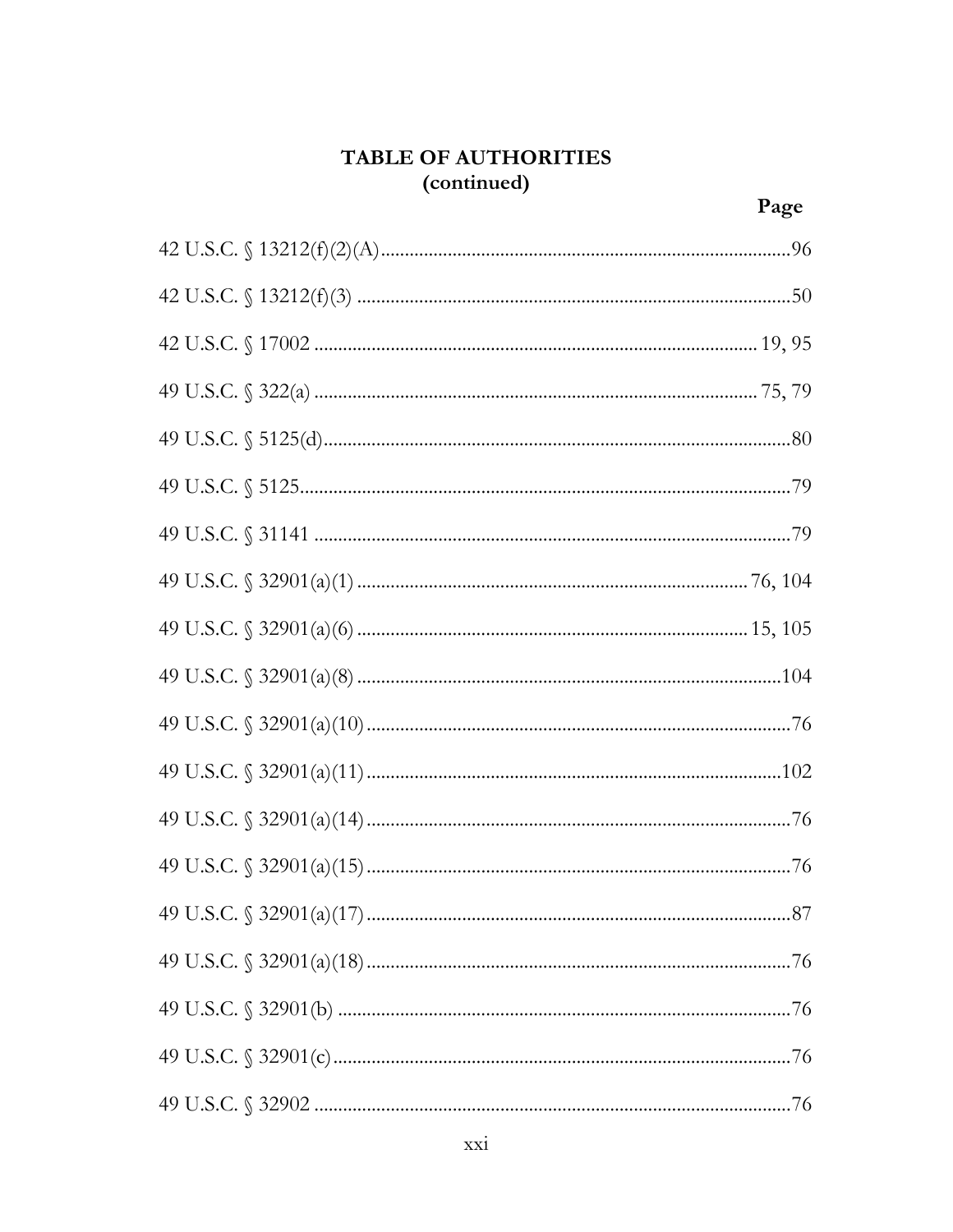## TABLE OF AUTHORITIES
(continued)

Page

42 U.S.C. § 13212(f)(2)(A) ......................................................................................96

42 U.S.C. § 13212(f)(3) ..........................................................................................50

42 U.S.C. § 17002 ............................................................................................ 19, 95

49 U.S.C. § 322(a) ............................................................................................ 75, 79

49 U.S.C. § 5125(d) .................................................................................................80

49 U.S.C. § 5125 ......................................................................................................79

49 U.S.C. § 31141 ....................................................................................................79

49 U.S.C. § 32901(a)(1) ................................................................................. 76, 104

49 U.S.C. § 32901(a)(6) ................................................................................. 15, 105

49 U.S.C. § 32901(a)(8) ........................................................................................104

49 U.S.C. § 32901(a)(10) ........................................................................................76

49 U.S.C. § 32901(a)(11) ......................................................................................102

49 U.S.C. § 32901(a)(14) ........................................................................................76

49 U.S.C. § 32901(a)(15) ........................................................................................76

49 U.S.C. § 32901(a)(17) ........................................................................................87

49 U.S.C. § 32901(a)(18) ........................................................................................76

49 U.S.C. § 32901(b) ..............................................................................................76

49 U.S.C. § 32901(c) ...............................................................................................76

49 U.S.C. § 32902 ....................................................................................................76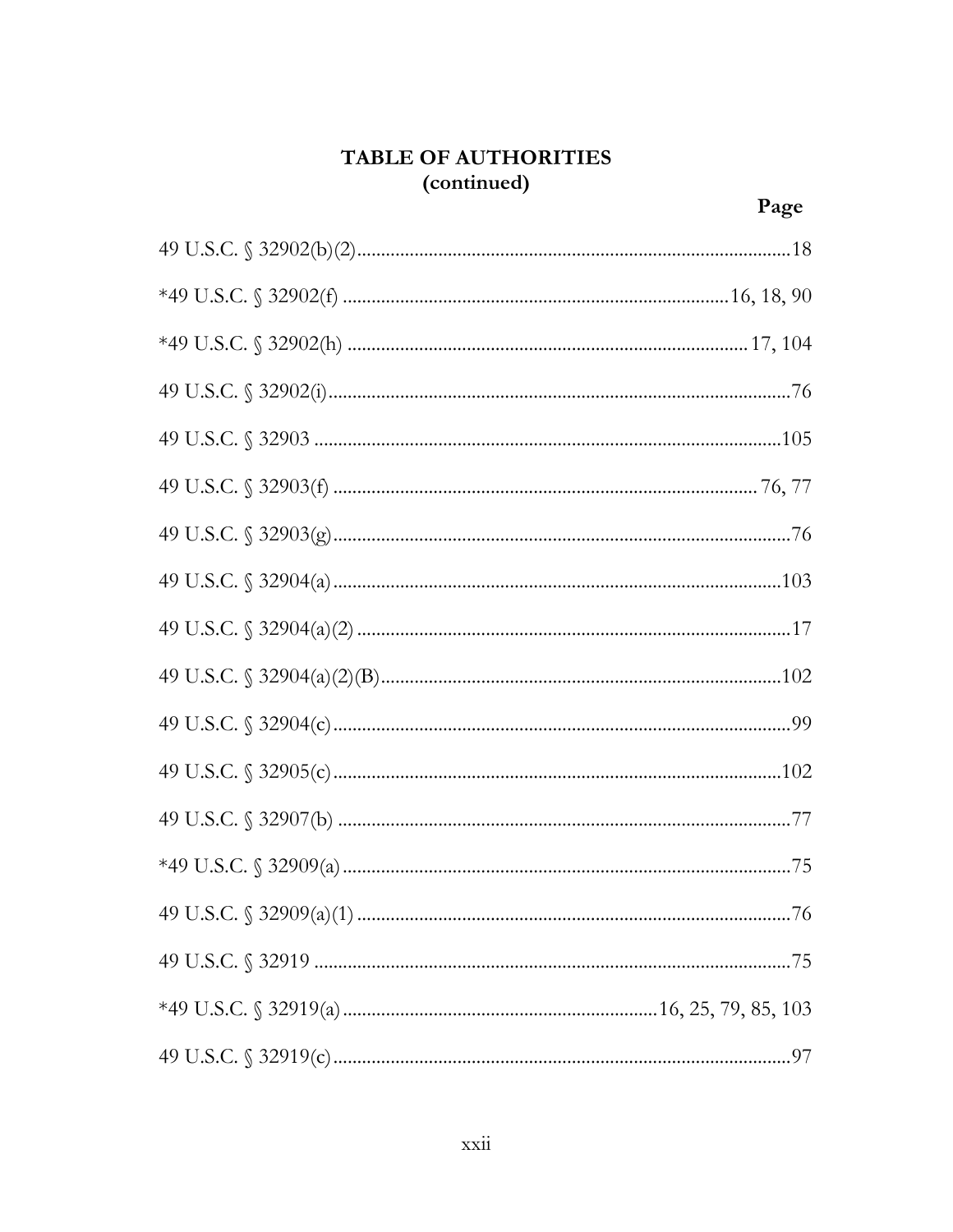# TABLE OF AUTHORITIES
## (continued)

**Page**

49 U.S.C. § 32902(b)(2)..........18

*49 U.S.C. § 32902(f)..........16, 18, 90

*49 U.S.C. § 32902(h)..........17, 104

49 U.S.C. § 32902(i)..........76

49 U.S.C. § 32903..........105

49 U.S.C. § 32903(f)..........76, 77

49 U.S.C. § 32903(g)..........76

49 U.S.C. § 32904(a)..........103

49 U.S.C. § 32904(a)(2)..........17

49 U.S.C. § 32904(a)(2)(B)..........102

49 U.S.C. § 32904(c)..........99

49 U.S.C. § 32905(c)..........102

49 U.S.C. § 32907(b)..........77

*49 U.S.C. § 32909(a)..........75

49 U.S.C. § 32909(a)(1)..........76

49 U.S.C. § 32919..........75

*49 U.S.C. § 32919(a)..........16, 25, 79, 85, 103

49 U.S.C. § 32919(c)..........97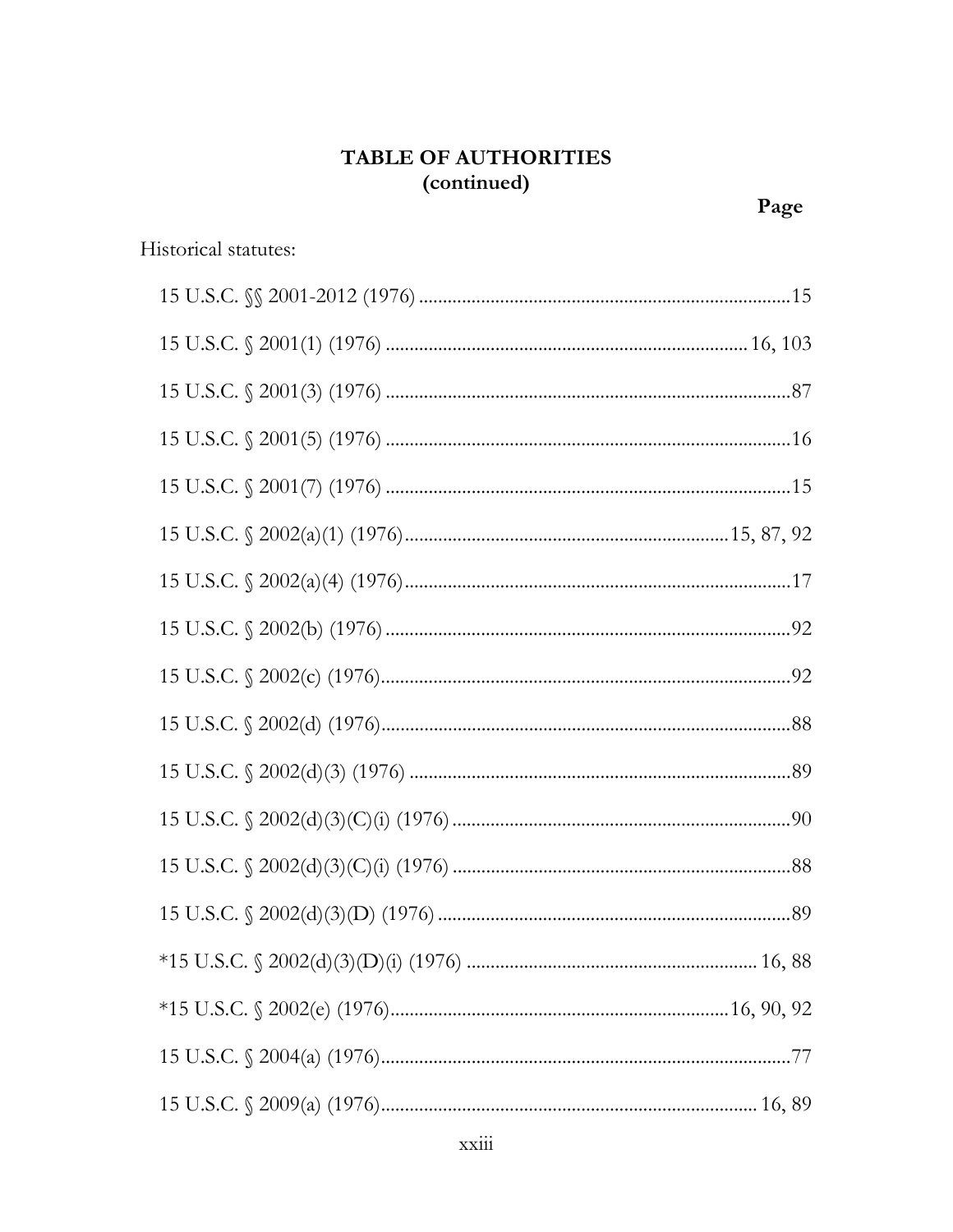**TABLE OF AUTHORITIES**
**(continued)**

**Page**

Historical statutes:

15 U.S.C. §§ 2001-2012 (1976) ............................................................................15

15 U.S.C. § 2001(1) (1976) ..........................................................................16, 103

15 U.S.C. § 2001(3) (1976) ....................................................................................87

15 U.S.C. § 2001(5) (1976) ....................................................................................16

15 U.S.C. § 2001(7) (1976) ....................................................................................15

15 U.S.C. § 2002(a)(1) (1976)...................................................................15, 87, 92

15 U.S.C. § 2002(a)(4) (1976)................................................................................17

15 U.S.C. § 2002(b) (1976) ....................................................................................92

15 U.S.C. § 2002(c) (1976).....................................................................................92

15 U.S.C. § 2002(d) (1976).....................................................................................88

15 U.S.C. § 2002(d)(3) (1976) ...............................................................................89

15 U.S.C. § 2002(d)(3)(C)(i) (1976) ......................................................................90

15 U.S.C. § 2002(d)(3)(C)(i) (1976) ......................................................................88

15 U.S.C. § 2002(d)(3)(D) (1976) .........................................................................89

*15 U.S.C. § 2002(d)(3)(D)(i) (1976) ............................................................ 16, 88

*15 U.S.C. § 2002(e) (1976)......................................................................16, 90, 92

15 U.S.C. § 2004(a) (1976).....................................................................................77

15 U.S.C. § 2009(a) (1976)............................................................................... 16, 89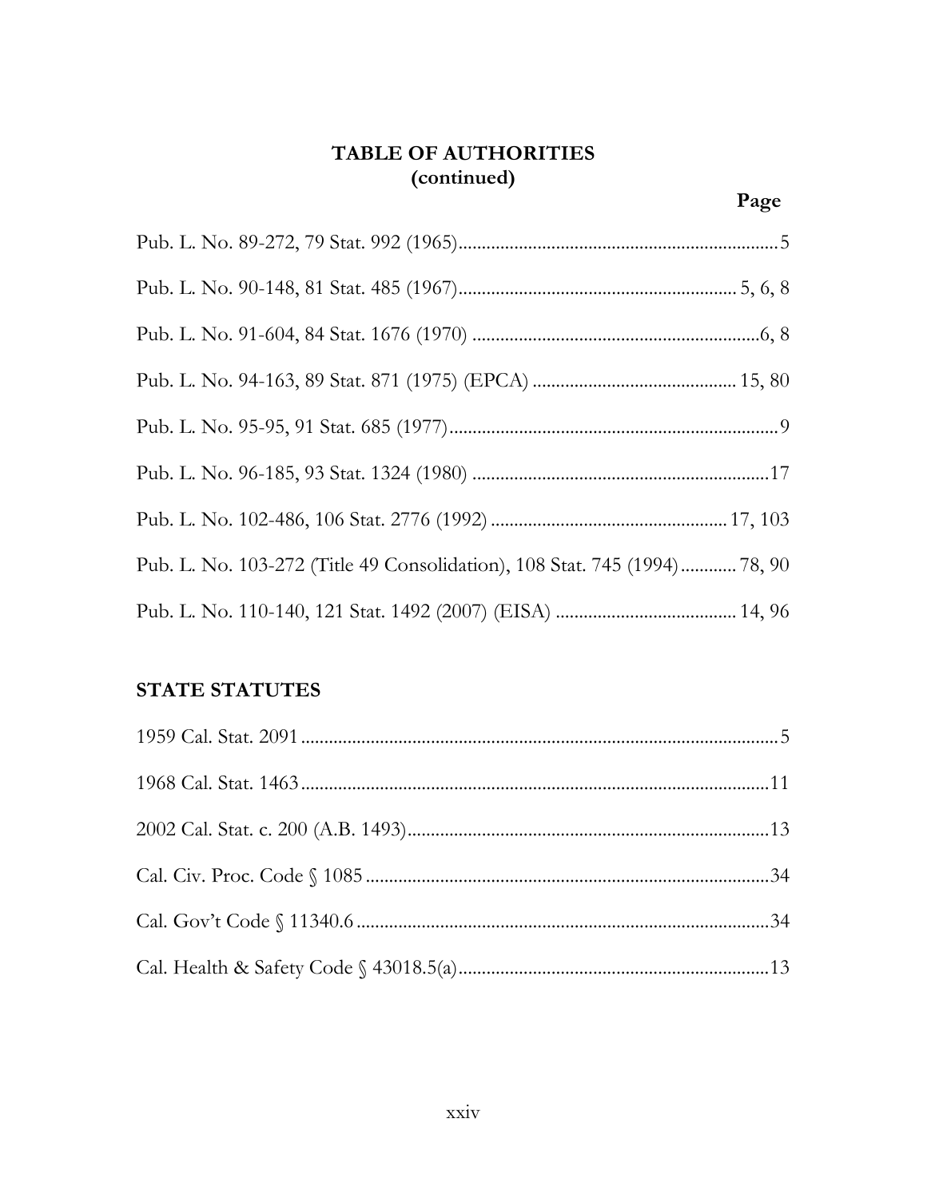**TABLE OF AUTHORITIES**
**(continued)**

**Page**

Pub. L. No. 89-272, 79 Stat. 992 (1965) .......... 5

Pub. L. No. 90-148, 81 Stat. 485 (1967) .......... 5, 6, 8

Pub. L. No. 91-604, 84 Stat. 1676 (1970) .......... 6, 8

Pub. L. No. 94-163, 89 Stat. 871 (1975) (EPCA) .......... 15, 80

Pub. L. No. 95-95, 91 Stat. 685 (1977) .......... 9

Pub. L. No. 96-185, 93 Stat. 1324 (1980) .......... 17

Pub. L. No. 102-486, 106 Stat. 2776 (1992) .......... 17, 103

Pub. L. No. 103-272 (Title 49 Consolidation), 108 Stat. 745 (1994) .......... 78, 90

Pub. L. No. 110-140, 121 Stat. 1492 (2007) (EISA) .......... 14, 96

## STATE STATUTES

1959 Cal. Stat. 2091 .......... 5

1968 Cal. Stat. 1463 .......... 11

2002 Cal. Stat. c. 200 (A.B. 1493) .......... 13

Cal. Civ. Proc. Code § 1085 .......... 34

Cal. Gov't Code § 11340.6 .......... 34

Cal. Health & Safety Code § 43018.5(a) .......... 13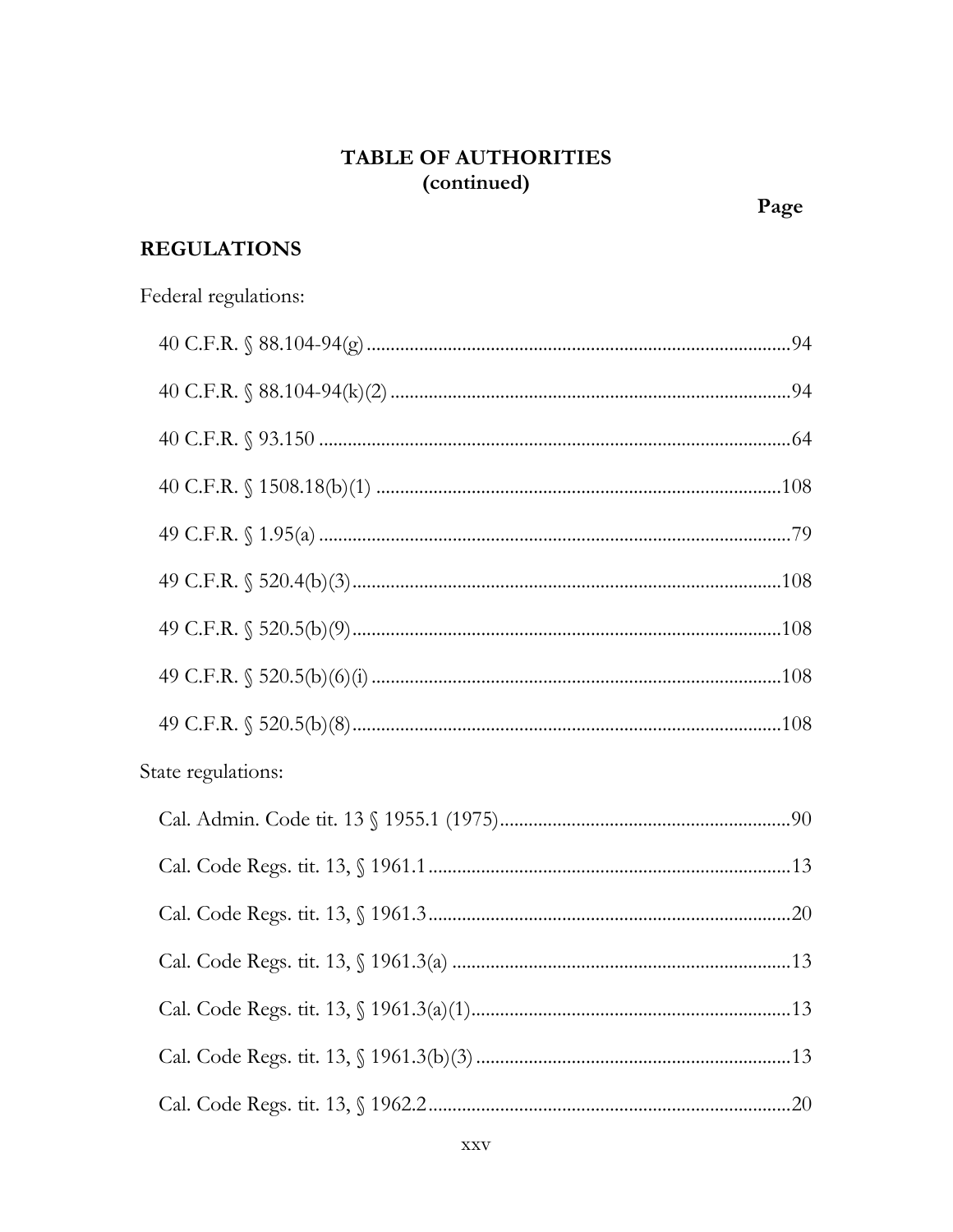## TABLE OF AUTHORITIES (continued)

Page

### REGULATIONS

Federal regulations:

40 C.F.R. § 88.104-94(g) .......... 94

40 C.F.R. § 88.104-94(k)(2) .......... 94

40 C.F.R. § 93.150 .......... 64

40 C.F.R. § 1508.18(b)(1) .......... 108

49 C.F.R. § 1.95(a) .......... 79

49 C.F.R. § 520.4(b)(3) .......... 108

49 C.F.R. § 520.5(b)(9) .......... 108

49 C.F.R. § 520.5(b)(6)(i) .......... 108

49 C.F.R. § 520.5(b)(8) .......... 108

State regulations:

Cal. Admin. Code tit. 13 § 1955.1 (1975) .......... 90

Cal. Code Regs. tit. 13, § 1961.1 .......... 13

Cal. Code Regs. tit. 13, § 1961.3 .......... 20

Cal. Code Regs. tit. 13, § 1961.3(a) .......... 13

Cal. Code Regs. tit. 13, § 1961.3(a)(1) .......... 13

Cal. Code Regs. tit. 13, § 1961.3(b)(3) .......... 13

Cal. Code Regs. tit. 13, § 1962.2 .......... 20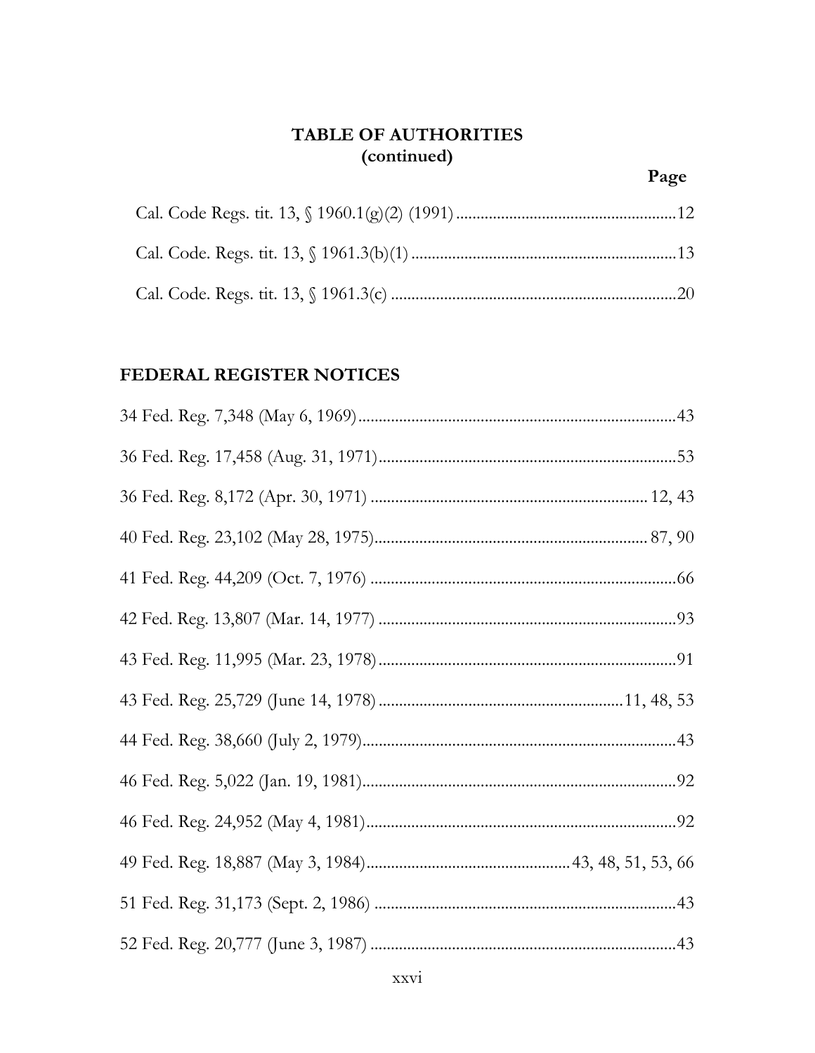## TABLE OF AUTHORITIES
## (continued)

**Page**

Cal. Code Regs. tit. 13, § 1960.1(g)(2) (1991) ....................................................12

Cal. Code. Regs. tit. 13, § 1961.3(b)(1) ...............................................................13

Cal. Code. Regs. tit. 13, § 1961.3(c) ....................................................................20

### FEDERAL REGISTER NOTICES

34 Fed. Reg. 7,348 (May 6, 1969)............................................................................43

36 Fed. Reg. 17,458 (Aug. 31, 1971).......................................................................53

36 Fed. Reg. 8,172 (Apr. 30, 1971) ................................................................... 12, 43

40 Fed. Reg. 23,102 (May 28, 1975)................................................................. 87, 90

41 Fed. Reg. 44,209 (Oct. 7, 1976) .........................................................................66

42 Fed. Reg. 13,807 (Mar. 14, 1977) .......................................................................93

43 Fed. Reg. 11,995 (Mar. 23, 1978).......................................................................91

43 Fed. Reg. 25,729 (June 14, 1978)..........................................................11, 48, 53

44 Fed. Reg. 38,660 (July 2, 1979)...........................................................................43

46 Fed. Reg. 5,022 (Jan. 19, 1981)...........................................................................92

46 Fed. Reg. 24,952 (May 4, 1981)...........................................................................92

49 Fed. Reg. 18,887 (May 3, 1984)................................................43, 48, 51, 53, 66

51 Fed. Reg. 31,173 (Sept. 2, 1986) .........................................................................43

52 Fed. Reg. 20,777 (June 3, 1987) ..........................................................................43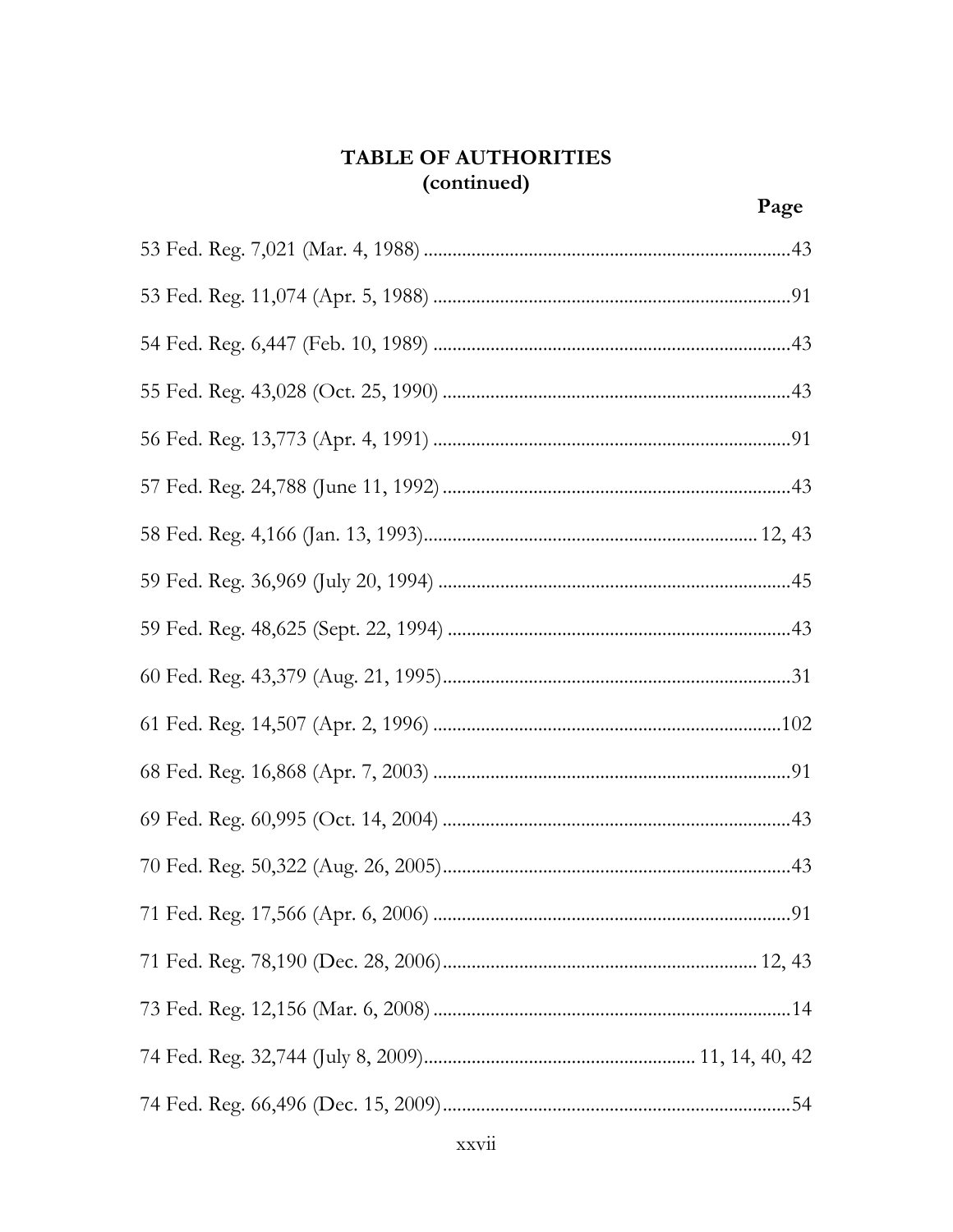**TABLE OF AUTHORITIES**
**(continued)**

**Page**

53 Fed. Reg. 7,021 (Mar. 4, 1988) ....................................................................................43

53 Fed. Reg. 11,074 (Apr. 5, 1988) ..................................................................................91

54 Fed. Reg. 6,447 (Feb. 10, 1989) ..................................................................................43

55 Fed. Reg. 43,028 (Oct. 25, 1990) .................................................................................43

56 Fed. Reg. 13,773 (Apr. 4, 1991) ....................................................................................91

57 Fed. Reg. 24,788 (June 11, 1992) ..................................................................................43

58 Fed. Reg. 4,166 (Jan. 13, 1993)...............................................................................12, 43

59 Fed. Reg. 36,969 (July 20, 1994) ...................................................................................45

59 Fed. Reg. 48,625 (Sept. 22, 1994) .................................................................................43

60 Fed. Reg. 43,379 (Aug. 21, 1995)..................................................................................31

61 Fed. Reg. 14,507 (Apr. 2, 1996) ...................................................................................102

68 Fed. Reg. 16,868 (Apr. 7, 2003) .....................................................................................91

69 Fed. Reg. 60,995 (Oct. 14, 2004) ...................................................................................43

70 Fed. Reg. 50,322 (Aug. 26, 2005)...................................................................................43

71 Fed. Reg. 17,566 (Apr. 6, 2006) .....................................................................................91

71 Fed. Reg. 78,190 (Dec. 28, 2006)............................................................................12, 43

73 Fed. Reg. 12,156 (Mar. 6, 2008) .....................................................................................14

74 Fed. Reg. 32,744 (July 8, 2009)...................................................................11, 14, 40, 42

74 Fed. Reg. 66,496 (Dec. 15, 2009)...................................................................................54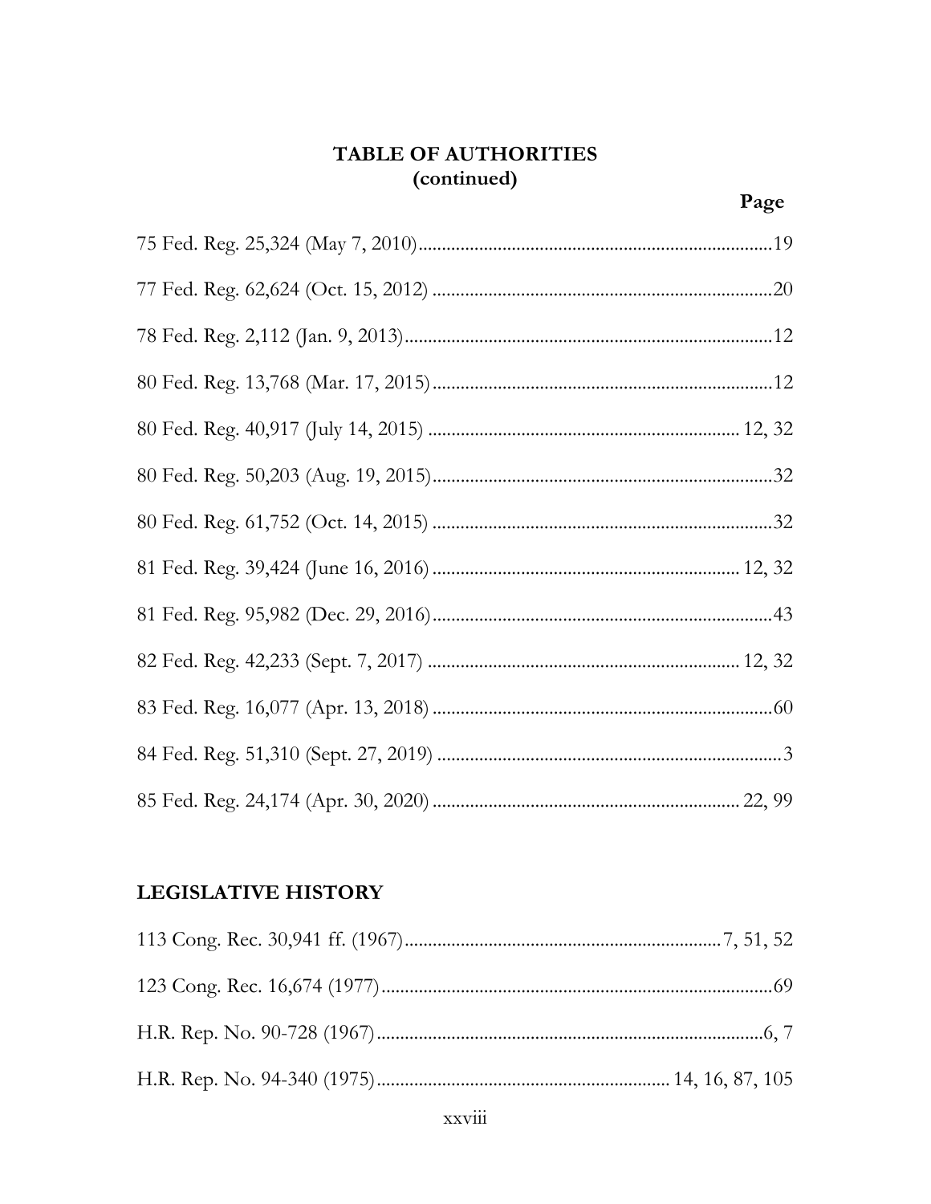**TABLE OF AUTHORITIES**
**(continued)**

**Page**

75 Fed. Reg. 25,324 (May 7, 2010)........................................................................19

77 Fed. Reg. 62,624 (Oct. 15, 2012) ......................................................................20

78 Fed. Reg. 2,112 (Jan. 9, 2013)...........................................................................12

80 Fed. Reg. 13,768 (Mar. 17, 2015)......................................................................12

80 Fed. Reg. 40,917 (July 14, 2015) ................................................................ 12, 32

80 Fed. Reg. 50,203 (Aug. 19, 2015)......................................................................32

80 Fed. Reg. 61,752 (Oct. 14, 2015) ......................................................................32

81 Fed. Reg. 39,424 (June 16, 2016) ............................................................... 12, 32

81 Fed. Reg. 95,982 (Dec. 29, 2016)......................................................................43

82 Fed. Reg. 42,233 (Sept. 7, 2017) ................................................................ 12, 32

83 Fed. Reg. 16,077 (Apr. 13, 2018) ......................................................................60

84 Fed. Reg. 51,310 (Sept. 27, 2019) .......................................................................3

85 Fed. Reg. 24,174 (Apr. 30, 2020) ............................................................... 22, 99

**LEGISLATIVE HISTORY**

113 Cong. Rec. 30,941 ff. (1967)................................................................7, 51, 52

123 Cong. Rec. 16,674 (1977)................................................................................69

H.R. Rep. No. 90-728 (1967)...............................................................................6, 7

H.R. Rep. No. 94-340 (1975)........................................................ 14, 16, 87, 105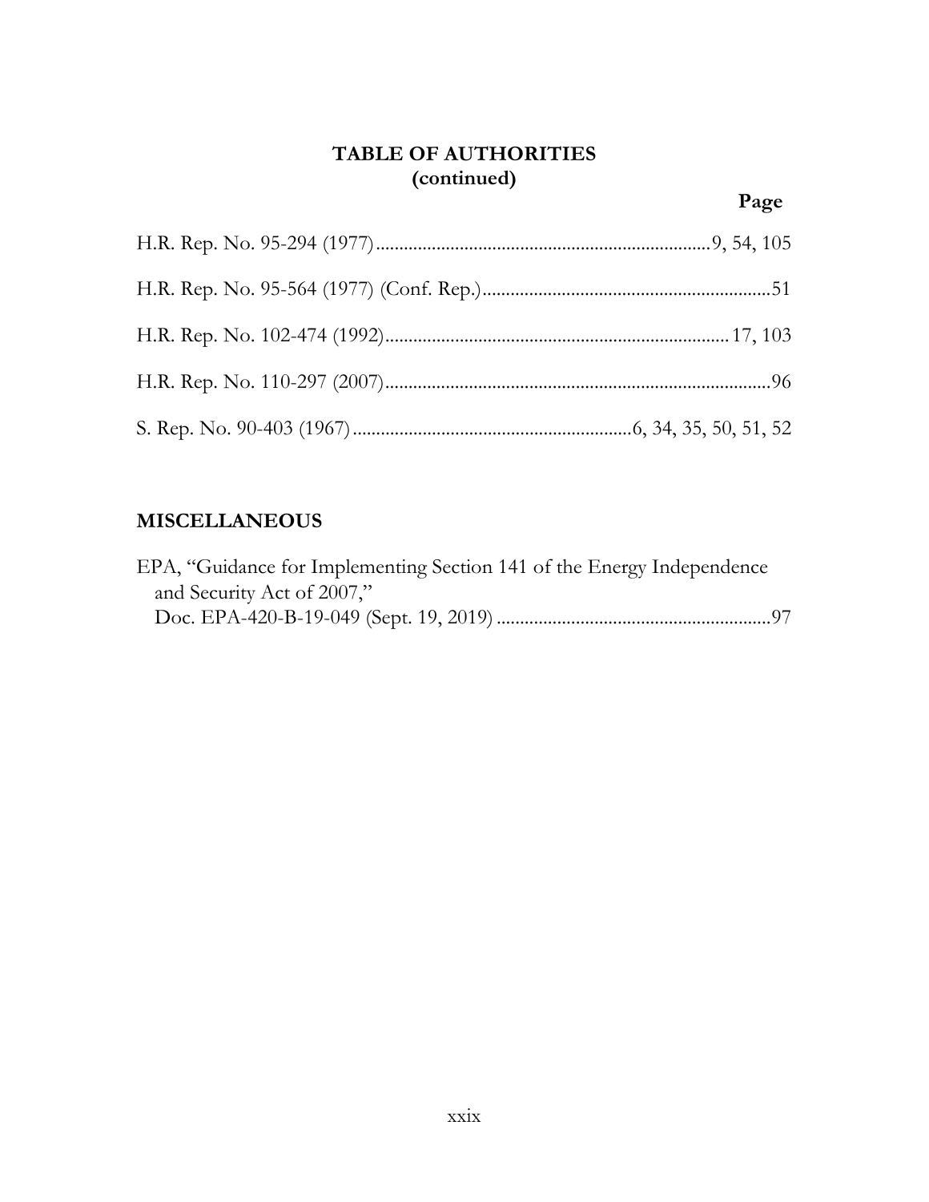**TABLE OF AUTHORITIES**
**(continued)**

**Page**

H.R. Rep. No. 95-294 (1977) ........................................................................ 9, 54, 105

H.R. Rep. No. 95-564 (1977) (Conf. Rep.) ........................................................ 51

H.R. Rep. No. 102-474 (1992) ........................................................................ 17, 103

H.R. Rep. No. 110-297 (2007) ........................................................................ 96

S. Rep. No. 90-403 (1967) ........................................................ 6, 34, 35, 50, 51, 52

**MISCELLANEOUS**

EPA, "Guidance for Implementing Section 141 of the Energy Independence and Security Act of 2007," Doc. EPA-420-B-19-049 (Sept. 19, 2019) ........................................................ 97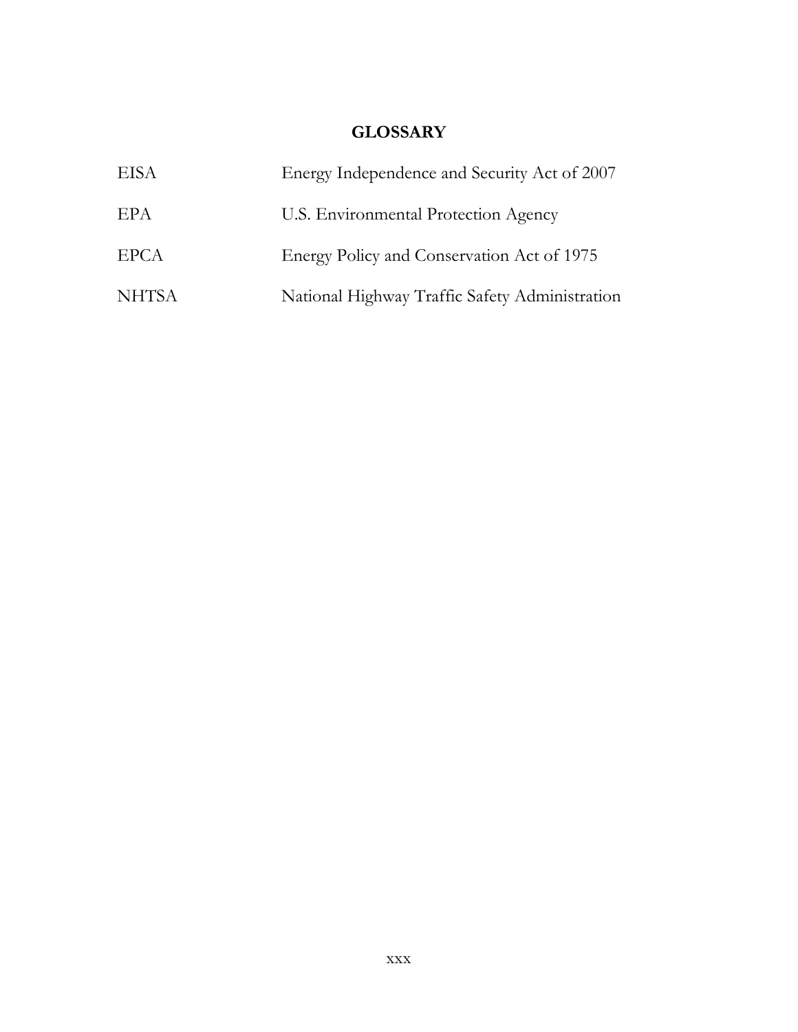# GLOSSARY

| | |
|---|---|
| EISA | Energy Independence and Security Act of 2007 |
| EPA | U.S. Environmental Protection Agency |
| EPCA | Energy Policy and Conservation Act of 1975 |
| NHTSA | National Highway Traffic Safety Administration |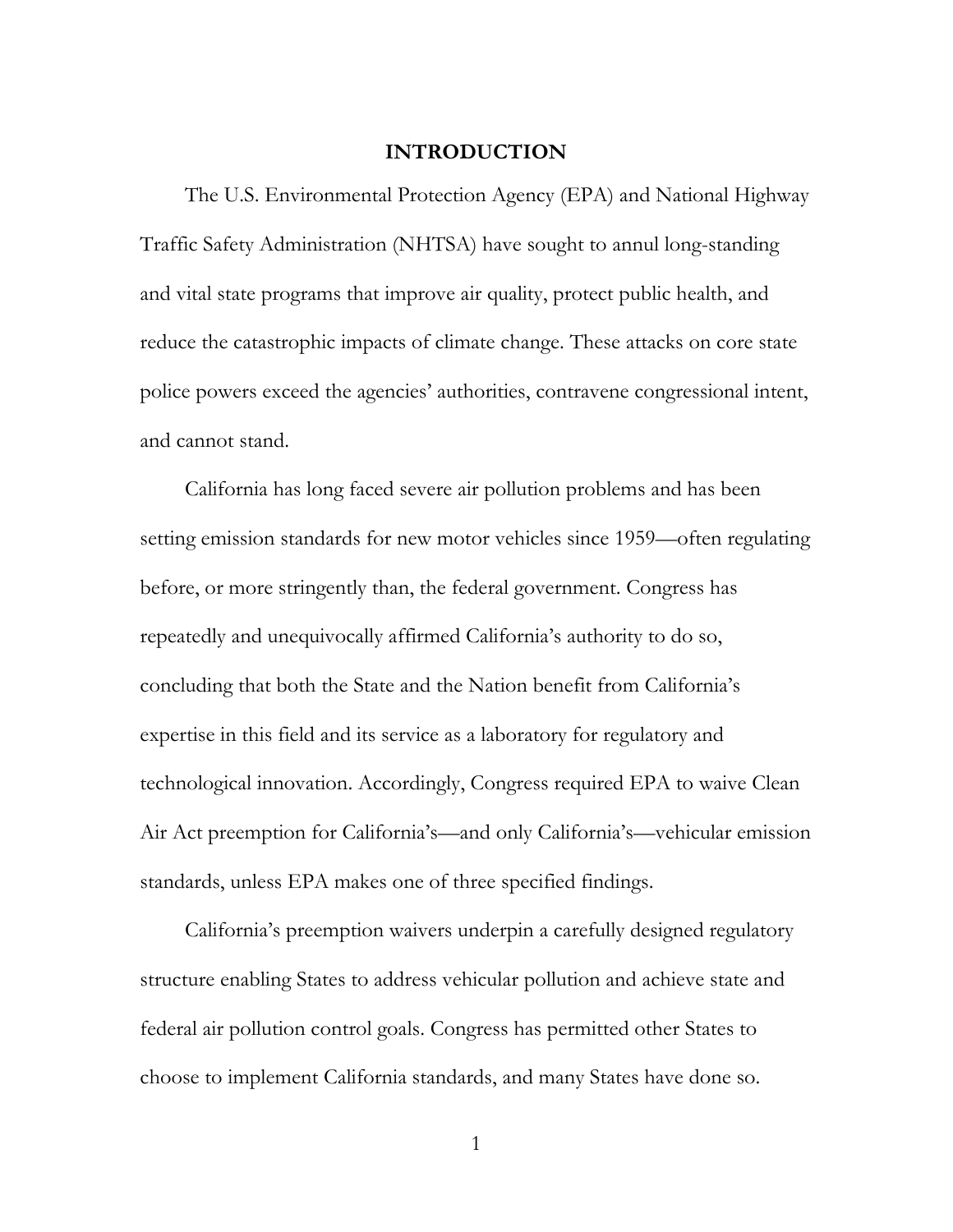# INTRODUCTION

The U.S. Environmental Protection Agency (EPA) and National Highway Traffic Safety Administration (NHTSA) have sought to annul long-standing and vital state programs that improve air quality, protect public health, and reduce the catastrophic impacts of climate change. These attacks on core state police powers exceed the agencies' authorities, contravene congressional intent, and cannot stand.

California has long faced severe air pollution problems and has been setting emission standards for new motor vehicles since 1959—often regulating before, or more stringently than, the federal government. Congress has repeatedly and unequivocally affirmed California's authority to do so, concluding that both the State and the Nation benefit from California's expertise in this field and its service as a laboratory for regulatory and technological innovation. Accordingly, Congress required EPA to waive Clean Air Act preemption for California's—and only California's—vehicular emission standards, unless EPA makes one of three specified findings.

California's preemption waivers underpin a carefully designed regulatory structure enabling States to address vehicular pollution and achieve state and federal air pollution control goals. Congress has permitted other States to choose to implement California standards, and many States have done so.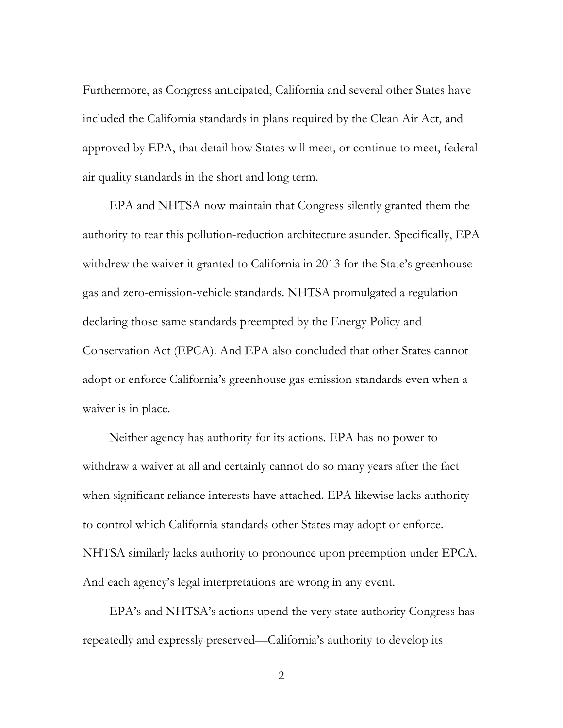Furthermore, as Congress anticipated, California and several other States have included the California standards in plans required by the Clean Air Act, and approved by EPA, that detail how States will meet, or continue to meet, federal air quality standards in the short and long term.

EPA and NHTSA now maintain that Congress silently granted them the authority to tear this pollution-reduction architecture asunder. Specifically, EPA withdrew the waiver it granted to California in 2013 for the State's greenhouse gas and zero-emission-vehicle standards. NHTSA promulgated a regulation declaring those same standards preempted by the Energy Policy and Conservation Act (EPCA). And EPA also concluded that other States cannot adopt or enforce California's greenhouse gas emission standards even when a waiver is in place.

Neither agency has authority for its actions. EPA has no power to withdraw a waiver at all and certainly cannot do so many years after the fact when significant reliance interests have attached. EPA likewise lacks authority to control which California standards other States may adopt or enforce. NHTSA similarly lacks authority to pronounce upon preemption under EPCA. And each agency's legal interpretations are wrong in any event.

EPA's and NHTSA's actions upend the very state authority Congress has repeatedly and expressly preserved—California's authority to develop its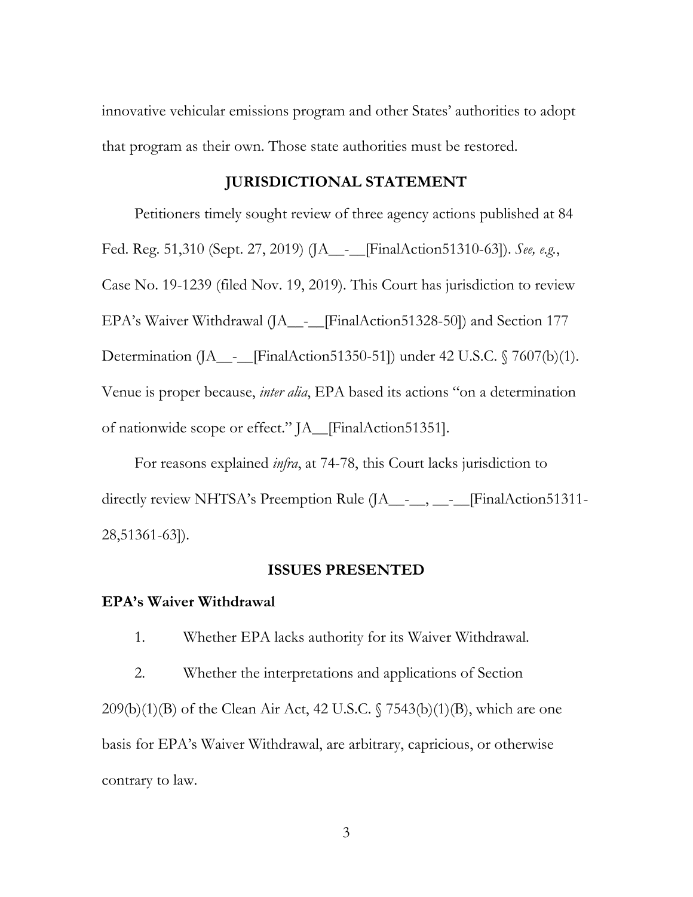innovative vehicular emissions program and other States' authorities to adopt that program as their own. Those state authorities must be restored.

## JURISDICTIONAL STATEMENT

Petitioners timely sought review of three agency actions published at 84 Fed. Reg. 51,310 (Sept. 27, 2019) (JA__-__[FinalAction51310-63]). *See, e.g.*, Case No. 19-1239 (filed Nov. 19, 2019). This Court has jurisdiction to review EPA's Waiver Withdrawal (JA__-__[FinalAction51328-50]) and Section 177 Determination (JA__-__[FinalAction51350-51]) under 42 U.S.C. § 7607(b)(1). Venue is proper because, *inter alia*, EPA based its actions "on a determination of nationwide scope or effect." JA__[FinalAction51351].

For reasons explained *infra*, at 74-78, this Court lacks jurisdiction to directly review NHTSA's Preemption Rule (JA__-__, __-__[FinalAction51311-28,51361-63]).

## ISSUES PRESENTED

### EPA's Waiver Withdrawal

1. Whether EPA lacks authority for its Waiver Withdrawal.

2. Whether the interpretations and applications of Section 209(b)(1)(B) of the Clean Air Act, 42 U.S.C. § 7543(b)(1)(B), which are one basis for EPA's Waiver Withdrawal, are arbitrary, capricious, or otherwise contrary to law.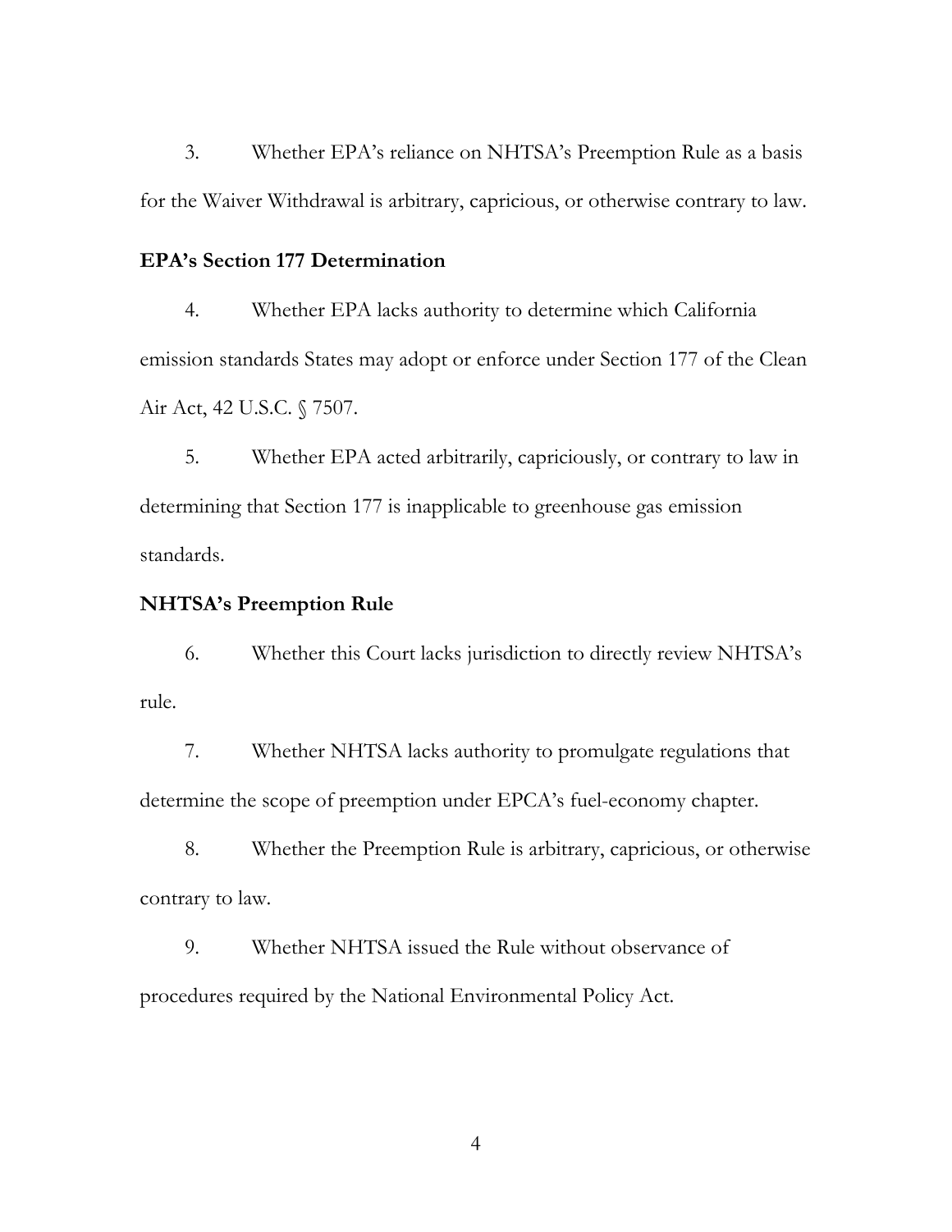3. Whether EPA's reliance on NHTSA's Preemption Rule as a basis for the Waiver Withdrawal is arbitrary, capricious, or otherwise contrary to law.

**EPA's Section 177 Determination**

4. Whether EPA lacks authority to determine which California emission standards States may adopt or enforce under Section 177 of the Clean Air Act, 42 U.S.C. § 7507.

5. Whether EPA acted arbitrarily, capriciously, or contrary to law in determining that Section 177 is inapplicable to greenhouse gas emission standards.

**NHTSA's Preemption Rule**

6. Whether this Court lacks jurisdiction to directly review NHTSA's rule.

7. Whether NHTSA lacks authority to promulgate regulations that determine the scope of preemption under EPCA's fuel-economy chapter.

8. Whether the Preemption Rule is arbitrary, capricious, or otherwise contrary to law.

9. Whether NHTSA issued the Rule without observance of procedures required by the National Environmental Policy Act.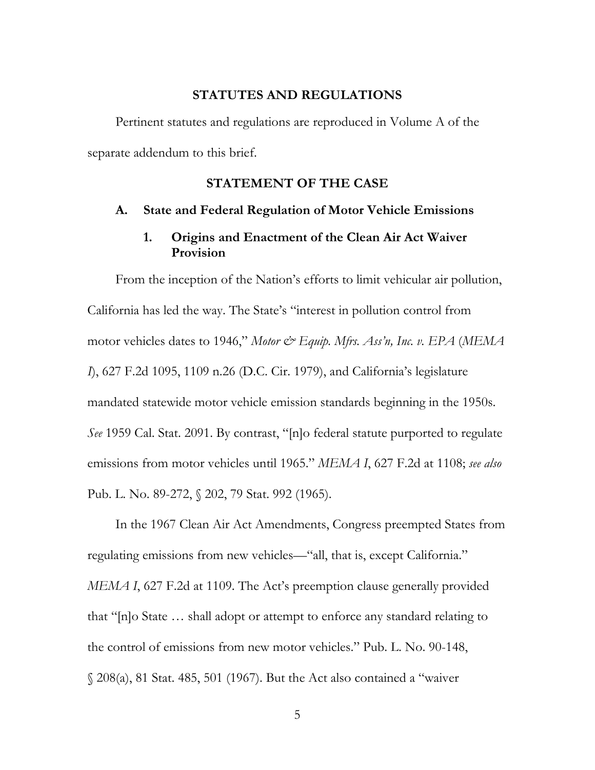## STATUTES AND REGULATIONS

Pertinent statutes and regulations are reproduced in Volume A of the separate addendum to this brief.

## STATEMENT OF THE CASE

### A. State and Federal Regulation of Motor Vehicle Emissions

#### 1. Origins and Enactment of the Clean Air Act Waiver Provision

From the inception of the Nation's efforts to limit vehicular air pollution, California has led the way. The State's "interest in pollution control from motor vehicles dates to 1946," *Motor & Equip. Mfrs. Ass'n, Inc. v. EPA* (*MEMA I*), 627 F.2d 1095, 1109 n.26 (D.C. Cir. 1979), and California's legislature mandated statewide motor vehicle emission standards beginning in the 1950s. *See* 1959 Cal. Stat. 2091. By contrast, "[n]o federal statute purported to regulate emissions from motor vehicles until 1965." *MEMA I*, 627 F.2d at 1108; *see also* Pub. L. No. 89-272, § 202, 79 Stat. 992 (1965).

In the 1967 Clean Air Act Amendments, Congress preempted States from regulating emissions from new vehicles—"all, that is, except California." *MEMA I*, 627 F.2d at 1109. The Act's preemption clause generally provided that "[n]o State … shall adopt or attempt to enforce any standard relating to the control of emissions from new motor vehicles." Pub. L. No. 90-148, § 208(a), 81 Stat. 485, 501 (1967). But the Act also contained a "waiver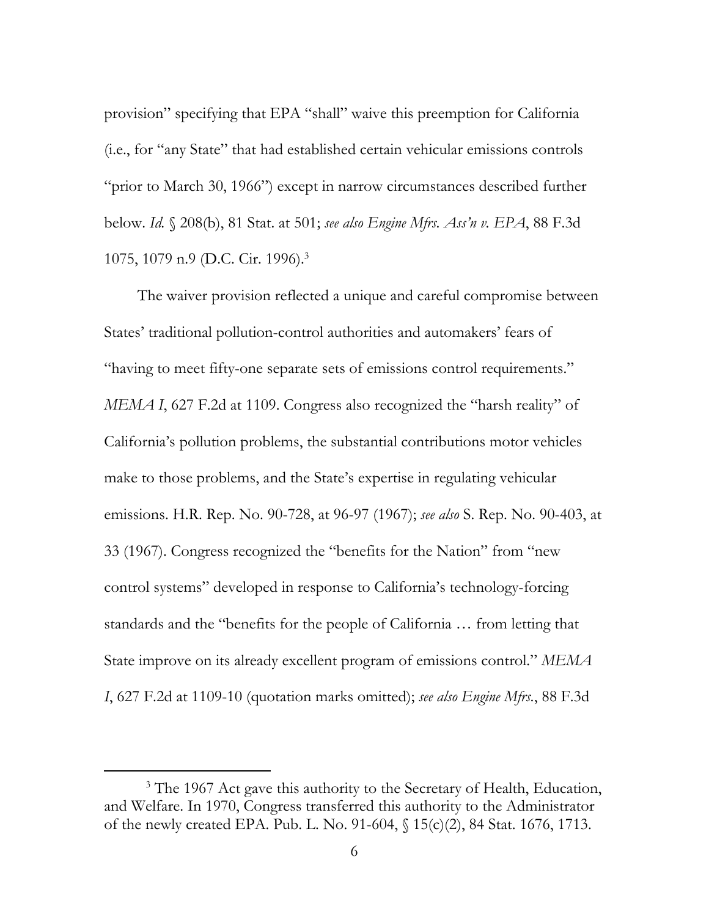provision" specifying that EPA "shall" waive this preemption for California (i.e., for "any State" that had established certain vehicular emissions controls "prior to March 30, 1966") except in narrow circumstances described further below. *Id.* § 208(b), 81 Stat. at 501; *see also Engine Mfrs. Ass'n v. EPA*, 88 F.3d 1075, 1079 n.9 (D.C. Cir. 1996).[3]

The waiver provision reflected a unique and careful compromise between States' traditional pollution-control authorities and automakers' fears of "having to meet fifty-one separate sets of emissions control requirements." *MEMA I*, 627 F.2d at 1109. Congress also recognized the "harsh reality" of California's pollution problems, the substantial contributions motor vehicles make to those problems, and the State's expertise in regulating vehicular emissions. H.R. Rep. No. 90-728, at 96-97 (1967); *see also* S. Rep. No. 90-403, at 33 (1967). Congress recognized the "benefits for the Nation" from "new control systems" developed in response to California's technology-forcing standards and the "benefits for the people of California … from letting that State improve on its already excellent program of emissions control." *MEMA I*, 627 F.2d at 1109-10 (quotation marks omitted); *see also Engine Mfrs.*, 88 F.3d

[3] The 1967 Act gave this authority to the Secretary of Health, Education, and Welfare. In 1970, Congress transferred this authority to the Administrator of the newly created EPA. Pub. L. No. 91-604, § 15(c)(2), 84 Stat. 1676, 1713.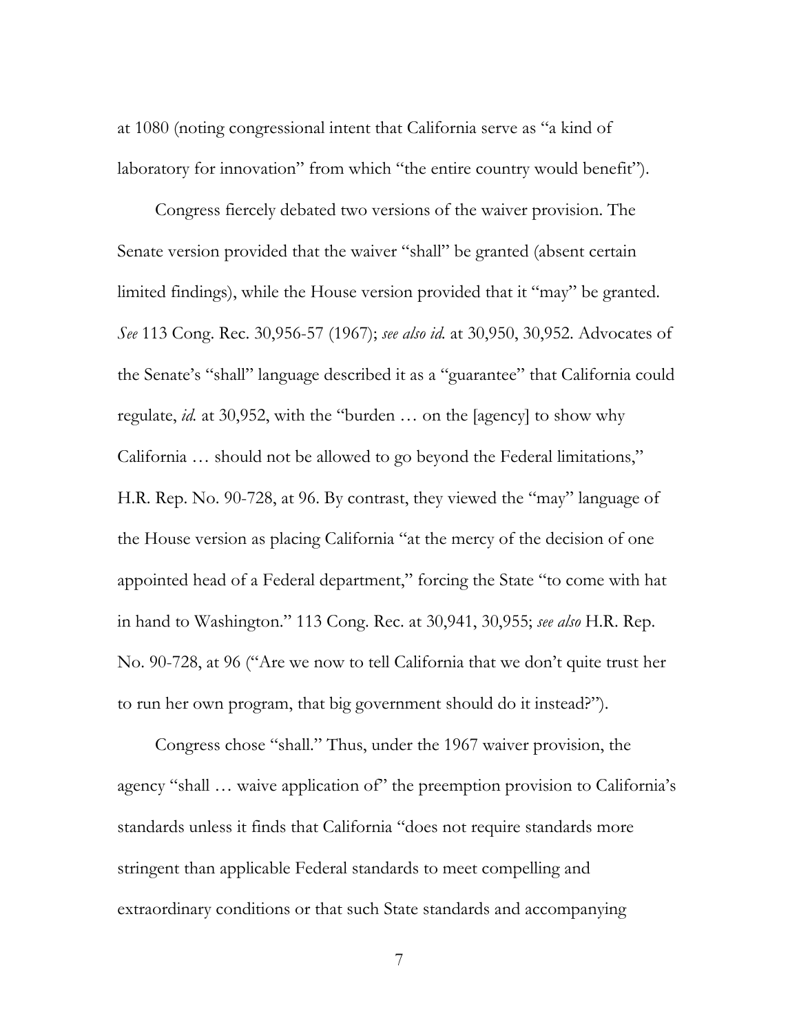at 1080 (noting congressional intent that California serve as "a kind of laboratory for innovation" from which "the entire country would benefit").

Congress fiercely debated two versions of the waiver provision. The Senate version provided that the waiver "shall" be granted (absent certain limited findings), while the House version provided that it "may" be granted. *See* 113 Cong. Rec. 30,956-57 (1967); *see also id.* at 30,950, 30,952. Advocates of the Senate's "shall" language described it as a "guarantee" that California could regulate, *id.* at 30,952, with the "burden … on the [agency] to show why California … should not be allowed to go beyond the Federal limitations," H.R. Rep. No. 90-728, at 96. By contrast, they viewed the "may" language of the House version as placing California "at the mercy of the decision of one appointed head of a Federal department," forcing the State "to come with hat in hand to Washington." 113 Cong. Rec. at 30,941, 30,955; *see also* H.R. Rep. No. 90-728, at 96 ("Are we now to tell California that we don't quite trust her to run her own program, that big government should do it instead?").

Congress chose "shall." Thus, under the 1967 waiver provision, the agency "shall … waive application of" the preemption provision to California's standards unless it finds that California "does not require standards more stringent than applicable Federal standards to meet compelling and extraordinary conditions or that such State standards and accompanying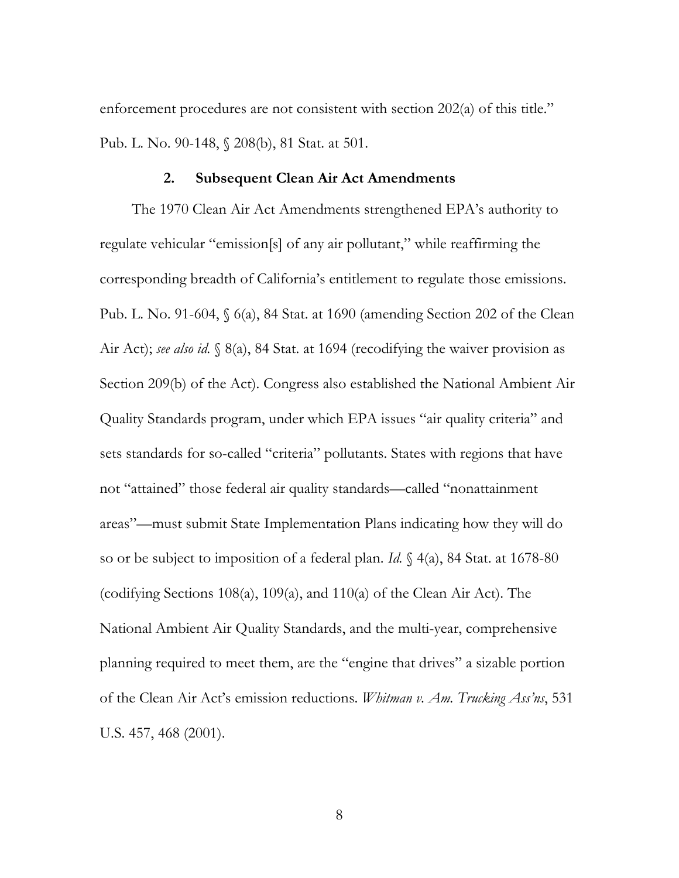enforcement procedures are not consistent with section 202(a) of this title." Pub. L. No. 90-148, § 208(b), 81 Stat. at 501.

### 2. Subsequent Clean Air Act Amendments

The 1970 Clean Air Act Amendments strengthened EPA's authority to regulate vehicular "emission[s] of any air pollutant," while reaffirming the corresponding breadth of California's entitlement to regulate those emissions. Pub. L. No. 91-604, § 6(a), 84 Stat. at 1690 (amending Section 202 of the Clean Air Act); *see also id.* § 8(a), 84 Stat. at 1694 (recodifying the waiver provision as Section 209(b) of the Act). Congress also established the National Ambient Air Quality Standards program, under which EPA issues "air quality criteria" and sets standards for so-called "criteria" pollutants. States with regions that have not "attained" those federal air quality standards—called "nonattainment areas"—must submit State Implementation Plans indicating how they will do so or be subject to imposition of a federal plan. *Id.* § 4(a), 84 Stat. at 1678-80 (codifying Sections 108(a), 109(a), and 110(a) of the Clean Air Act). The National Ambient Air Quality Standards, and the multi-year, comprehensive planning required to meet them, are the "engine that drives" a sizable portion of the Clean Air Act's emission reductions. *Whitman v. Am. Trucking Ass'ns*, 531 U.S. 457, 468 (2001).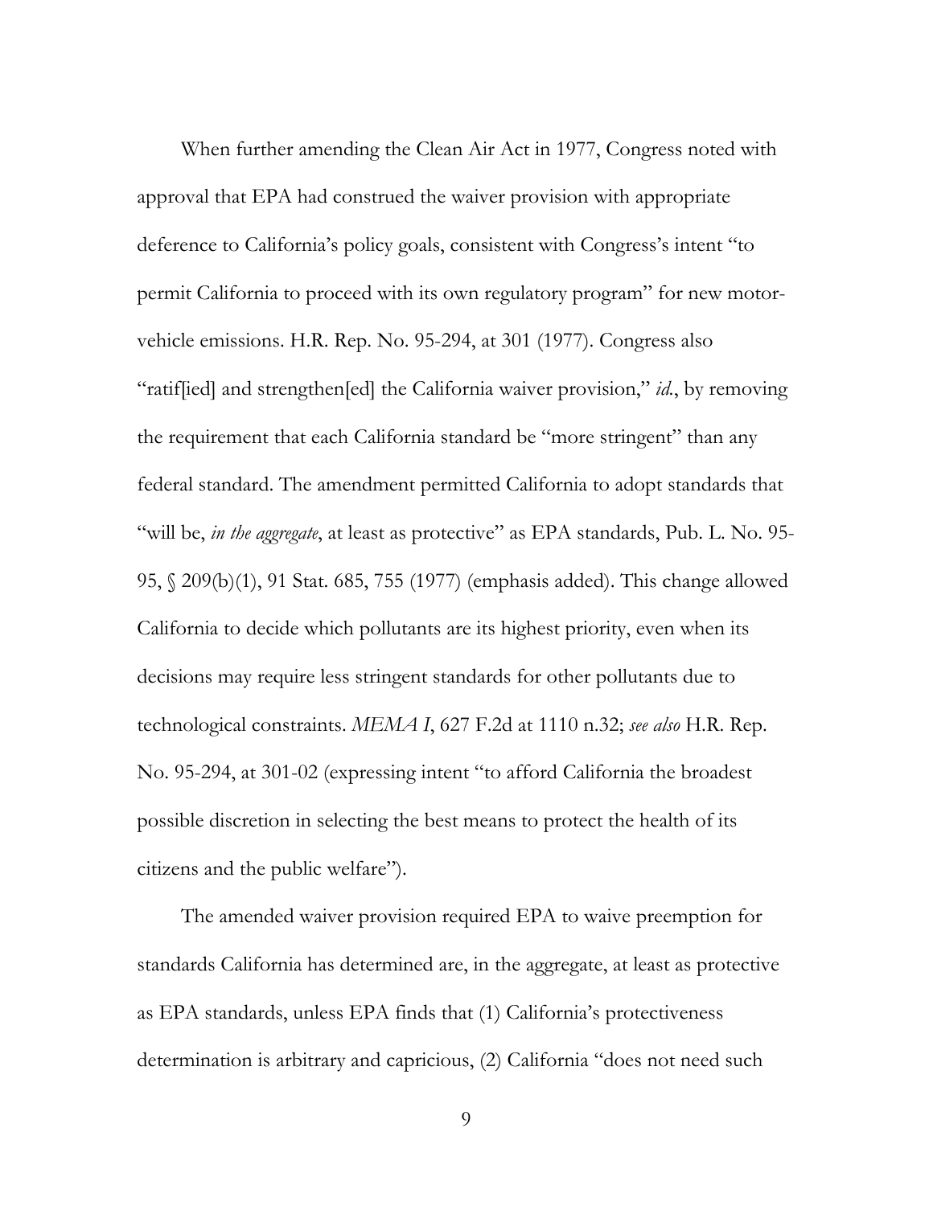When further amending the Clean Air Act in 1977, Congress noted with approval that EPA had construed the waiver provision with appropriate deference to California's policy goals, consistent with Congress's intent "to permit California to proceed with its own regulatory program" for new motor-vehicle emissions. H.R. Rep. No. 95-294, at 301 (1977). Congress also "ratif[ied] and strengthen[ed] the California waiver provision," *id.*, by removing the requirement that each California standard be "more stringent" than any federal standard. The amendment permitted California to adopt standards that "will be, *in the aggregate*, at least as protective" as EPA standards, Pub. L. No. 95-95, § 209(b)(1), 91 Stat. 685, 755 (1977) (emphasis added). This change allowed California to decide which pollutants are its highest priority, even when its decisions may require less stringent standards for other pollutants due to technological constraints. *MEMA I*, 627 F.2d at 1110 n.32; *see also* H.R. Rep. No. 95-294, at 301-02 (expressing intent "to afford California the broadest possible discretion in selecting the best means to protect the health of its citizens and the public welfare").

The amended waiver provision required EPA to waive preemption for standards California has determined are, in the aggregate, at least as protective as EPA standards, unless EPA finds that (1) California's protectiveness determination is arbitrary and capricious, (2) California "does not need such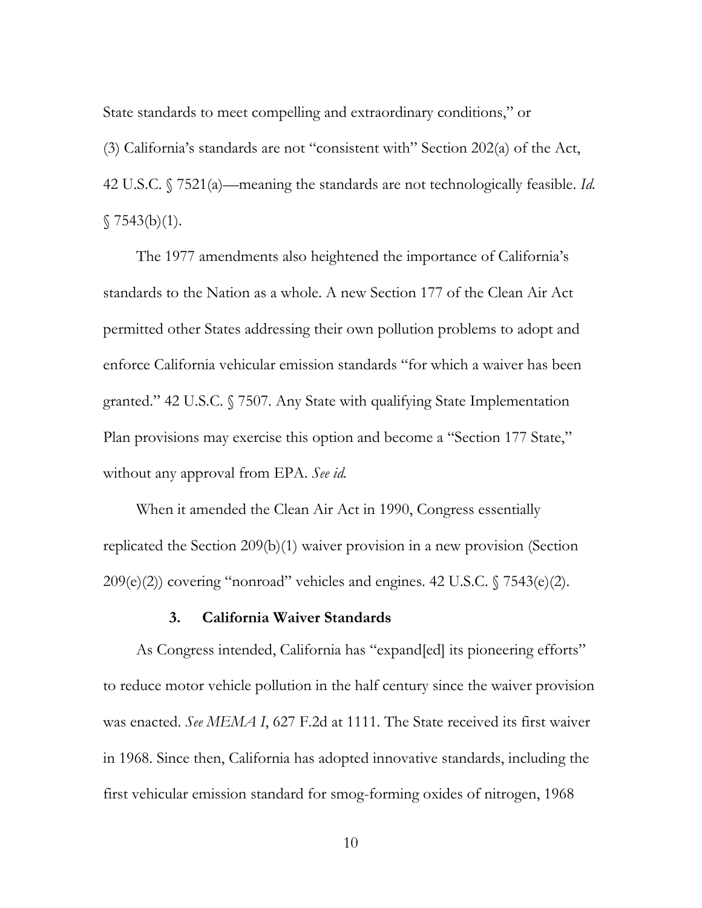State standards to meet compelling and extraordinary conditions," or (3) California's standards are not "consistent with" Section 202(a) of the Act, 42 U.S.C. § 7521(a)—meaning the standards are not technologically feasible. *Id.* § 7543(b)(1).

The 1977 amendments also heightened the importance of California's standards to the Nation as a whole. A new Section 177 of the Clean Air Act permitted other States addressing their own pollution problems to adopt and enforce California vehicular emission standards "for which a waiver has been granted." 42 U.S.C. § 7507. Any State with qualifying State Implementation Plan provisions may exercise this option and become a "Section 177 State," without any approval from EPA. *See id.*

When it amended the Clean Air Act in 1990, Congress essentially replicated the Section 209(b)(1) waiver provision in a new provision (Section 209(e)(2)) covering "nonroad" vehicles and engines. 42 U.S.C. § 7543(e)(2).

### 3. California Waiver Standards

As Congress intended, California has "expand[ed] its pioneering efforts" to reduce motor vehicle pollution in the half century since the waiver provision was enacted. *See MEMA I*, 627 F.2d at 1111. The State received its first waiver in 1968. Since then, California has adopted innovative standards, including the first vehicular emission standard for smog-forming oxides of nitrogen, 1968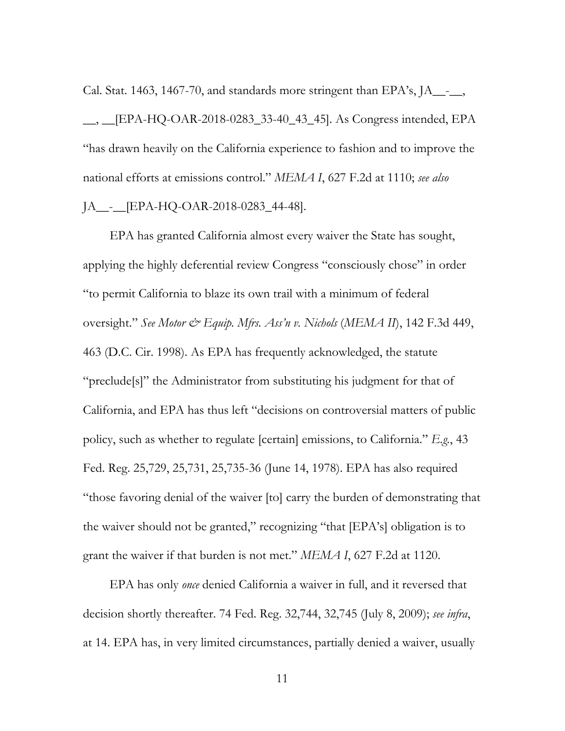Cal. Stat. 1463, 1467-70, and standards more stringent than EPA's, JA__-__, __, __[EPA-HQ-OAR-2018-0283_33-40_43_45]. As Congress intended, EPA "has drawn heavily on the California experience to fashion and to improve the national efforts at emissions control." *MEMA I*, 627 F.2d at 1110; *see also* JA__-__[EPA-HQ-OAR-2018-0283_44-48].

EPA has granted California almost every waiver the State has sought, applying the highly deferential review Congress "consciously chose" in order "to permit California to blaze its own trail with a minimum of federal oversight." *See Motor & Equip. Mfrs. Ass'n v. Nichols* (*MEMA II*), 142 F.3d 449, 463 (D.C. Cir. 1998). As EPA has frequently acknowledged, the statute "preclude[s]" the Administrator from substituting his judgment for that of California, and EPA has thus left "decisions on controversial matters of public policy, such as whether to regulate [certain] emissions, to California." *E.g.*, 43 Fed. Reg. 25,729, 25,731, 25,735-36 (June 14, 1978). EPA has also required "those favoring denial of the waiver [to] carry the burden of demonstrating that the waiver should not be granted," recognizing "that [EPA's] obligation is to grant the waiver if that burden is not met." *MEMA I*, 627 F.2d at 1120.

EPA has only *once* denied California a waiver in full, and it reversed that decision shortly thereafter. 74 Fed. Reg. 32,744, 32,745 (July 8, 2009); *see infra*, at 14. EPA has, in very limited circumstances, partially denied a waiver, usually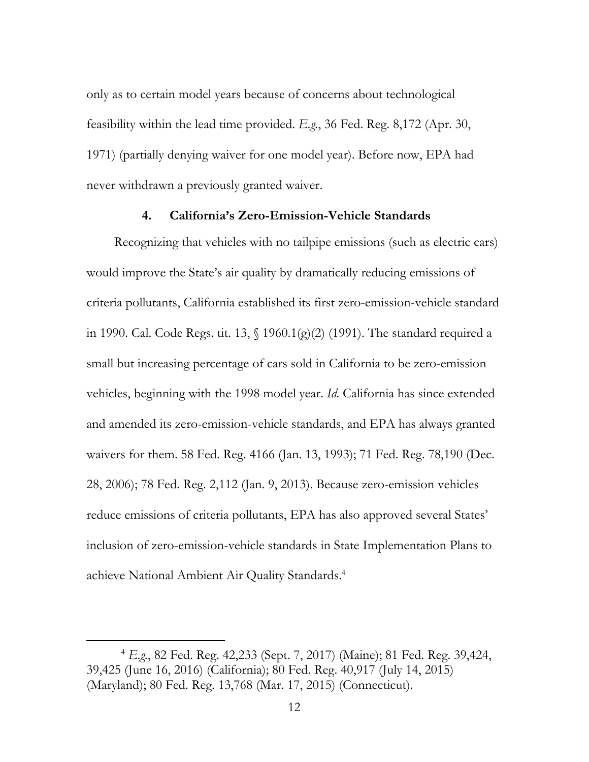only as to certain model years because of concerns about technological feasibility within the lead time provided. *E.g.*, 36 Fed. Reg. 8,172 (Apr. 30, 1971) (partially denying waiver for one model year). Before now, EPA had never withdrawn a previously granted waiver.

#### 4. California's Zero-Emission-Vehicle Standards

Recognizing that vehicles with no tailpipe emissions (such as electric cars) would improve the State's air quality by dramatically reducing emissions of criteria pollutants, California established its first zero-emission-vehicle standard in 1990. Cal. Code Regs. tit. 13, § 1960.1(g)(2) (1991). The standard required a small but increasing percentage of cars sold in California to be zero-emission vehicles, beginning with the 1998 model year. *Id.* California has since extended and amended its zero-emission-vehicle standards, and EPA has always granted waivers for them. 58 Fed. Reg. 4166 (Jan. 13, 1993); 71 Fed. Reg. 78,190 (Dec. 28, 2006); 78 Fed. Reg. 2,112 (Jan. 9, 2013). Because zero-emission vehicles reduce emissions of criteria pollutants, EPA has also approved several States' inclusion of zero-emission-vehicle standards in State Implementation Plans to achieve National Ambient Air Quality Standards.[4]

---

[4] *E.g.*, 82 Fed. Reg. 42,233 (Sept. 7, 2017) (Maine); 81 Fed. Reg. 39,424, 39,425 (June 16, 2016) (California); 80 Fed. Reg. 40,917 (July 14, 2015) (Maryland); 80 Fed. Reg. 13,768 (Mar. 17, 2015) (Connecticut).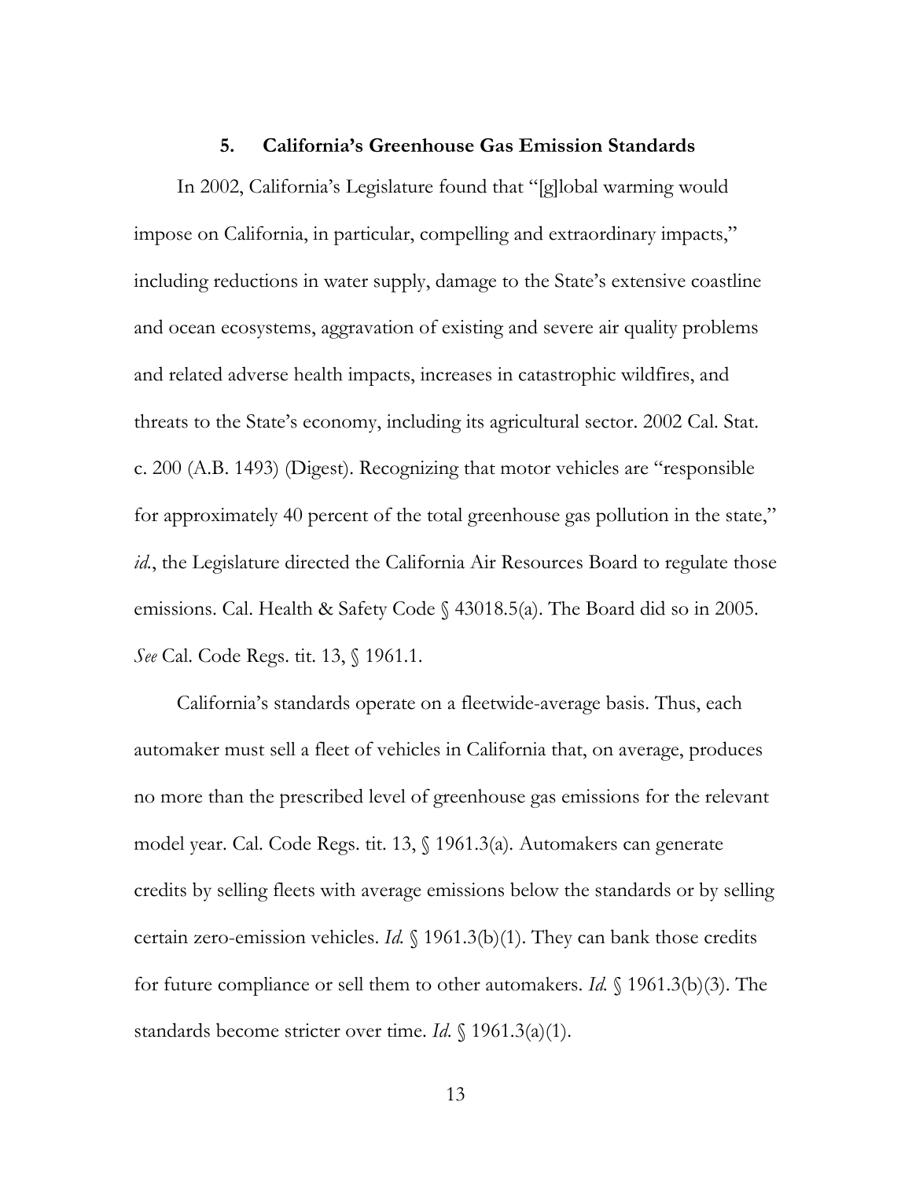### 5. California's Greenhouse Gas Emission Standards

In 2002, California's Legislature found that "[g]lobal warming would impose on California, in particular, compelling and extraordinary impacts," including reductions in water supply, damage to the State's extensive coastline and ocean ecosystems, aggravation of existing and severe air quality problems and related adverse health impacts, increases in catastrophic wildfires, and threats to the State's economy, including its agricultural sector. 2002 Cal. Stat. c. 200 (A.B. 1493) (Digest). Recognizing that motor vehicles are "responsible for approximately 40 percent of the total greenhouse gas pollution in the state," *id.*, the Legislature directed the California Air Resources Board to regulate those emissions. Cal. Health & Safety Code § 43018.5(a). The Board did so in 2005. *See* Cal. Code Regs. tit. 13, § 1961.1.

California's standards operate on a fleetwide-average basis. Thus, each automaker must sell a fleet of vehicles in California that, on average, produces no more than the prescribed level of greenhouse gas emissions for the relevant model year. Cal. Code Regs. tit. 13, § 1961.3(a). Automakers can generate credits by selling fleets with average emissions below the standards or by selling certain zero-emission vehicles. *Id.* § 1961.3(b)(1). They can bank those credits for future compliance or sell them to other automakers. *Id.* § 1961.3(b)(3). The standards become stricter over time. *Id.* § 1961.3(a)(1).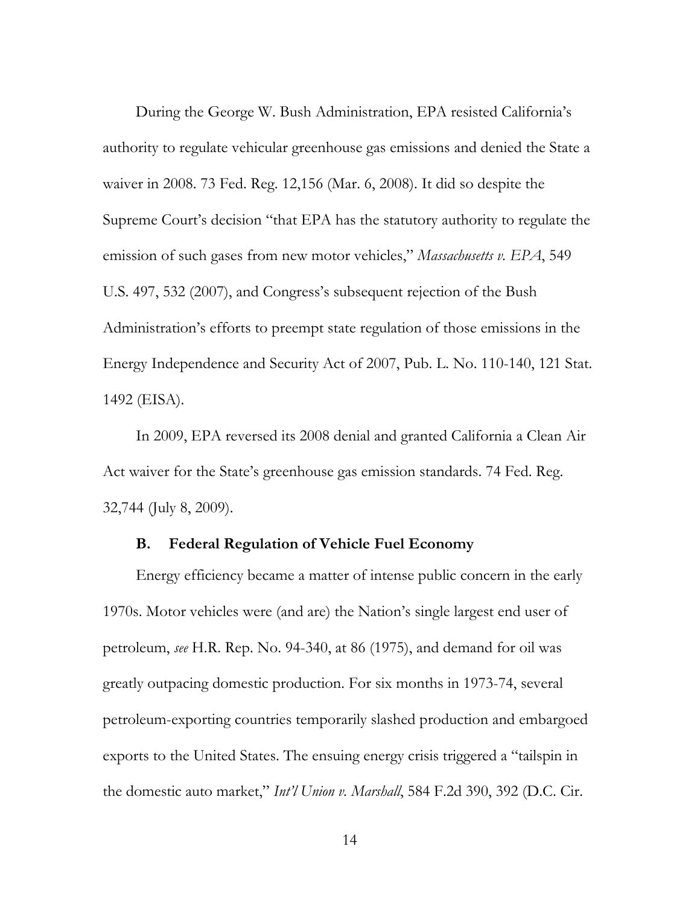During the George W. Bush Administration, EPA resisted California's authority to regulate vehicular greenhouse gas emissions and denied the State a waiver in 2008. 73 Fed. Reg. 12,156 (Mar. 6, 2008). It did so despite the Supreme Court's decision "that EPA has the statutory authority to regulate the emission of such gases from new motor vehicles," *Massachusetts v. EPA*, 549 U.S. 497, 532 (2007), and Congress's subsequent rejection of the Bush Administration's efforts to preempt state regulation of those emissions in the Energy Independence and Security Act of 2007, Pub. L. No. 110-140, 121 Stat. 1492 (EISA).

In 2009, EPA reversed its 2008 denial and granted California a Clean Air Act waiver for the State's greenhouse gas emission standards. 74 Fed. Reg. 32,744 (July 8, 2009).

### B. Federal Regulation of Vehicle Fuel Economy

Energy efficiency became a matter of intense public concern in the early 1970s. Motor vehicles were (and are) the Nation's single largest end user of petroleum, *see* H.R. Rep. No. 94-340, at 86 (1975), and demand for oil was greatly outpacing domestic production. For six months in 1973-74, several petroleum-exporting countries temporarily slashed production and embargoed exports to the United States. The ensuing energy crisis triggered a "tailspin in the domestic auto market," *Int'l Union v. Marshall*, 584 F.2d 390, 392 (D.C. Cir.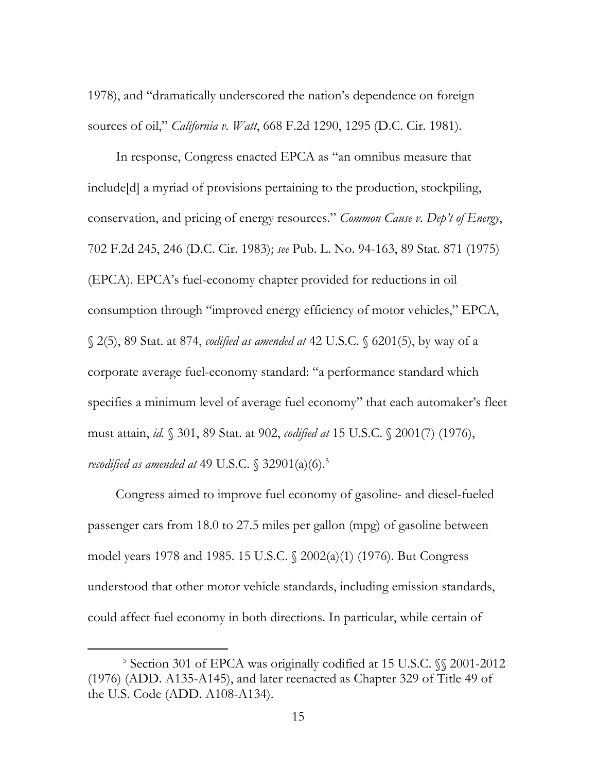1978), and "dramatically underscored the nation's dependence on foreign sources of oil," *California v. Watt*, 668 F.2d 1290, 1295 (D.C. Cir. 1981).

In response, Congress enacted EPCA as "an omnibus measure that include[d] a myriad of provisions pertaining to the production, stockpiling, conservation, and pricing of energy resources." *Common Cause v. Dep't of Energy*, 702 F.2d 245, 246 (D.C. Cir. 1983); *see* Pub. L. No. 94-163, 89 Stat. 871 (1975) (EPCA). EPCA's fuel-economy chapter provided for reductions in oil consumption through "improved energy efficiency of motor vehicles," EPCA, § 2(5), 89 Stat. at 874, *codified as amended at* 42 U.S.C. § 6201(5), by way of a corporate average fuel-economy standard: "a performance standard which specifies a minimum level of average fuel economy" that each automaker's fleet must attain, *id.* § 301, 89 Stat. at 902, *codified at* 15 U.S.C. § 2001(7) (1976), *recodified as amended at* 49 U.S.C. § 32901(a)(6).[5]

Congress aimed to improve fuel economy of gasoline- and diesel-fueled passenger cars from 18.0 to 27.5 miles per gallon (mpg) of gasoline between model years 1978 and 1985. 15 U.S.C. § 2002(a)(1) (1976). But Congress understood that other motor vehicle standards, including emission standards, could affect fuel economy in both directions. In particular, while certain of

[5] Section 301 of EPCA was originally codified at 15 U.S.C. §§ 2001-2012 (1976) (ADD. A135-A145), and later reenacted as Chapter 329 of Title 49 of the U.S. Code (ADD. A108-A134).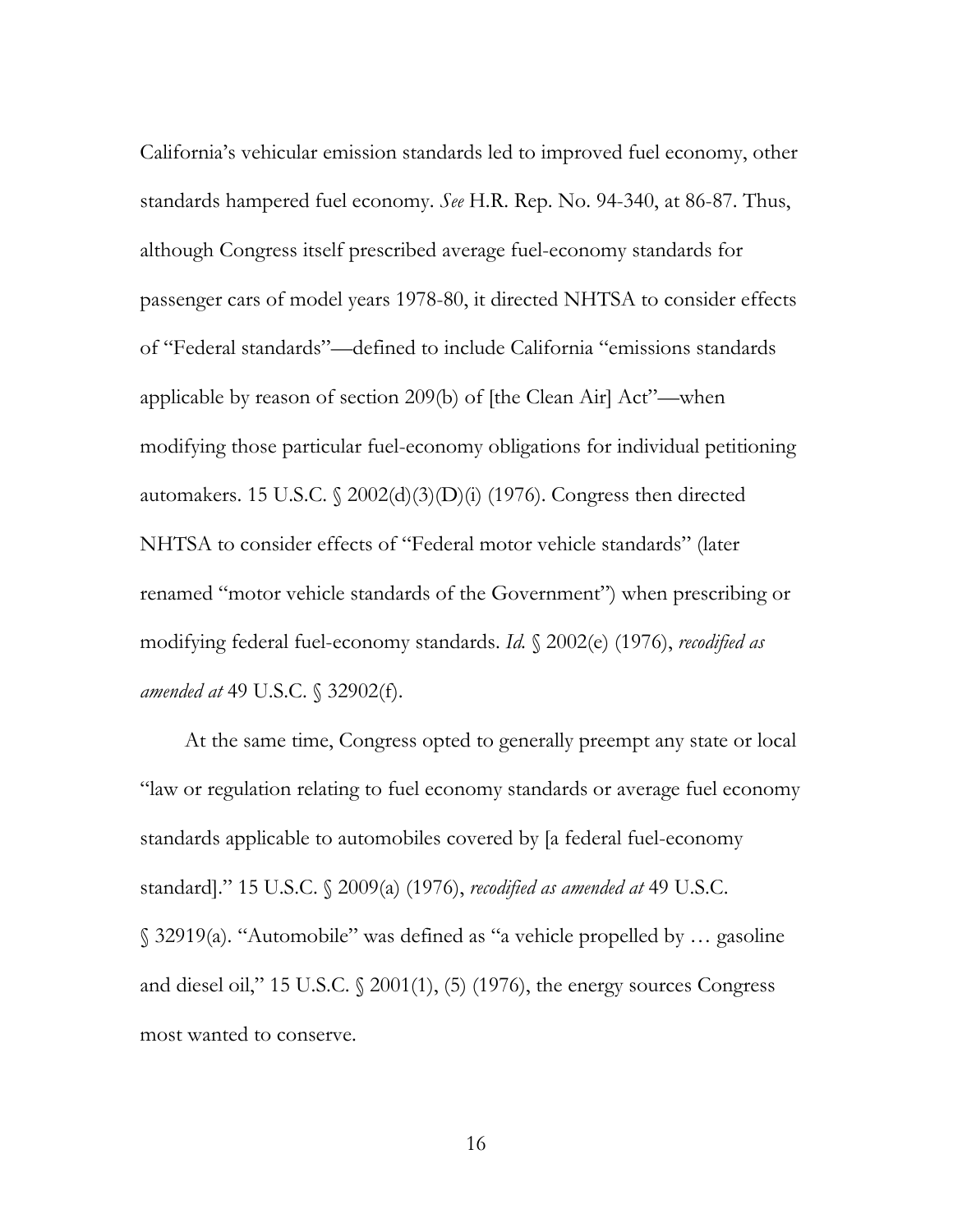California's vehicular emission standards led to improved fuel economy, other standards hampered fuel economy. *See* H.R. Rep. No. 94-340, at 86-87. Thus, although Congress itself prescribed average fuel-economy standards for passenger cars of model years 1978-80, it directed NHTSA to consider effects of "Federal standards"—defined to include California "emissions standards applicable by reason of section 209(b) of [the Clean Air] Act"—when modifying those particular fuel-economy obligations for individual petitioning automakers. 15 U.S.C. § 2002(d)(3)(D)(i) (1976). Congress then directed NHTSA to consider effects of "Federal motor vehicle standards" (later renamed "motor vehicle standards of the Government") when prescribing or modifying federal fuel-economy standards. *Id.* § 2002(e) (1976), *recodified as amended at* 49 U.S.C. § 32902(f).

At the same time, Congress opted to generally preempt any state or local "law or regulation relating to fuel economy standards or average fuel economy standards applicable to automobiles covered by [a federal fuel-economy standard]." 15 U.S.C. § 2009(a) (1976), *recodified as amended at* 49 U.S.C. § 32919(a). "Automobile" was defined as "a vehicle propelled by … gasoline and diesel oil," 15 U.S.C. § 2001(1), (5) (1976), the energy sources Congress most wanted to conserve.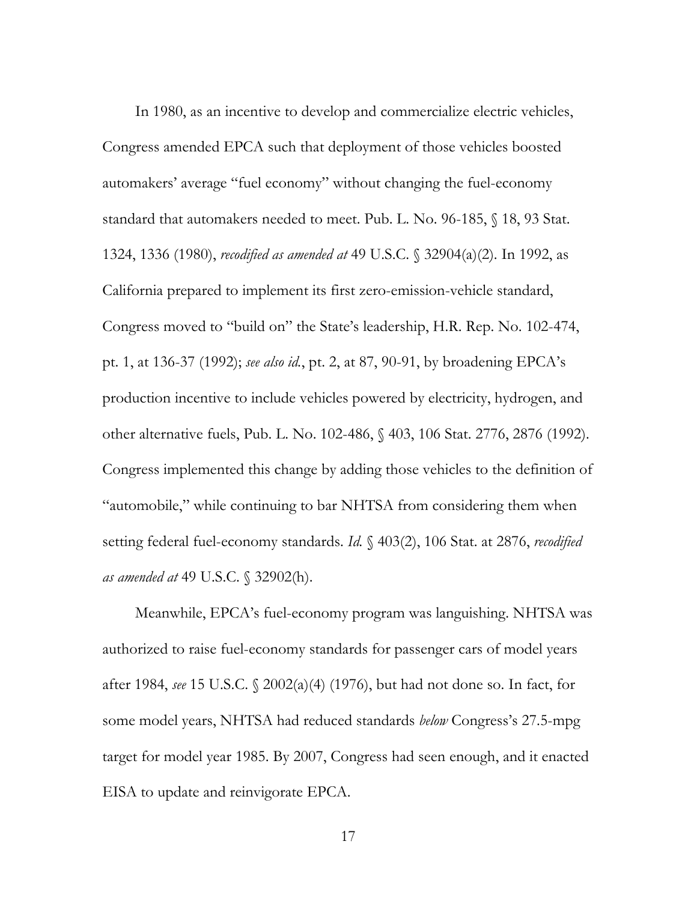In 1980, as an incentive to develop and commercialize electric vehicles, Congress amended EPCA such that deployment of those vehicles boosted automakers' average "fuel economy" without changing the fuel-economy standard that automakers needed to meet. Pub. L. No. 96-185, § 18, 93 Stat. 1324, 1336 (1980), *recodified as amended at* 49 U.S.C. § 32904(a)(2). In 1992, as California prepared to implement its first zero-emission-vehicle standard, Congress moved to "build on" the State's leadership, H.R. Rep. No. 102-474, pt. 1, at 136-37 (1992); *see also id.*, pt. 2, at 87, 90-91, by broadening EPCA's production incentive to include vehicles powered by electricity, hydrogen, and other alternative fuels, Pub. L. No. 102-486, § 403, 106 Stat. 2776, 2876 (1992). Congress implemented this change by adding those vehicles to the definition of "automobile," while continuing to bar NHTSA from considering them when setting federal fuel-economy standards. *Id.* § 403(2), 106 Stat. at 2876, *recodified as amended at* 49 U.S.C. § 32902(h).

Meanwhile, EPCA's fuel-economy program was languishing. NHTSA was authorized to raise fuel-economy standards for passenger cars of model years after 1984, *see* 15 U.S.C. § 2002(a)(4) (1976), but had not done so. In fact, for some model years, NHTSA had reduced standards *below* Congress's 27.5-mpg target for model year 1985. By 2007, Congress had seen enough, and it enacted EISA to update and reinvigorate EPCA.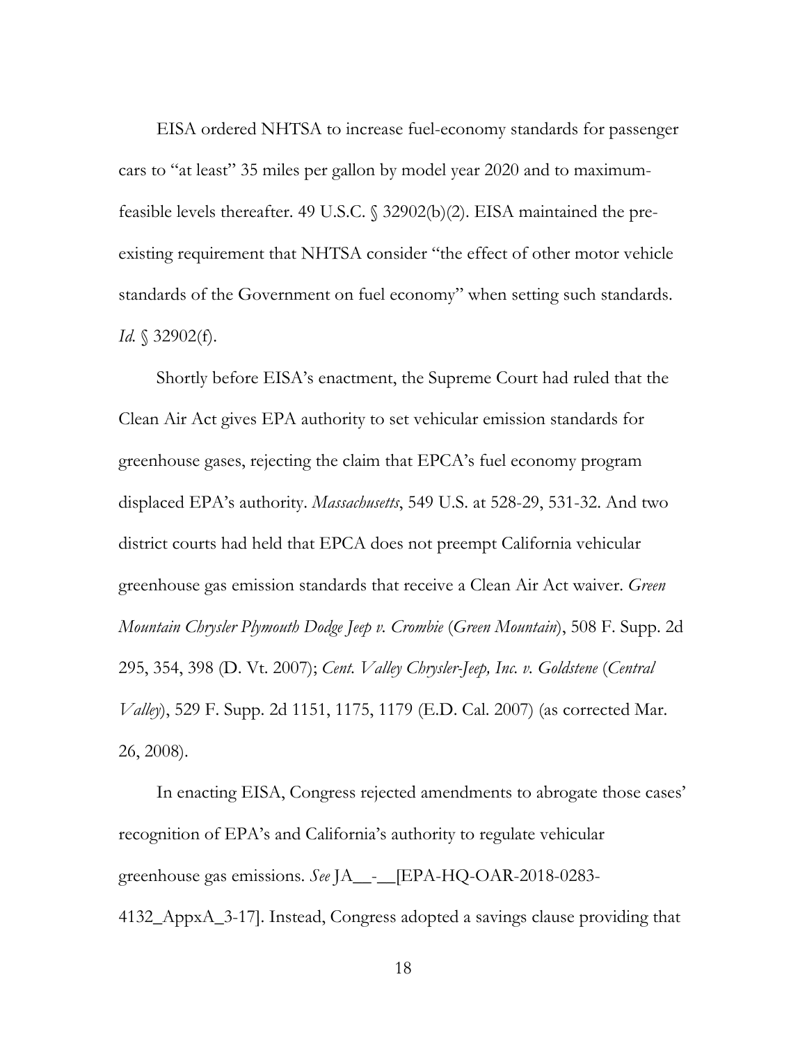EISA ordered NHTSA to increase fuel-economy standards for passenger cars to "at least" 35 miles per gallon by model year 2020 and to maximum-feasible levels thereafter. 49 U.S.C. § 32902(b)(2). EISA maintained the pre-existing requirement that NHTSA consider "the effect of other motor vehicle standards of the Government on fuel economy" when setting such standards. *Id.* § 32902(f).

Shortly before EISA's enactment, the Supreme Court had ruled that the Clean Air Act gives EPA authority to set vehicular emission standards for greenhouse gases, rejecting the claim that EPCA's fuel economy program displaced EPA's authority. *Massachusetts*, 549 U.S. at 528-29, 531-32. And two district courts had held that EPCA does not preempt California vehicular greenhouse gas emission standards that receive a Clean Air Act waiver. *Green Mountain Chrysler Plymouth Dodge Jeep v. Crombie* (*Green Mountain*), 508 F. Supp. 2d 295, 354, 398 (D. Vt. 2007); *Cent. Valley Chrysler-Jeep, Inc. v. Goldstene* (*Central Valley*), 529 F. Supp. 2d 1151, 1175, 1179 (E.D. Cal. 2007) (as corrected Mar. 26, 2008).

In enacting EISA, Congress rejected amendments to abrogate those cases' recognition of EPA's and California's authority to regulate vehicular greenhouse gas emissions. *See* JA__-__[EPA-HQ-OAR-2018-0283-4132_AppxA_3-17]. Instead, Congress adopted a savings clause providing that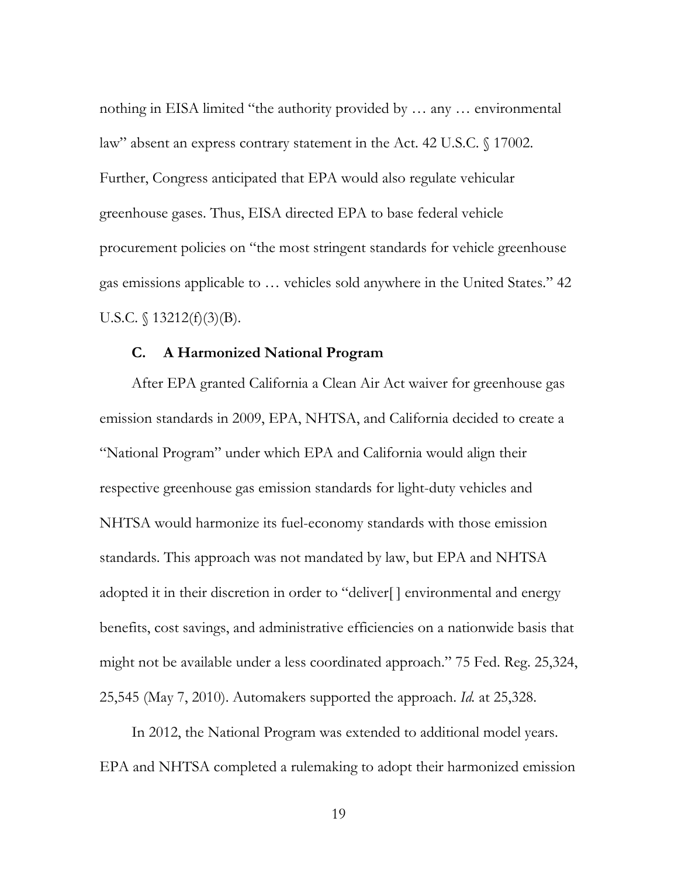nothing in EISA limited "the authority provided by … any … environmental law" absent an express contrary statement in the Act. 42 U.S.C. § 17002. Further, Congress anticipated that EPA would also regulate vehicular greenhouse gases. Thus, EISA directed EPA to base federal vehicle procurement policies on "the most stringent standards for vehicle greenhouse gas emissions applicable to … vehicles sold anywhere in the United States." 42 U.S.C. § 13212(f)(3)(B).

### C. A Harmonized National Program

After EPA granted California a Clean Air Act waiver for greenhouse gas emission standards in 2009, EPA, NHTSA, and California decided to create a "National Program" under which EPA and California would align their respective greenhouse gas emission standards for light-duty vehicles and NHTSA would harmonize its fuel-economy standards with those emission standards. This approach was not mandated by law, but EPA and NHTSA adopted it in their discretion in order to "deliver[ ] environmental and energy benefits, cost savings, and administrative efficiencies on a nationwide basis that might not be available under a less coordinated approach." 75 Fed. Reg. 25,324, 25,545 (May 7, 2010). Automakers supported the approach. *Id.* at 25,328.

In 2012, the National Program was extended to additional model years. EPA and NHTSA completed a rulemaking to adopt their harmonized emission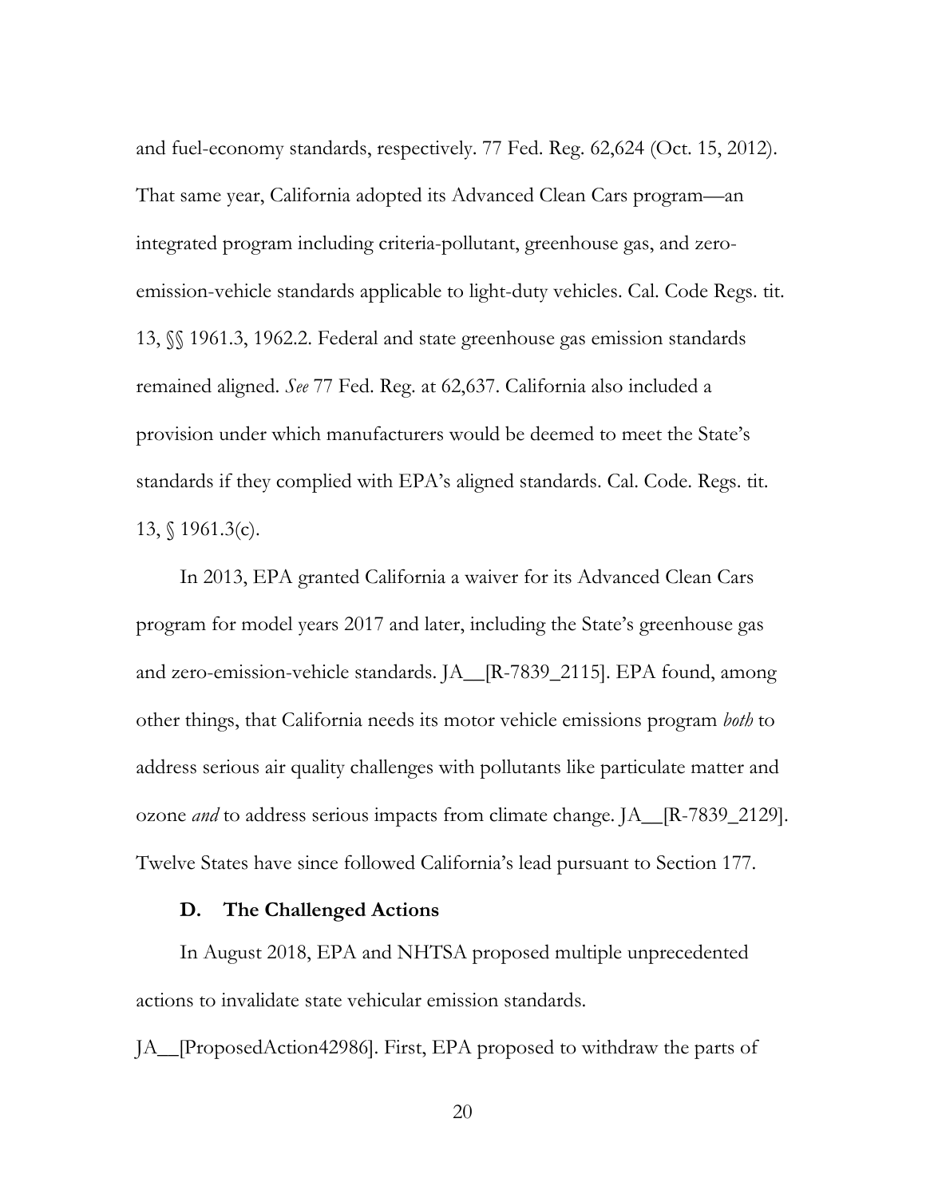and fuel-economy standards, respectively. 77 Fed. Reg. 62,624 (Oct. 15, 2012). That same year, California adopted its Advanced Clean Cars program—an integrated program including criteria-pollutant, greenhouse gas, and zero-emission-vehicle standards applicable to light-duty vehicles. Cal. Code Regs. tit. 13, §§ 1961.3, 1962.2. Federal and state greenhouse gas emission standards remained aligned. *See* 77 Fed. Reg. at 62,637. California also included a provision under which manufacturers would be deemed to meet the State's standards if they complied with EPA's aligned standards. Cal. Code. Regs. tit. 13, § 1961.3(c).

In 2013, EPA granted California a waiver for its Advanced Clean Cars program for model years 2017 and later, including the State's greenhouse gas and zero-emission-vehicle standards. JA__[R-7839_2115]. EPA found, among other things, that California needs its motor vehicle emissions program *both* to address serious air quality challenges with pollutants like particulate matter and ozone *and* to address serious impacts from climate change. JA__[R-7839_2129]. Twelve States have since followed California's lead pursuant to Section 177.

### D. The Challenged Actions

In August 2018, EPA and NHTSA proposed multiple unprecedented actions to invalidate state vehicular emission standards. JA__[ProposedAction42986]. First, EPA proposed to withdraw the parts of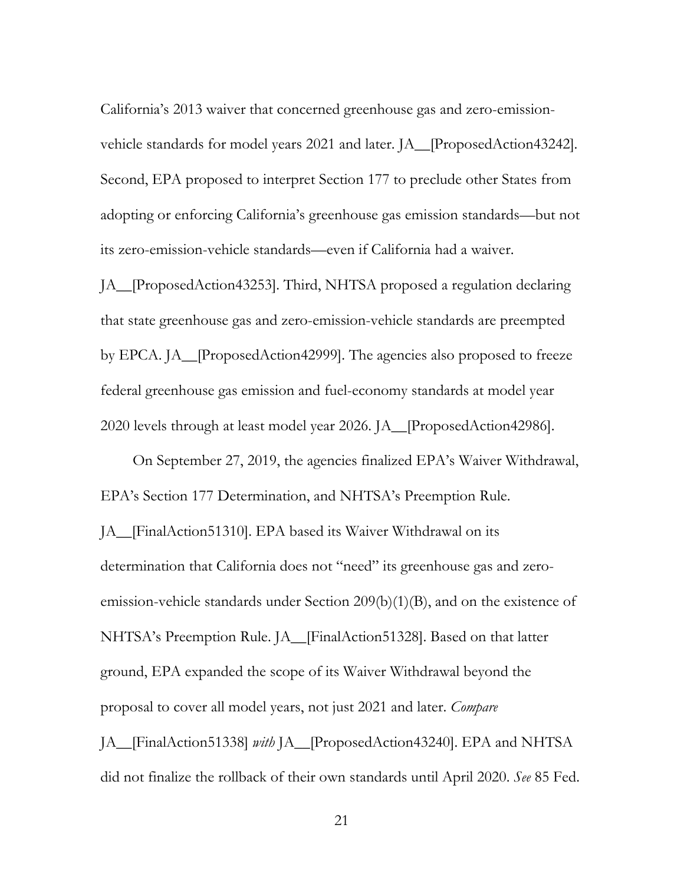California's 2013 waiver that concerned greenhouse gas and zero-emission-vehicle standards for model years 2021 and later. JA__[ProposedAction43242]. Second, EPA proposed to interpret Section 177 to preclude other States from adopting or enforcing California's greenhouse gas emission standards—but not its zero-emission-vehicle standards—even if California had a waiver. JA__[ProposedAction43253]. Third, NHTSA proposed a regulation declaring that state greenhouse gas and zero-emission-vehicle standards are preempted by EPCA. JA__[ProposedAction42999]. The agencies also proposed to freeze federal greenhouse gas emission and fuel-economy standards at model year 2020 levels through at least model year 2026. JA__[ProposedAction42986].

On September 27, 2019, the agencies finalized EPA's Waiver Withdrawal, EPA's Section 177 Determination, and NHTSA's Preemption Rule. JA__[FinalAction51310]. EPA based its Waiver Withdrawal on its determination that California does not "need" its greenhouse gas and zero-emission-vehicle standards under Section 209(b)(1)(B), and on the existence of NHTSA's Preemption Rule. JA__[FinalAction51328]. Based on that latter ground, EPA expanded the scope of its Waiver Withdrawal beyond the proposal to cover all model years, not just 2021 and later. *Compare* JA__[FinalAction51338] *with* JA__[ProposedAction43240]. EPA and NHTSA did not finalize the rollback of their own standards until April 2020. *See* 85 Fed.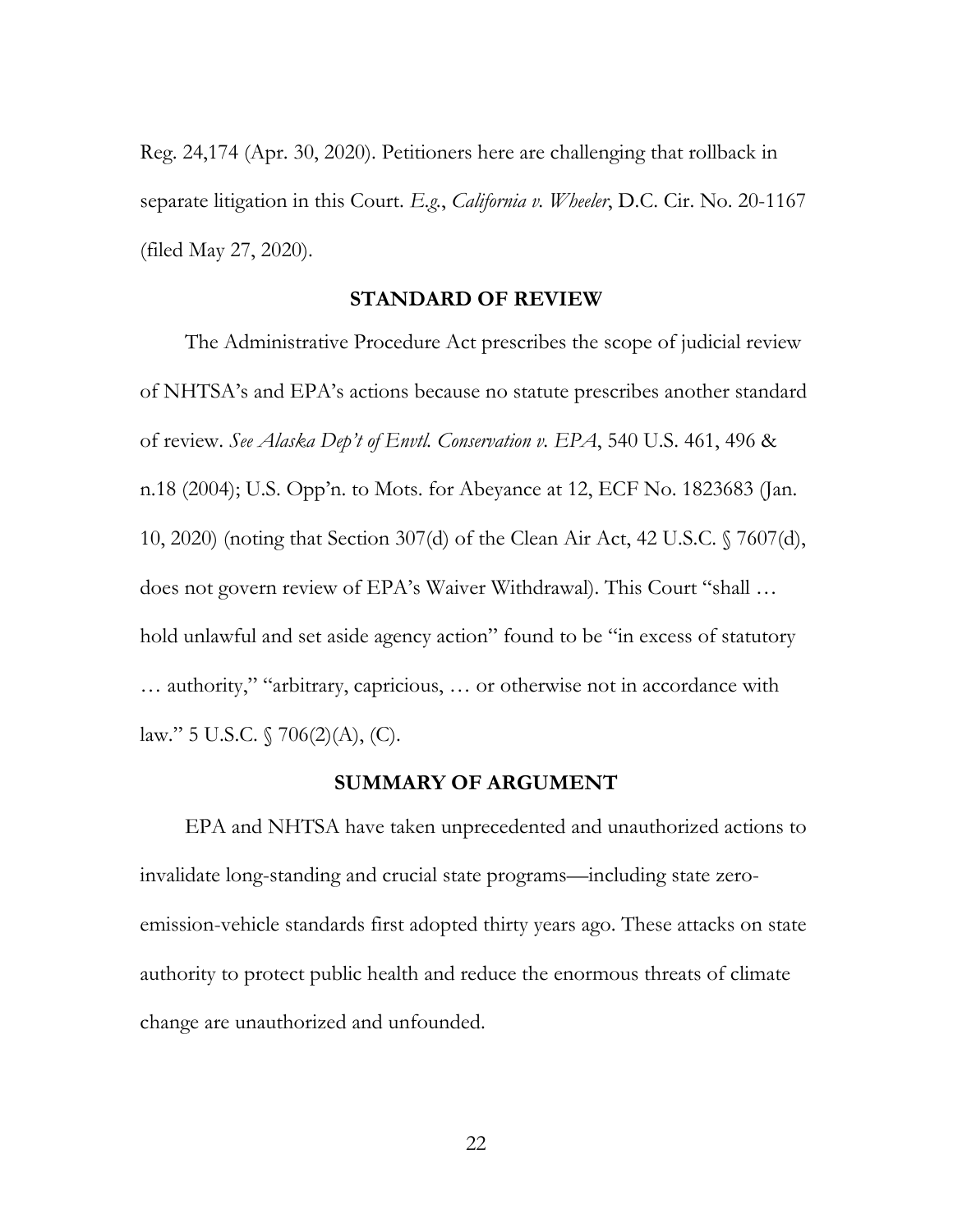Reg. 24,174 (Apr. 30, 2020). Petitioners here are challenging that rollback in separate litigation in this Court. *E.g.*, *California v. Wheeler*, D.C. Cir. No. 20-1167 (filed May 27, 2020).

## STANDARD OF REVIEW

The Administrative Procedure Act prescribes the scope of judicial review of NHTSA's and EPA's actions because no statute prescribes another standard of review. *See Alaska Dep't of Envtl. Conservation v. EPA*, 540 U.S. 461, 496 & n.18 (2004); U.S. Opp'n. to Mots. for Abeyance at 12, ECF No. 1823683 (Jan. 10, 2020) (noting that Section 307(d) of the Clean Air Act, 42 U.S.C. § 7607(d), does not govern review of EPA's Waiver Withdrawal). This Court "shall … hold unlawful and set aside agency action" found to be "in excess of statutory … authority," "arbitrary, capricious, … or otherwise not in accordance with law." 5 U.S.C. § 706(2)(A), (C).

## SUMMARY OF ARGUMENT

EPA and NHTSA have taken unprecedented and unauthorized actions to invalidate long-standing and crucial state programs—including state zero-emission-vehicle standards first adopted thirty years ago. These attacks on state authority to protect public health and reduce the enormous threats of climate change are unauthorized and unfounded.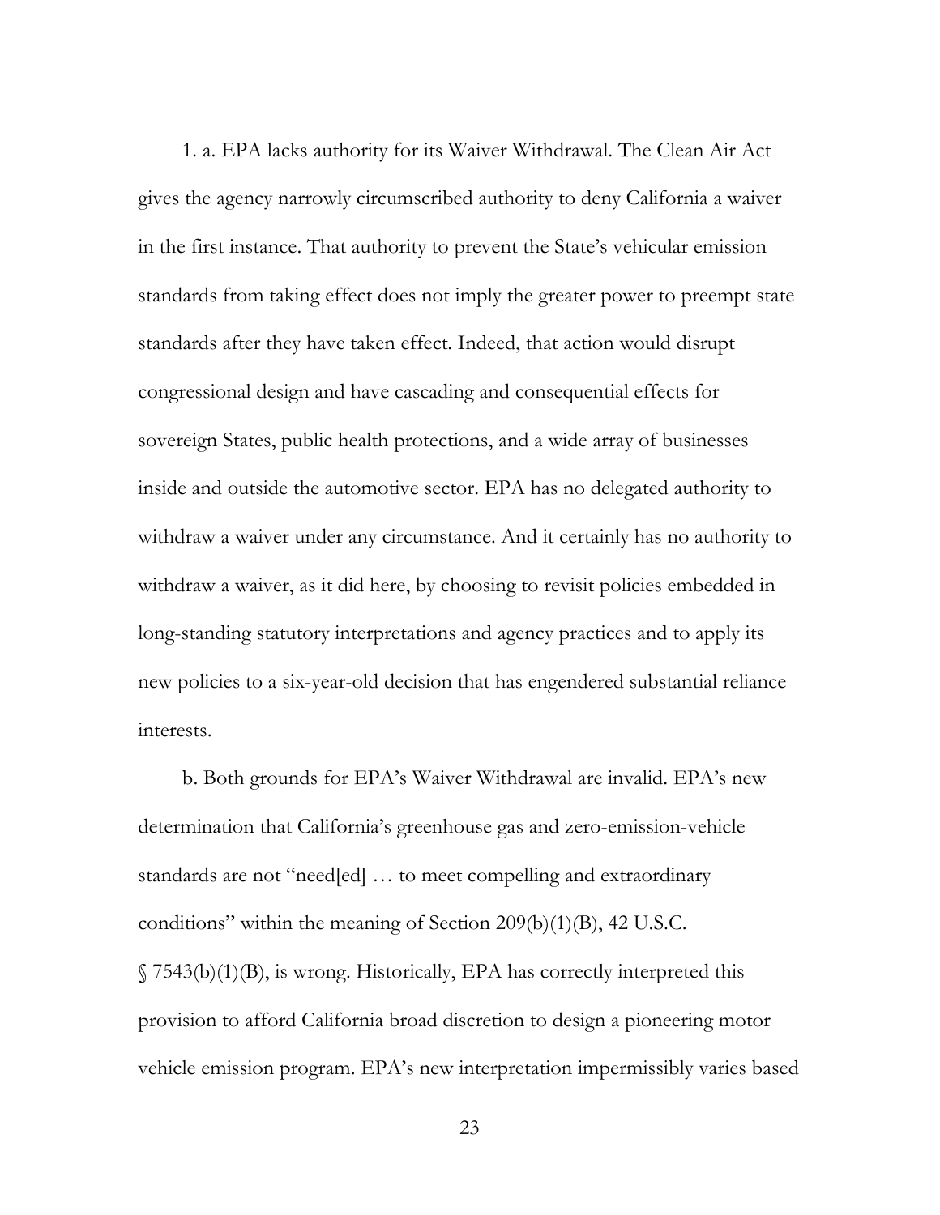1. a. EPA lacks authority for its Waiver Withdrawal. The Clean Air Act gives the agency narrowly circumscribed authority to deny California a waiver in the first instance. That authority to prevent the State's vehicular emission standards from taking effect does not imply the greater power to preempt state standards after they have taken effect. Indeed, that action would disrupt congressional design and have cascading and consequential effects for sovereign States, public health protections, and a wide array of businesses inside and outside the automotive sector. EPA has no delegated authority to withdraw a waiver under any circumstance. And it certainly has no authority to withdraw a waiver, as it did here, by choosing to revisit policies embedded in long-standing statutory interpretations and agency practices and to apply its new policies to a six-year-old decision that has engendered substantial reliance interests.

b. Both grounds for EPA's Waiver Withdrawal are invalid. EPA's new determination that California's greenhouse gas and zero-emission-vehicle standards are not "need[ed] … to meet compelling and extraordinary conditions" within the meaning of Section 209(b)(1)(B), 42 U.S.C. § 7543(b)(1)(B), is wrong. Historically, EPA has correctly interpreted this provision to afford California broad discretion to design a pioneering motor vehicle emission program. EPA's new interpretation impermissibly varies based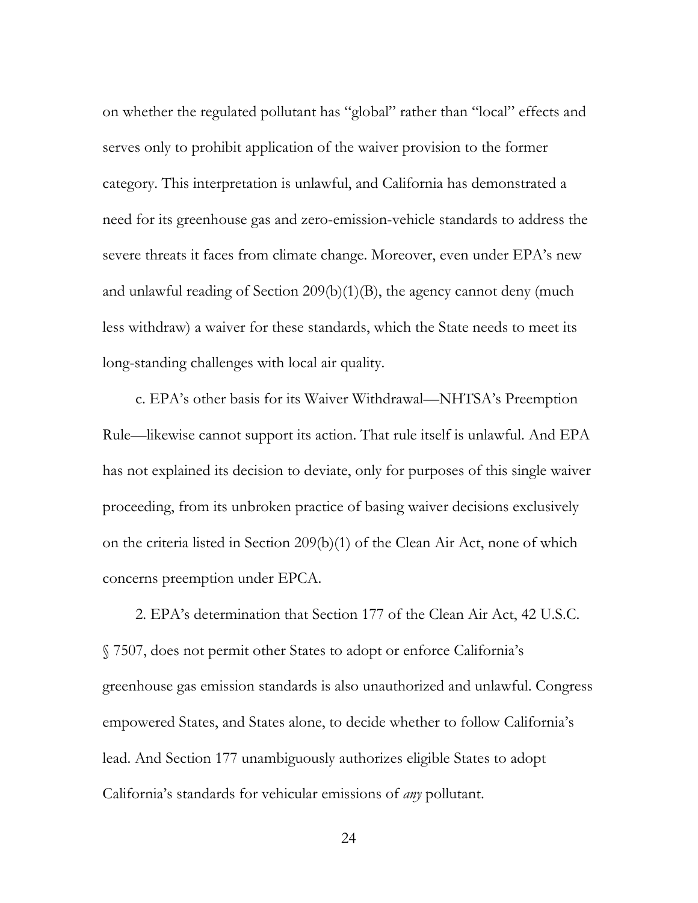on whether the regulated pollutant has "global" rather than "local" effects and serves only to prohibit application of the waiver provision to the former category. This interpretation is unlawful, and California has demonstrated a need for its greenhouse gas and zero-emission-vehicle standards to address the severe threats it faces from climate change. Moreover, even under EPA's new and unlawful reading of Section 209(b)(1)(B), the agency cannot deny (much less withdraw) a waiver for these standards, which the State needs to meet its long-standing challenges with local air quality.

c. EPA's other basis for its Waiver Withdrawal—NHTSA's Preemption Rule—likewise cannot support its action. That rule itself is unlawful. And EPA has not explained its decision to deviate, only for purposes of this single waiver proceeding, from its unbroken practice of basing waiver decisions exclusively on the criteria listed in Section 209(b)(1) of the Clean Air Act, none of which concerns preemption under EPCA.

2. EPA's determination that Section 177 of the Clean Air Act, 42 U.S.C. § 7507, does not permit other States to adopt or enforce California's greenhouse gas emission standards is also unauthorized and unlawful. Congress empowered States, and States alone, to decide whether to follow California's lead. And Section 177 unambiguously authorizes eligible States to adopt California's standards for vehicular emissions of *any* pollutant.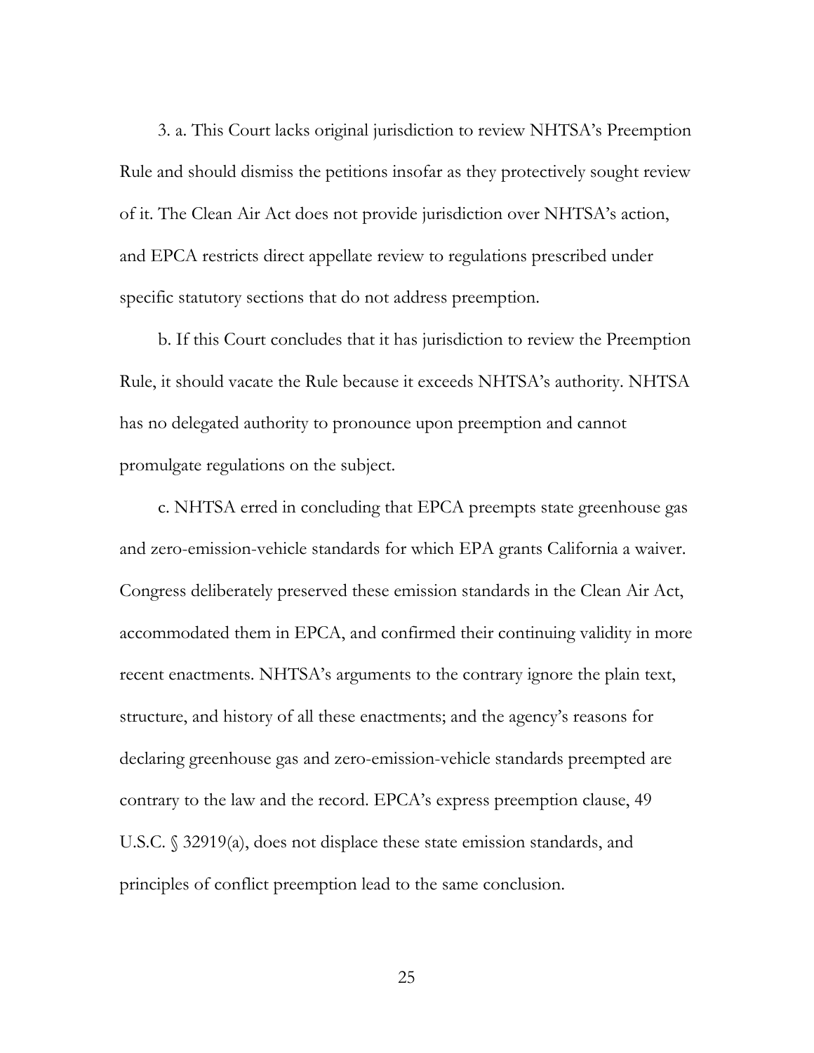3. a. This Court lacks original jurisdiction to review NHTSA's Preemption Rule and should dismiss the petitions insofar as they protectively sought review of it. The Clean Air Act does not provide jurisdiction over NHTSA's action, and EPCA restricts direct appellate review to regulations prescribed under specific statutory sections that do not address preemption.

b. If this Court concludes that it has jurisdiction to review the Preemption Rule, it should vacate the Rule because it exceeds NHTSA's authority. NHTSA has no delegated authority to pronounce upon preemption and cannot promulgate regulations on the subject.

c. NHTSA erred in concluding that EPCA preempts state greenhouse gas and zero-emission-vehicle standards for which EPA grants California a waiver. Congress deliberately preserved these emission standards in the Clean Air Act, accommodated them in EPCA, and confirmed their continuing validity in more recent enactments. NHTSA's arguments to the contrary ignore the plain text, structure, and history of all these enactments; and the agency's reasons for declaring greenhouse gas and zero-emission-vehicle standards preempted are contrary to the law and the record. EPCA's express preemption clause, 49 U.S.C. § 32919(a), does not displace these state emission standards, and principles of conflict preemption lead to the same conclusion.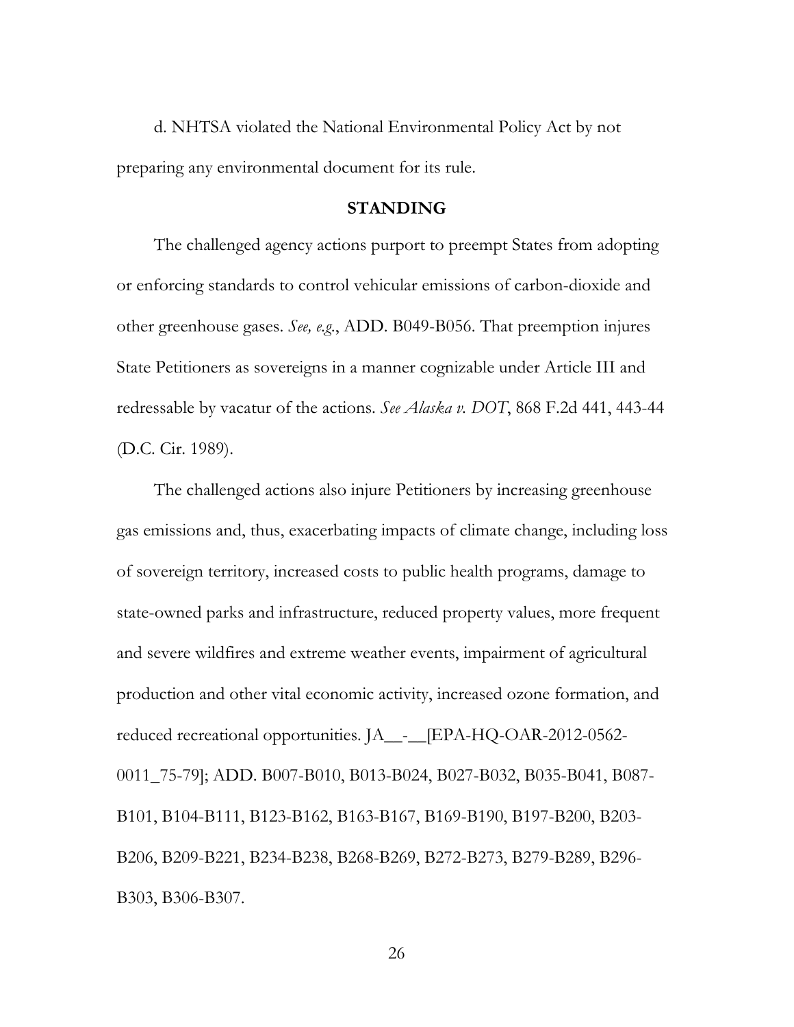d. NHTSA violated the National Environmental Policy Act by not preparing any environmental document for its rule.

## STANDING

The challenged agency actions purport to preempt States from adopting or enforcing standards to control vehicular emissions of carbon-dioxide and other greenhouse gases. *See, e.g.*, ADD. B049-B056. That preemption injures State Petitioners as sovereigns in a manner cognizable under Article III and redressable by vacatur of the actions. *See Alaska v. DOT*, 868 F.2d 441, 443-44 (D.C. Cir. 1989).

The challenged actions also injure Petitioners by increasing greenhouse gas emissions and, thus, exacerbating impacts of climate change, including loss of sovereign territory, increased costs to public health programs, damage to state-owned parks and infrastructure, reduced property values, more frequent and severe wildfires and extreme weather events, impairment of agricultural production and other vital economic activity, increased ozone formation, and reduced recreational opportunities. JA__-__[EPA-HQ-OAR-2012-0562-0011_75-79]; ADD. B007-B010, B013-B024, B027-B032, B035-B041, B087-B101, B104-B111, B123-B162, B163-B167, B169-B190, B197-B200, B203-B206, B209-B221, B234-B238, B268-B269, B272-B273, B279-B289, B296-B303, B306-B307.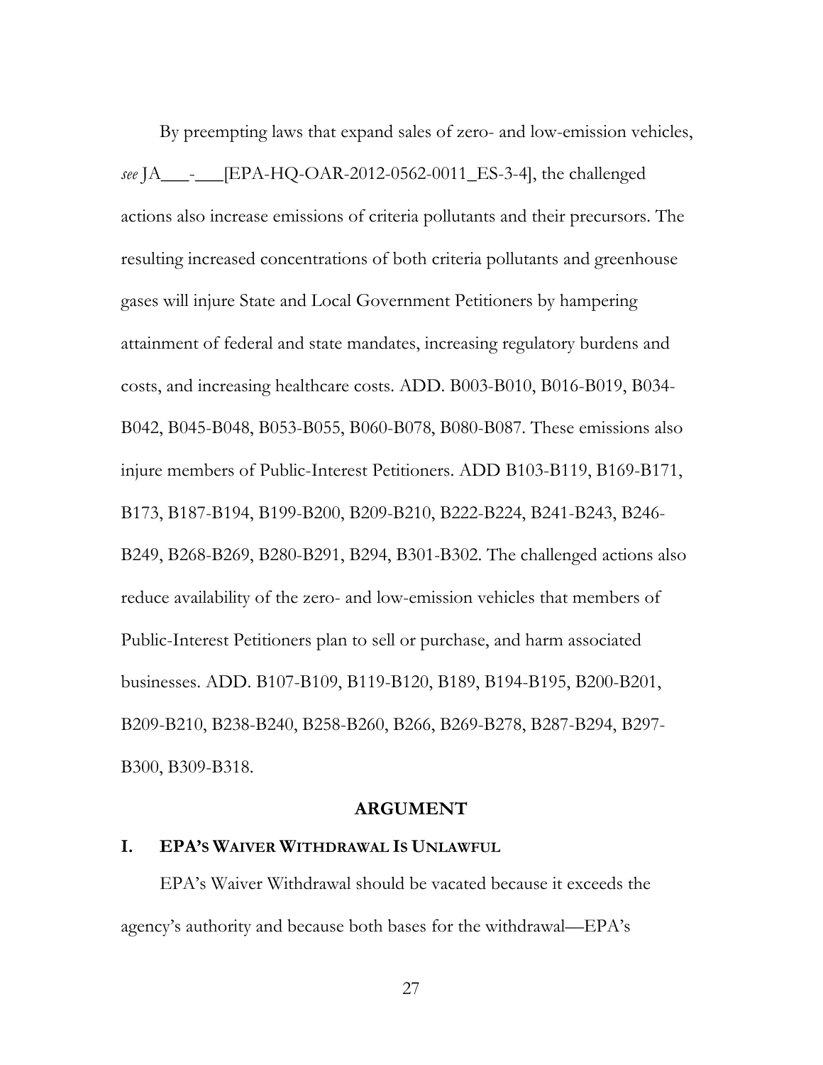By preempting laws that expand sales of zero- and low-emission vehicles, *see* JA___-___[EPA-HQ-OAR-2012-0562-0011_ES-3-4], the challenged actions also increase emissions of criteria pollutants and their precursors. The resulting increased concentrations of both criteria pollutants and greenhouse gases will injure State and Local Government Petitioners by hampering attainment of federal and state mandates, increasing regulatory burdens and costs, and increasing healthcare costs. ADD. B003-B010, B016-B019, B034-B042, B045-B048, B053-B055, B060-B078, B080-B087. These emissions also injure members of Public-Interest Petitioners. ADD B103-B119, B169-B171, B173, B187-B194, B199-B200, B209-B210, B222-B224, B241-B243, B246-B249, B268-B269, B280-B291, B294, B301-B302. The challenged actions also reduce availability of the zero- and low-emission vehicles that members of Public-Interest Petitioners plan to sell or purchase, and harm associated businesses. ADD. B107-B109, B119-B120, B189, B194-B195, B200-B201, B209-B210, B238-B240, B258-B260, B266, B269-B278, B287-B294, B297-B300, B309-B318.

## ARGUMENT

### I. EPA'S WAIVER WITHDRAWAL IS UNLAWFUL

EPA's Waiver Withdrawal should be vacated because it exceeds the agency's authority and because both bases for the withdrawal—EPA's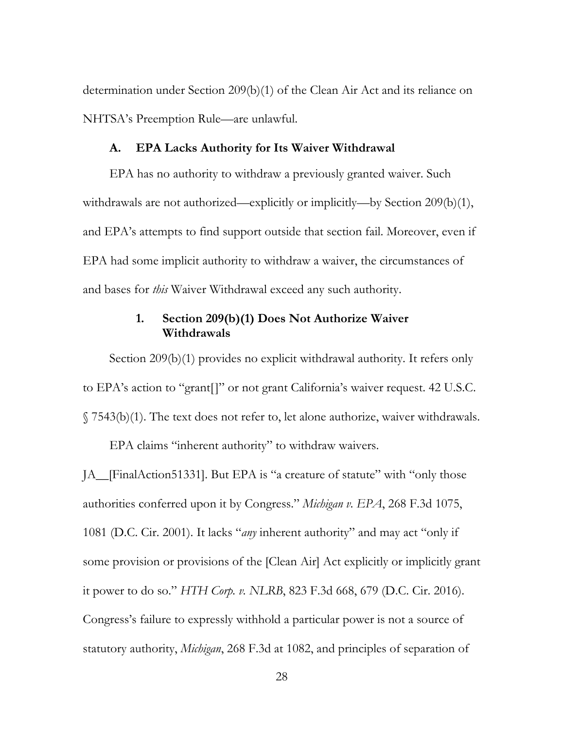determination under Section 209(b)(1) of the Clean Air Act and its reliance on NHTSA's Preemption Rule—are unlawful.

### A. EPA Lacks Authority for Its Waiver Withdrawal

EPA has no authority to withdraw a previously granted waiver. Such withdrawals are not authorized—explicitly or implicitly—by Section 209(b)(1), and EPA's attempts to find support outside that section fail. Moreover, even if EPA had some implicit authority to withdraw a waiver, the circumstances of and bases for *this* Waiver Withdrawal exceed any such authority.

#### 1. Section 209(b)(1) Does Not Authorize Waiver Withdrawals

Section 209(b)(1) provides no explicit withdrawal authority. It refers only to EPA's action to "grant[]" or not grant California's waiver request. 42 U.S.C. § 7543(b)(1). The text does not refer to, let alone authorize, waiver withdrawals.

EPA claims "inherent authority" to withdraw waivers. JA__[FinalAction51331]. But EPA is "a creature of statute" with "only those authorities conferred upon it by Congress." *Michigan v. EPA*, 268 F.3d 1075, 1081 (D.C. Cir. 2001). It lacks "*any* inherent authority" and may act "only if some provision or provisions of the [Clean Air] Act explicitly or implicitly grant it power to do so." *HTH Corp. v. NLRB*, 823 F.3d 668, 679 (D.C. Cir. 2016). Congress's failure to expressly withhold a particular power is not a source of statutory authority, *Michigan*, 268 F.3d at 1082, and principles of separation of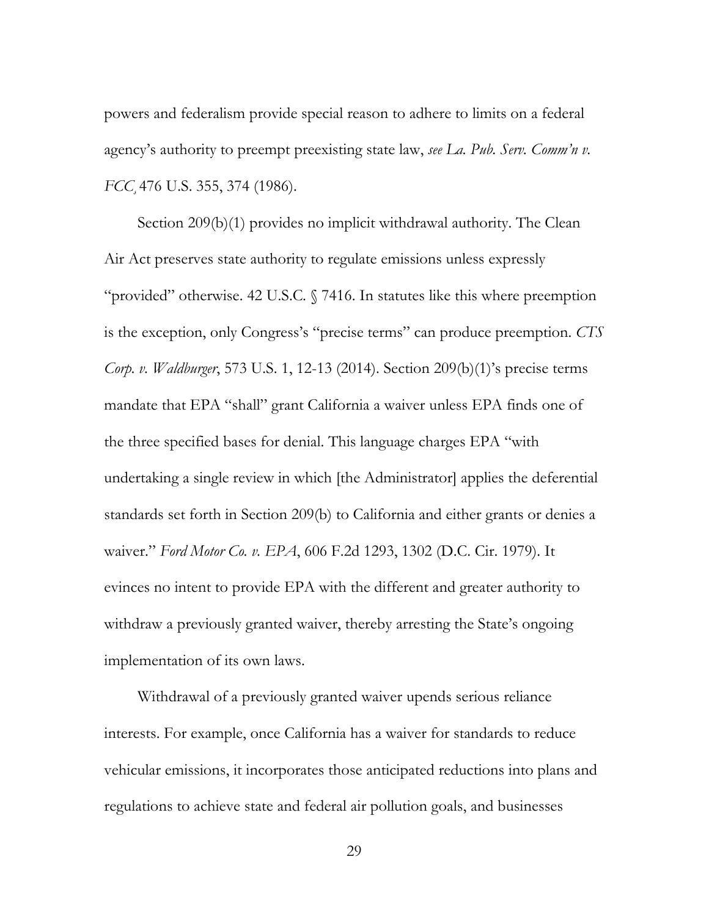powers and federalism provide special reason to adhere to limits on a federal agency's authority to preempt preexisting state law, *see La. Pub. Serv. Comm'n v. FCC*, 476 U.S. 355, 374 (1986).

Section 209(b)(1) provides no implicit withdrawal authority. The Clean Air Act preserves state authority to regulate emissions unless expressly "provided" otherwise. 42 U.S.C. § 7416. In statutes like this where preemption is the exception, only Congress's "precise terms" can produce preemption. *CTS Corp. v. Waldburger*, 573 U.S. 1, 12-13 (2014). Section 209(b)(1)'s precise terms mandate that EPA "shall" grant California a waiver unless EPA finds one of the three specified bases for denial. This language charges EPA "with undertaking a single review in which [the Administrator] applies the deferential standards set forth in Section 209(b) to California and either grants or denies a waiver." *Ford Motor Co. v. EPA*, 606 F.2d 1293, 1302 (D.C. Cir. 1979). It evinces no intent to provide EPA with the different and greater authority to withdraw a previously granted waiver, thereby arresting the State's ongoing implementation of its own laws.

Withdrawal of a previously granted waiver upends serious reliance interests. For example, once California has a waiver for standards to reduce vehicular emissions, it incorporates those anticipated reductions into plans and regulations to achieve state and federal air pollution goals, and businesses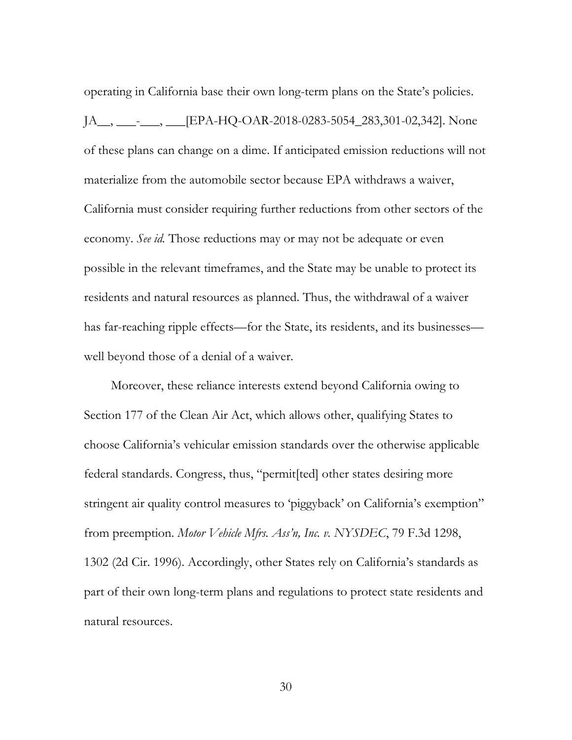operating in California base their own long-term plans on the State's policies. JA__, ___-___, ___[EPA-HQ-OAR-2018-0283-5054_283,301-02,342]. None of these plans can change on a dime. If anticipated emission reductions will not materialize from the automobile sector because EPA withdraws a waiver, California must consider requiring further reductions from other sectors of the economy. *See id.* Those reductions may or may not be adequate or even possible in the relevant timeframes, and the State may be unable to protect its residents and natural resources as planned. Thus, the withdrawal of a waiver has far-reaching ripple effects—for the State, its residents, and its businesses—well beyond those of a denial of a waiver.

Moreover, these reliance interests extend beyond California owing to Section 177 of the Clean Air Act, which allows other, qualifying States to choose California's vehicular emission standards over the otherwise applicable federal standards. Congress, thus, "permit[ted] other states desiring more stringent air quality control measures to 'piggyback' on California's exemption" from preemption. *Motor Vehicle Mfrs. Ass'n, Inc. v. NYSDEC*, 79 F.3d 1298, 1302 (2d Cir. 1996). Accordingly, other States rely on California's standards as part of their own long-term plans and regulations to protect state residents and natural resources.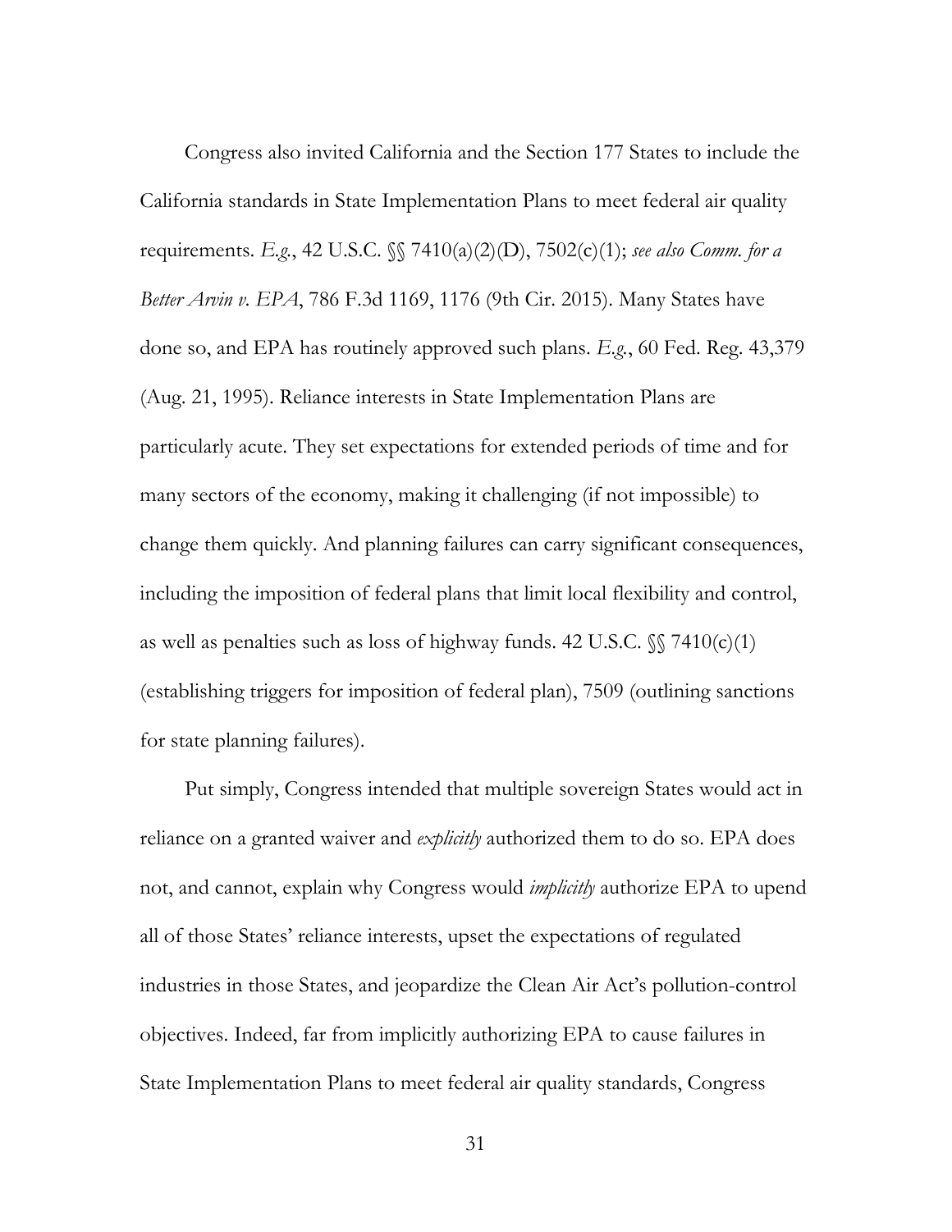Congress also invited California and the Section 177 States to include the California standards in State Implementation Plans to meet federal air quality requirements. *E.g.*, 42 U.S.C. §§ 7410(a)(2)(D), 7502(c)(1); *see also Comm. for a Better Arvin v. EPA*, 786 F.3d 1169, 1176 (9th Cir. 2015). Many States have done so, and EPA has routinely approved such plans. *E.g.*, 60 Fed. Reg. 43,379 (Aug. 21, 1995). Reliance interests in State Implementation Plans are particularly acute. They set expectations for extended periods of time and for many sectors of the economy, making it challenging (if not impossible) to change them quickly. And planning failures can carry significant consequences, including the imposition of federal plans that limit local flexibility and control, as well as penalties such as loss of highway funds. 42 U.S.C. §§ 7410(c)(1) (establishing triggers for imposition of federal plan), 7509 (outlining sanctions for state planning failures).

Put simply, Congress intended that multiple sovereign States would act in reliance on a granted waiver and *explicitly* authorized them to do so. EPA does not, and cannot, explain why Congress would *implicitly* authorize EPA to upend all of those States' reliance interests, upset the expectations of regulated industries in those States, and jeopardize the Clean Air Act's pollution-control objectives. Indeed, far from implicitly authorizing EPA to cause failures in State Implementation Plans to meet federal air quality standards, Congress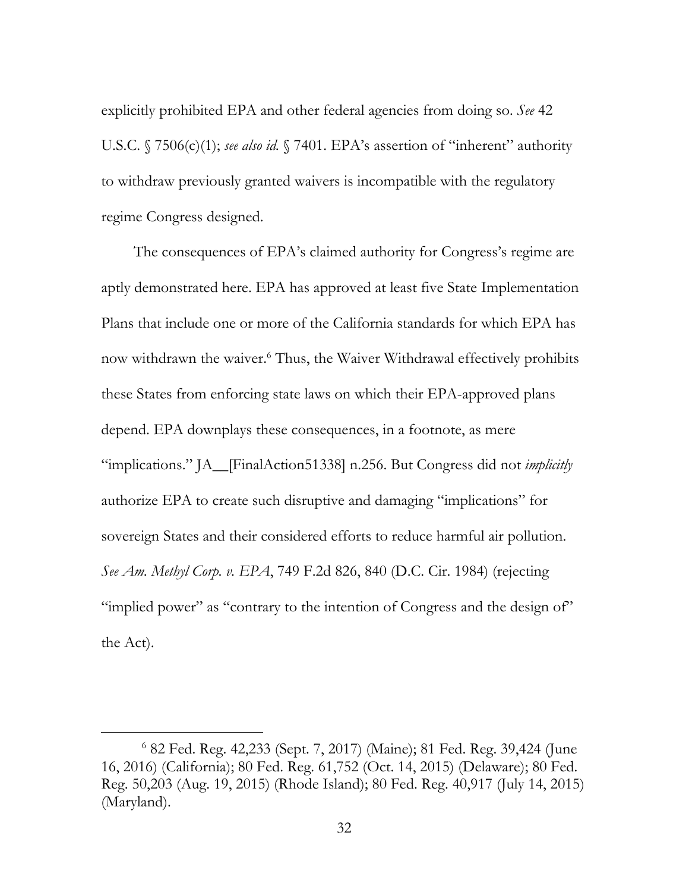explicitly prohibited EPA and other federal agencies from doing so. *See* 42 U.S.C. § 7506(c)(1); *see also id.* § 7401. EPA's assertion of "inherent" authority to withdraw previously granted waivers is incompatible with the regulatory regime Congress designed.

The consequences of EPA's claimed authority for Congress's regime are aptly demonstrated here. EPA has approved at least five State Implementation Plans that include one or more of the California standards for which EPA has now withdrawn the waiver.[6] Thus, the Waiver Withdrawal effectively prohibits these States from enforcing state laws on which their EPA-approved plans depend. EPA downplays these consequences, in a footnote, as mere "implications." JA__[FinalAction51338] n.256. But Congress did not *implicitly* authorize EPA to create such disruptive and damaging "implications" for sovereign States and their considered efforts to reduce harmful air pollution. *See Am. Methyl Corp. v. EPA*, 749 F.2d 826, 840 (D.C. Cir. 1984) (rejecting "implied power" as "contrary to the intention of Congress and the design of" the Act).

---

[6] 82 Fed. Reg. 42,233 (Sept. 7, 2017) (Maine); 81 Fed. Reg. 39,424 (June 16, 2016) (California); 80 Fed. Reg. 61,752 (Oct. 14, 2015) (Delaware); 80 Fed. Reg. 50,203 (Aug. 19, 2015) (Rhode Island); 80 Fed. Reg. 40,917 (July 14, 2015) (Maryland).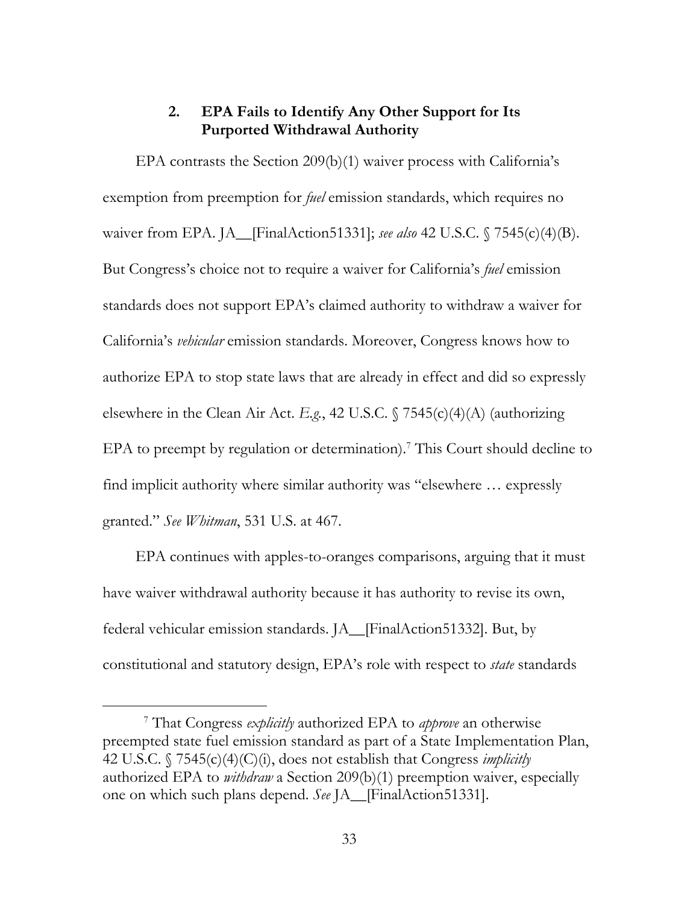### 2. EPA Fails to Identify Any Other Support for Its Purported Withdrawal Authority

EPA contrasts the Section 209(b)(1) waiver process with California's exemption from preemption for *fuel* emission standards, which requires no waiver from EPA. JA__[FinalAction51331]; *see also* 42 U.S.C. § 7545(c)(4)(B). But Congress's choice not to require a waiver for California's *fuel* emission standards does not support EPA's claimed authority to withdraw a waiver for California's *vehicular* emission standards. Moreover, Congress knows how to authorize EPA to stop state laws that are already in effect and did so expressly elsewhere in the Clean Air Act. *E.g.*, 42 U.S.C. § 7545(c)(4)(A) (authorizing EPA to preempt by regulation or determination).[7] This Court should decline to find implicit authority where similar authority was "elsewhere … expressly granted." *See Whitman*, 531 U.S. at 467.

EPA continues with apples-to-oranges comparisons, arguing that it must have waiver withdrawal authority because it has authority to revise its own, federal vehicular emission standards. JA__[FinalAction51332]. But, by constitutional and statutory design, EPA's role with respect to *state* standards

[7] That Congress *explicitly* authorized EPA to *approve* an otherwise preempted state fuel emission standard as part of a State Implementation Plan, 42 U.S.C. § 7545(c)(4)(C)(i), does not establish that Congress *implicitly* authorized EPA to *withdraw* a Section 209(b)(1) preemption waiver, especially one on which such plans depend. *See* JA__[FinalAction51331].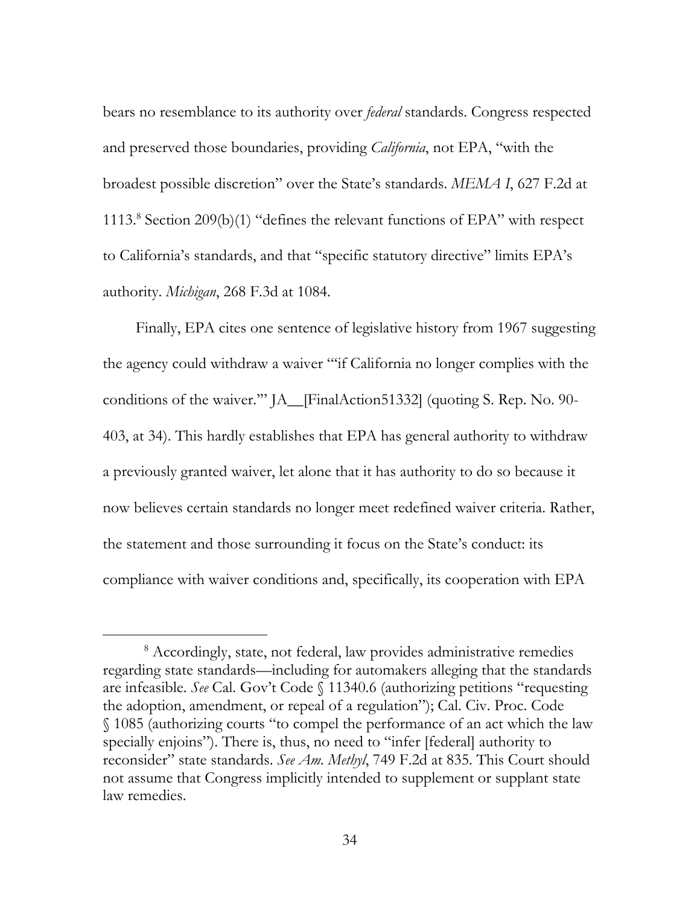bears no resemblance to its authority over *federal* standards. Congress respected and preserved those boundaries, providing *California*, not EPA, "with the broadest possible discretion" over the State's standards. *MEMA I*, 627 F.2d at 1113.[8] Section 209(b)(1) "defines the relevant functions of EPA" with respect to California's standards, and that "specific statutory directive" limits EPA's authority. *Michigan*, 268 F.3d at 1084.

Finally, EPA cites one sentence of legislative history from 1967 suggesting the agency could withdraw a waiver "'if California no longer complies with the conditions of the waiver.'" JA__[FinalAction51332] (quoting S. Rep. No. 90-403, at 34). This hardly establishes that EPA has general authority to withdraw a previously granted waiver, let alone that it has authority to do so because it now believes certain standards no longer meet redefined waiver criteria. Rather, the statement and those surrounding it focus on the State's conduct: its compliance with waiver conditions and, specifically, its cooperation with EPA

---

[8] Accordingly, state, not federal, law provides administrative remedies regarding state standards—including for automakers alleging that the standards are infeasible. *See* Cal. Gov't Code § 11340.6 (authorizing petitions "requesting the adoption, amendment, or repeal of a regulation"); Cal. Civ. Proc. Code § 1085 (authorizing courts "to compel the performance of an act which the law specially enjoins"). There is, thus, no need to "infer [federal] authority to reconsider" state standards. *See Am. Methyl*, 749 F.2d at 835. This Court should not assume that Congress implicitly intended to supplement or supplant state law remedies.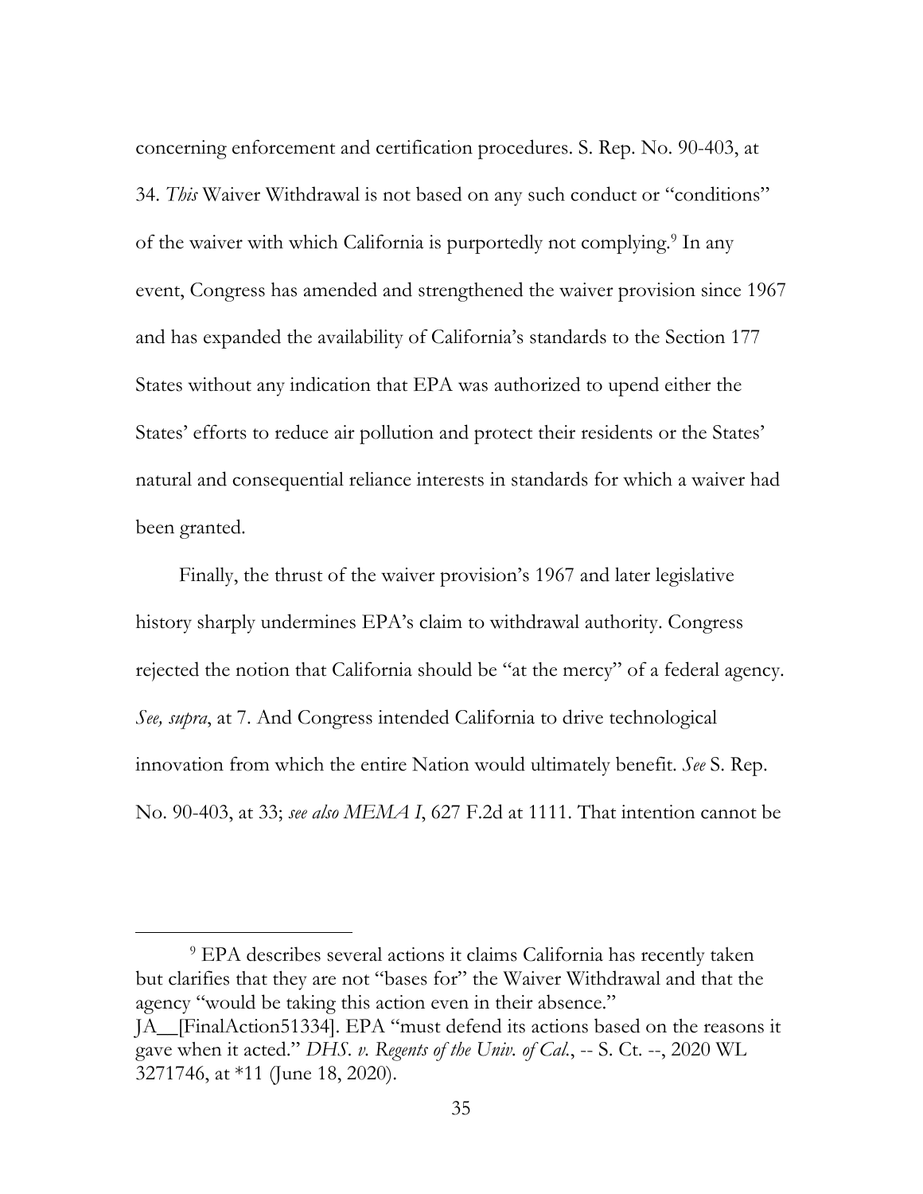concerning enforcement and certification procedures. S. Rep. No. 90-403, at 34. *This* Waiver Withdrawal is not based on any such conduct or "conditions" of the waiver with which California is purportedly not complying.[9] In any event, Congress has amended and strengthened the waiver provision since 1967 and has expanded the availability of California's standards to the Section 177 States without any indication that EPA was authorized to upend either the States' efforts to reduce air pollution and protect their residents or the States' natural and consequential reliance interests in standards for which a waiver had been granted.

Finally, the thrust of the waiver provision's 1967 and later legislative history sharply undermines EPA's claim to withdrawal authority. Congress rejected the notion that California should be "at the mercy" of a federal agency. *See, supra*, at 7. And Congress intended California to drive technological innovation from which the entire Nation would ultimately benefit. *See* S. Rep. No. 90-403, at 33; *see also MEMA I*, 627 F.2d at 1111. That intention cannot be

---

[9] EPA describes several actions it claims California has recently taken but clarifies that they are not "bases for" the Waiver Withdrawal and that the agency "would be taking this action even in their absence." JA__[FinalAction51334]. EPA "must defend its actions based on the reasons it gave when it acted." *DHS. v. Regents of the Univ. of Cal.*, -- S. Ct. --, 2020 WL 3271746, at *11 (June 18, 2020).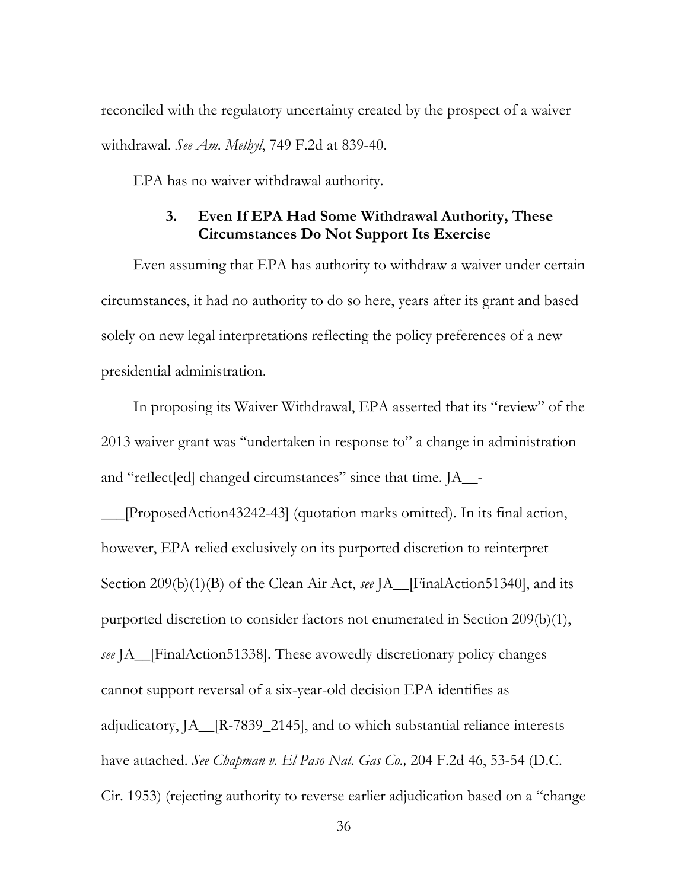reconciled with the regulatory uncertainty created by the prospect of a waiver withdrawal. *See Am. Methyl*, 749 F.2d at 839-40.

EPA has no waiver withdrawal authority.

### 3. Even If EPA Had Some Withdrawal Authority, These Circumstances Do Not Support Its Exercise

Even assuming that EPA has authority to withdraw a waiver under certain circumstances, it had no authority to do so here, years after its grant and based solely on new legal interpretations reflecting the policy preferences of a new presidential administration.

In proposing its Waiver Withdrawal, EPA asserted that its "review" of the 2013 waiver grant was "undertaken in response to" a change in administration and "reflect[ed] changed circumstances" since that time. JA__-___[ProposedAction43242-43] (quotation marks omitted). In its final action, however, EPA relied exclusively on its purported discretion to reinterpret Section 209(b)(1)(B) of the Clean Air Act, *see* JA__[FinalAction51340], and its purported discretion to consider factors not enumerated in Section 209(b)(1), *see* JA__[FinalAction51338]. These avowedly discretionary policy changes cannot support reversal of a six-year-old decision EPA identifies as adjudicatory, JA__[R-7839_2145], and to which substantial reliance interests have attached. *See Chapman v. El Paso Nat. Gas Co.,* 204 F.2d 46, 53-54 (D.C. Cir. 1953) (rejecting authority to reverse earlier adjudication based on a "change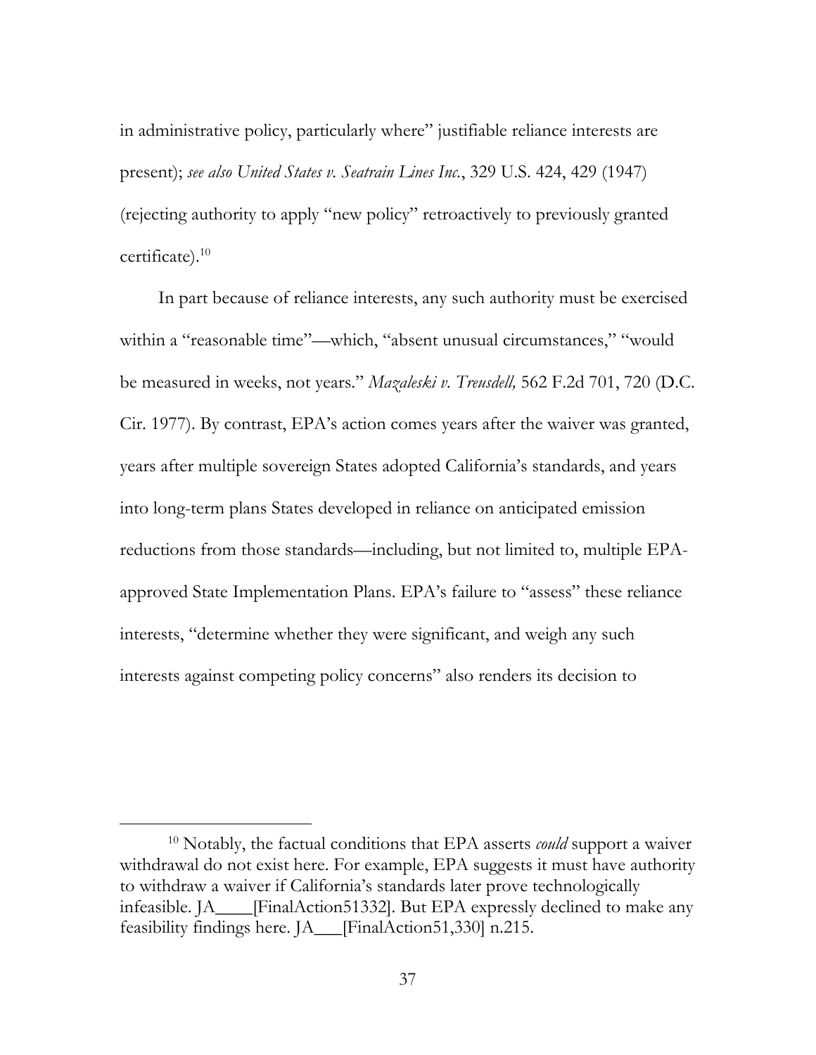in administrative policy, particularly where" justifiable reliance interests are present); *see also United States v. Seatrain Lines Inc.*, 329 U.S. 424, 429 (1947) (rejecting authority to apply "new policy" retroactively to previously granted certificate).[10]

In part because of reliance interests, any such authority must be exercised within a "reasonable time"—which, "absent unusual circumstances," "would be measured in weeks, not years." *Mazaleski v. Treusdell,* 562 F.2d 701, 720 (D.C. Cir. 1977). By contrast, EPA's action comes years after the waiver was granted, years after multiple sovereign States adopted California's standards, and years into long-term plans States developed in reliance on anticipated emission reductions from those standards—including, but not limited to, multiple EPA-approved State Implementation Plans. EPA's failure to "assess" these reliance interests, "determine whether they were significant, and weigh any such interests against competing policy concerns" also renders its decision to

[10] Notably, the factual conditions that EPA asserts *could* support a waiver withdrawal do not exist here. For example, EPA suggests it must have authority to withdraw a waiver if California's standards later prove technologically infeasible. JA____[FinalAction51332]. But EPA expressly declined to make any feasibility findings here. JA___[FinalAction51,330] n.215.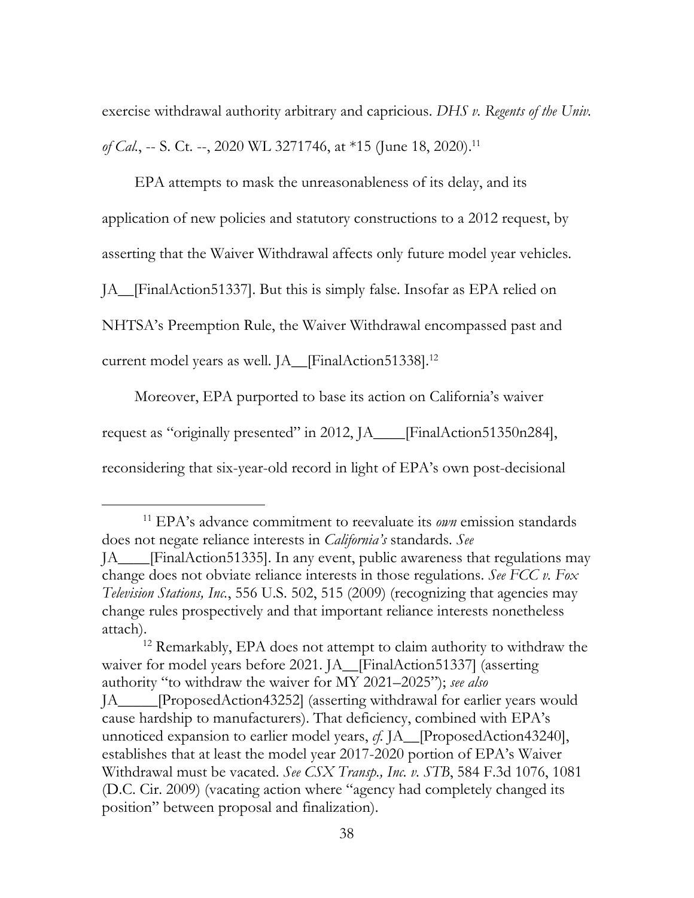exercise withdrawal authority arbitrary and capricious. *DHS v. Regents of the Univ. of Cal.*, -- S. Ct. --, 2020 WL 3271746, at *15 (June 18, 2020).[11]

EPA attempts to mask the unreasonableness of its delay, and its application of new policies and statutory constructions to a 2012 request, by asserting that the Waiver Withdrawal affects only future model year vehicles. JA__[FinalAction51337]. But this is simply false. Insofar as EPA relied on NHTSA's Preemption Rule, the Waiver Withdrawal encompassed past and current model years as well. JA__[FinalAction51338].[12]

Moreover, EPA purported to base its action on California's waiver request as "originally presented" in 2012, JA____[FinalAction51350n284], reconsidering that six-year-old record in light of EPA's own post-decisional

---

[11] EPA's advance commitment to reevaluate its *own* emission standards does not negate reliance interests in *California's* standards. *See* JA____[FinalAction51335]. In any event, public awareness that regulations may change does not obviate reliance interests in those regulations. *See FCC v. Fox Television Stations, Inc.*, 556 U.S. 502, 515 (2009) (recognizing that agencies may change rules prospectively and that important reliance interests nonetheless attach).

[12] Remarkably, EPA does not attempt to claim authority to withdraw the waiver for model years before 2021. JA__[FinalAction51337] (asserting authority "to withdraw the waiver for MY 2021–2025"); *see also* JA_____[ProposedAction43252] (asserting withdrawal for earlier years would cause hardship to manufacturers). That deficiency, combined with EPA's unnoticed expansion to earlier model years, *cf.* JA__[ProposedAction43240], establishes that at least the model year 2017-2020 portion of EPA's Waiver Withdrawal must be vacated. *See CSX Transp., Inc. v. STB*, 584 F.3d 1076, 1081 (D.C. Cir. 2009) (vacating action where "agency had completely changed its position" between proposal and finalization).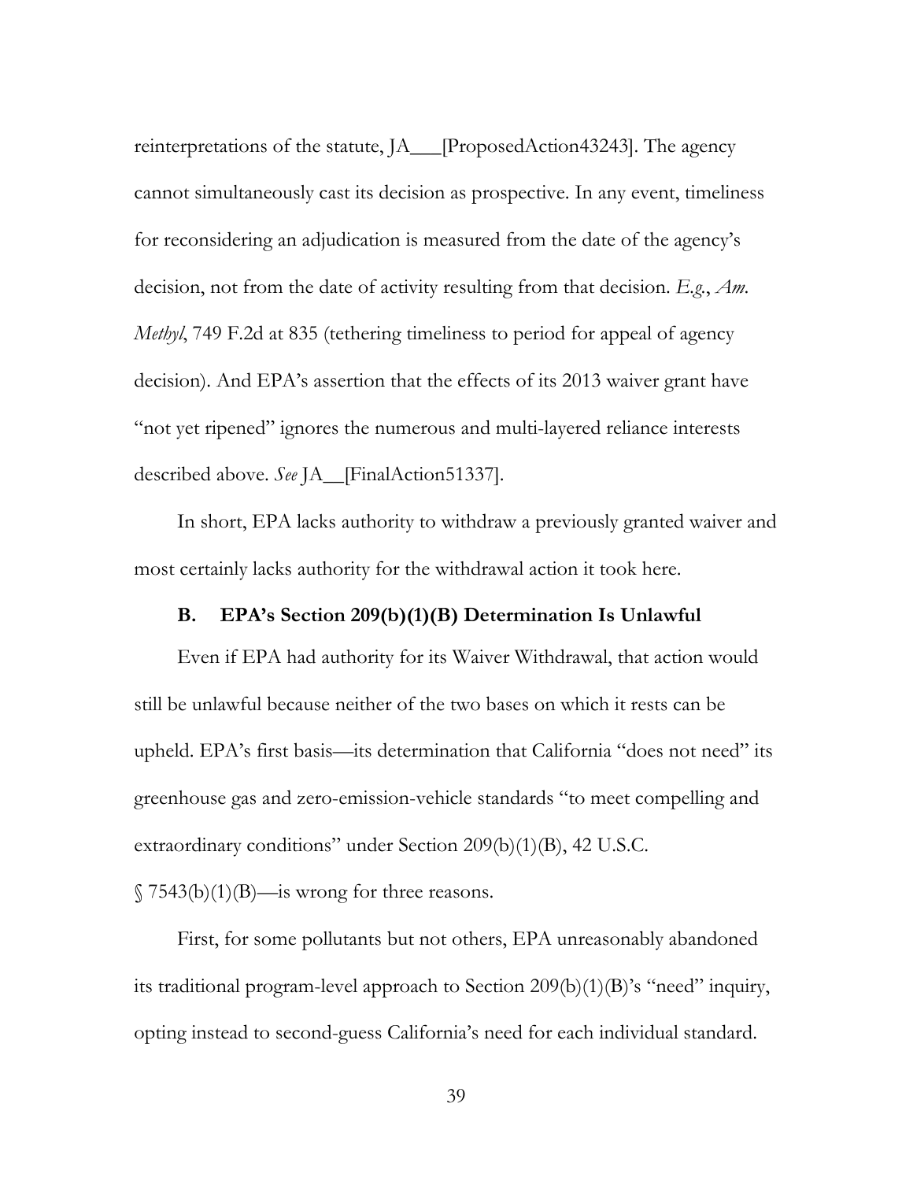reinterpretations of the statute, JA___[ProposedAction43243]. The agency cannot simultaneously cast its decision as prospective. In any event, timeliness for reconsidering an adjudication is measured from the date of the agency's decision, not from the date of activity resulting from that decision. *E.g.*, *Am. Methyl*, 749 F.2d at 835 (tethering timeliness to period for appeal of agency decision). And EPA's assertion that the effects of its 2013 waiver grant have "not yet ripened" ignores the numerous and multi-layered reliance interests described above. *See* JA__[FinalAction51337].

In short, EPA lacks authority to withdraw a previously granted waiver and most certainly lacks authority for the withdrawal action it took here.

### B. EPA's Section 209(b)(1)(B) Determination Is Unlawful

Even if EPA had authority for its Waiver Withdrawal, that action would still be unlawful because neither of the two bases on which it rests can be upheld. EPA's first basis—its determination that California "does not need" its greenhouse gas and zero-emission-vehicle standards "to meet compelling and extraordinary conditions" under Section 209(b)(1)(B), 42 U.S.C. § 7543(b)(1)(B)—is wrong for three reasons.

First, for some pollutants but not others, EPA unreasonably abandoned its traditional program-level approach to Section 209(b)(1)(B)'s "need" inquiry, opting instead to second-guess California's need for each individual standard.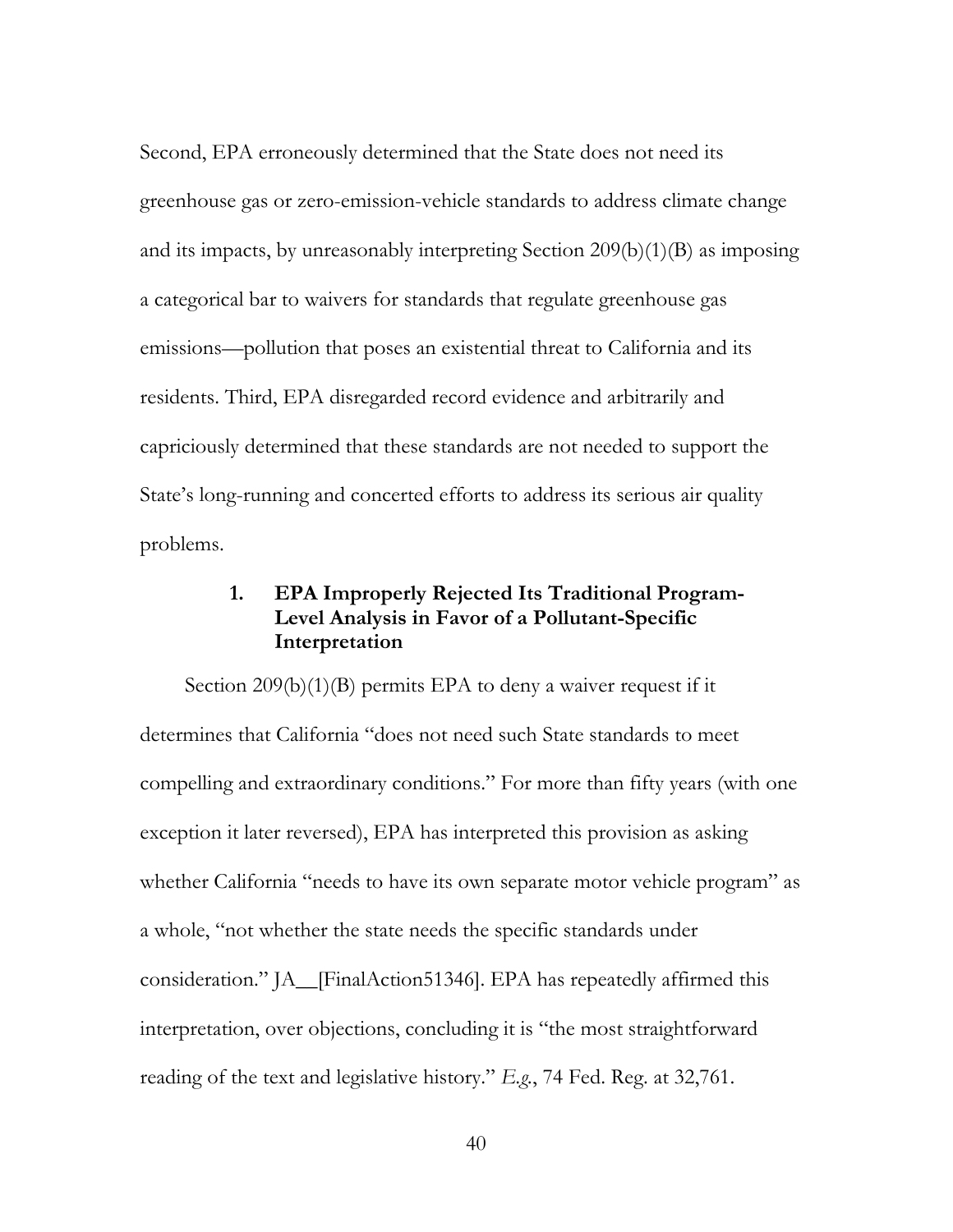Second, EPA erroneously determined that the State does not need its greenhouse gas or zero-emission-vehicle standards to address climate change and its impacts, by unreasonably interpreting Section 209(b)(1)(B) as imposing a categorical bar to waivers for standards that regulate greenhouse gas emissions—pollution that poses an existential threat to California and its residents. Third, EPA disregarded record evidence and arbitrarily and capriciously determined that these standards are not needed to support the State's long-running and concerted efforts to address its serious air quality problems.

### 1. EPA Improperly Rejected Its Traditional Program-Level Analysis in Favor of a Pollutant-Specific Interpretation

Section 209(b)(1)(B) permits EPA to deny a waiver request if it determines that California "does not need such State standards to meet compelling and extraordinary conditions." For more than fifty years (with one exception it later reversed), EPA has interpreted this provision as asking whether California "needs to have its own separate motor vehicle program" as a whole, "not whether the state needs the specific standards under consideration." JA__[FinalAction51346]. EPA has repeatedly affirmed this interpretation, over objections, concluding it is "the most straightforward reading of the text and legislative history." *E.g.*, 74 Fed. Reg. at 32,761.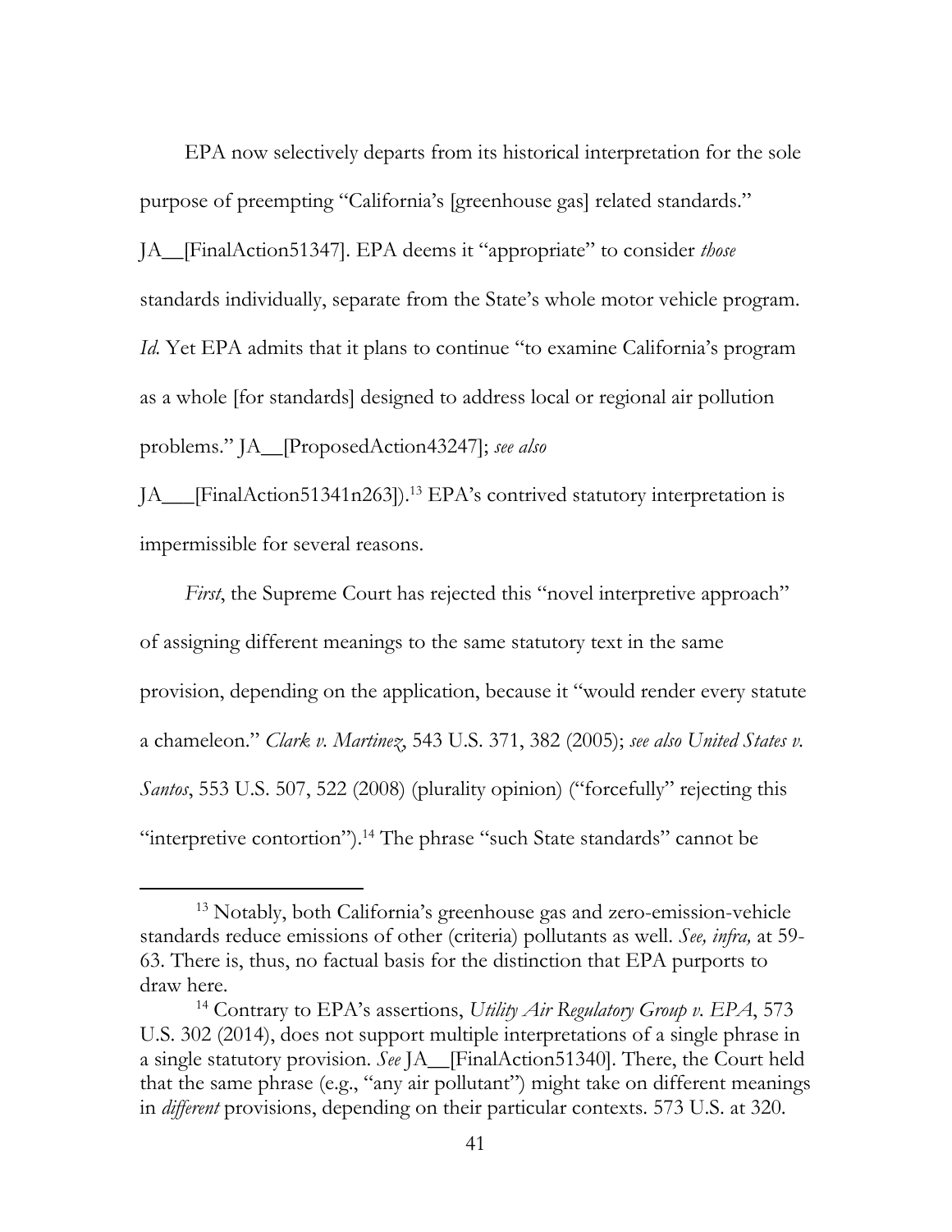EPA now selectively departs from its historical interpretation for the sole purpose of preempting "California's [greenhouse gas] related standards." JA__[FinalAction51347]. EPA deems it "appropriate" to consider *those* standards individually, separate from the State's whole motor vehicle program. *Id.* Yet EPA admits that it plans to continue "to examine California's program as a whole [for standards] designed to address local or regional air pollution problems." JA__[ProposedAction43247]; *see also* JA___[FinalAction51341n263]).[13] EPA's contrived statutory interpretation is impermissible for several reasons.

*First*, the Supreme Court has rejected this "novel interpretive approach" of assigning different meanings to the same statutory text in the same provision, depending on the application, because it "would render every statute a chameleon." *Clark v. Martinez*, 543 U.S. 371, 382 (2005); *see also United States v. Santos*, 553 U.S. 507, 522 (2008) (plurality opinion) ("forcefully" rejecting this "interpretive contortion").[14] The phrase "such State standards" cannot be

---

[13] Notably, both California's greenhouse gas and zero-emission-vehicle standards reduce emissions of other (criteria) pollutants as well. *See, infra,* at 59-63. There is, thus, no factual basis for the distinction that EPA purports to draw here.

[14] Contrary to EPA's assertions, *Utility Air Regulatory Group v. EPA*, 573 U.S. 302 (2014), does not support multiple interpretations of a single phrase in a single statutory provision. *See* JA__[FinalAction51340]. There, the Court held that the same phrase (e.g., "any air pollutant") might take on different meanings in *different* provisions, depending on their particular contexts. 573 U.S. at 320.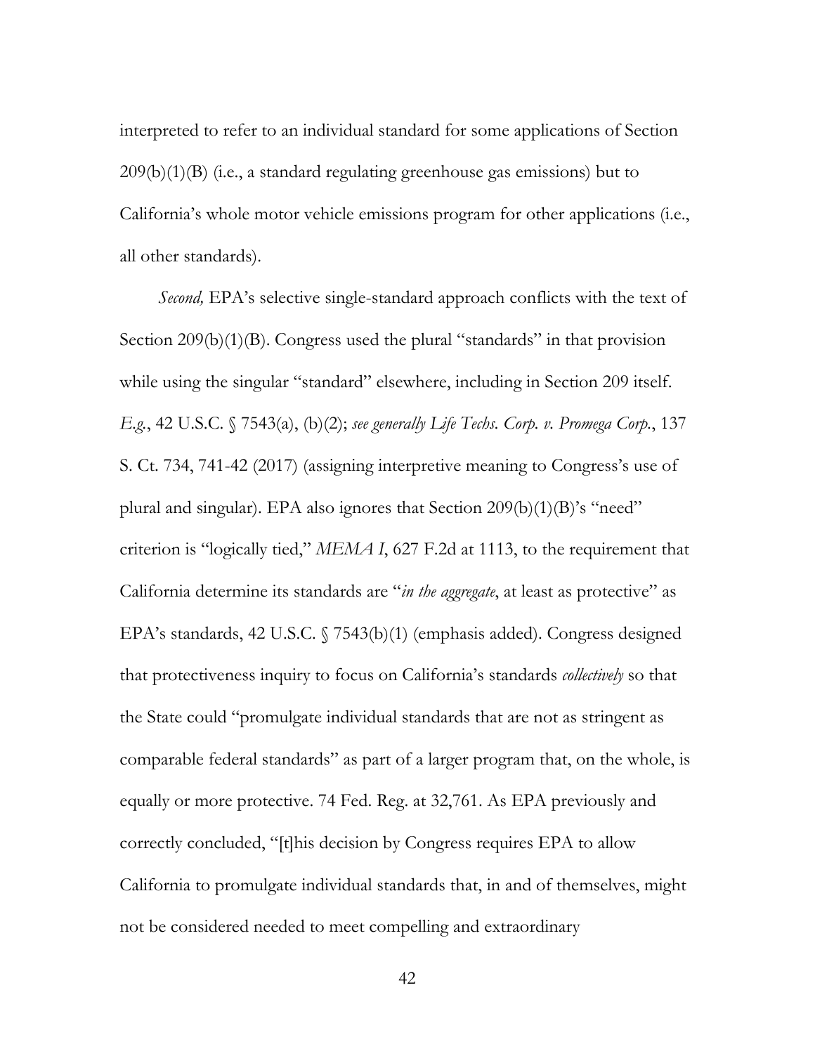interpreted to refer to an individual standard for some applications of Section 209(b)(1)(B) (i.e., a standard regulating greenhouse gas emissions) but to California's whole motor vehicle emissions program for other applications (i.e., all other standards).

*Second,* EPA's selective single-standard approach conflicts with the text of Section 209(b)(1)(B). Congress used the plural "standards" in that provision while using the singular "standard" elsewhere, including in Section 209 itself. *E.g.*, 42 U.S.C. § 7543(a), (b)(2); *see generally Life Techs. Corp. v. Promega Corp.*, 137 S. Ct. 734, 741-42 (2017) (assigning interpretive meaning to Congress's use of plural and singular). EPA also ignores that Section 209(b)(1)(B)'s "need" criterion is "logically tied," *MEMA I*, 627 F.2d at 1113, to the requirement that California determine its standards are "*in the aggregate*, at least as protective" as EPA's standards, 42 U.S.C. § 7543(b)(1) (emphasis added). Congress designed that protectiveness inquiry to focus on California's standards *collectively* so that the State could "promulgate individual standards that are not as stringent as comparable federal standards" as part of a larger program that, on the whole, is equally or more protective. 74 Fed. Reg. at 32,761. As EPA previously and correctly concluded, "[t]his decision by Congress requires EPA to allow California to promulgate individual standards that, in and of themselves, might not be considered needed to meet compelling and extraordinary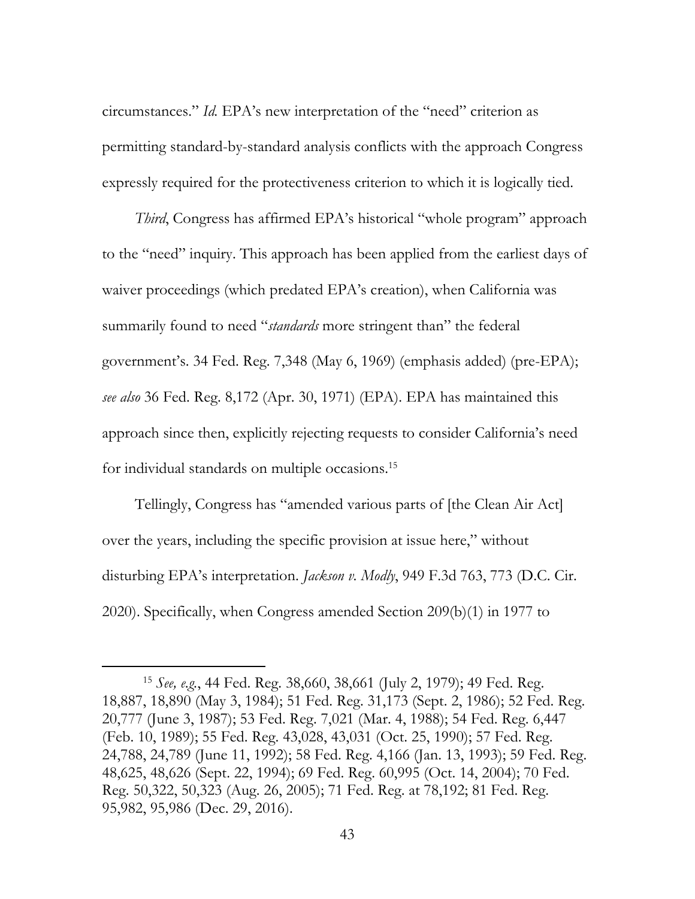circumstances." *Id.* EPA's new interpretation of the "need" criterion as permitting standard-by-standard analysis conflicts with the approach Congress expressly required for the protectiveness criterion to which it is logically tied.

*Third*, Congress has affirmed EPA's historical "whole program" approach to the "need" inquiry. This approach has been applied from the earliest days of waiver proceedings (which predated EPA's creation), when California was summarily found to need "*standards* more stringent than" the federal government's. 34 Fed. Reg. 7,348 (May 6, 1969) (emphasis added) (pre-EPA); *see also* 36 Fed. Reg. 8,172 (Apr. 30, 1971) (EPA). EPA has maintained this approach since then, explicitly rejecting requests to consider California's need for individual standards on multiple occasions.[15]

Tellingly, Congress has "amended various parts of [the Clean Air Act] over the years, including the specific provision at issue here," without disturbing EPA's interpretation. *Jackson v. Modly*, 949 F.3d 763, 773 (D.C. Cir. 2020). Specifically, when Congress amended Section 209(b)(1) in 1977 to

---

[15] *See, e.g.*, 44 Fed. Reg. 38,660, 38,661 (July 2, 1979); 49 Fed. Reg. 18,887, 18,890 (May 3, 1984); 51 Fed. Reg. 31,173 (Sept. 2, 1986); 52 Fed. Reg. 20,777 (June 3, 1987); 53 Fed. Reg. 7,021 (Mar. 4, 1988); 54 Fed. Reg. 6,447 (Feb. 10, 1989); 55 Fed. Reg. 43,028, 43,031 (Oct. 25, 1990); 57 Fed. Reg. 24,788, 24,789 (June 11, 1992); 58 Fed. Reg. 4,166 (Jan. 13, 1993); 59 Fed. Reg. 48,625, 48,626 (Sept. 22, 1994); 69 Fed. Reg. 60,995 (Oct. 14, 2004); 70 Fed. Reg. 50,322, 50,323 (Aug. 26, 2005); 71 Fed. Reg. at 78,192; 81 Fed. Reg. 95,982, 95,986 (Dec. 29, 2016).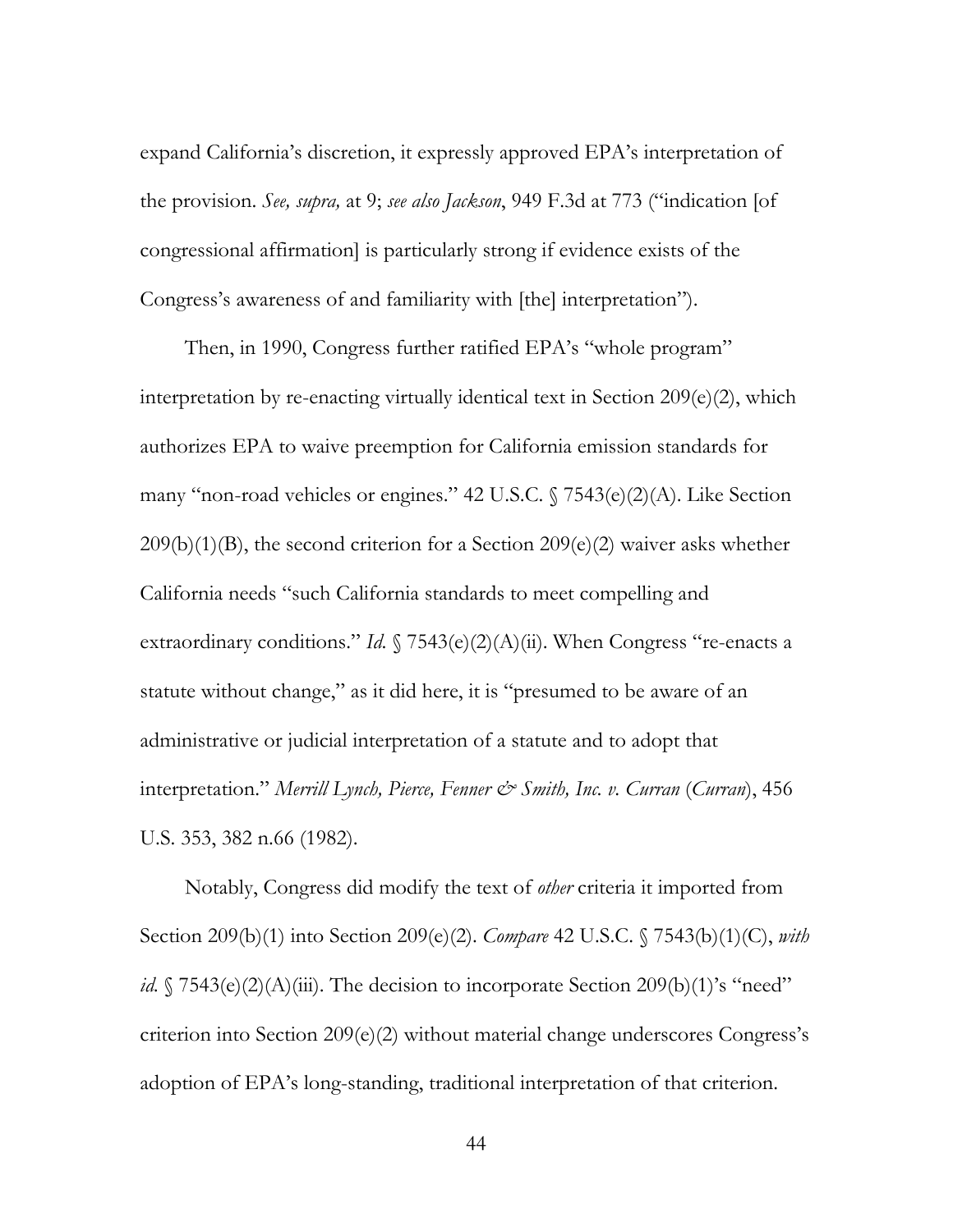expand California's discretion, it expressly approved EPA's interpretation of the provision. *See, supra,* at 9; *see also Jackson*, 949 F.3d at 773 ("indication [of congressional affirmation] is particularly strong if evidence exists of the Congress's awareness of and familiarity with [the] interpretation").

Then, in 1990, Congress further ratified EPA's "whole program" interpretation by re-enacting virtually identical text in Section 209(e)(2), which authorizes EPA to waive preemption for California emission standards for many "non-road vehicles or engines." 42 U.S.C. § 7543(e)(2)(A). Like Section 209(b)(1)(B), the second criterion for a Section 209(e)(2) waiver asks whether California needs "such California standards to meet compelling and extraordinary conditions." *Id.* § 7543(e)(2)(A)(ii). When Congress "re-enacts a statute without change," as it did here, it is "presumed to be aware of an administrative or judicial interpretation of a statute and to adopt that interpretation." *Merrill Lynch, Pierce, Fenner & Smith, Inc. v. Curran* (*Curran*), 456 U.S. 353, 382 n.66 (1982).

Notably, Congress did modify the text of *other* criteria it imported from Section 209(b)(1) into Section 209(e)(2). *Compare* 42 U.S.C. § 7543(b)(1)(C), *with id.* § 7543(e)(2)(A)(iii). The decision to incorporate Section 209(b)(1)'s "need" criterion into Section 209(e)(2) without material change underscores Congress's adoption of EPA's long-standing, traditional interpretation of that criterion.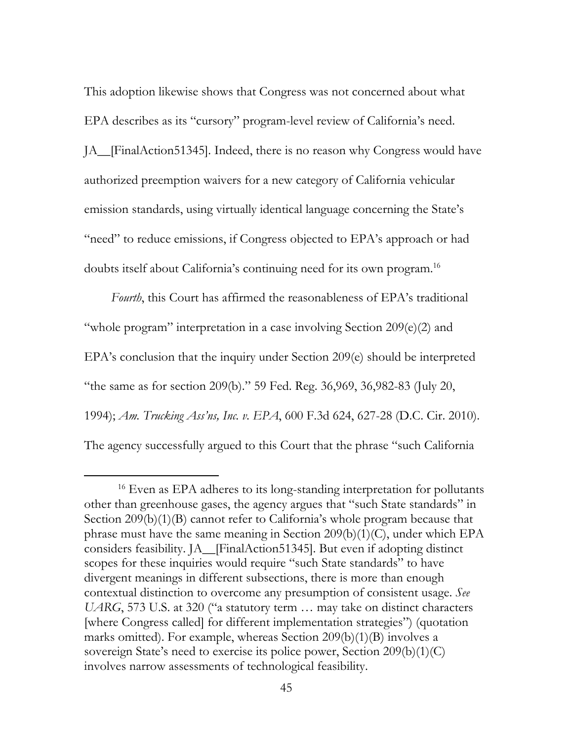This adoption likewise shows that Congress was not concerned about what EPA describes as its "cursory" program-level review of California's need. JA__[FinalAction51345]. Indeed, there is no reason why Congress would have authorized preemption waivers for a new category of California vehicular emission standards, using virtually identical language concerning the State's "need" to reduce emissions, if Congress objected to EPA's approach or had doubts itself about California's continuing need for its own program.[16]

*Fourth*, this Court has affirmed the reasonableness of EPA's traditional "whole program" interpretation in a case involving Section 209(e)(2) and EPA's conclusion that the inquiry under Section 209(e) should be interpreted "the same as for section 209(b)." 59 Fed. Reg. 36,969, 36,982-83 (July 20, 1994); *Am. Trucking Ass'ns, Inc. v. EPA*, 600 F.3d 624, 627-28 (D.C. Cir. 2010). The agency successfully argued to this Court that the phrase "such California

---

[16] Even as EPA adheres to its long-standing interpretation for pollutants other than greenhouse gases, the agency argues that "such State standards" in Section 209(b)(1)(B) cannot refer to California's whole program because that phrase must have the same meaning in Section 209(b)(1)(C), under which EPA considers feasibility. JA__[FinalAction51345]. But even if adopting distinct scopes for these inquiries would require "such State standards" to have divergent meanings in different subsections, there is more than enough contextual distinction to overcome any presumption of consistent usage. *See UARG*, 573 U.S. at 320 ("a statutory term … may take on distinct characters [where Congress called] for different implementation strategies") (quotation marks omitted). For example, whereas Section 209(b)(1)(B) involves a sovereign State's need to exercise its police power, Section 209(b)(1)(C) involves narrow assessments of technological feasibility.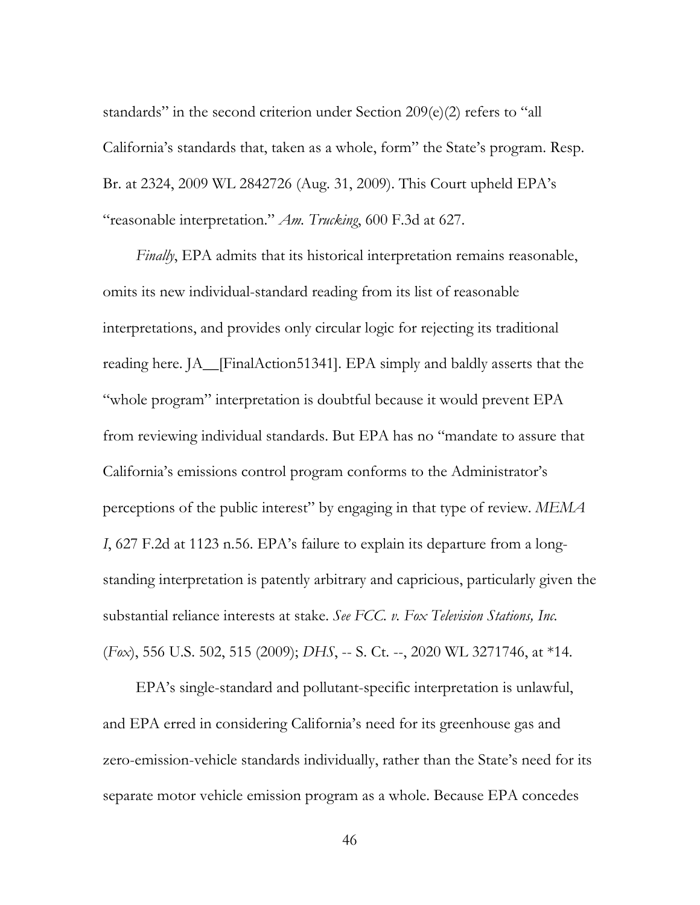standards" in the second criterion under Section 209(e)(2) refers to "all California's standards that, taken as a whole, form" the State's program. Resp. Br. at 2324, 2009 WL 2842726 (Aug. 31, 2009). This Court upheld EPA's "reasonable interpretation." *Am. Trucking*, 600 F.3d at 627.

*Finally*, EPA admits that its historical interpretation remains reasonable, omits its new individual-standard reading from its list of reasonable interpretations, and provides only circular logic for rejecting its traditional reading here. JA__[FinalAction51341]. EPA simply and baldly asserts that the "whole program" interpretation is doubtful because it would prevent EPA from reviewing individual standards. But EPA has no "mandate to assure that California's emissions control program conforms to the Administrator's perceptions of the public interest" by engaging in that type of review. *MEMA I*, 627 F.2d at 1123 n.56. EPA's failure to explain its departure from a long-standing interpretation is patently arbitrary and capricious, particularly given the substantial reliance interests at stake. *See FCC. v. Fox Television Stations, Inc.* (*Fox*), 556 U.S. 502, 515 (2009); *DHS*, -- S. Ct. --, 2020 WL 3271746, at *14.

EPA's single-standard and pollutant-specific interpretation is unlawful, and EPA erred in considering California's need for its greenhouse gas and zero-emission-vehicle standards individually, rather than the State's need for its separate motor vehicle emission program as a whole. Because EPA concedes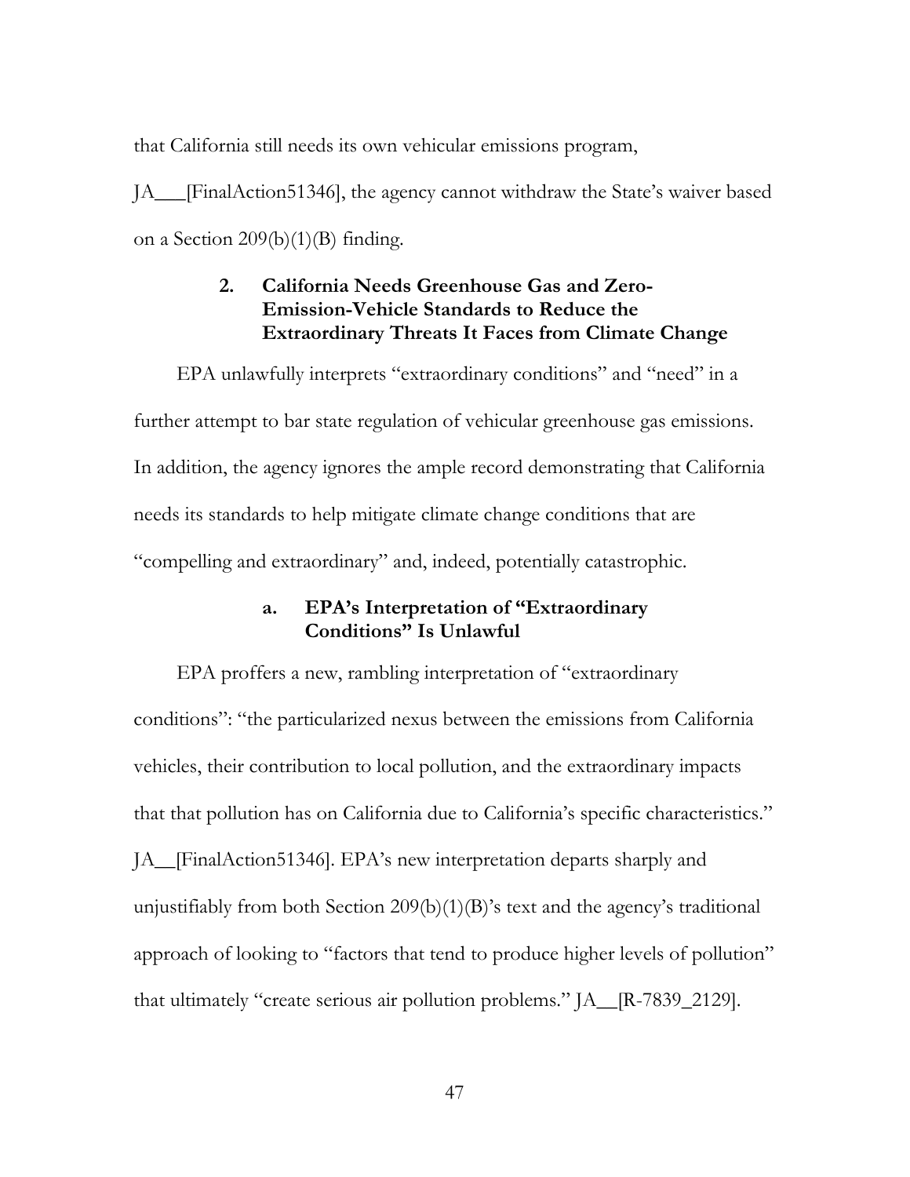that California still needs its own vehicular emissions program, JA___[FinalAction51346], the agency cannot withdraw the State's waiver based on a Section 209(b)(1)(B) finding.

### 2. California Needs Greenhouse Gas and Zero-Emission-Vehicle Standards to Reduce the Extraordinary Threats It Faces from Climate Change

EPA unlawfully interprets "extraordinary conditions" and "need" in a further attempt to bar state regulation of vehicular greenhouse gas emissions. In addition, the agency ignores the ample record demonstrating that California needs its standards to help mitigate climate change conditions that are "compelling and extraordinary" and, indeed, potentially catastrophic.

#### a. EPA's Interpretation of "Extraordinary Conditions" Is Unlawful

EPA proffers a new, rambling interpretation of "extraordinary conditions": "the particularized nexus between the emissions from California vehicles, their contribution to local pollution, and the extraordinary impacts that that pollution has on California due to California's specific characteristics." JA__[FinalAction51346]. EPA's new interpretation departs sharply and unjustifiably from both Section 209(b)(1)(B)'s text and the agency's traditional approach of looking to "factors that tend to produce higher levels of pollution" that ultimately "create serious air pollution problems." JA__[R-7839_2129].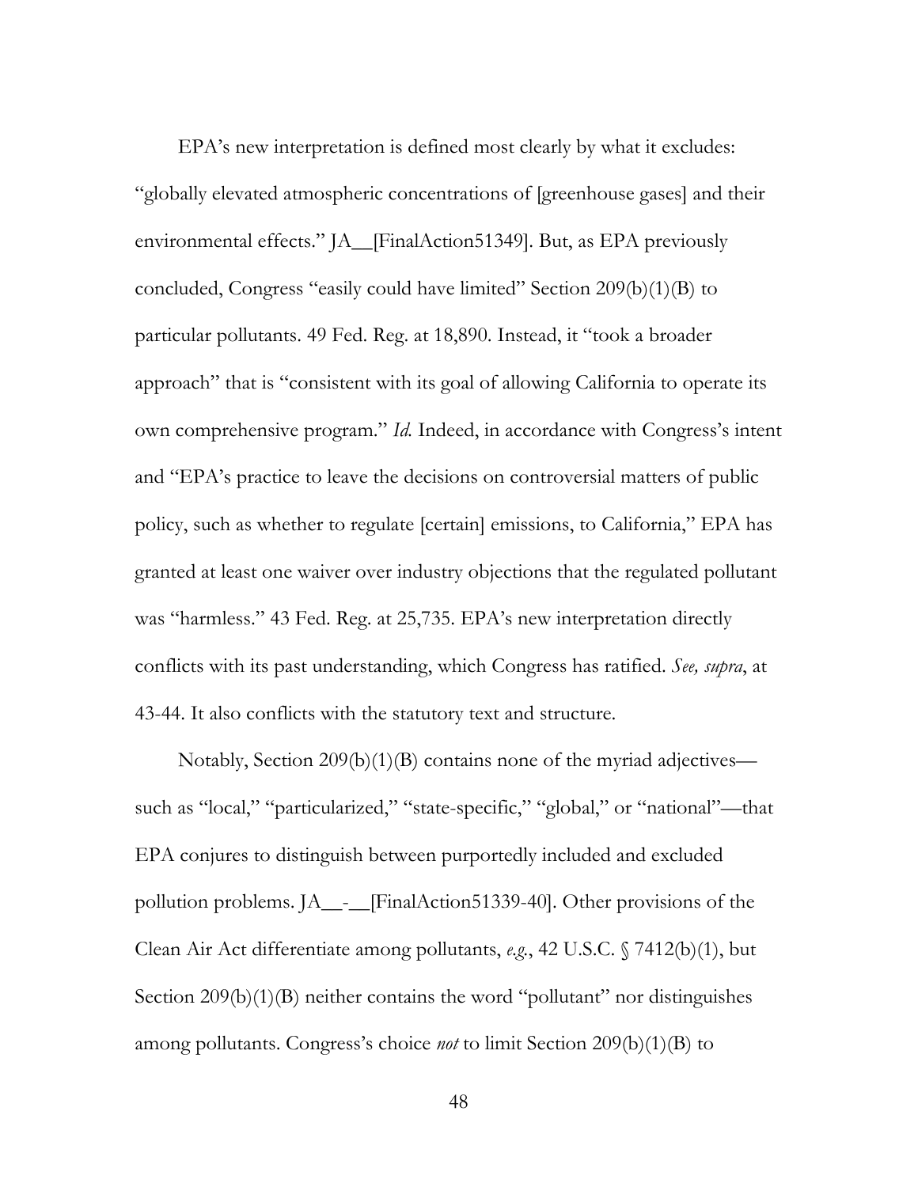EPA's new interpretation is defined most clearly by what it excludes: "globally elevated atmospheric concentrations of [greenhouse gases] and their environmental effects." JA__[FinalAction51349]. But, as EPA previously concluded, Congress "easily could have limited" Section 209(b)(1)(B) to particular pollutants. 49 Fed. Reg. at 18,890. Instead, it "took a broader approach" that is "consistent with its goal of allowing California to operate its own comprehensive program." *Id.* Indeed, in accordance with Congress's intent and "EPA's practice to leave the decisions on controversial matters of public policy, such as whether to regulate [certain] emissions, to California," EPA has granted at least one waiver over industry objections that the regulated pollutant was "harmless." 43 Fed. Reg. at 25,735. EPA's new interpretation directly conflicts with its past understanding, which Congress has ratified. *See, supra*, at 43-44. It also conflicts with the statutory text and structure.

Notably, Section 209(b)(1)(B) contains none of the myriad adjectives—such as "local," "particularized," "state-specific," "global," or "national"—that EPA conjures to distinguish between purportedly included and excluded pollution problems. JA__-__[FinalAction51339-40]. Other provisions of the Clean Air Act differentiate among pollutants, *e.g.*, 42 U.S.C. § 7412(b)(1), but Section 209(b)(1)(B) neither contains the word "pollutant" nor distinguishes among pollutants. Congress's choice *not* to limit Section 209(b)(1)(B) to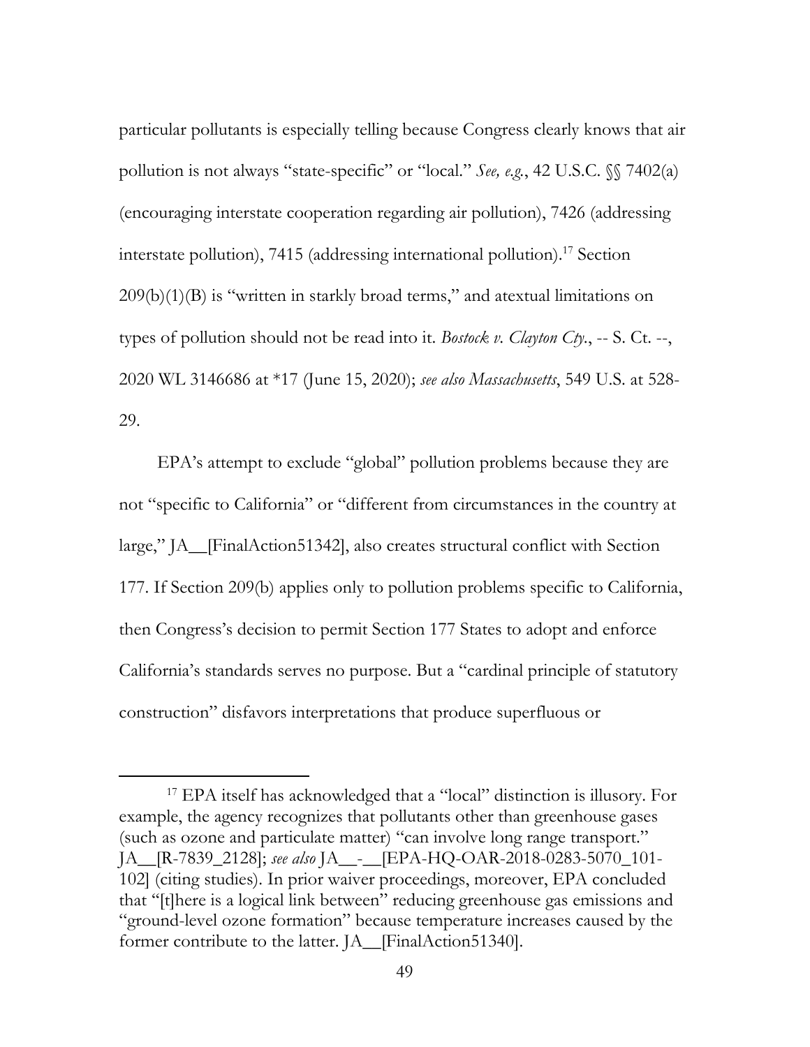particular pollutants is especially telling because Congress clearly knows that air pollution is not always "state-specific" or "local." *See, e.g.*, 42 U.S.C. §§ 7402(a) (encouraging interstate cooperation regarding air pollution), 7426 (addressing interstate pollution), 7415 (addressing international pollution).[17] Section 209(b)(1)(B) is "written in starkly broad terms," and atextual limitations on types of pollution should not be read into it. *Bostock v. Clayton Cty.*, -- S. Ct. --, 2020 WL 3146686 at *17 (June 15, 2020); *see also Massachusetts*, 549 U.S. at 528-29.

EPA's attempt to exclude "global" pollution problems because they are not "specific to California" or "different from circumstances in the country at large," JA__[FinalAction51342], also creates structural conflict with Section 177. If Section 209(b) applies only to pollution problems specific to California, then Congress's decision to permit Section 177 States to adopt and enforce California's standards serves no purpose. But a "cardinal principle of statutory construction" disfavors interpretations that produce superfluous or

[17] EPA itself has acknowledged that a "local" distinction is illusory. For example, the agency recognizes that pollutants other than greenhouse gases (such as ozone and particulate matter) "can involve long range transport." JA__[R-7839_2128]; *see also* JA__-__[EPA-HQ-OAR-2018-0283-5070_101-102] (citing studies). In prior waiver proceedings, moreover, EPA concluded that "[t]here is a logical link between" reducing greenhouse gas emissions and "ground-level ozone formation" because temperature increases caused by the former contribute to the latter. JA__[FinalAction51340].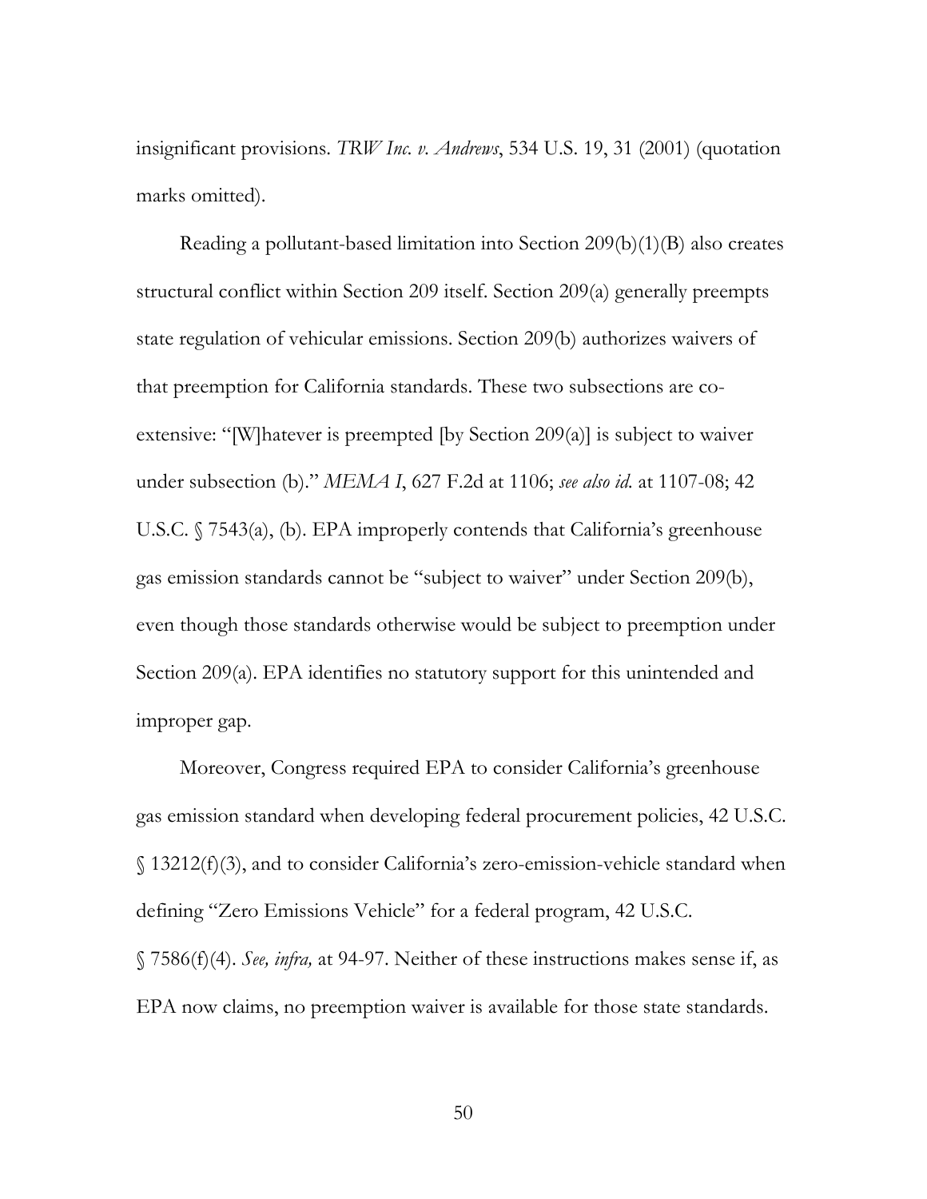insignificant provisions. *TRW Inc. v. Andrews*, 534 U.S. 19, 31 (2001) (quotation marks omitted).

Reading a pollutant-based limitation into Section 209(b)(1)(B) also creates structural conflict within Section 209 itself. Section 209(a) generally preempts state regulation of vehicular emissions. Section 209(b) authorizes waivers of that preemption for California standards. These two subsections are co-extensive: "[W]hatever is preempted [by Section 209(a)] is subject to waiver under subsection (b)." *MEMA I*, 627 F.2d at 1106; *see also id.* at 1107-08; 42 U.S.C. § 7543(a), (b). EPA improperly contends that California's greenhouse gas emission standards cannot be "subject to waiver" under Section 209(b), even though those standards otherwise would be subject to preemption under Section 209(a). EPA identifies no statutory support for this unintended and improper gap.

Moreover, Congress required EPA to consider California's greenhouse gas emission standard when developing federal procurement policies, 42 U.S.C. § 13212(f)(3), and to consider California's zero-emission-vehicle standard when defining "Zero Emissions Vehicle" for a federal program, 42 U.S.C. § 7586(f)(4). *See, infra,* at 94-97. Neither of these instructions makes sense if, as EPA now claims, no preemption waiver is available for those state standards.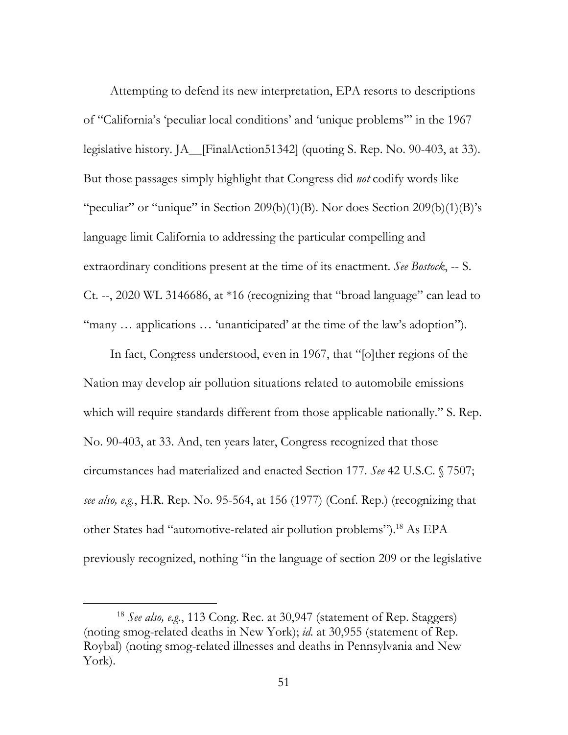Attempting to defend its new interpretation, EPA resorts to descriptions of "California's 'peculiar local conditions' and 'unique problems'" in the 1967 legislative history. JA__[FinalAction51342] (quoting S. Rep. No. 90-403, at 33). But those passages simply highlight that Congress did *not* codify words like "peculiar" or "unique" in Section 209(b)(1)(B). Nor does Section 209(b)(1)(B)'s language limit California to addressing the particular compelling and extraordinary conditions present at the time of its enactment. *See Bostock*, -- S. Ct. --, 2020 WL 3146686, at *16 (recognizing that "broad language" can lead to "many … applications … 'unanticipated' at the time of the law's adoption").

In fact, Congress understood, even in 1967, that "[o]ther regions of the Nation may develop air pollution situations related to automobile emissions which will require standards different from those applicable nationally." S. Rep. No. 90-403, at 33. And, ten years later, Congress recognized that those circumstances had materialized and enacted Section 177. *See* 42 U.S.C. § 7507; *see also, e.g.*, H.R. Rep. No. 95-564, at 156 (1977) (Conf. Rep.) (recognizing that other States had "automotive-related air pollution problems").[18] As EPA previously recognized, nothing "in the language of section 209 or the legislative

[18] *See also, e.g.*, 113 Cong. Rec. at 30,947 (statement of Rep. Staggers) (noting smog-related deaths in New York); *id.* at 30,955 (statement of Rep. Roybal) (noting smog-related illnesses and deaths in Pennsylvania and New York).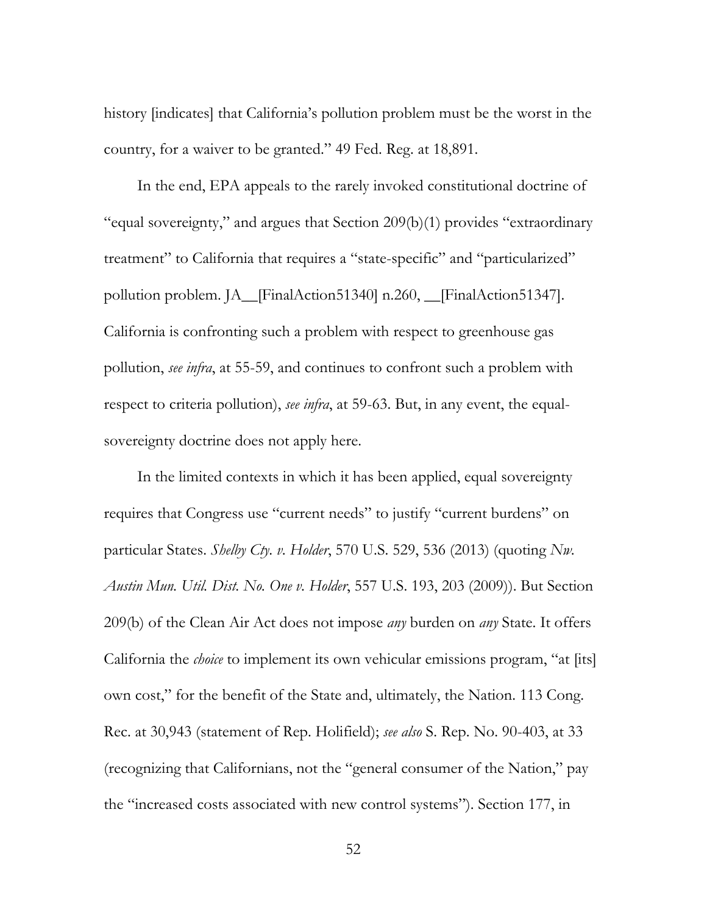history [indicates] that California's pollution problem must be the worst in the country, for a waiver to be granted." 49 Fed. Reg. at 18,891.

In the end, EPA appeals to the rarely invoked constitutional doctrine of "equal sovereignty," and argues that Section 209(b)(1) provides "extraordinary treatment" to California that requires a "state-specific" and "particularized" pollution problem. JA__[FinalAction51340] n.260, __[FinalAction51347]. California is confronting such a problem with respect to greenhouse gas pollution, *see infra*, at 55-59, and continues to confront such a problem with respect to criteria pollution), *see infra*, at 59-63. But, in any event, the equal-sovereignty doctrine does not apply here.

In the limited contexts in which it has been applied, equal sovereignty requires that Congress use "current needs" to justify "current burdens" on particular States. *Shelby Cty. v. Holder*, 570 U.S. 529, 536 (2013) (quoting *Nw. Austin Mun. Util. Dist. No. One v. Holder*, 557 U.S. 193, 203 (2009)). But Section 209(b) of the Clean Air Act does not impose *any* burden on *any* State. It offers California the *choice* to implement its own vehicular emissions program, "at [its] own cost," for the benefit of the State and, ultimately, the Nation. 113 Cong. Rec. at 30,943 (statement of Rep. Holifield); *see also* S. Rep. No. 90-403, at 33 (recognizing that Californians, not the "general consumer of the Nation," pay the "increased costs associated with new control systems"). Section 177, in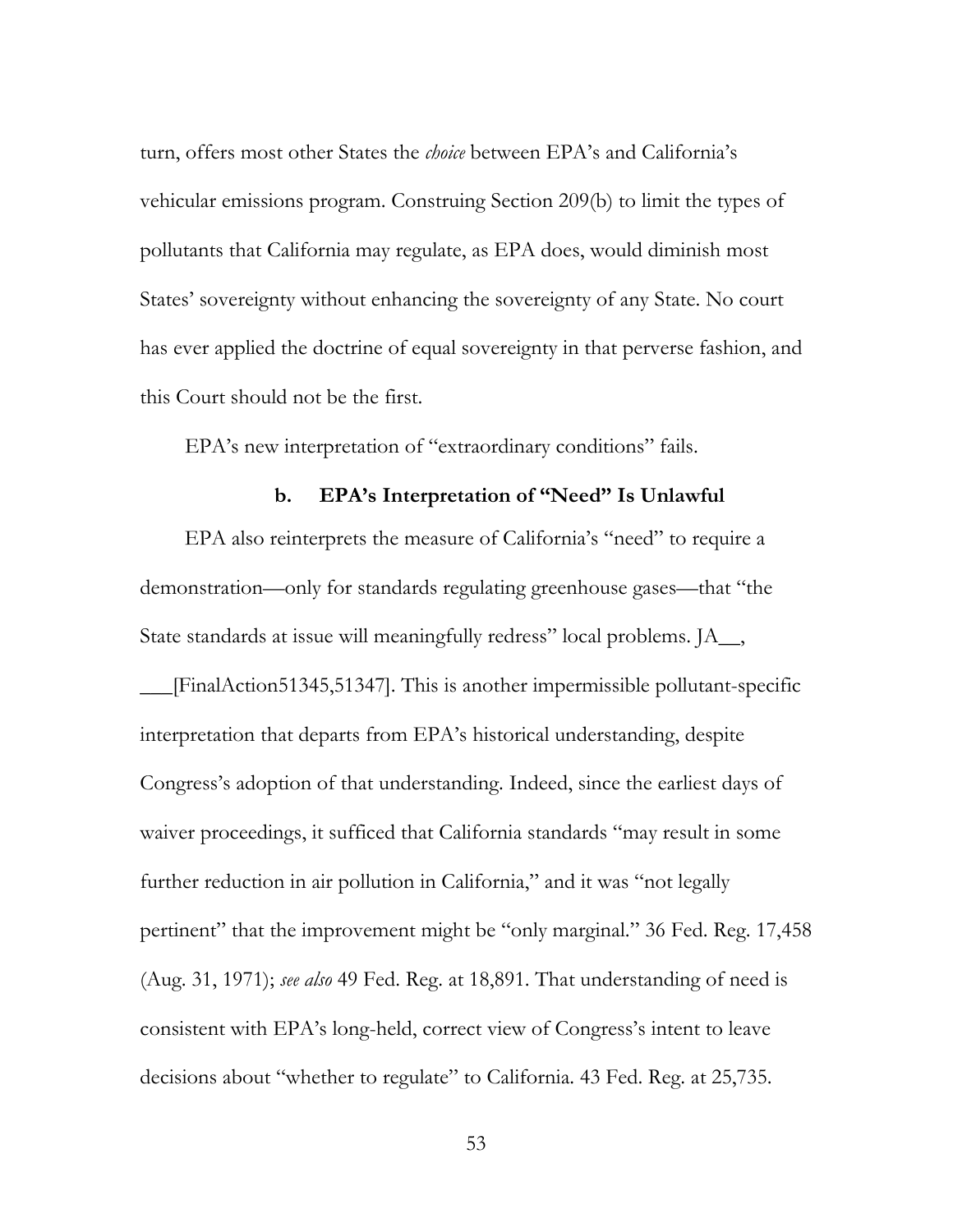turn, offers most other States the *choice* between EPA's and California's vehicular emissions program. Construing Section 209(b) to limit the types of pollutants that California may regulate, as EPA does, would diminish most States' sovereignty without enhancing the sovereignty of any State. No court has ever applied the doctrine of equal sovereignty in that perverse fashion, and this Court should not be the first.

EPA's new interpretation of "extraordinary conditions" fails.

#### b. EPA's Interpretation of "Need" Is Unlawful

EPA also reinterprets the measure of California's "need" to require a demonstration—only for standards regulating greenhouse gases—that "the State standards at issue will meaningfully redress" local problems. JA__, ___[FinalAction51345,51347]. This is another impermissible pollutant-specific interpretation that departs from EPA's historical understanding, despite Congress's adoption of that understanding. Indeed, since the earliest days of waiver proceedings, it sufficed that California standards "may result in some further reduction in air pollution in California," and it was "not legally pertinent" that the improvement might be "only marginal." 36 Fed. Reg. 17,458 (Aug. 31, 1971); *see also* 49 Fed. Reg. at 18,891. That understanding of need is consistent with EPA's long-held, correct view of Congress's intent to leave decisions about "whether to regulate" to California. 43 Fed. Reg. at 25,735.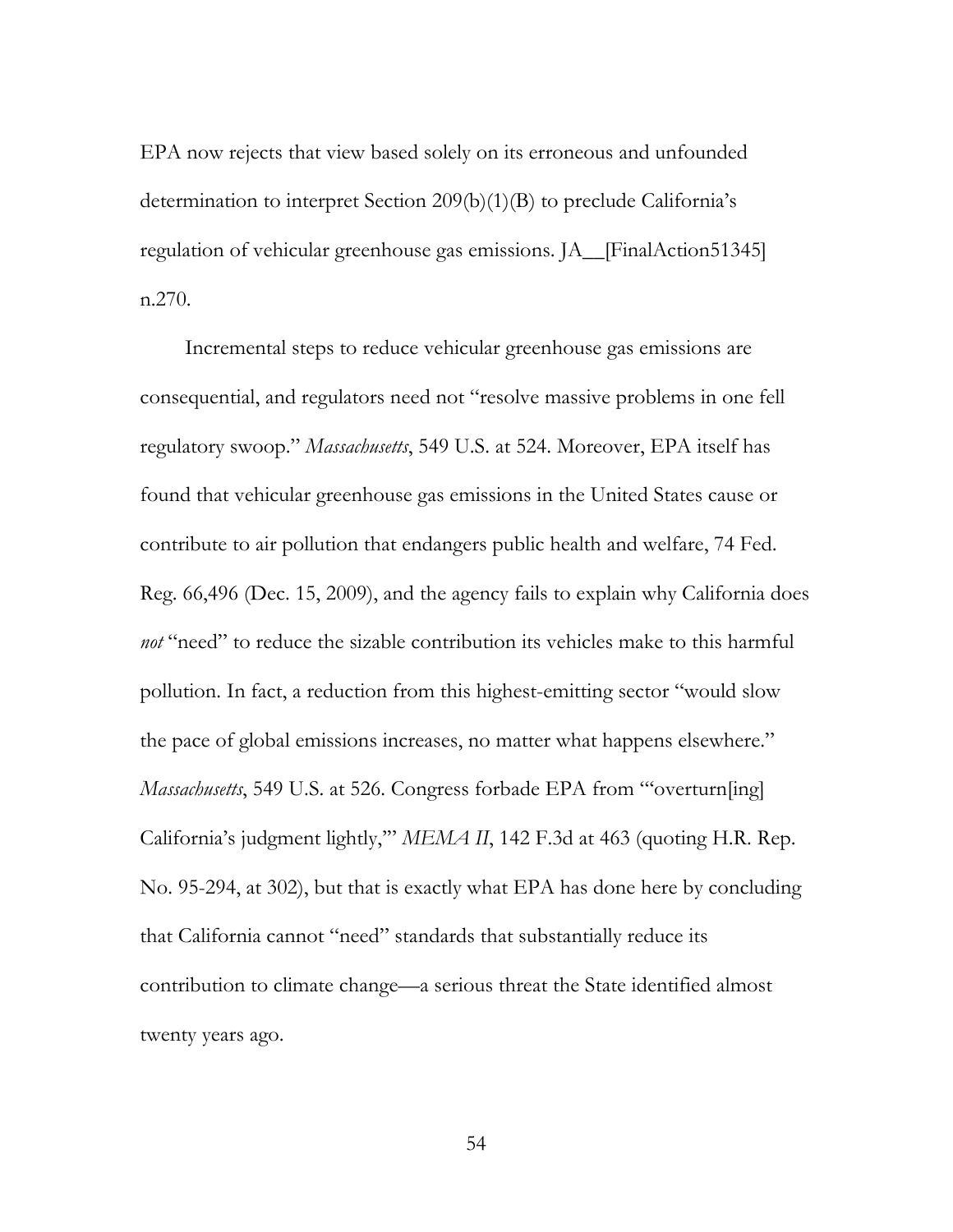EPA now rejects that view based solely on its erroneous and unfounded determination to interpret Section 209(b)(1)(B) to preclude California's regulation of vehicular greenhouse gas emissions. JA__[FinalAction51345] n.270.

Incremental steps to reduce vehicular greenhouse gas emissions are consequential, and regulators need not "resolve massive problems in one fell regulatory swoop." *Massachusetts*, 549 U.S. at 524. Moreover, EPA itself has found that vehicular greenhouse gas emissions in the United States cause or contribute to air pollution that endangers public health and welfare, 74 Fed. Reg. 66,496 (Dec. 15, 2009), and the agency fails to explain why California does *not* "need" to reduce the sizable contribution its vehicles make to this harmful pollution. In fact, a reduction from this highest-emitting sector "would slow the pace of global emissions increases, no matter what happens elsewhere." *Massachusetts*, 549 U.S. at 526. Congress forbade EPA from '"overturn[ing] California's judgment lightly,'" *MEMA II*, 142 F.3d at 463 (quoting H.R. Rep. No. 95-294, at 302), but that is exactly what EPA has done here by concluding that California cannot "need" standards that substantially reduce its contribution to climate change—a serious threat the State identified almost twenty years ago.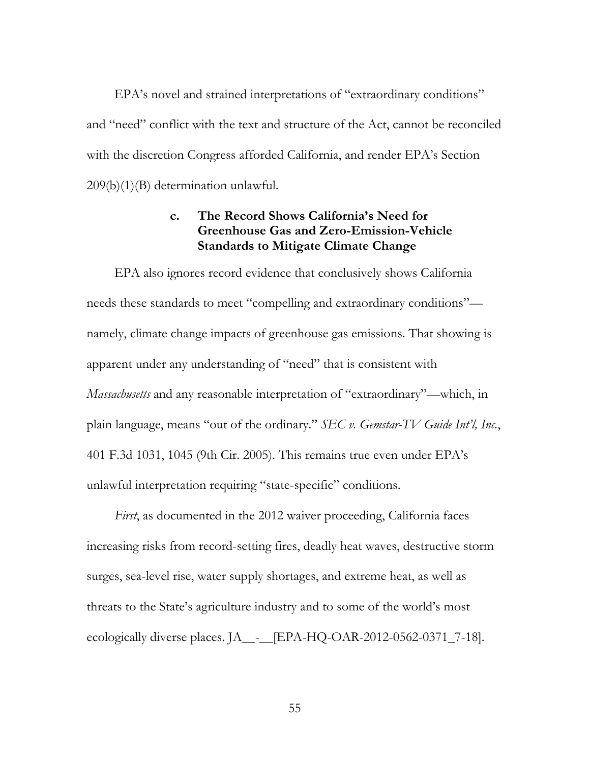EPA's novel and strained interpretations of "extraordinary conditions" and "need" conflict with the text and structure of the Act, cannot be reconciled with the discretion Congress afforded California, and render EPA's Section 209(b)(1)(B) determination unlawful.

#### c. The Record Shows California's Need for Greenhouse Gas and Zero-Emission-Vehicle Standards to Mitigate Climate Change

EPA also ignores record evidence that conclusively shows California needs these standards to meet "compelling and extraordinary conditions"—namely, climate change impacts of greenhouse gas emissions. That showing is apparent under any understanding of "need" that is consistent with *Massachusetts* and any reasonable interpretation of "extraordinary"—which, in plain language, means "out of the ordinary." *SEC v. Gemstar-TV Guide Int'l, Inc.*, 401 F.3d 1031, 1045 (9th Cir. 2005). This remains true even under EPA's unlawful interpretation requiring "state-specific" conditions.

*First*, as documented in the 2012 waiver proceeding, California faces increasing risks from record-setting fires, deadly heat waves, destructive storm surges, sea-level rise, water supply shortages, and extreme heat, as well as threats to the State's agriculture industry and to some of the world's most ecologically diverse places. JA__-__[EPA-HQ-OAR-2012-0562-0371_7-18].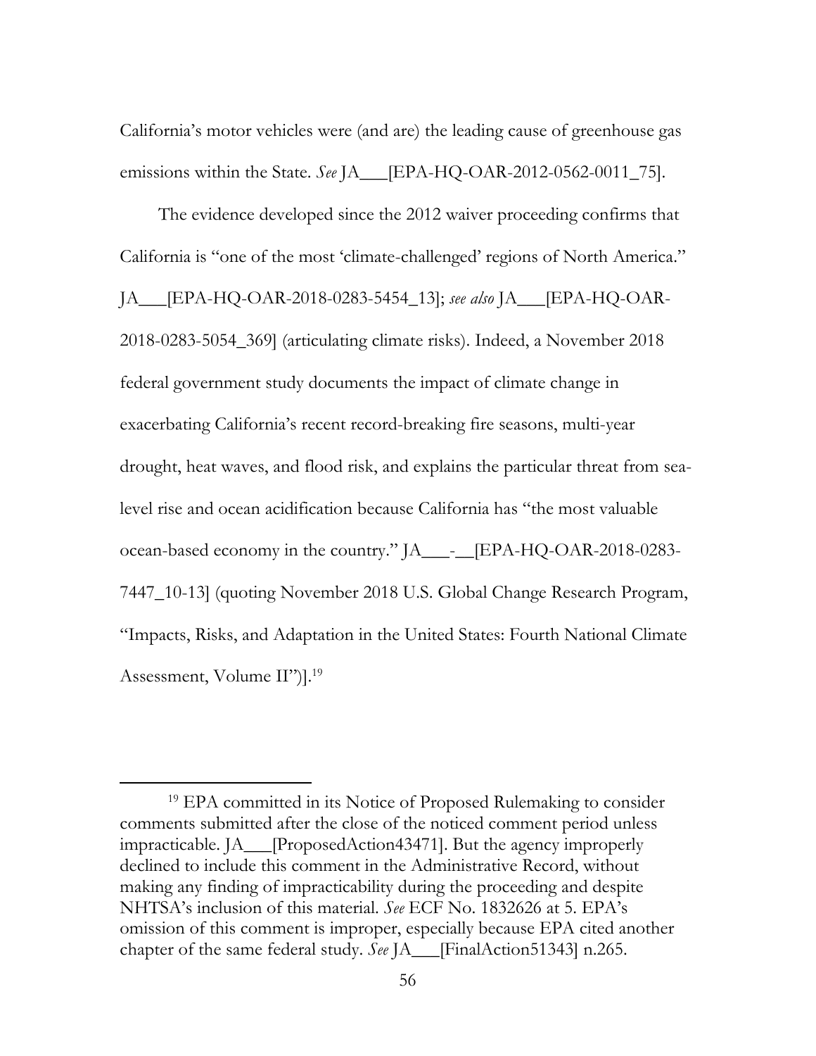California's motor vehicles were (and are) the leading cause of greenhouse gas emissions within the State. *See* JA___[EPA-HQ-OAR-2012-0562-0011_75].

The evidence developed since the 2012 waiver proceeding confirms that California is "one of the most 'climate-challenged' regions of North America." JA___[EPA-HQ-OAR-2018-0283-5454_13]; *see also* JA___[EPA-HQ-OAR-2018-0283-5054_369] (articulating climate risks). Indeed, a November 2018 federal government study documents the impact of climate change in exacerbating California's recent record-breaking fire seasons, multi-year drought, heat waves, and flood risk, and explains the particular threat from sea-level rise and ocean acidification because California has "the most valuable ocean-based economy in the country." JA___-__[EPA-HQ-OAR-2018-0283-7447_10-13] (quoting November 2018 U.S. Global Change Research Program, "Impacts, Risks, and Adaptation in the United States: Fourth National Climate Assessment, Volume II")].[19]

---

[19] EPA committed in its Notice of Proposed Rulemaking to consider comments submitted after the close of the noticed comment period unless impracticable. JA___[ProposedAction43471]. But the agency improperly declined to include this comment in the Administrative Record, without making any finding of impracticability during the proceeding and despite NHTSA's inclusion of this material. *See* ECF No. 1832626 at 5. EPA's omission of this comment is improper, especially because EPA cited another chapter of the same federal study. *See* JA___[FinalAction51343] n.265.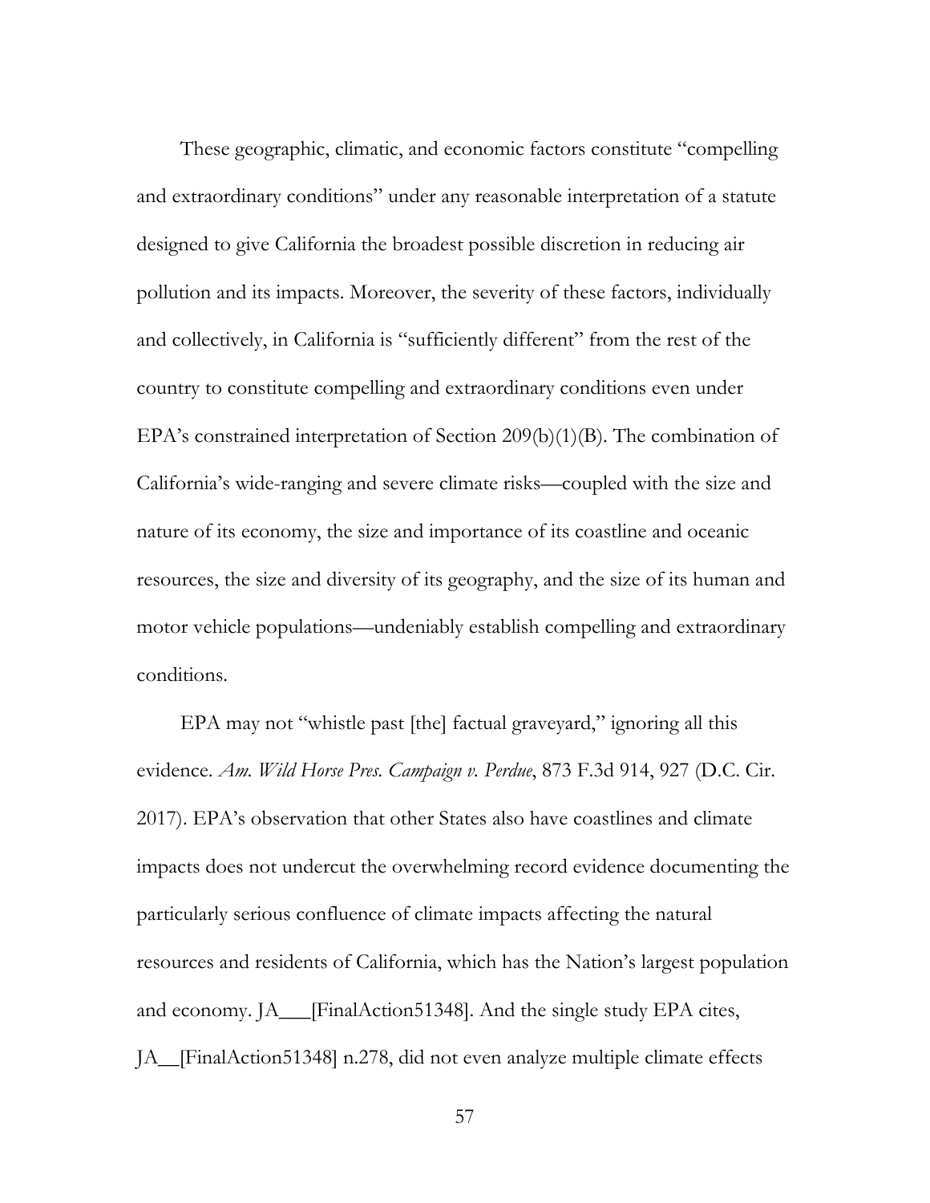These geographic, climatic, and economic factors constitute "compelling and extraordinary conditions" under any reasonable interpretation of a statute designed to give California the broadest possible discretion in reducing air pollution and its impacts. Moreover, the severity of these factors, individually and collectively, in California is "sufficiently different" from the rest of the country to constitute compelling and extraordinary conditions even under EPA's constrained interpretation of Section 209(b)(1)(B). The combination of California's wide-ranging and severe climate risks—coupled with the size and nature of its economy, the size and importance of its coastline and oceanic resources, the size and diversity of its geography, and the size of its human and motor vehicle populations—undeniably establish compelling and extraordinary conditions.

EPA may not "whistle past [the] factual graveyard," ignoring all this evidence. *Am. Wild Horse Pres. Campaign v. Perdue*, 873 F.3d 914, 927 (D.C. Cir. 2017). EPA's observation that other States also have coastlines and climate impacts does not undercut the overwhelming record evidence documenting the particularly serious confluence of climate impacts affecting the natural resources and residents of California, which has the Nation's largest population and economy. JA___[FinalAction51348]. And the single study EPA cites, JA__[FinalAction51348] n.278, did not even analyze multiple climate effects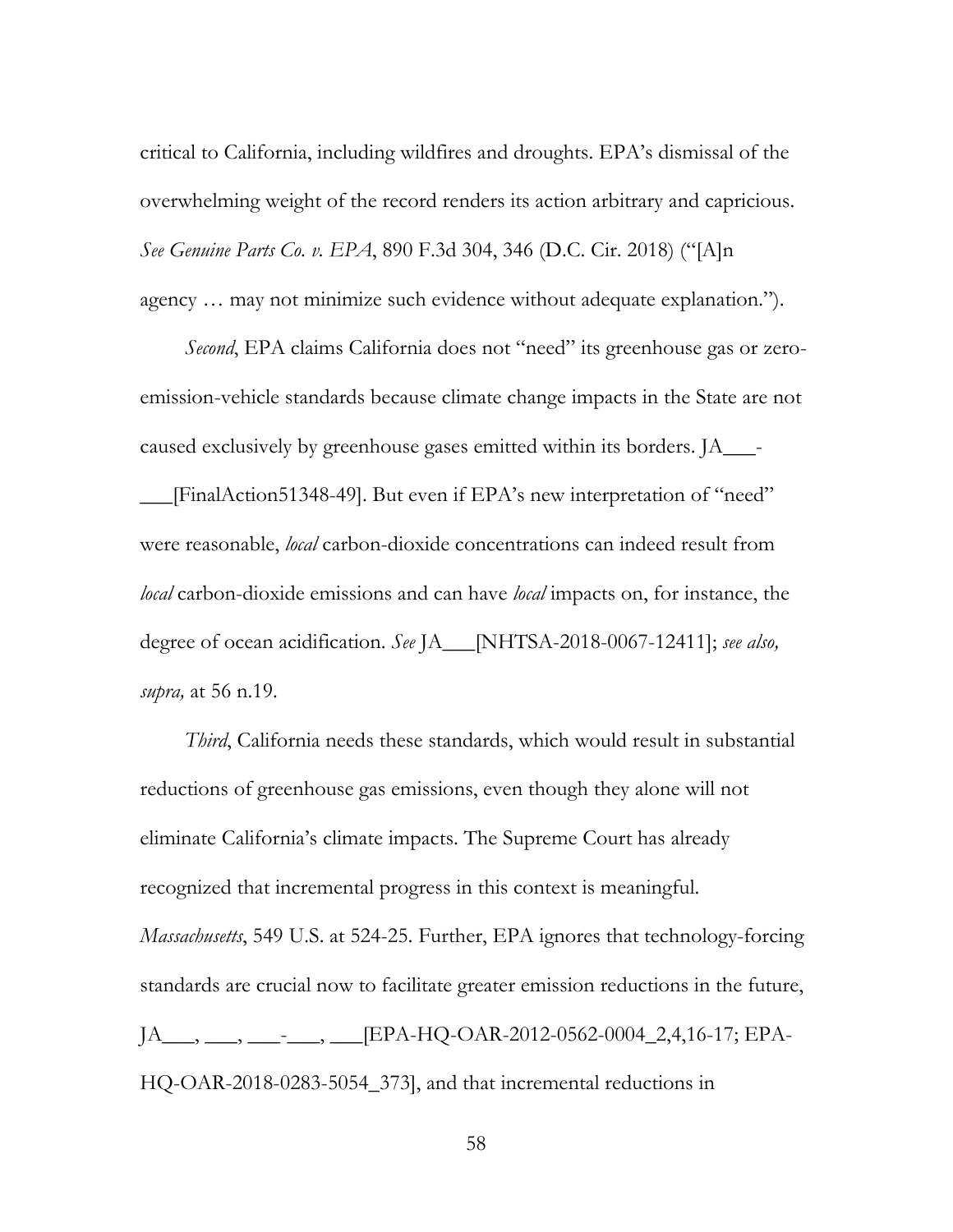critical to California, including wildfires and droughts. EPA's dismissal of the overwhelming weight of the record renders its action arbitrary and capricious. *See Genuine Parts Co. v. EPA*, 890 F.3d 304, 346 (D.C. Cir. 2018) ("[A]n agency … may not minimize such evidence without adequate explanation.").

*Second*, EPA claims California does not "need" its greenhouse gas or zero-emission-vehicle standards because climate change impacts in the State are not caused exclusively by greenhouse gases emitted within its borders. JA___-___[FinalAction51348-49]. But even if EPA's new interpretation of "need" were reasonable, *local* carbon-dioxide concentrations can indeed result from *local* carbon-dioxide emissions and can have *local* impacts on, for instance, the degree of ocean acidification. *See* JA___[NHTSA-2018-0067-12411]; *see also, supra,* at 56 n.19.

*Third*, California needs these standards, which would result in substantial reductions of greenhouse gas emissions, even though they alone will not eliminate California's climate impacts. The Supreme Court has already recognized that incremental progress in this context is meaningful. *Massachusetts*, 549 U.S. at 524-25. Further, EPA ignores that technology-forcing standards are crucial now to facilitate greater emission reductions in the future, JA___, ___, ___-___, ___[EPA-HQ-OAR-2012-0562-0004_2,4,16-17; EPA-HQ-OAR-2018-0283-5054_373], and that incremental reductions in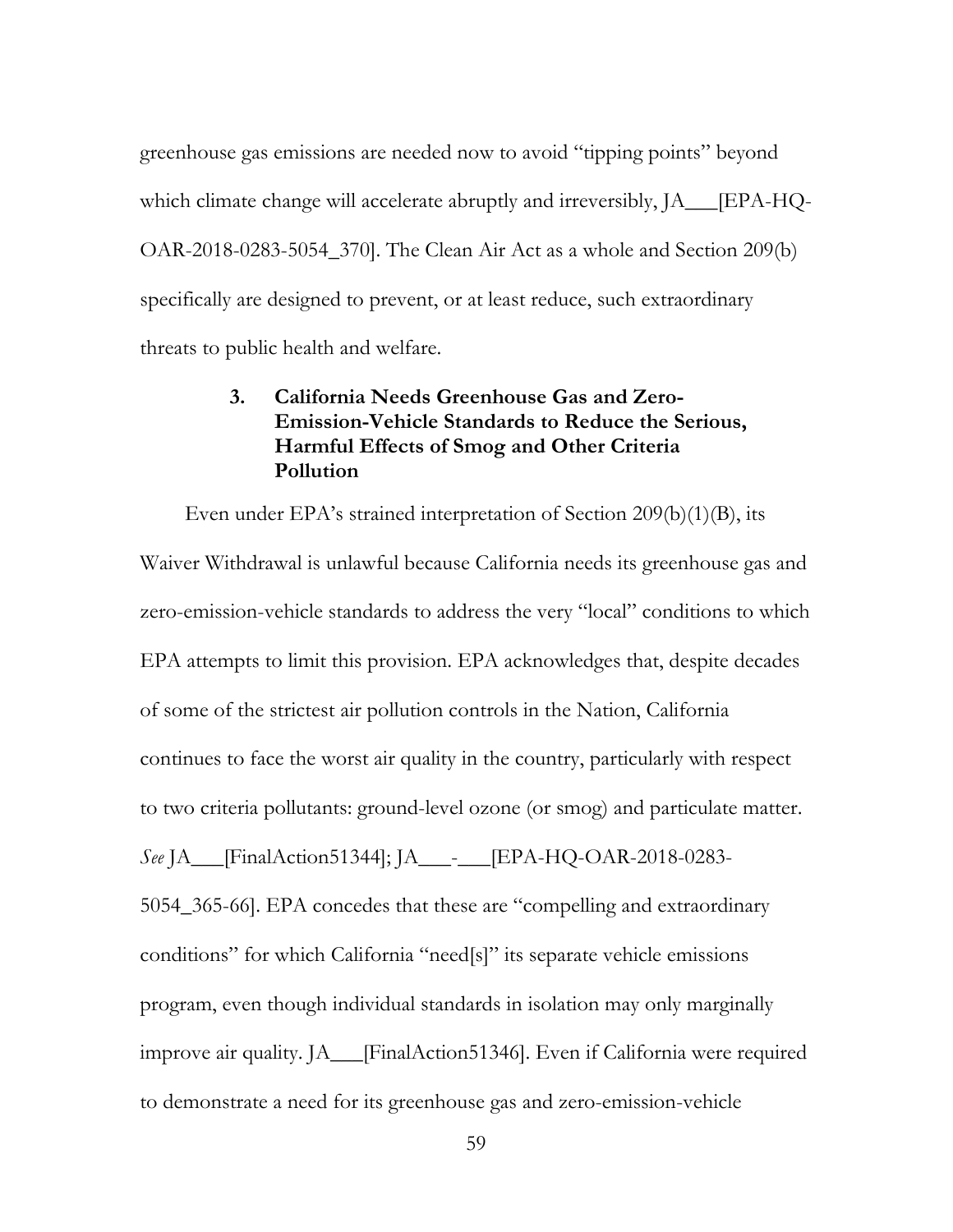greenhouse gas emissions are needed now to avoid "tipping points" beyond which climate change will accelerate abruptly and irreversibly, JA___[EPA-HQ-OAR-2018-0283-5054_370]. The Clean Air Act as a whole and Section 209(b) specifically are designed to prevent, or at least reduce, such extraordinary threats to public health and welfare.

### 3. California Needs Greenhouse Gas and Zero-Emission-Vehicle Standards to Reduce the Serious, Harmful Effects of Smog and Other Criteria Pollution

Even under EPA's strained interpretation of Section 209(b)(1)(B), its Waiver Withdrawal is unlawful because California needs its greenhouse gas and zero-emission-vehicle standards to address the very "local" conditions to which EPA attempts to limit this provision. EPA acknowledges that, despite decades of some of the strictest air pollution controls in the Nation, California continues to face the worst air quality in the country, particularly with respect to two criteria pollutants: ground-level ozone (or smog) and particulate matter. *See* JA___[FinalAction51344]; JA___-___[EPA-HQ-OAR-2018-0283-5054_365-66]. EPA concedes that these are "compelling and extraordinary conditions" for which California "need[s]" its separate vehicle emissions program, even though individual standards in isolation may only marginally improve air quality. JA___[FinalAction51346]. Even if California were required to demonstrate a need for its greenhouse gas and zero-emission-vehicle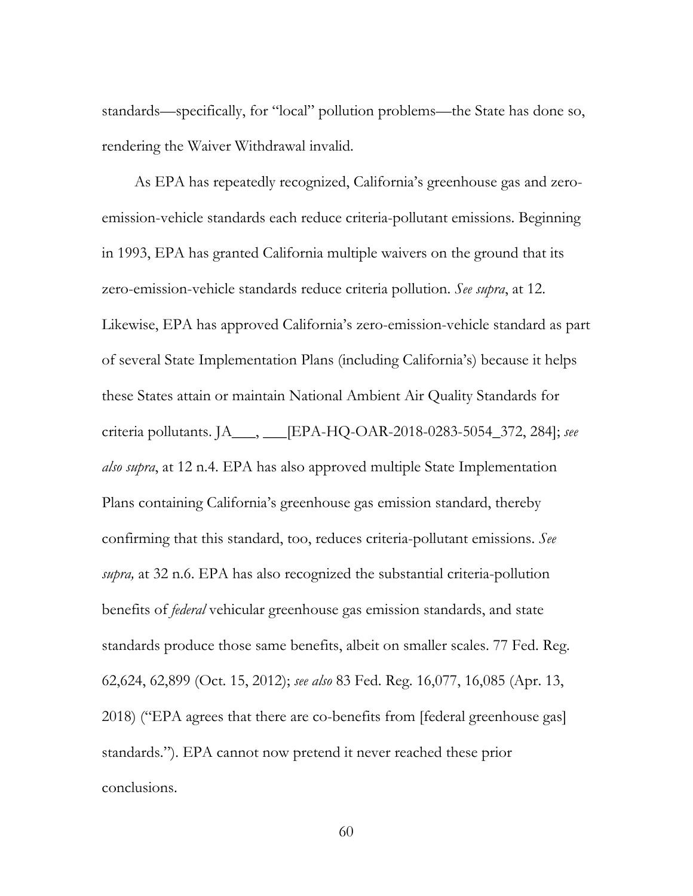standards—specifically, for "local" pollution problems—the State has done so, rendering the Waiver Withdrawal invalid.

As EPA has repeatedly recognized, California's greenhouse gas and zero-emission-vehicle standards each reduce criteria-pollutant emissions. Beginning in 1993, EPA has granted California multiple waivers on the ground that its zero-emission-vehicle standards reduce criteria pollution. *See supra*, at 12. Likewise, EPA has approved California's zero-emission-vehicle standard as part of several State Implementation Plans (including California's) because it helps these States attain or maintain National Ambient Air Quality Standards for criteria pollutants. JA___, ___[EPA-HQ-OAR-2018-0283-5054_372, 284]; *see also supra*, at 12 n.4. EPA has also approved multiple State Implementation Plans containing California's greenhouse gas emission standard, thereby confirming that this standard, too, reduces criteria-pollutant emissions. *See supra,* at 32 n.6. EPA has also recognized the substantial criteria-pollution benefits of *federal* vehicular greenhouse gas emission standards, and state standards produce those same benefits, albeit on smaller scales. 77 Fed. Reg. 62,624, 62,899 (Oct. 15, 2012); *see also* 83 Fed. Reg. 16,077, 16,085 (Apr. 13, 2018) ("EPA agrees that there are co-benefits from [federal greenhouse gas] standards."). EPA cannot now pretend it never reached these prior conclusions.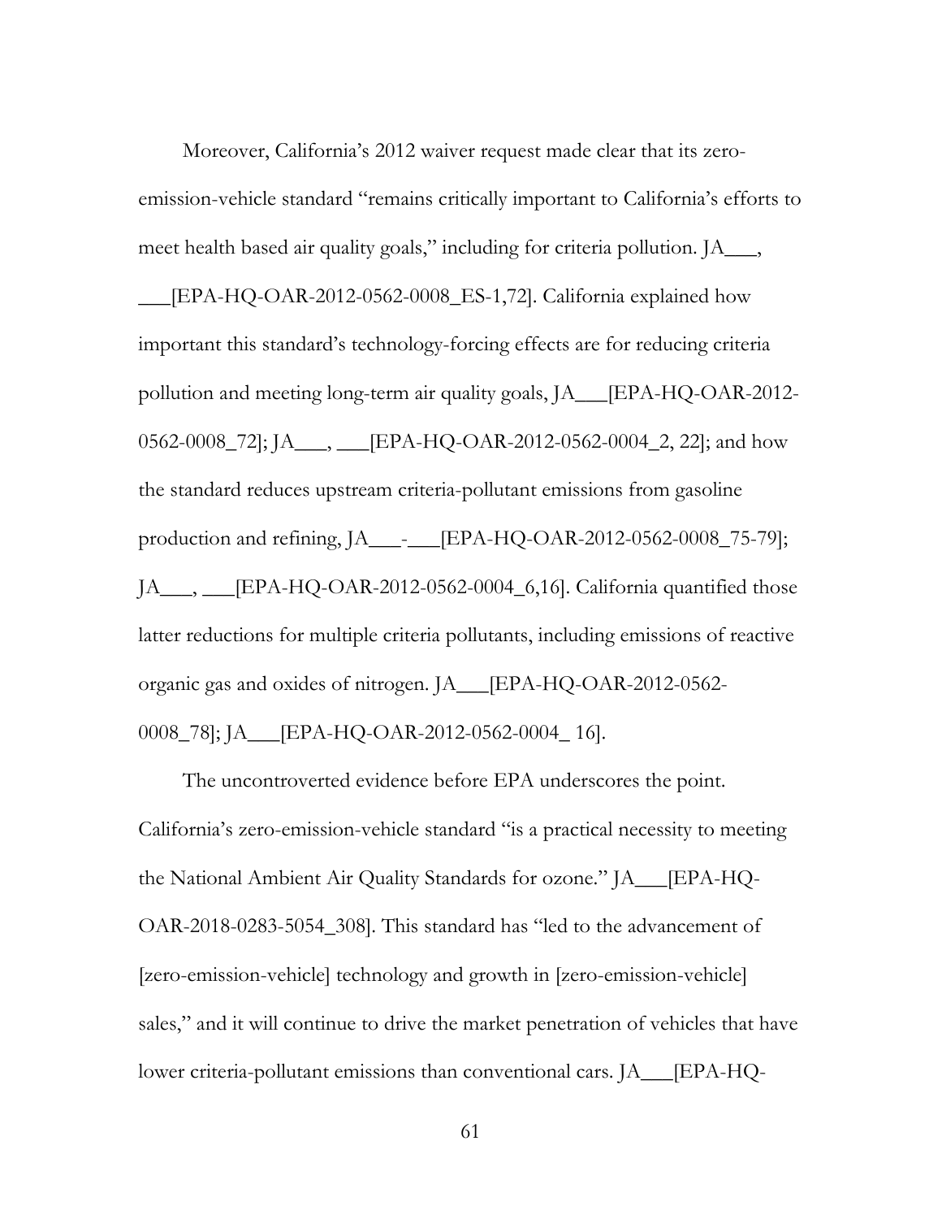Moreover, California's 2012 waiver request made clear that its zero-emission-vehicle standard "remains critically important to California's efforts to meet health based air quality goals," including for criteria pollution. JA___, ___[EPA-HQ-OAR-2012-0562-0008_ES-1,72]. California explained how important this standard's technology-forcing effects are for reducing criteria pollution and meeting long-term air quality goals, JA___[EPA-HQ-OAR-2012-0562-0008_72]; JA___, ___[EPA-HQ-OAR-2012-0562-0004_2, 22]; and how the standard reduces upstream criteria-pollutant emissions from gasoline production and refining, JA___-___[EPA-HQ-OAR-2012-0562-0008_75-79]; JA___, ___[EPA-HQ-OAR-2012-0562-0004_6,16]. California quantified those latter reductions for multiple criteria pollutants, including emissions of reactive organic gas and oxides of nitrogen. JA___[EPA-HQ-OAR-2012-0562-0008_78]; JA___[EPA-HQ-OAR-2012-0562-0004_ 16].

The uncontroverted evidence before EPA underscores the point. California's zero-emission-vehicle standard "is a practical necessity to meeting the National Ambient Air Quality Standards for ozone." JA___[EPA-HQ-OAR-2018-0283-5054_308]. This standard has "led to the advancement of [zero-emission-vehicle] technology and growth in [zero-emission-vehicle] sales," and it will continue to drive the market penetration of vehicles that have lower criteria-pollutant emissions than conventional cars. JA___[EPA-HQ-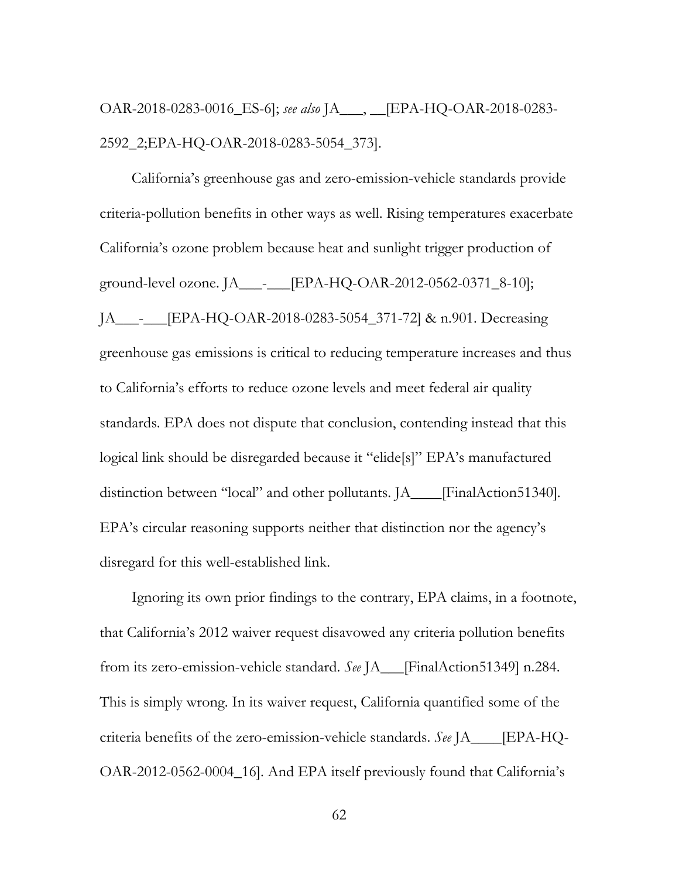OAR-2018-0283-0016_ES-6]; *see also* JA___, __[EPA-HQ-OAR-2018-0283-2592_2;EPA-HQ-OAR-2018-0283-5054_373].

California's greenhouse gas and zero-emission-vehicle standards provide criteria-pollution benefits in other ways as well. Rising temperatures exacerbate California's ozone problem because heat and sunlight trigger production of ground-level ozone. JA___-___[EPA-HQ-OAR-2012-0562-0371_8-10]; JA___-___[EPA-HQ-OAR-2018-0283-5054_371-72] & n.901. Decreasing greenhouse gas emissions is critical to reducing temperature increases and thus to California's efforts to reduce ozone levels and meet federal air quality standards. EPA does not dispute that conclusion, contending instead that this logical link should be disregarded because it "elide[s]" EPA's manufactured distinction between "local" and other pollutants. JA____[FinalAction51340]. EPA's circular reasoning supports neither that distinction nor the agency's disregard for this well-established link.

Ignoring its own prior findings to the contrary, EPA claims, in a footnote, that California's 2012 waiver request disavowed any criteria pollution benefits from its zero-emission-vehicle standard. *See* JA___[FinalAction51349] n.284. This is simply wrong. In its waiver request, California quantified some of the criteria benefits of the zero-emission-vehicle standards. *See* JA____[EPA-HQ-OAR-2012-0562-0004_16]. And EPA itself previously found that California's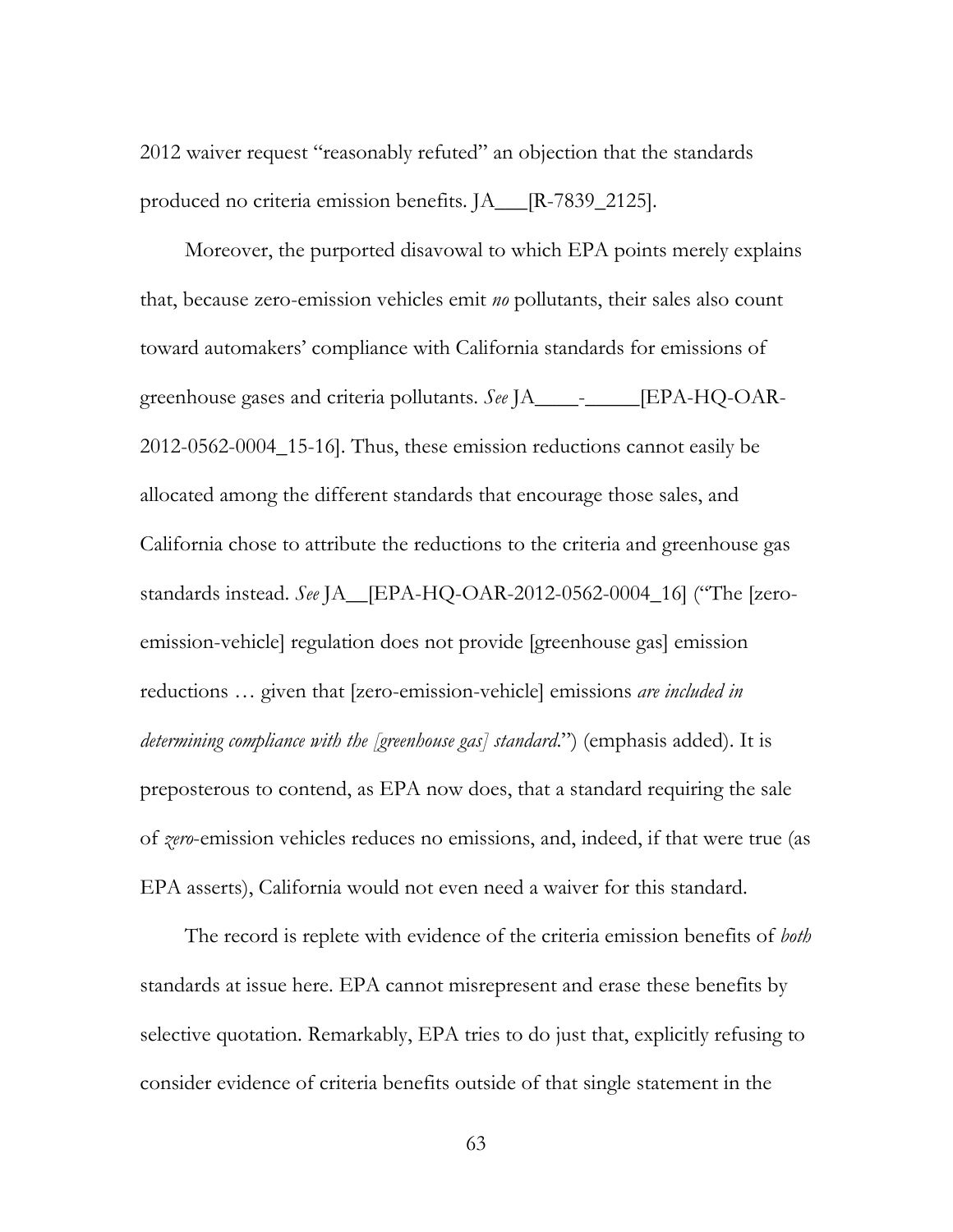2012 waiver request "reasonably refuted" an objection that the standards produced no criteria emission benefits. JA___[R-7839_2125].

Moreover, the purported disavowal to which EPA points merely explains that, because zero-emission vehicles emit *no* pollutants, their sales also count toward automakers' compliance with California standards for emissions of greenhouse gases and criteria pollutants. *See* JA____-_____[EPA-HQ-OAR-2012-0562-0004_15-16]. Thus, these emission reductions cannot easily be allocated among the different standards that encourage those sales, and California chose to attribute the reductions to the criteria and greenhouse gas standards instead. *See* JA__[EPA-HQ-OAR-2012-0562-0004_16] ("The [zero-emission-vehicle] regulation does not provide [greenhouse gas] emission reductions … given that [zero-emission-vehicle] emissions *are included in determining compliance with the [greenhouse gas] standard*.") (emphasis added). It is preposterous to contend, as EPA now does, that a standard requiring the sale of *zero*-emission vehicles reduces no emissions, and, indeed, if that were true (as EPA asserts), California would not even need a waiver for this standard.

The record is replete with evidence of the criteria emission benefits of *both* standards at issue here. EPA cannot misrepresent and erase these benefits by selective quotation. Remarkably, EPA tries to do just that, explicitly refusing to consider evidence of criteria benefits outside of that single statement in the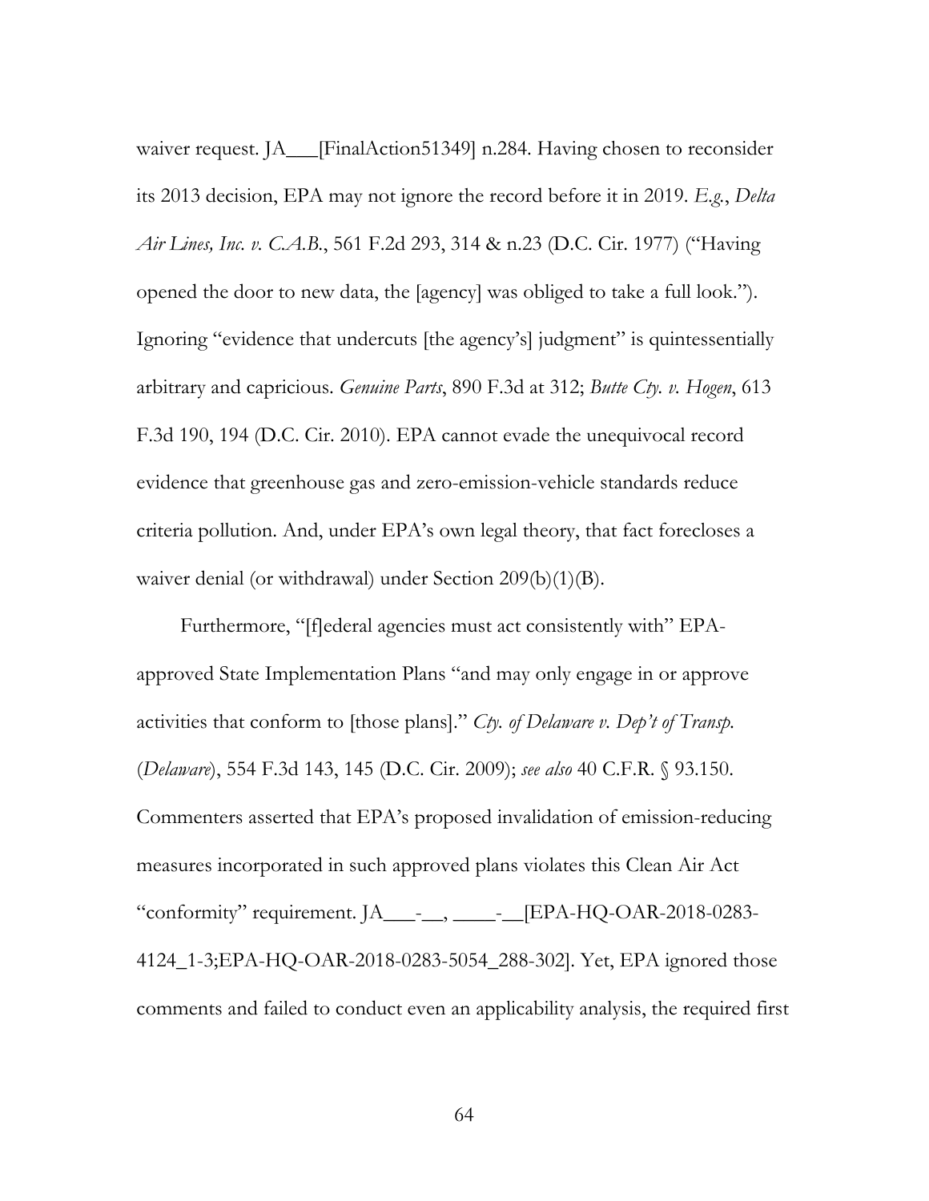waiver request. JA___[FinalAction51349] n.284. Having chosen to reconsider its 2013 decision, EPA may not ignore the record before it in 2019. *E.g.*, *Delta Air Lines, Inc. v. C.A.B.*, 561 F.2d 293, 314 & n.23 (D.C. Cir. 1977) ("Having opened the door to new data, the [agency] was obliged to take a full look."). Ignoring "evidence that undercuts [the agency's] judgment" is quintessentially arbitrary and capricious. *Genuine Parts*, 890 F.3d at 312; *Butte Cty. v. Hogen*, 613 F.3d 190, 194 (D.C. Cir. 2010). EPA cannot evade the unequivocal record evidence that greenhouse gas and zero-emission-vehicle standards reduce criteria pollution. And, under EPA's own legal theory, that fact forecloses a waiver denial (or withdrawal) under Section 209(b)(1)(B).

Furthermore, "[f]ederal agencies must act consistently with" EPA-approved State Implementation Plans "and may only engage in or approve activities that conform to [those plans]." *Cty. of Delaware v. Dep't of Transp.* (*Delaware*), 554 F.3d 143, 145 (D.C. Cir. 2009); *see also* 40 C.F.R. § 93.150. Commenters asserted that EPA's proposed invalidation of emission-reducing measures incorporated in such approved plans violates this Clean Air Act "conformity" requirement. JA___-__, ____-__[EPA-HQ-OAR-2018-0283-4124_1-3;EPA-HQ-OAR-2018-0283-5054_288-302]. Yet, EPA ignored those comments and failed to conduct even an applicability analysis, the required first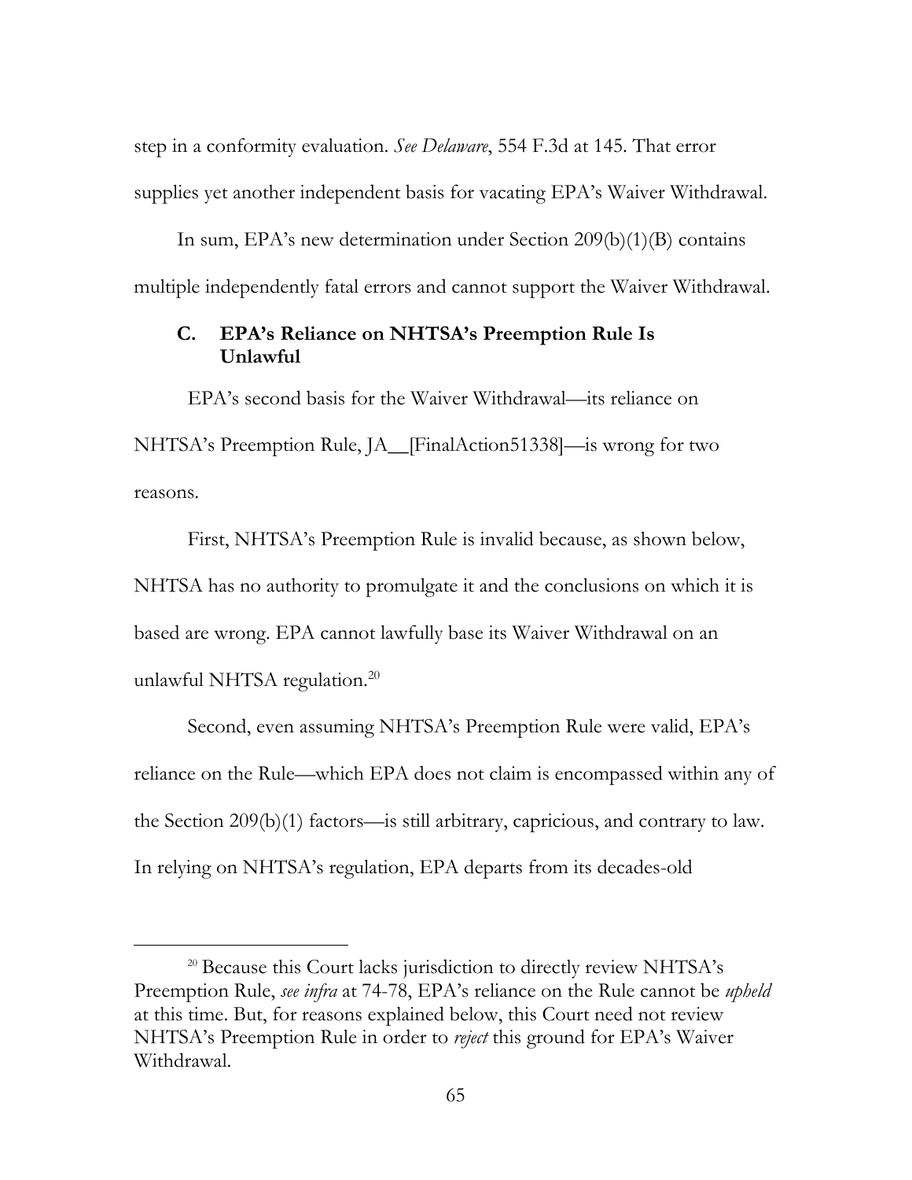step in a conformity evaluation. *See Delaware*, 554 F.3d at 145. That error supplies yet another independent basis for vacating EPA's Waiver Withdrawal.

In sum, EPA's new determination under Section 209(b)(1)(B) contains multiple independently fatal errors and cannot support the Waiver Withdrawal.

### C. EPA's Reliance on NHTSA's Preemption Rule Is Unlawful

EPA's second basis for the Waiver Withdrawal—its reliance on NHTSA's Preemption Rule, JA__[FinalAction51338]—is wrong for two reasons.

First, NHTSA's Preemption Rule is invalid because, as shown below, NHTSA has no authority to promulgate it and the conclusions on which it is based are wrong. EPA cannot lawfully base its Waiver Withdrawal on an unlawful NHTSA regulation.[20]

Second, even assuming NHTSA's Preemption Rule were valid, EPA's reliance on the Rule—which EPA does not claim is encompassed within any of the Section 209(b)(1) factors—is still arbitrary, capricious, and contrary to law. In relying on NHTSA's regulation, EPA departs from its decades-old

[20] Because this Court lacks jurisdiction to directly review NHTSA's Preemption Rule, *see infra* at 74-78, EPA's reliance on the Rule cannot be *upheld* at this time. But, for reasons explained below, this Court need not review NHTSA's Preemption Rule in order to *reject* this ground for EPA's Waiver Withdrawal.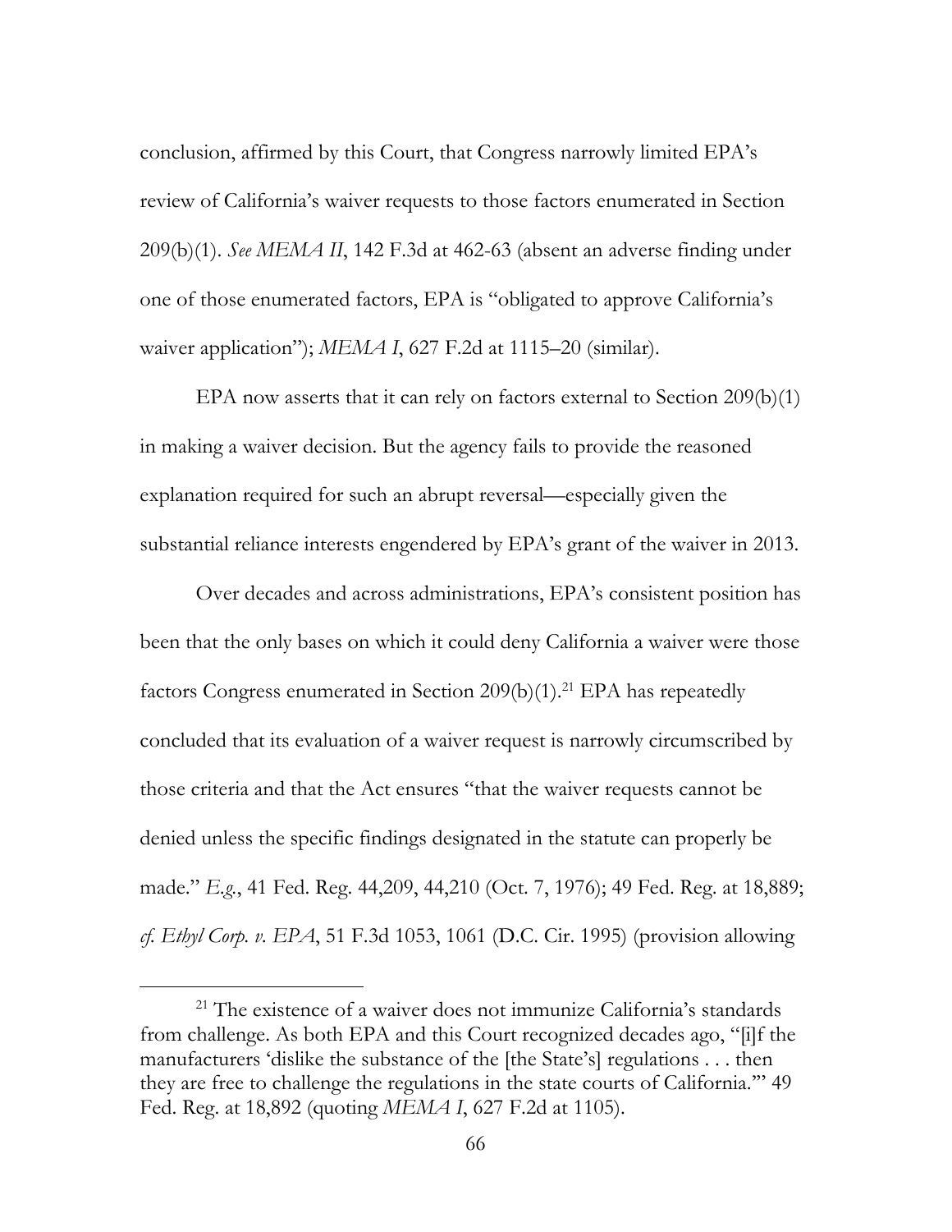conclusion, affirmed by this Court, that Congress narrowly limited EPA's review of California's waiver requests to those factors enumerated in Section 209(b)(1). *See MEMA II*, 142 F.3d at 462-63 (absent an adverse finding under one of those enumerated factors, EPA is "obligated to approve California's waiver application"); *MEMA I*, 627 F.2d at 1115–20 (similar).

EPA now asserts that it can rely on factors external to Section 209(b)(1) in making a waiver decision. But the agency fails to provide the reasoned explanation required for such an abrupt reversal—especially given the substantial reliance interests engendered by EPA's grant of the waiver in 2013.

Over decades and across administrations, EPA's consistent position has been that the only bases on which it could deny California a waiver were those factors Congress enumerated in Section 209(b)(1).[21] EPA has repeatedly concluded that its evaluation of a waiver request is narrowly circumscribed by those criteria and that the Act ensures "that the waiver requests cannot be denied unless the specific findings designated in the statute can properly be made." *E.g.*, 41 Fed. Reg. 44,209, 44,210 (Oct. 7, 1976); 49 Fed. Reg. at 18,889; *cf. Ethyl Corp. v. EPA*, 51 F.3d 1053, 1061 (D.C. Cir. 1995) (provision allowing

[21] The existence of a waiver does not immunize California's standards from challenge. As both EPA and this Court recognized decades ago, "[i]f the manufacturers 'dislike the substance of the [the State's] regulations . . . then they are free to challenge the regulations in the state courts of California.'" 49 Fed. Reg. at 18,892 (quoting *MEMA I*, 627 F.2d at 1105).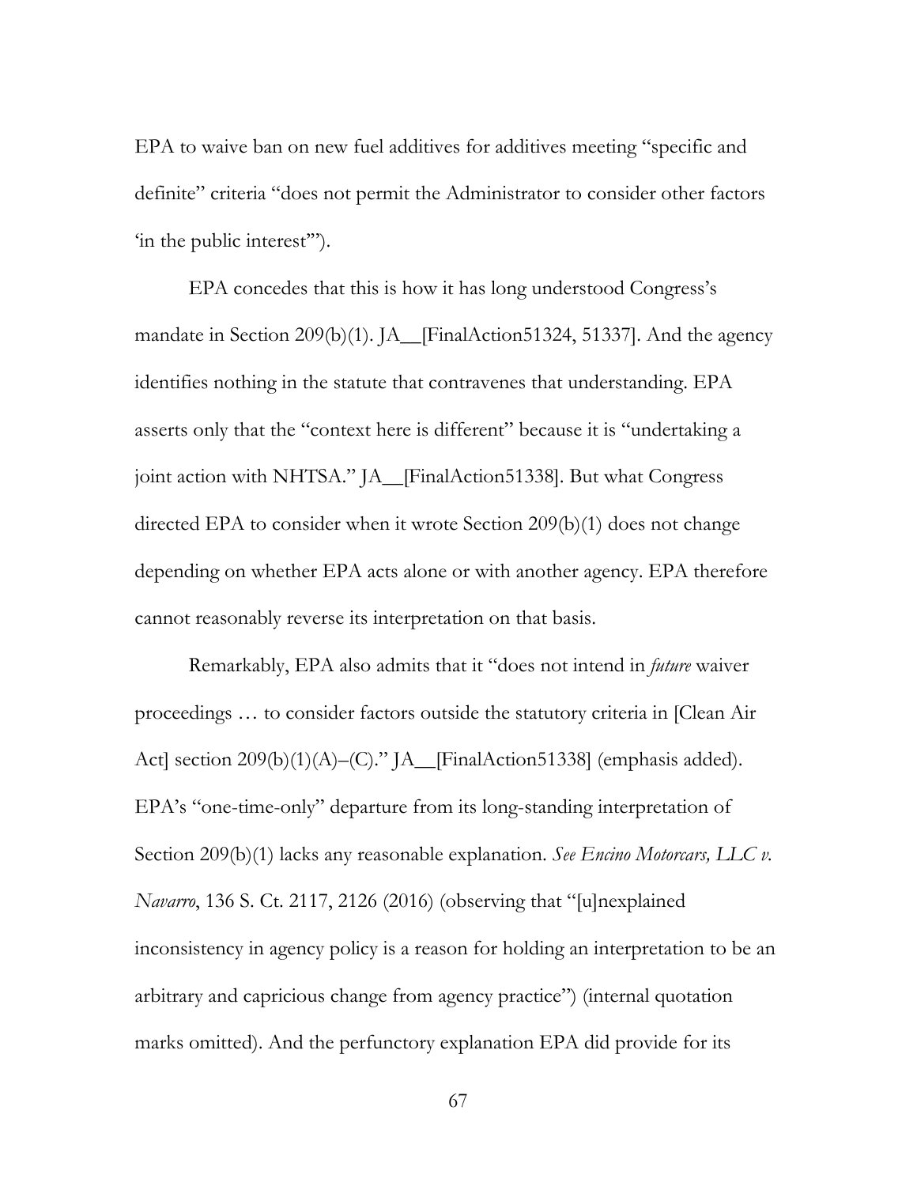EPA to waive ban on new fuel additives for additives meeting "specific and definite" criteria "does not permit the Administrator to consider other factors 'in the public interest'").

EPA concedes that this is how it has long understood Congress's mandate in Section 209(b)(1). JA__[FinalAction51324, 51337]. And the agency identifies nothing in the statute that contravenes that understanding. EPA asserts only that the "context here is different" because it is "undertaking a joint action with NHTSA." JA__[FinalAction51338]. But what Congress directed EPA to consider when it wrote Section 209(b)(1) does not change depending on whether EPA acts alone or with another agency. EPA therefore cannot reasonably reverse its interpretation on that basis.

Remarkably, EPA also admits that it "does not intend in *future* waiver proceedings … to consider factors outside the statutory criteria in [Clean Air Act] section 209(b)(1)(A)–(C)." JA__[FinalAction51338] (emphasis added). EPA's "one-time-only" departure from its long-standing interpretation of Section 209(b)(1) lacks any reasonable explanation. *See Encino Motorcars, LLC v. Navarro*, 136 S. Ct. 2117, 2126 (2016) (observing that "[u]nexplained inconsistency in agency policy is a reason for holding an interpretation to be an arbitrary and capricious change from agency practice") (internal quotation marks omitted). And the perfunctory explanation EPA did provide for its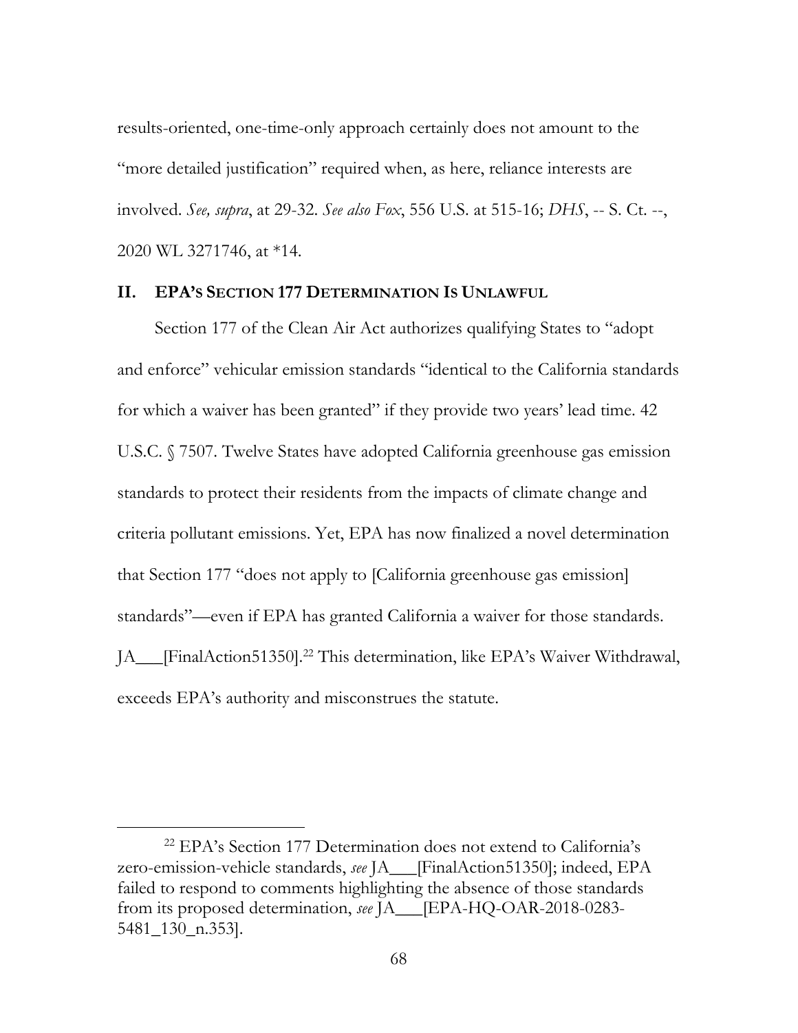results-oriented, one-time-only approach certainly does not amount to the "more detailed justification" required when, as here, reliance interests are involved. *See, supra*, at 29-32. *See also Fox*, 556 U.S. at 515-16; *DHS*, -- S. Ct. --, 2020 WL 3271746, at *14.

## II. EPA'S SECTION 177 DETERMINATION IS UNLAWFUL

Section 177 of the Clean Air Act authorizes qualifying States to "adopt and enforce" vehicular emission standards "identical to the California standards for which a waiver has been granted" if they provide two years' lead time. 42 U.S.C. § 7507. Twelve States have adopted California greenhouse gas emission standards to protect their residents from the impacts of climate change and criteria pollutant emissions. Yet, EPA has now finalized a novel determination that Section 177 "does not apply to [California greenhouse gas emission] standards"—even if EPA has granted California a waiver for those standards. JA___[FinalAction51350].[22] This determination, like EPA's Waiver Withdrawal, exceeds EPA's authority and misconstrues the statute.

---

[22] EPA's Section 177 Determination does not extend to California's zero-emission-vehicle standards, *see* JA___[FinalAction51350]; indeed, EPA failed to respond to comments highlighting the absence of those standards from its proposed determination, *see* JA___[EPA-HQ-OAR-2018-0283-5481_130_n.353].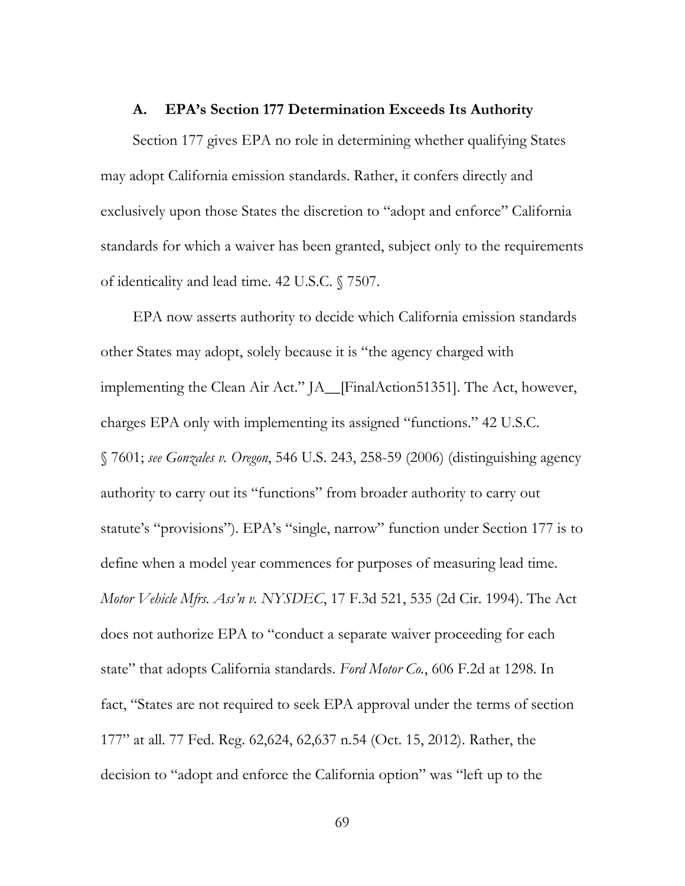### A. EPA's Section 177 Determination Exceeds Its Authority

Section 177 gives EPA no role in determining whether qualifying States may adopt California emission standards. Rather, it confers directly and exclusively upon those States the discretion to "adopt and enforce" California standards for which a waiver has been granted, subject only to the requirements of identicality and lead time. 42 U.S.C. § 7507.

EPA now asserts authority to decide which California emission standards other States may adopt, solely because it is "the agency charged with implementing the Clean Air Act." JA__[FinalAction51351]. The Act, however, charges EPA only with implementing its assigned "functions." 42 U.S.C. § 7601; *see Gonzales v. Oregon*, 546 U.S. 243, 258-59 (2006) (distinguishing agency authority to carry out its "functions" from broader authority to carry out statute's "provisions"). EPA's "single, narrow" function under Section 177 is to define when a model year commences for purposes of measuring lead time. *Motor Vehicle Mfrs. Ass'n v. NYSDEC*, 17 F.3d 521, 535 (2d Cir. 1994). The Act does not authorize EPA to "conduct a separate waiver proceeding for each state" that adopts California standards. *Ford Motor Co.*, 606 F.2d at 1298. In fact, "States are not required to seek EPA approval under the terms of section 177" at all. 77 Fed. Reg. 62,624, 62,637 n.54 (Oct. 15, 2012). Rather, the decision to "adopt and enforce the California option" was "left up to the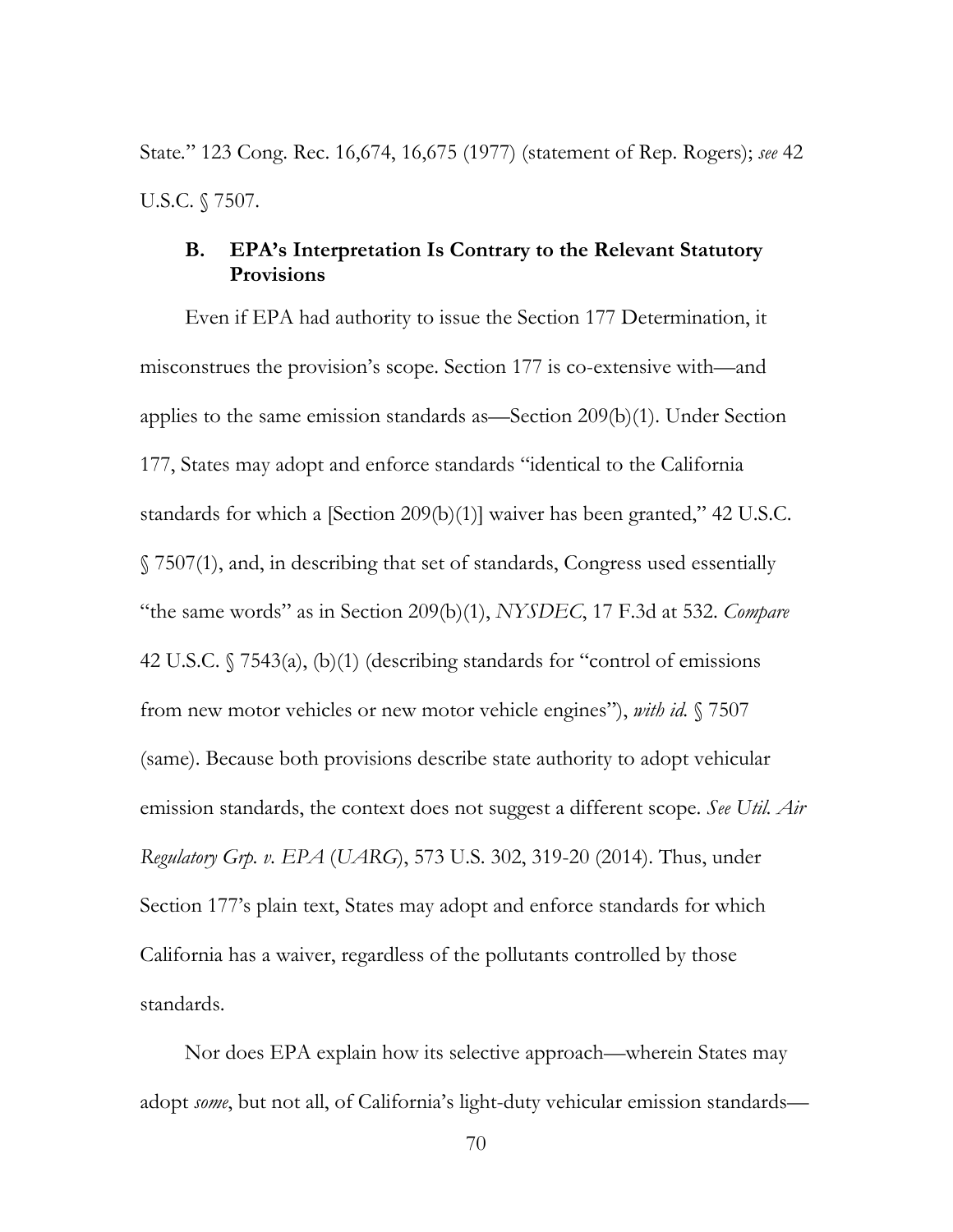State." 123 Cong. Rec. 16,674, 16,675 (1977) (statement of Rep. Rogers); *see* 42 U.S.C. § 7507.

### B. EPA's Interpretation Is Contrary to the Relevant Statutory Provisions

Even if EPA had authority to issue the Section 177 Determination, it misconstrues the provision's scope. Section 177 is co-extensive with—and applies to the same emission standards as—Section 209(b)(1). Under Section 177, States may adopt and enforce standards "identical to the California standards for which a [Section 209(b)(1)] waiver has been granted," 42 U.S.C. § 7507(1), and, in describing that set of standards, Congress used essentially "the same words" as in Section 209(b)(1), *NYSDEC*, 17 F.3d at 532. *Compare* 42 U.S.C. § 7543(a), (b)(1) (describing standards for "control of emissions from new motor vehicles or new motor vehicle engines"), *with id.* § 7507 (same). Because both provisions describe state authority to adopt vehicular emission standards, the context does not suggest a different scope. *See Util. Air Regulatory Grp. v. EPA* (*UARG*), 573 U.S. 302, 319-20 (2014). Thus, under Section 177's plain text, States may adopt and enforce standards for which California has a waiver, regardless of the pollutants controlled by those standards.

Nor does EPA explain how its selective approach—wherein States may adopt *some*, but not all, of California's light-duty vehicular emission standards—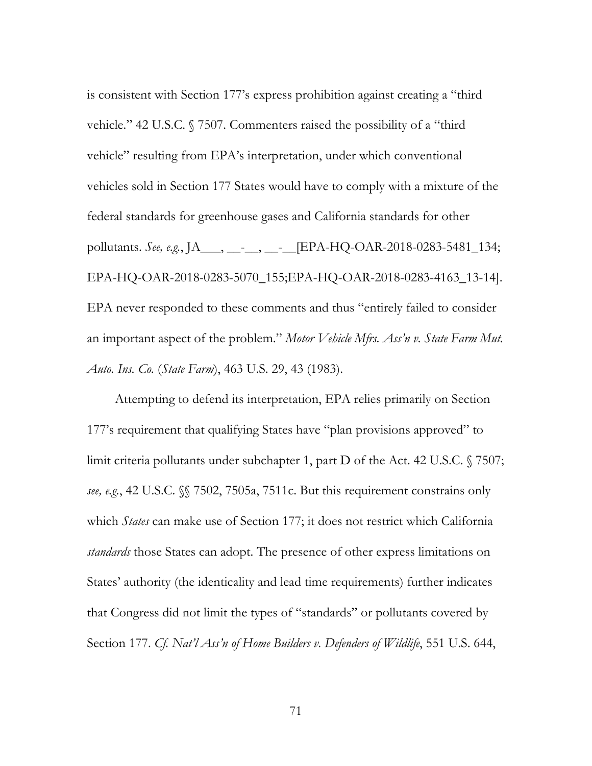is consistent with Section 177's express prohibition against creating a "third vehicle." 42 U.S.C. § 7507. Commenters raised the possibility of a "third vehicle" resulting from EPA's interpretation, under which conventional vehicles sold in Section 177 States would have to comply with a mixture of the federal standards for greenhouse gases and California standards for other pollutants. *See, e.g.*, JA___, __-__, __-__[EPA-HQ-OAR-2018-0283-5481_134; EPA-HQ-OAR-2018-0283-5070_155;EPA-HQ-OAR-2018-0283-4163_13-14]. EPA never responded to these comments and thus "entirely failed to consider an important aspect of the problem." *Motor Vehicle Mfrs. Ass'n v. State Farm Mut. Auto. Ins. Co.* (*State Farm*), 463 U.S. 29, 43 (1983).

Attempting to defend its interpretation, EPA relies primarily on Section 177's requirement that qualifying States have "plan provisions approved" to limit criteria pollutants under subchapter 1, part D of the Act. 42 U.S.C. § 7507; *see, e.g.*, 42 U.S.C. §§ 7502, 7505a, 7511c. But this requirement constrains only which *States* can make use of Section 177; it does not restrict which California *standards* those States can adopt. The presence of other express limitations on States' authority (the identicality and lead time requirements) further indicates that Congress did not limit the types of "standards" or pollutants covered by Section 177. *Cf. Nat'l Ass'n of Home Builders v. Defenders of Wildlife*, 551 U.S. 644,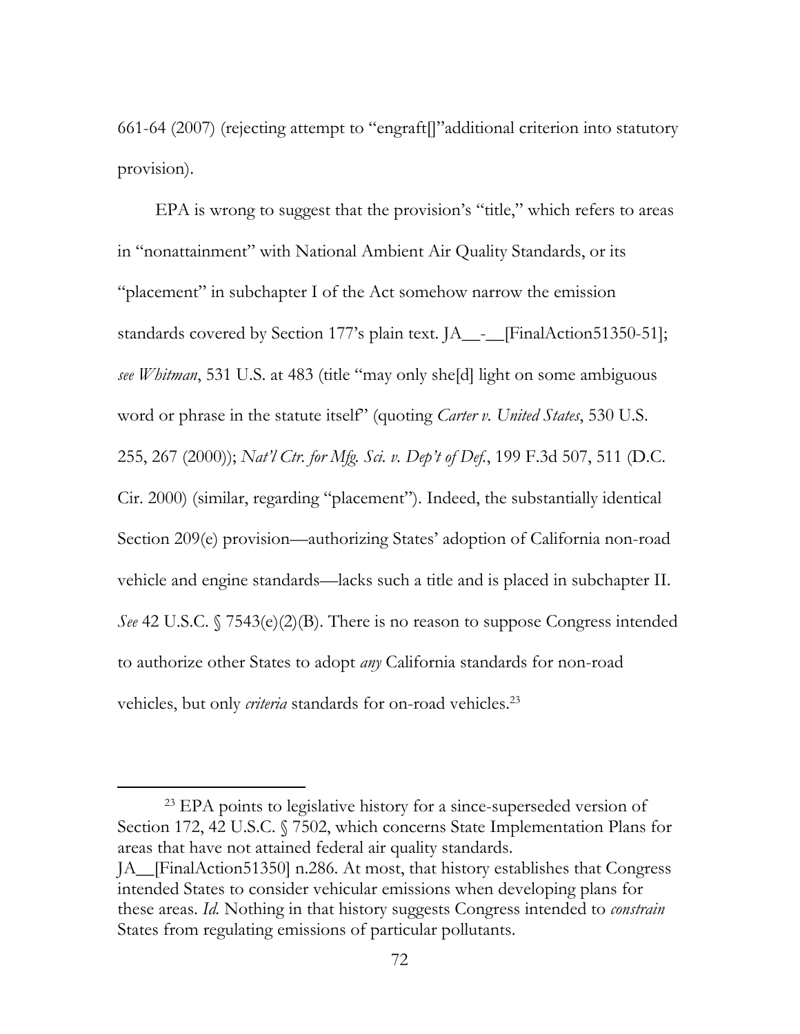661-64 (2007) (rejecting attempt to "engraft[]"additional criterion into statutory provision).

EPA is wrong to suggest that the provision's "title," which refers to areas in "nonattainment" with National Ambient Air Quality Standards, or its "placement" in subchapter I of the Act somehow narrow the emission standards covered by Section 177's plain text. JA__-__[FinalAction51350-51]; *see Whitman*, 531 U.S. at 483 (title "may only she[d] light on some ambiguous word or phrase in the statute itself" (quoting *Carter v. United States*, 530 U.S. 255, 267 (2000)); *Nat'l Ctr. for Mfg. Sci. v. Dep't of Def.*, 199 F.3d 507, 511 (D.C. Cir. 2000) (similar, regarding "placement"). Indeed, the substantially identical Section 209(e) provision—authorizing States' adoption of California non-road vehicle and engine standards—lacks such a title and is placed in subchapter II. *See* 42 U.S.C. § 7543(e)(2)(B). There is no reason to suppose Congress intended to authorize other States to adopt *any* California standards for non-road vehicles, but only *criteria* standards for on-road vehicles.[23]

[23] EPA points to legislative history for a since-superseded version of Section 172, 42 U.S.C. § 7502, which concerns State Implementation Plans for areas that have not attained federal air quality standards. JA__[FinalAction51350] n.286. At most, that history establishes that Congress intended States to consider vehicular emissions when developing plans for these areas. *Id.* Nothing in that history suggests Congress intended to *constrain* States from regulating emissions of particular pollutants.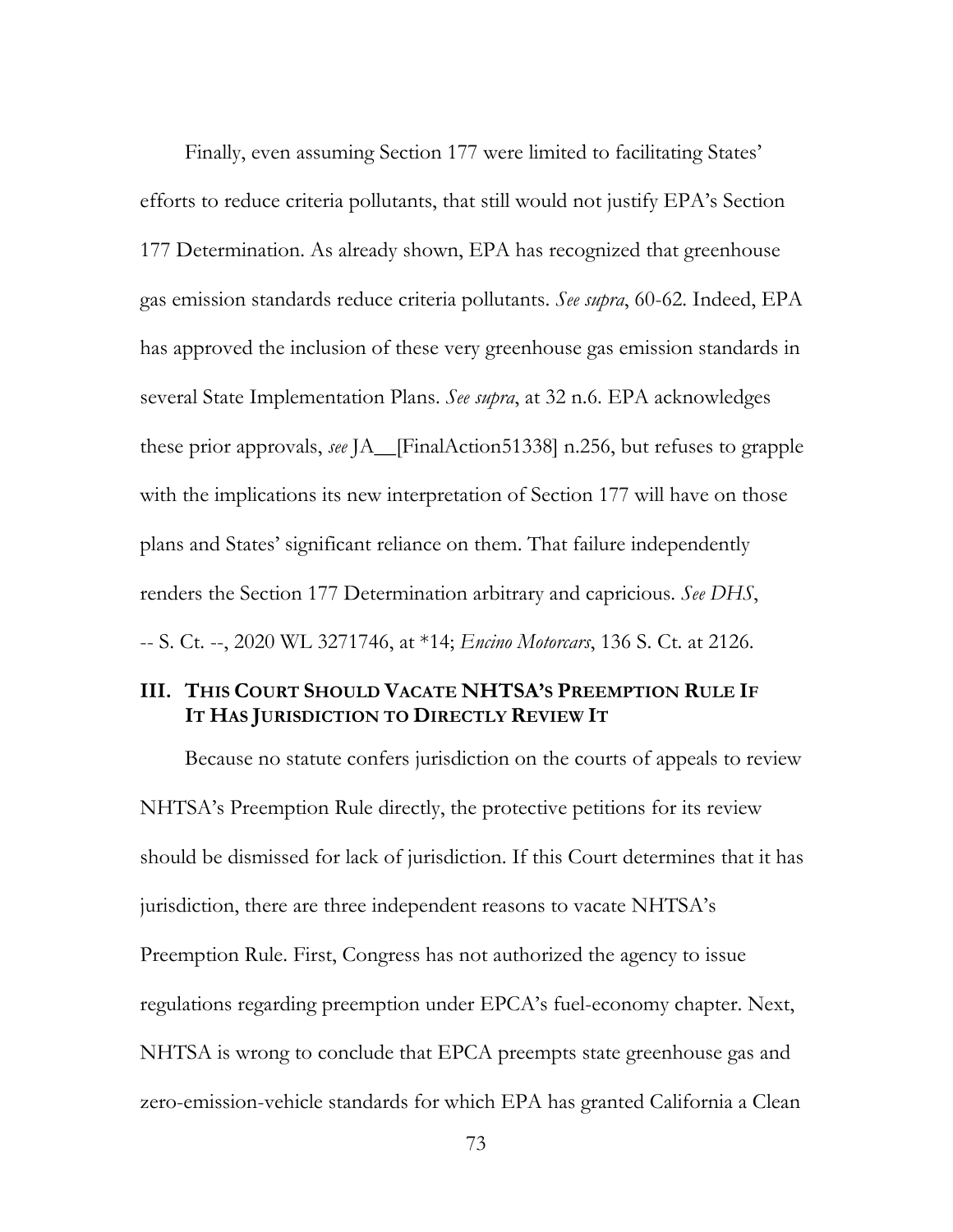Finally, even assuming Section 177 were limited to facilitating States' efforts to reduce criteria pollutants, that still would not justify EPA's Section 177 Determination. As already shown, EPA has recognized that greenhouse gas emission standards reduce criteria pollutants. *See supra*, 60-62. Indeed, EPA has approved the inclusion of these very greenhouse gas emission standards in several State Implementation Plans. *See supra*, at 32 n.6. EPA acknowledges these prior approvals, *see* JA__[FinalAction51338] n.256, but refuses to grapple with the implications its new interpretation of Section 177 will have on those plans and States' significant reliance on them. That failure independently renders the Section 177 Determination arbitrary and capricious. *See DHS*, -- S. Ct. --, 2020 WL 3271746, at *14; *Encino Motorcars*, 136 S. Ct. at 2126.

## III. THIS COURT SHOULD VACATE NHTSA'S PREEMPTION RULE IF IT HAS JURISDICTION TO DIRECTLY REVIEW IT

Because no statute confers jurisdiction on the courts of appeals to review NHTSA's Preemption Rule directly, the protective petitions for its review should be dismissed for lack of jurisdiction. If this Court determines that it has jurisdiction, there are three independent reasons to vacate NHTSA's Preemption Rule. First, Congress has not authorized the agency to issue regulations regarding preemption under EPCA's fuel-economy chapter. Next, NHTSA is wrong to conclude that EPCA preempts state greenhouse gas and zero-emission-vehicle standards for which EPA has granted California a Clean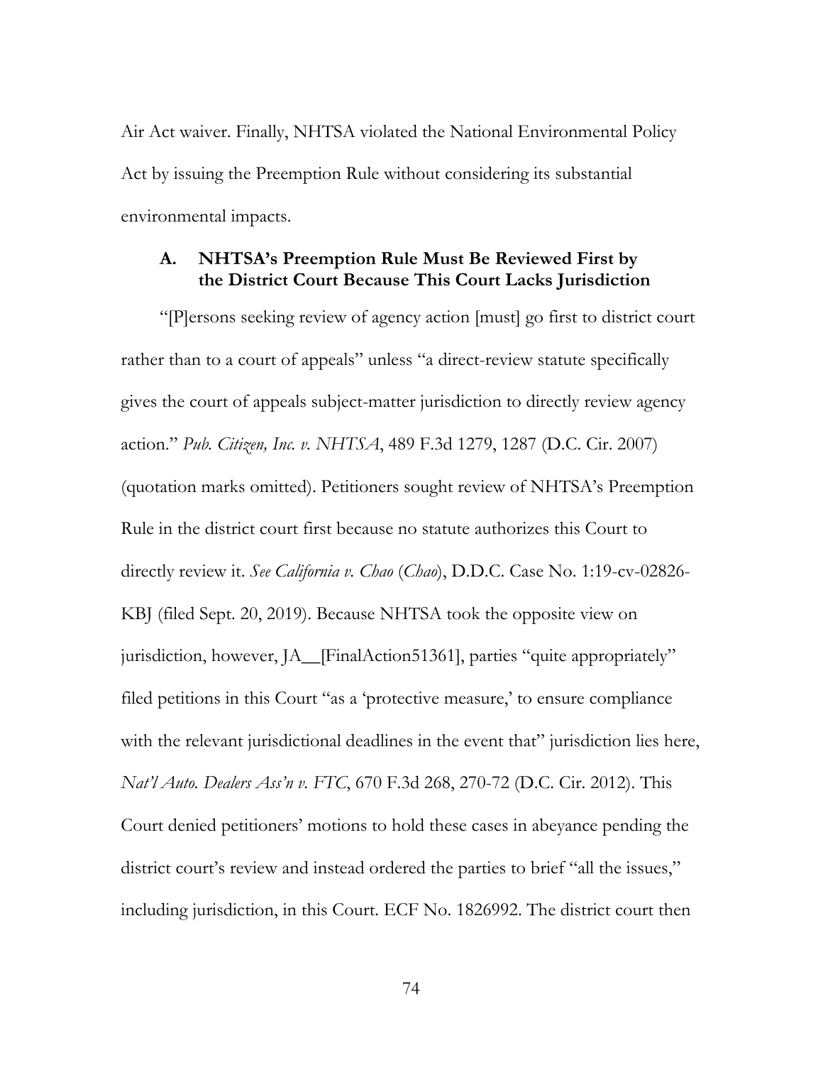Air Act waiver. Finally, NHTSA violated the National Environmental Policy Act by issuing the Preemption Rule without considering its substantial environmental impacts.

### A. NHTSA's Preemption Rule Must Be Reviewed First by the District Court Because This Court Lacks Jurisdiction

"[P]ersons seeking review of agency action [must] go first to district court rather than to a court of appeals" unless "a direct-review statute specifically gives the court of appeals subject-matter jurisdiction to directly review agency action." *Pub. Citizen, Inc. v. NHTSA*, 489 F.3d 1279, 1287 (D.C. Cir. 2007) (quotation marks omitted). Petitioners sought review of NHTSA's Preemption Rule in the district court first because no statute authorizes this Court to directly review it. *See California v. Chao* (*Chao*), D.D.C. Case No. 1:19-cv-02826-KBJ (filed Sept. 20, 2019). Because NHTSA took the opposite view on jurisdiction, however, JA__[FinalAction51361], parties "quite appropriately" filed petitions in this Court "as a 'protective measure,' to ensure compliance with the relevant jurisdictional deadlines in the event that" jurisdiction lies here, *Nat'l Auto. Dealers Ass'n v. FTC*, 670 F.3d 268, 270-72 (D.C. Cir. 2012). This Court denied petitioners' motions to hold these cases in abeyance pending the district court's review and instead ordered the parties to brief "all the issues," including jurisdiction, in this Court. ECF No. 1826992. The district court then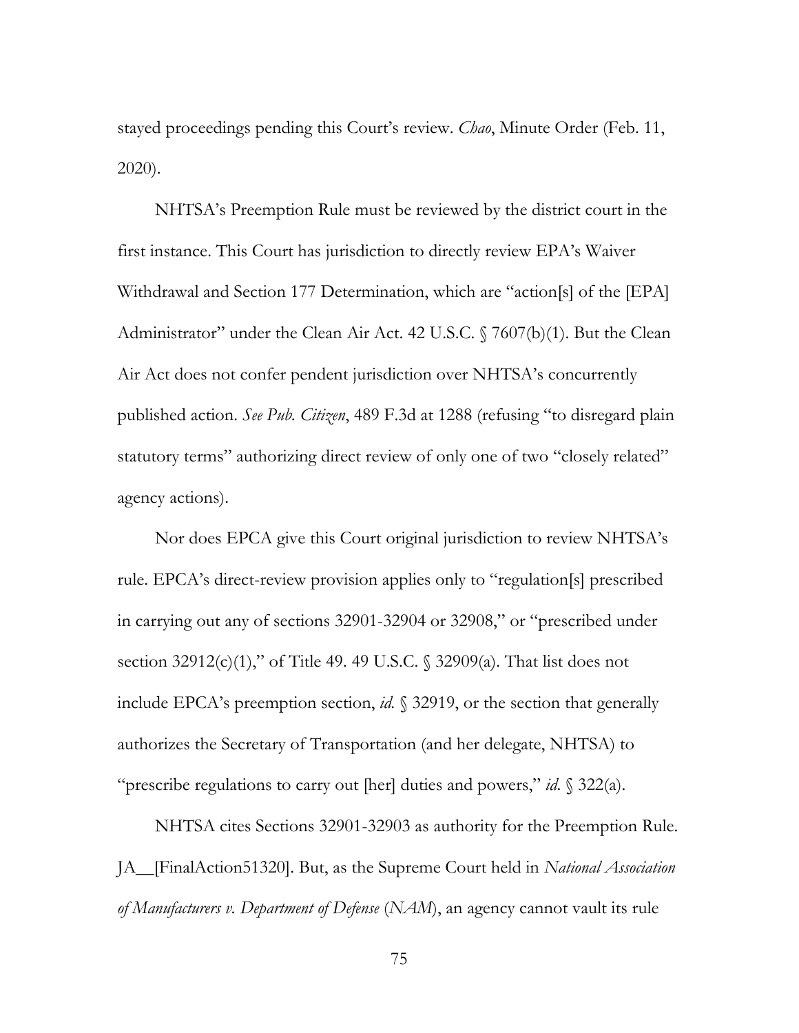stayed proceedings pending this Court's review. *Chao*, Minute Order (Feb. 11, 2020).

NHTSA's Preemption Rule must be reviewed by the district court in the first instance. This Court has jurisdiction to directly review EPA's Waiver Withdrawal and Section 177 Determination, which are "action[s] of the [EPA] Administrator" under the Clean Air Act. 42 U.S.C. § 7607(b)(1). But the Clean Air Act does not confer pendent jurisdiction over NHTSA's concurrently published action. *See Pub. Citizen*, 489 F.3d at 1288 (refusing "to disregard plain statutory terms" authorizing direct review of only one of two "closely related" agency actions).

Nor does EPCA give this Court original jurisdiction to review NHTSA's rule. EPCA's direct-review provision applies only to "regulation[s] prescribed in carrying out any of sections 32901-32904 or 32908," or "prescribed under section 32912(c)(1)," of Title 49. 49 U.S.C. § 32909(a). That list does not include EPCA's preemption section, *id.* § 32919, or the section that generally authorizes the Secretary of Transportation (and her delegate, NHTSA) to "prescribe regulations to carry out [her] duties and powers," *id.* § 322(a).

NHTSA cites Sections 32901-32903 as authority for the Preemption Rule. JA__[FinalAction51320]. But, as the Supreme Court held in *National Association of Manufacturers v. Department of Defense* (*NAM*), an agency cannot vault its rule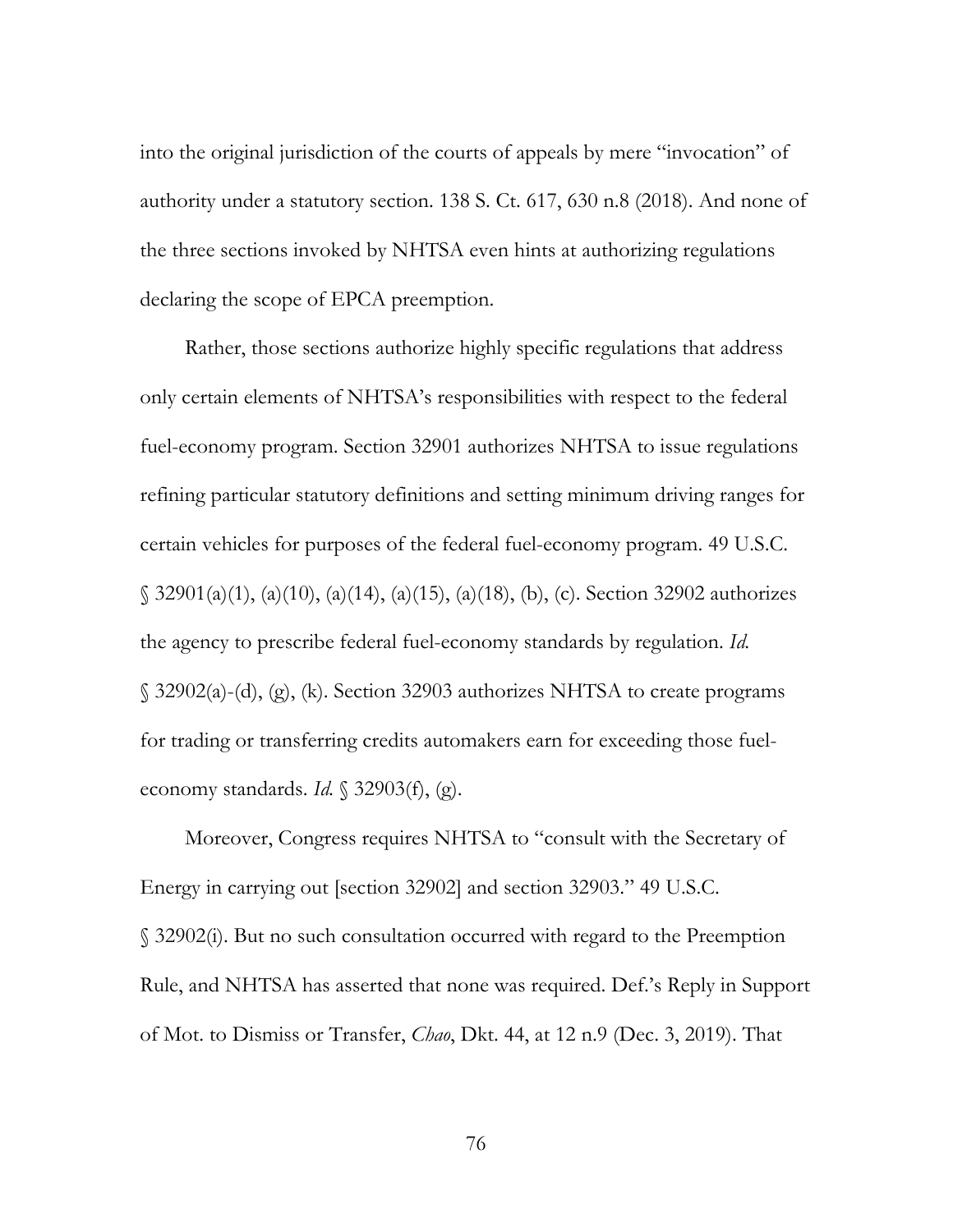into the original jurisdiction of the courts of appeals by mere "invocation" of authority under a statutory section. 138 S. Ct. 617, 630 n.8 (2018). And none of the three sections invoked by NHTSA even hints at authorizing regulations declaring the scope of EPCA preemption.

Rather, those sections authorize highly specific regulations that address only certain elements of NHTSA's responsibilities with respect to the federal fuel-economy program. Section 32901 authorizes NHTSA to issue regulations refining particular statutory definitions and setting minimum driving ranges for certain vehicles for purposes of the federal fuel-economy program. 49 U.S.C. § 32901(a)(1), (a)(10), (a)(14), (a)(15), (a)(18), (b), (c). Section 32902 authorizes the agency to prescribe federal fuel-economy standards by regulation. *Id.* § 32902(a)-(d), (g), (k). Section 32903 authorizes NHTSA to create programs for trading or transferring credits automakers earn for exceeding those fuel-economy standards. *Id.* § 32903(f), (g).

Moreover, Congress requires NHTSA to "consult with the Secretary of Energy in carrying out [section 32902] and section 32903." 49 U.S.C. § 32902(i). But no such consultation occurred with regard to the Preemption Rule, and NHTSA has asserted that none was required. Def.'s Reply in Support of Mot. to Dismiss or Transfer, *Chao*, Dkt. 44, at 12 n.9 (Dec. 3, 2019). That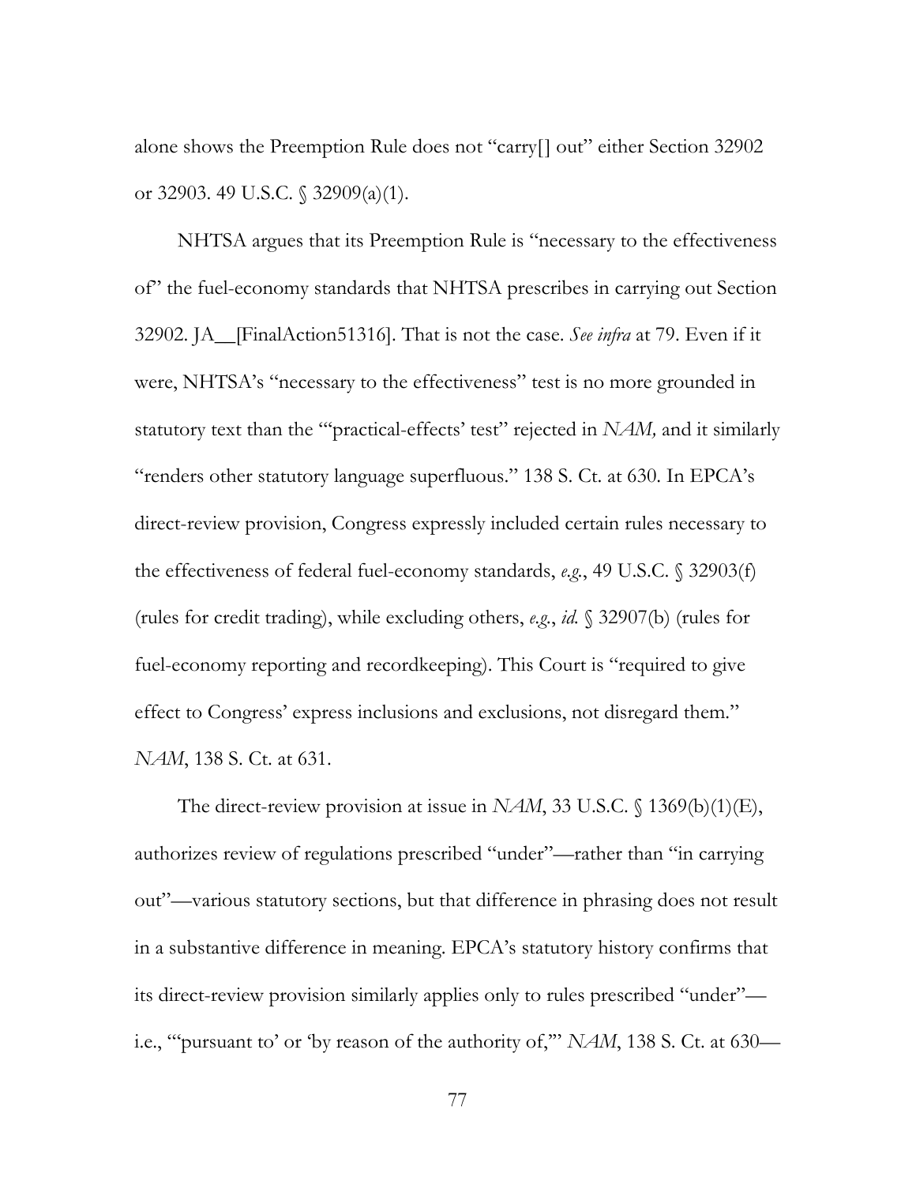alone shows the Preemption Rule does not "carry[] out" either Section 32902 or 32903. 49 U.S.C. § 32909(a)(1).

NHTSA argues that its Preemption Rule is "necessary to the effectiveness of" the fuel-economy standards that NHTSA prescribes in carrying out Section 32902. JA__[FinalAction51316]. That is not the case. *See infra* at 79. Even if it were, NHTSA's "necessary to the effectiveness" test is no more grounded in statutory text than the "'practical-effects' test" rejected in *NAM,* and it similarly "renders other statutory language superfluous." 138 S. Ct. at 630. In EPCA's direct-review provision, Congress expressly included certain rules necessary to the effectiveness of federal fuel-economy standards, *e.g.*, 49 U.S.C. § 32903(f) (rules for credit trading), while excluding others, *e.g.*, *id.* § 32907(b) (rules for fuel-economy reporting and recordkeeping). This Court is "required to give effect to Congress' express inclusions and exclusions, not disregard them." *NAM*, 138 S. Ct. at 631.

The direct-review provision at issue in *NAM*, 33 U.S.C. § 1369(b)(1)(E), authorizes review of regulations prescribed "under"—rather than "in carrying out"—various statutory sections, but that difference in phrasing does not result in a substantive difference in meaning. EPCA's statutory history confirms that its direct-review provision similarly applies only to rules prescribed "under"—i.e., "'pursuant to' or 'by reason of the authority of,'" *NAM*, 138 S. Ct. at 630—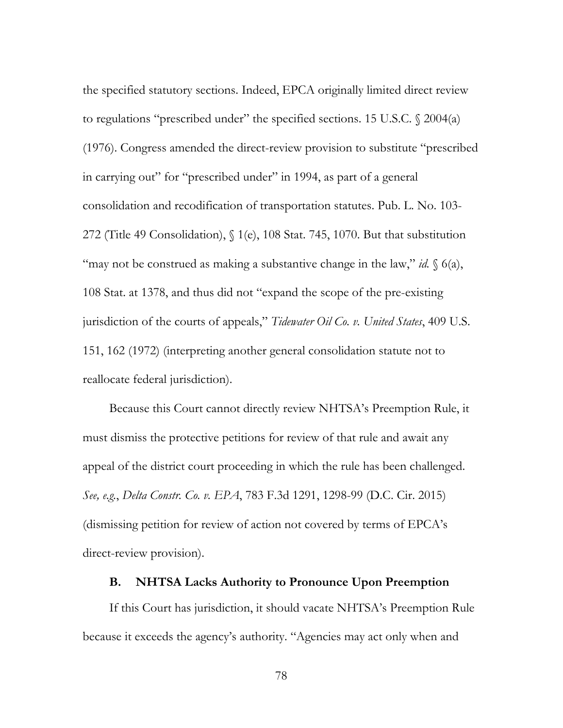the specified statutory sections. Indeed, EPCA originally limited direct review to regulations "prescribed under" the specified sections. 15 U.S.C. § 2004(a) (1976). Congress amended the direct-review provision to substitute "prescribed in carrying out" for "prescribed under" in 1994, as part of a general consolidation and recodification of transportation statutes. Pub. L. No. 103-272 (Title 49 Consolidation), § 1(e), 108 Stat. 745, 1070. But that substitution "may not be construed as making a substantive change in the law," *id.* § 6(a), 108 Stat. at 1378, and thus did not "expand the scope of the pre-existing jurisdiction of the courts of appeals," *Tidewater Oil Co. v. United States*, 409 U.S. 151, 162 (1972) (interpreting another general consolidation statute not to reallocate federal jurisdiction).

Because this Court cannot directly review NHTSA's Preemption Rule, it must dismiss the protective petitions for review of that rule and await any appeal of the district court proceeding in which the rule has been challenged. *See, e.g.*, *Delta Constr. Co. v. EPA*, 783 F.3d 1291, 1298-99 (D.C. Cir. 2015) (dismissing petition for review of action not covered by terms of EPCA's direct-review provision).

### B. NHTSA Lacks Authority to Pronounce Upon Preemption

If this Court has jurisdiction, it should vacate NHTSA's Preemption Rule because it exceeds the agency's authority. "Agencies may act only when and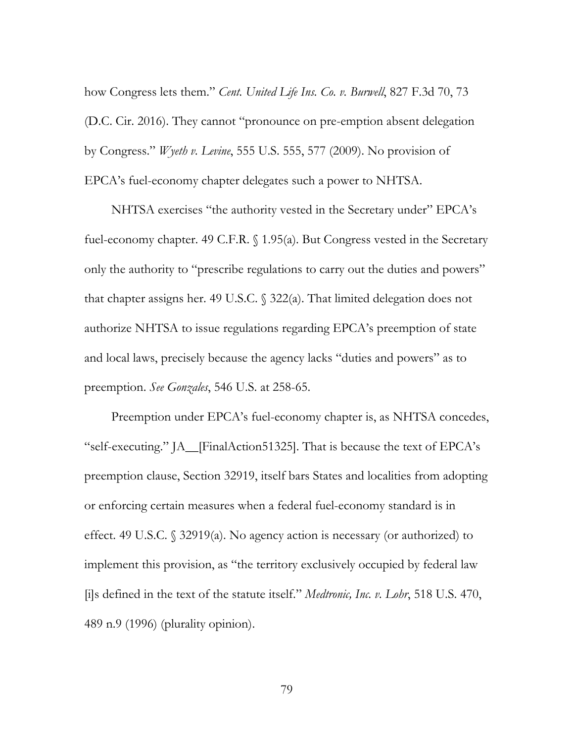how Congress lets them." *Cent. United Life Ins. Co. v. Burwell*, 827 F.3d 70, 73 (D.C. Cir. 2016). They cannot "pronounce on pre-emption absent delegation by Congress." *Wyeth v. Levine*, 555 U.S. 555, 577 (2009). No provision of EPCA's fuel-economy chapter delegates such a power to NHTSA.

NHTSA exercises "the authority vested in the Secretary under" EPCA's fuel-economy chapter. 49 C.F.R. § 1.95(a). But Congress vested in the Secretary only the authority to "prescribe regulations to carry out the duties and powers" that chapter assigns her. 49 U.S.C. § 322(a). That limited delegation does not authorize NHTSA to issue regulations regarding EPCA's preemption of state and local laws, precisely because the agency lacks "duties and powers" as to preemption. *See Gonzales*, 546 U.S. at 258-65.

Preemption under EPCA's fuel-economy chapter is, as NHTSA concedes, "self-executing." JA__[FinalAction51325]. That is because the text of EPCA's preemption clause, Section 32919, itself bars States and localities from adopting or enforcing certain measures when a federal fuel-economy standard is in effect. 49 U.S.C. § 32919(a). No agency action is necessary (or authorized) to implement this provision, as "the territory exclusively occupied by federal law [i]s defined in the text of the statute itself." *Medtronic, Inc. v. Lohr*, 518 U.S. 470, 489 n.9 (1996) (plurality opinion).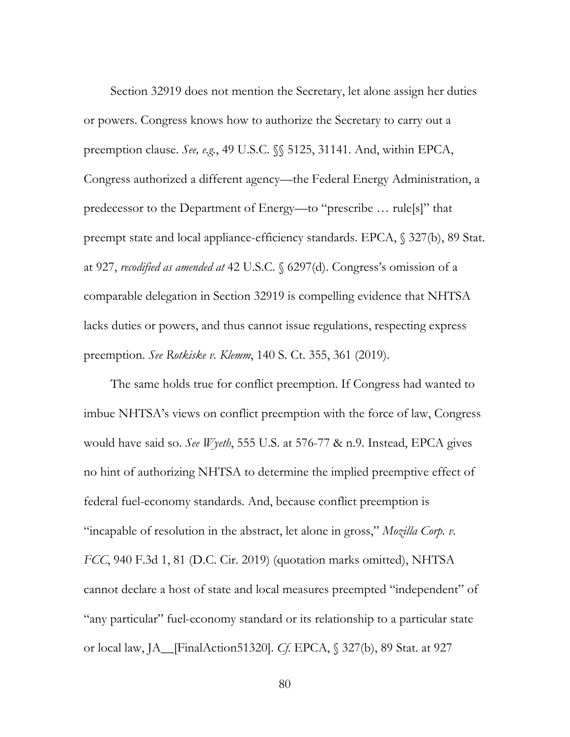Section 32919 does not mention the Secretary, let alone assign her duties or powers. Congress knows how to authorize the Secretary to carry out a preemption clause. *See, e.g.*, 49 U.S.C. §§ 5125, 31141. And, within EPCA, Congress authorized a different agency—the Federal Energy Administration, a predecessor to the Department of Energy—to "prescribe … rule[s]" that preempt state and local appliance-efficiency standards. EPCA, § 327(b), 89 Stat. at 927, *recodified as amended at* 42 U.S.C. § 6297(d). Congress's omission of a comparable delegation in Section 32919 is compelling evidence that NHTSA lacks duties or powers, and thus cannot issue regulations, respecting express preemption. *See Rotkiske v. Klemm*, 140 S. Ct. 355, 361 (2019).

The same holds true for conflict preemption. If Congress had wanted to imbue NHTSA's views on conflict preemption with the force of law, Congress would have said so. *See Wyeth*, 555 U.S. at 576-77 & n.9. Instead, EPCA gives no hint of authorizing NHTSA to determine the implied preemptive effect of federal fuel-economy standards. And, because conflict preemption is "incapable of resolution in the abstract, let alone in gross," *Mozilla Corp. v. FCC*, 940 F.3d 1, 81 (D.C. Cir. 2019) (quotation marks omitted), NHTSA cannot declare a host of state and local measures preempted "independent" of "any particular" fuel-economy standard or its relationship to a particular state or local law, JA__[FinalAction51320]. *Cf.* EPCA, § 327(b), 89 Stat. at 927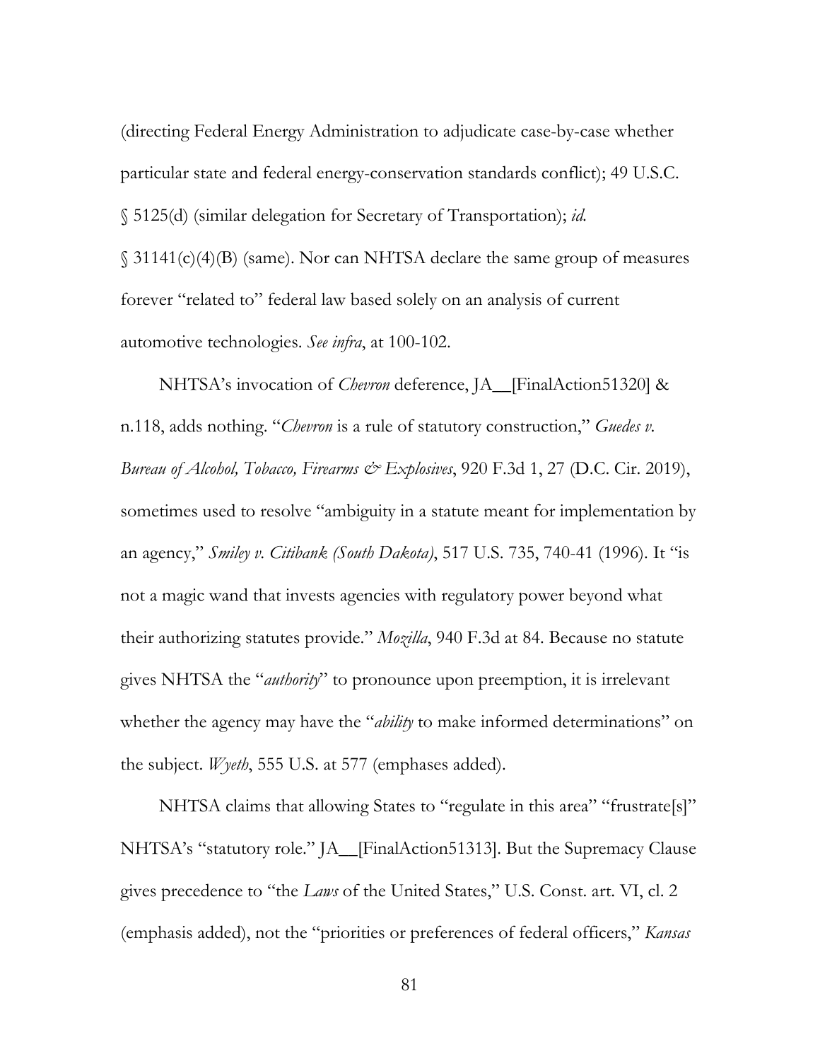(directing Federal Energy Administration to adjudicate case-by-case whether particular state and federal energy-conservation standards conflict); 49 U.S.C. § 5125(d) (similar delegation for Secretary of Transportation); *id.* § 31141(c)(4)(B) (same). Nor can NHTSA declare the same group of measures forever "related to" federal law based solely on an analysis of current automotive technologies. *See infra*, at 100-102.

NHTSA's invocation of *Chevron* deference, JA__[FinalAction51320] & n.118, adds nothing. "*Chevron* is a rule of statutory construction," *Guedes v. Bureau of Alcohol, Tobacco, Firearms & Explosives*, 920 F.3d 1, 27 (D.C. Cir. 2019), sometimes used to resolve "ambiguity in a statute meant for implementation by an agency," *Smiley v. Citibank (South Dakota)*, 517 U.S. 735, 740-41 (1996). It "is not a magic wand that invests agencies with regulatory power beyond what their authorizing statutes provide." *Mozilla*, 940 F.3d at 84. Because no statute gives NHTSA the "*authority*" to pronounce upon preemption, it is irrelevant whether the agency may have the "*ability* to make informed determinations" on the subject. *Wyeth*, 555 U.S. at 577 (emphases added).

NHTSA claims that allowing States to "regulate in this area" "frustrate[s]" NHTSA's "statutory role." JA__[FinalAction51313]. But the Supremacy Clause gives precedence to "the *Laws* of the United States," U.S. Const. art. VI, cl. 2 (emphasis added), not the "priorities or preferences of federal officers," *Kansas*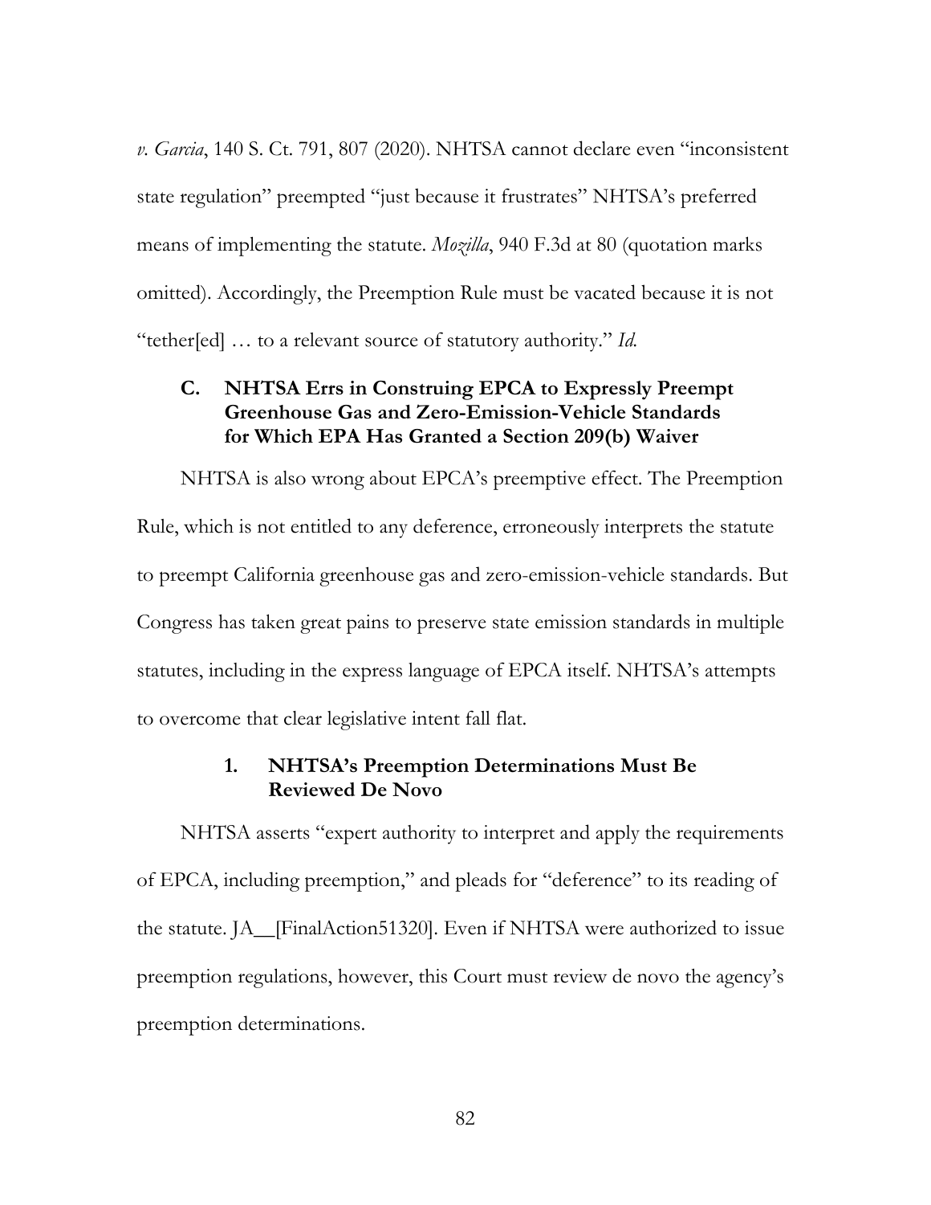*v. Garcia*, 140 S. Ct. 791, 807 (2020). NHTSA cannot declare even "inconsistent state regulation" preempted "just because it frustrates" NHTSA's preferred means of implementing the statute. *Mozilla*, 940 F.3d at 80 (quotation marks omitted). Accordingly, the Preemption Rule must be vacated because it is not "tether[ed] … to a relevant source of statutory authority." *Id.*

### C. NHTSA Errs in Construing EPCA to Expressly Preempt Greenhouse Gas and Zero-Emission-Vehicle Standards for Which EPA Has Granted a Section 209(b) Waiver

NHTSA is also wrong about EPCA's preemptive effect. The Preemption Rule, which is not entitled to any deference, erroneously interprets the statute to preempt California greenhouse gas and zero-emission-vehicle standards. But Congress has taken great pains to preserve state emission standards in multiple statutes, including in the express language of EPCA itself. NHTSA's attempts to overcome that clear legislative intent fall flat.

#### 1. NHTSA's Preemption Determinations Must Be Reviewed De Novo

NHTSA asserts "expert authority to interpret and apply the requirements of EPCA, including preemption," and pleads for "deference" to its reading of the statute. JA__[FinalAction51320]. Even if NHTSA were authorized to issue preemption regulations, however, this Court must review de novo the agency's preemption determinations.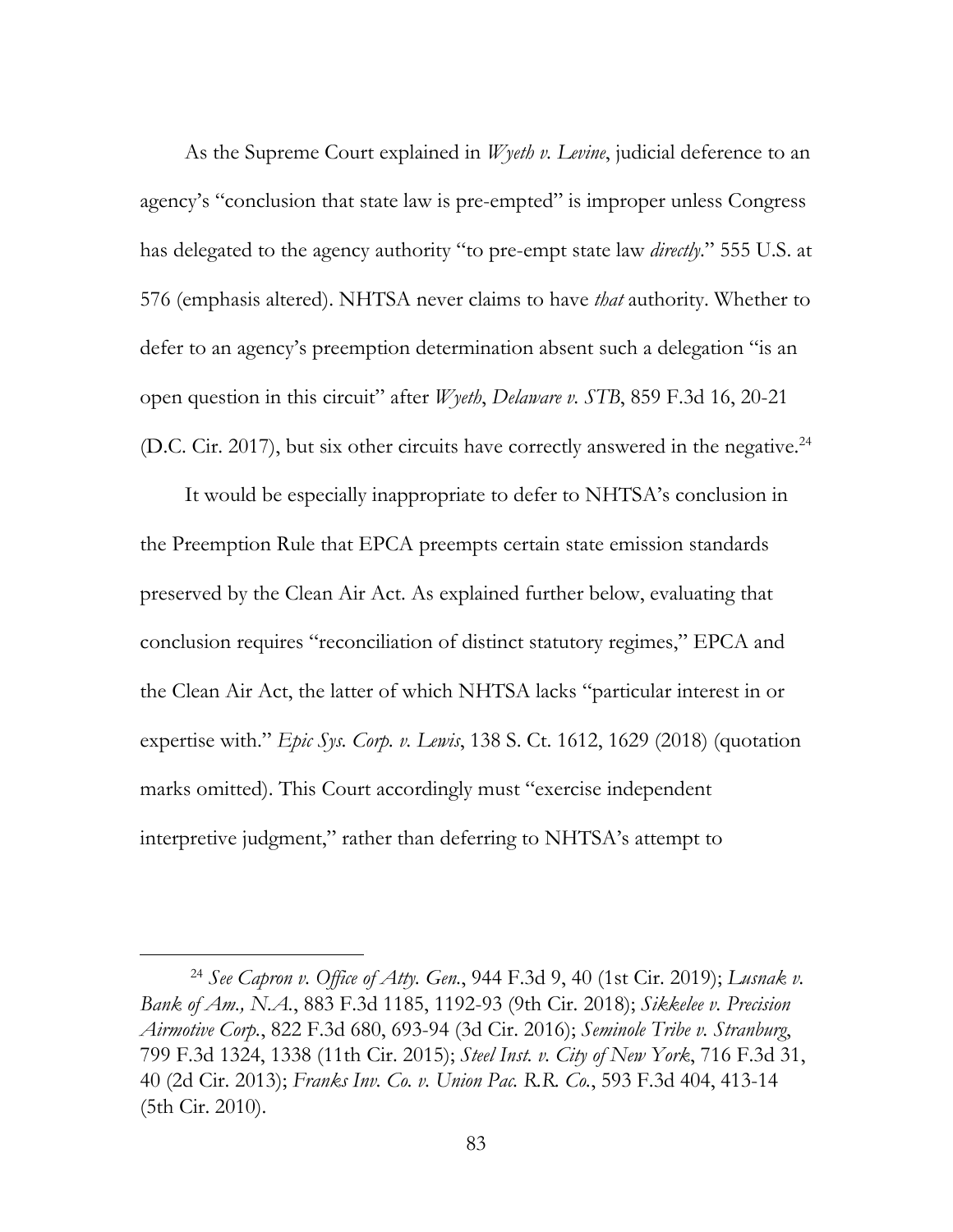As the Supreme Court explained in *Wyeth v. Levine*, judicial deference to an agency's "conclusion that state law is pre-empted" is improper unless Congress has delegated to the agency authority "to pre-empt state law *directly*." 555 U.S. at 576 (emphasis altered). NHTSA never claims to have *that* authority. Whether to defer to an agency's preemption determination absent such a delegation "is an open question in this circuit" after *Wyeth*, *Delaware v. STB*, 859 F.3d 16, 20-21 (D.C. Cir. 2017), but six other circuits have correctly answered in the negative.[24]

It would be especially inappropriate to defer to NHTSA's conclusion in the Preemption Rule that EPCA preempts certain state emission standards preserved by the Clean Air Act. As explained further below, evaluating that conclusion requires "reconciliation of distinct statutory regimes," EPCA and the Clean Air Act, the latter of which NHTSA lacks "particular interest in or expertise with." *Epic Sys. Corp. v. Lewis*, 138 S. Ct. 1612, 1629 (2018) (quotation marks omitted). This Court accordingly must "exercise independent interpretive judgment," rather than deferring to NHTSA's attempt to

---

[24] *See Capron v. Office of Atty. Gen.*, 944 F.3d 9, 40 (1st Cir. 2019); *Lusnak v. Bank of Am., N.A.*, 883 F.3d 1185, 1192-93 (9th Cir. 2018); *Sikkelee v. Precision Airmotive Corp.*, 822 F.3d 680, 693-94 (3d Cir. 2016); *Seminole Tribe v. Stranburg*, 799 F.3d 1324, 1338 (11th Cir. 2015); *Steel Inst. v. City of New York*, 716 F.3d 31, 40 (2d Cir. 2013); *Franks Inv. Co. v. Union Pac. R.R. Co.*, 593 F.3d 404, 413-14 (5th Cir. 2010).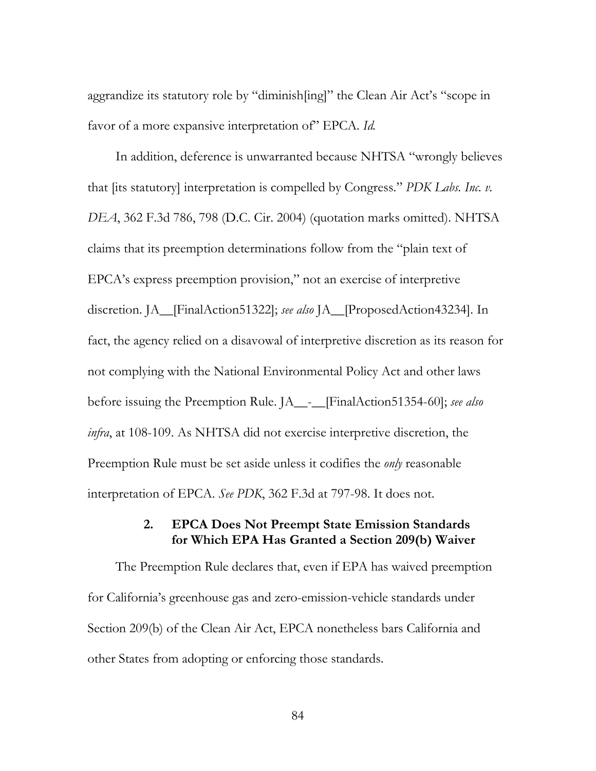aggrandize its statutory role by "diminish[ing]" the Clean Air Act's "scope in favor of a more expansive interpretation of" EPCA. *Id.*

In addition, deference is unwarranted because NHTSA "wrongly believes that [its statutory] interpretation is compelled by Congress." *PDK Labs. Inc. v. DEA*, 362 F.3d 786, 798 (D.C. Cir. 2004) (quotation marks omitted). NHTSA claims that its preemption determinations follow from the "plain text of EPCA's express preemption provision," not an exercise of interpretive discretion. JA__[FinalAction51322]; *see also* JA__[ProposedAction43234]. In fact, the agency relied on a disavowal of interpretive discretion as its reason for not complying with the National Environmental Policy Act and other laws before issuing the Preemption Rule. JA__-__[FinalAction51354-60]; *see also infra*, at 108-109. As NHTSA did not exercise interpretive discretion, the Preemption Rule must be set aside unless it codifies the *only* reasonable interpretation of EPCA. *See PDK*, 362 F.3d at 797-98. It does not.

### 2. EPCA Does Not Preempt State Emission Standards for Which EPA Has Granted a Section 209(b) Waiver

The Preemption Rule declares that, even if EPA has waived preemption for California's greenhouse gas and zero-emission-vehicle standards under Section 209(b) of the Clean Air Act, EPCA nonetheless bars California and other States from adopting or enforcing those standards.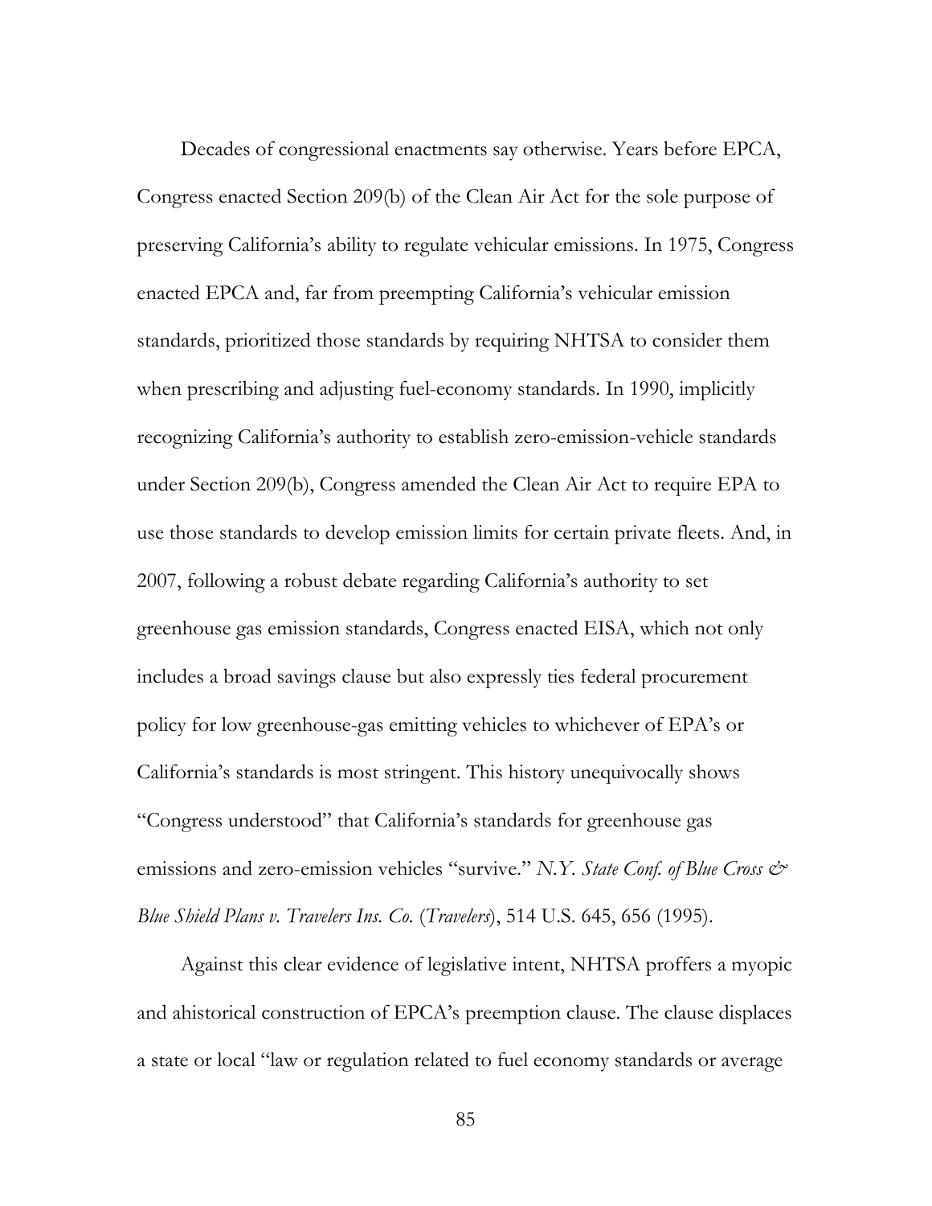Decades of congressional enactments say otherwise. Years before EPCA, Congress enacted Section 209(b) of the Clean Air Act for the sole purpose of preserving California's ability to regulate vehicular emissions. In 1975, Congress enacted EPCA and, far from preempting California's vehicular emission standards, prioritized those standards by requiring NHTSA to consider them when prescribing and adjusting fuel-economy standards. In 1990, implicitly recognizing California's authority to establish zero-emission-vehicle standards under Section 209(b), Congress amended the Clean Air Act to require EPA to use those standards to develop emission limits for certain private fleets. And, in 2007, following a robust debate regarding California's authority to set greenhouse gas emission standards, Congress enacted EISA, which not only includes a broad savings clause but also expressly ties federal procurement policy for low greenhouse-gas emitting vehicles to whichever of EPA's or California's standards is most stringent. This history unequivocally shows "Congress understood" that California's standards for greenhouse gas emissions and zero-emission vehicles "survive." *N.Y. State Conf. of Blue Cross & Blue Shield Plans v. Travelers Ins. Co.* (*Travelers*), 514 U.S. 645, 656 (1995).

Against this clear evidence of legislative intent, NHTSA proffers a myopic and ahistorical construction of EPCA's preemption clause. The clause displaces a state or local "law or regulation related to fuel economy standards or average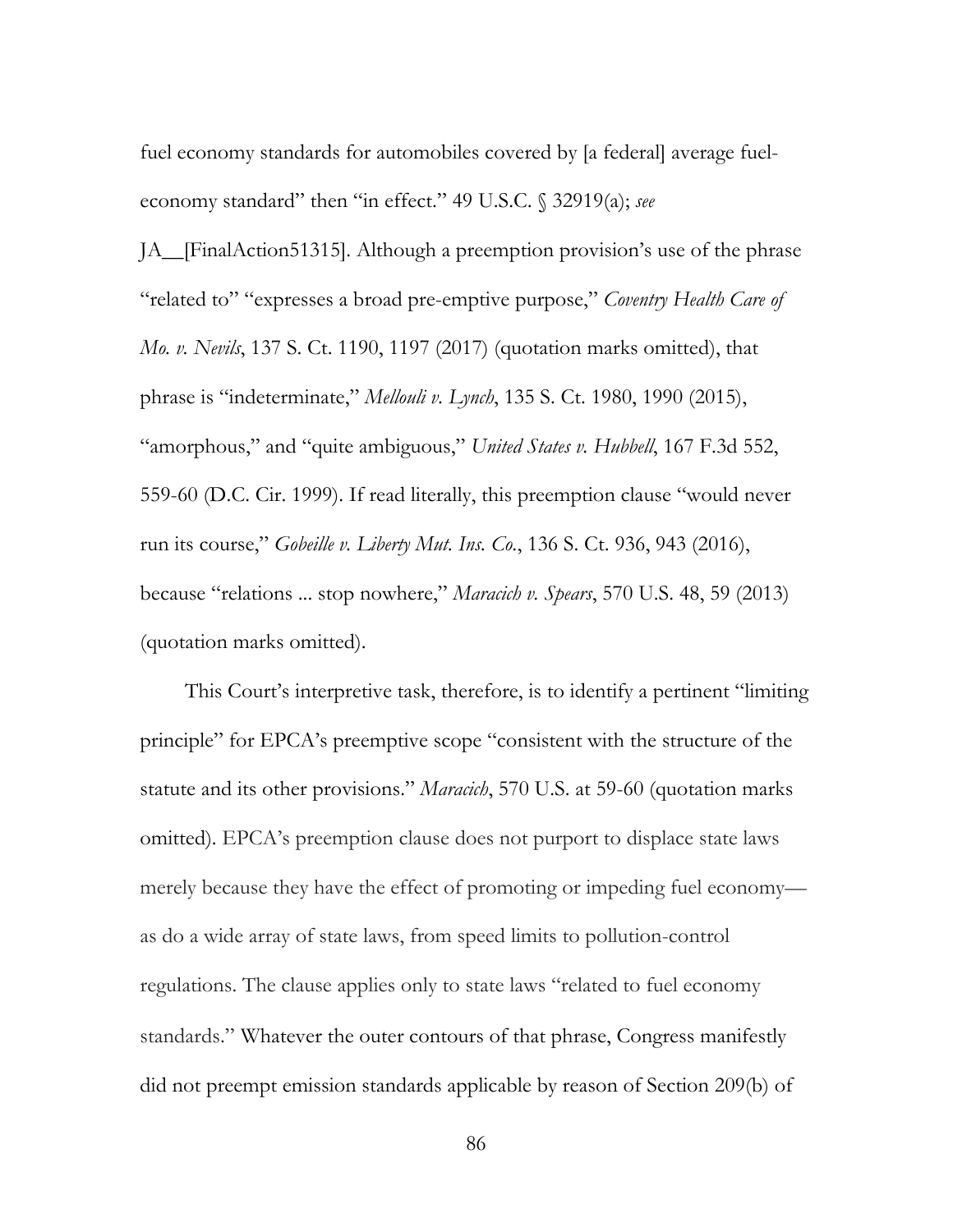fuel economy standards for automobiles covered by [a federal] average fuel-economy standard" then "in effect." 49 U.S.C. § 32919(a); *see* JA__[FinalAction51315]. Although a preemption provision's use of the phrase "related to" "expresses a broad pre-emptive purpose," *Coventry Health Care of Mo. v. Nevils*, 137 S. Ct. 1190, 1197 (2017) (quotation marks omitted), that phrase is "indeterminate," *Mellouli v. Lynch*, 135 S. Ct. 1980, 1990 (2015), "amorphous," and "quite ambiguous," *United States v. Hubbell*, 167 F.3d 552, 559-60 (D.C. Cir. 1999). If read literally, this preemption clause "would never run its course," *Gobeille v. Liberty Mut. Ins. Co.*, 136 S. Ct. 936, 943 (2016), because "relations ... stop nowhere," *Maracich v. Spears*, 570 U.S. 48, 59 (2013) (quotation marks omitted).

This Court's interpretive task, therefore, is to identify a pertinent "limiting principle" for EPCA's preemptive scope "consistent with the structure of the statute and its other provisions." *Maracich*, 570 U.S. at 59-60 (quotation marks omitted). EPCA's preemption clause does not purport to displace state laws merely because they have the effect of promoting or impeding fuel economy—as do a wide array of state laws, from speed limits to pollution-control regulations. The clause applies only to state laws "related to fuel economy standards." Whatever the outer contours of that phrase, Congress manifestly did not preempt emission standards applicable by reason of Section 209(b) of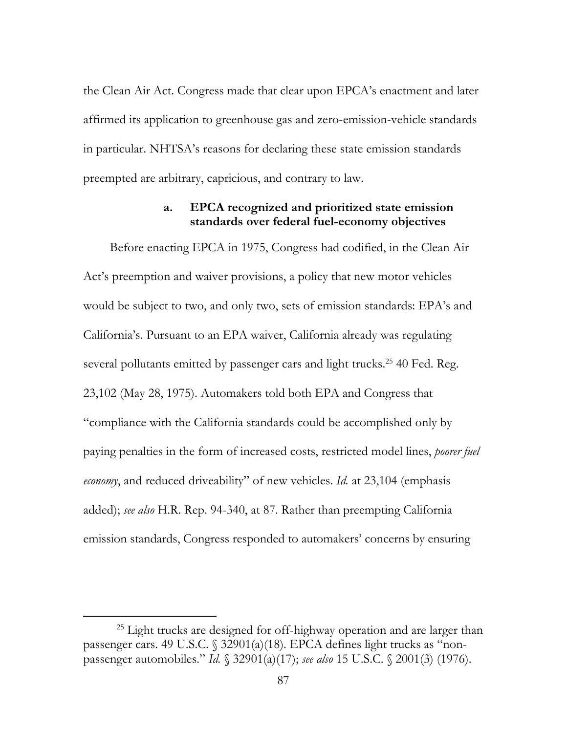the Clean Air Act. Congress made that clear upon EPCA's enactment and later affirmed its application to greenhouse gas and zero-emission-vehicle standards in particular. NHTSA's reasons for declaring these state emission standards preempted are arbitrary, capricious, and contrary to law.

#### a. EPCA recognized and prioritized state emission standards over federal fuel-economy objectives

Before enacting EPCA in 1975, Congress had codified, in the Clean Air Act's preemption and waiver provisions, a policy that new motor vehicles would be subject to two, and only two, sets of emission standards: EPA's and California's. Pursuant to an EPA waiver, California already was regulating several pollutants emitted by passenger cars and light trucks.[25] 40 Fed. Reg. 23,102 (May 28, 1975). Automakers told both EPA and Congress that "compliance with the California standards could be accomplished only by paying penalties in the form of increased costs, restricted model lines, *poorer fuel economy*, and reduced driveability" of new vehicles. *Id.* at 23,104 (emphasis added); *see also* H.R. Rep. 94-340, at 87. Rather than preempting California emission standards, Congress responded to automakers' concerns by ensuring

[25] Light trucks are designed for off-highway operation and are larger than passenger cars. 49 U.S.C. § 32901(a)(18). EPCA defines light trucks as "non-passenger automobiles." *Id.* § 32901(a)(17); *see also* 15 U.S.C. § 2001(3) (1976).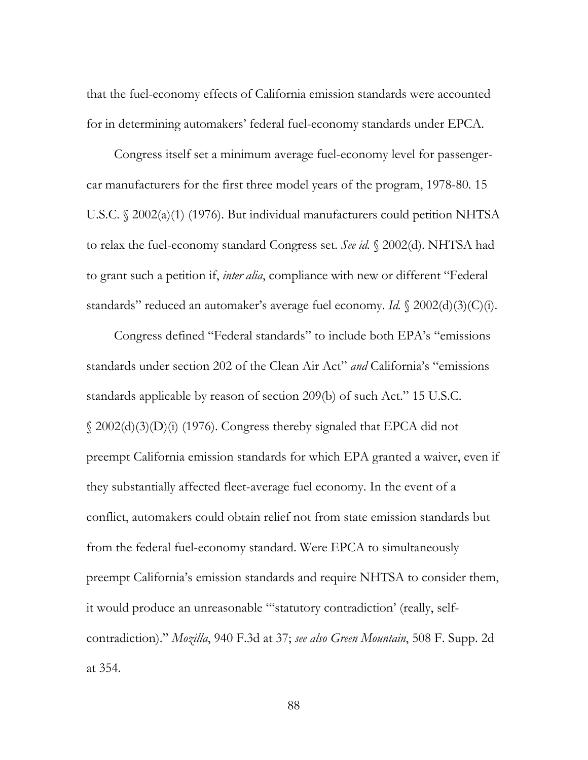that the fuel-economy effects of California emission standards were accounted for in determining automakers' federal fuel-economy standards under EPCA.

Congress itself set a minimum average fuel-economy level for passenger-car manufacturers for the first three model years of the program, 1978-80. 15 U.S.C. § 2002(a)(1) (1976). But individual manufacturers could petition NHTSA to relax the fuel-economy standard Congress set. *See id.* § 2002(d). NHTSA had to grant such a petition if, *inter alia*, compliance with new or different "Federal standards" reduced an automaker's average fuel economy. *Id.* § 2002(d)(3)(C)(i).

Congress defined "Federal standards" to include both EPA's "emissions standards under section 202 of the Clean Air Act" *and* California's "emissions standards applicable by reason of section 209(b) of such Act." 15 U.S.C. § 2002(d)(3)(D)(i) (1976). Congress thereby signaled that EPCA did not preempt California emission standards for which EPA granted a waiver, even if they substantially affected fleet-average fuel economy. In the event of a conflict, automakers could obtain relief not from state emission standards but from the federal fuel-economy standard. Were EPCA to simultaneously preempt California's emission standards and require NHTSA to consider them, it would produce an unreasonable "'statutory contradiction' (really, self-contradiction)." *Mozilla*, 940 F.3d at 37; *see also Green Mountain*, 508 F. Supp. 2d at 354.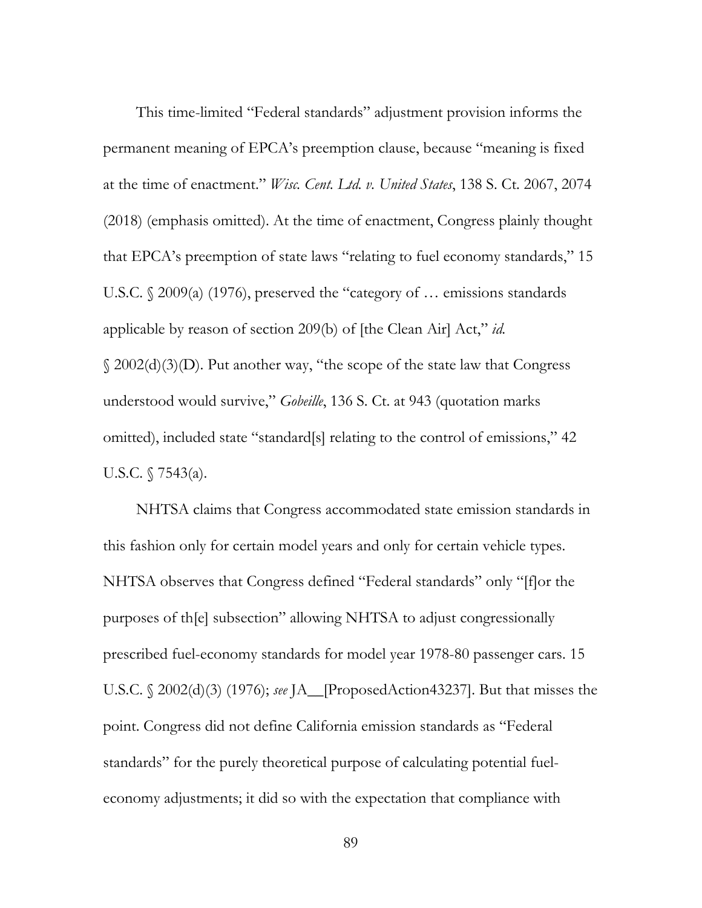This time-limited "Federal standards" adjustment provision informs the permanent meaning of EPCA's preemption clause, because "meaning is fixed at the time of enactment." *Wisc. Cent. Ltd. v. United States*, 138 S. Ct. 2067, 2074 (2018) (emphasis omitted). At the time of enactment, Congress plainly thought that EPCA's preemption of state laws "relating to fuel economy standards," 15 U.S.C. § 2009(a) (1976), preserved the "category of … emissions standards applicable by reason of section 209(b) of [the Clean Air] Act," *id.* § 2002(d)(3)(D). Put another way, "the scope of the state law that Congress understood would survive," *Gobeille*, 136 S. Ct. at 943 (quotation marks omitted), included state "standard[s] relating to the control of emissions," 42 U.S.C. § 7543(a).

NHTSA claims that Congress accommodated state emission standards in this fashion only for certain model years and only for certain vehicle types. NHTSA observes that Congress defined "Federal standards" only "[f]or the purposes of th[e] subsection" allowing NHTSA to adjust congressionally prescribed fuel-economy standards for model year 1978-80 passenger cars. 15 U.S.C. § 2002(d)(3) (1976); *see* JA__[ProposedAction43237]. But that misses the point. Congress did not define California emission standards as "Federal standards" for the purely theoretical purpose of calculating potential fuel-economy adjustments; it did so with the expectation that compliance with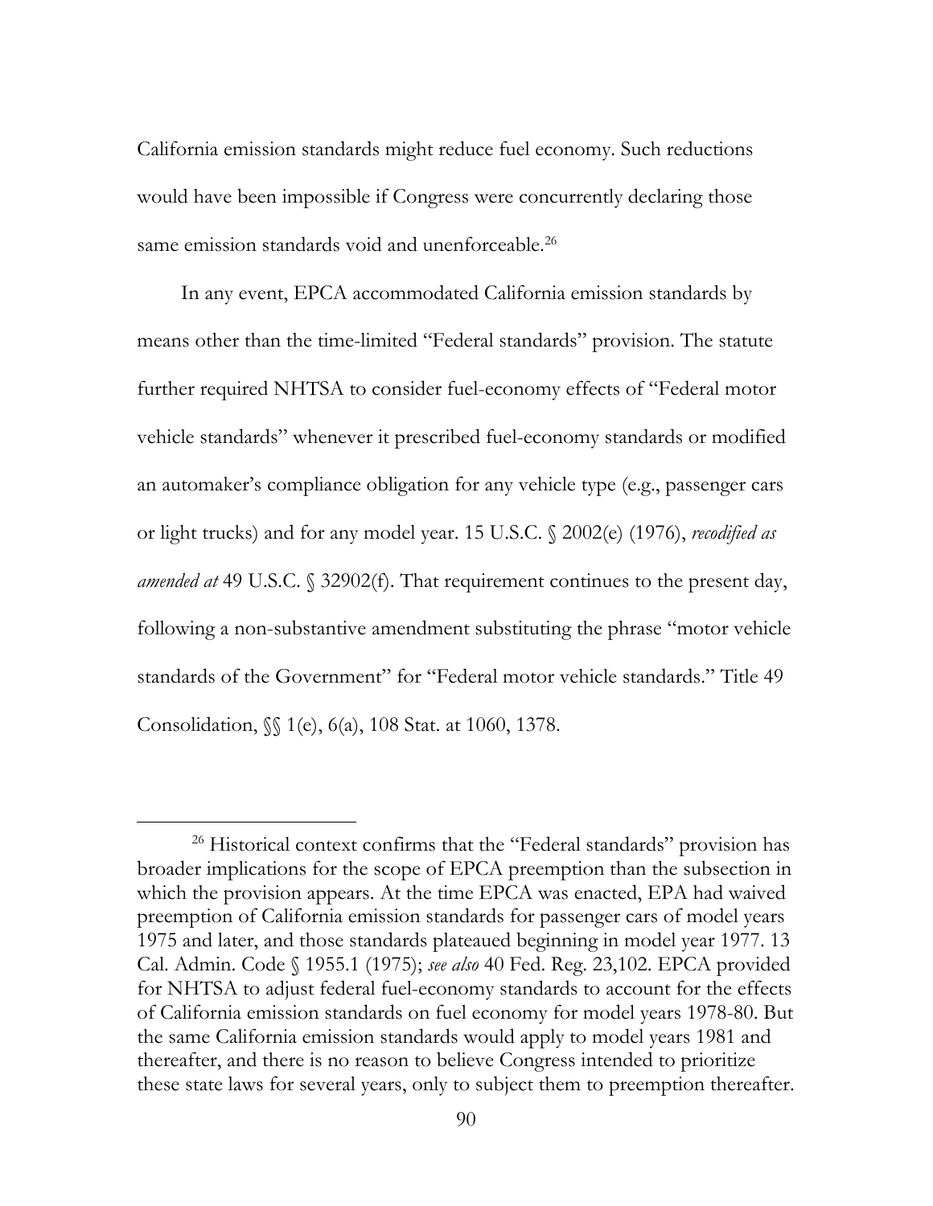California emission standards might reduce fuel economy. Such reductions would have been impossible if Congress were concurrently declaring those same emission standards void and unenforceable.[26]

In any event, EPCA accommodated California emission standards by means other than the time-limited "Federal standards" provision. The statute further required NHTSA to consider fuel-economy effects of "Federal motor vehicle standards" whenever it prescribed fuel-economy standards or modified an automaker's compliance obligation for any vehicle type (e.g., passenger cars or light trucks) and for any model year. 15 U.S.C. § 2002(e) (1976), *recodified as amended at* 49 U.S.C. § 32902(f). That requirement continues to the present day, following a non-substantive amendment substituting the phrase "motor vehicle standards of the Government" for "Federal motor vehicle standards." Title 49 Consolidation, §§ 1(e), 6(a), 108 Stat. at 1060, 1378.

[26] Historical context confirms that the "Federal standards" provision has broader implications for the scope of EPCA preemption than the subsection in which the provision appears. At the time EPCA was enacted, EPA had waived preemption of California emission standards for passenger cars of model years 1975 and later, and those standards plateaued beginning in model year 1977. 13 Cal. Admin. Code § 1955.1 (1975); *see also* 40 Fed. Reg. 23,102. EPCA provided for NHTSA to adjust federal fuel-economy standards to account for the effects of California emission standards on fuel economy for model years 1978-80. But the same California emission standards would apply to model years 1981 and thereafter, and there is no reason to believe Congress intended to prioritize these state laws for several years, only to subject them to preemption thereafter.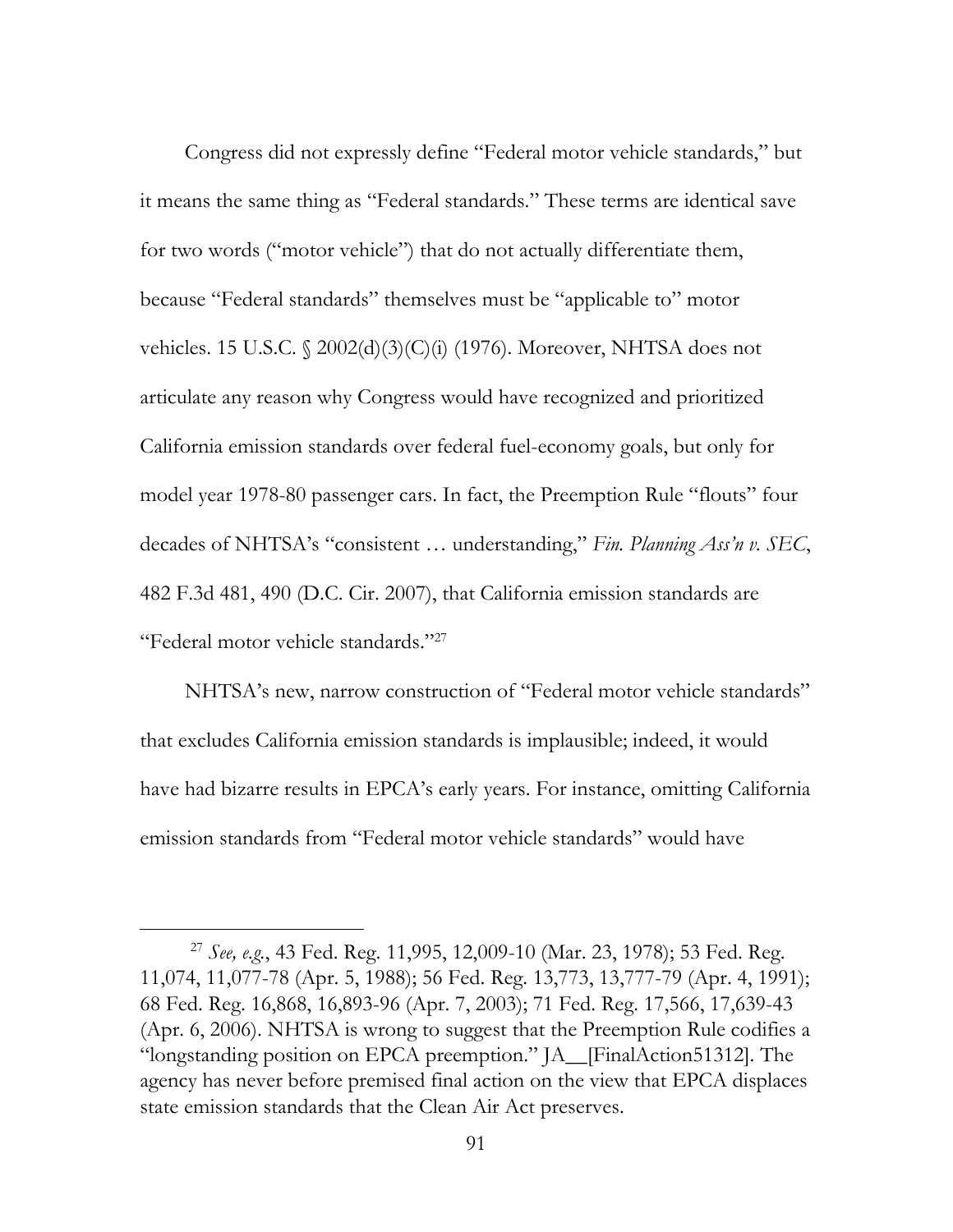Congress did not expressly define "Federal motor vehicle standards," but it means the same thing as "Federal standards." These terms are identical save for two words ("motor vehicle") that do not actually differentiate them, because "Federal standards" themselves must be "applicable to" motor vehicles. 15 U.S.C. § 2002(d)(3)(C)(i) (1976). Moreover, NHTSA does not articulate any reason why Congress would have recognized and prioritized California emission standards over federal fuel-economy goals, but only for model year 1978-80 passenger cars. In fact, the Preemption Rule "flouts" four decades of NHTSA's "consistent … understanding," *Fin. Planning Ass'n v. SEC*, 482 F.3d 481, 490 (D.C. Cir. 2007), that California emission standards are "Federal motor vehicle standards."[27]

NHTSA's new, narrow construction of "Federal motor vehicle standards" that excludes California emission standards is implausible; indeed, it would have had bizarre results in EPCA's early years. For instance, omitting California emission standards from "Federal motor vehicle standards" would have

[27] *See, e.g.*, 43 Fed. Reg. 11,995, 12,009-10 (Mar. 23, 1978); 53 Fed. Reg. 11,074, 11,077-78 (Apr. 5, 1988); 56 Fed. Reg. 13,773, 13,777-79 (Apr. 4, 1991); 68 Fed. Reg. 16,868, 16,893-96 (Apr. 7, 2003); 71 Fed. Reg. 17,566, 17,639-43 (Apr. 6, 2006). NHTSA is wrong to suggest that the Preemption Rule codifies a "longstanding position on EPCA preemption." JA__[FinalAction51312]. The agency has never before premised final action on the view that EPCA displaces state emission standards that the Clean Air Act preserves.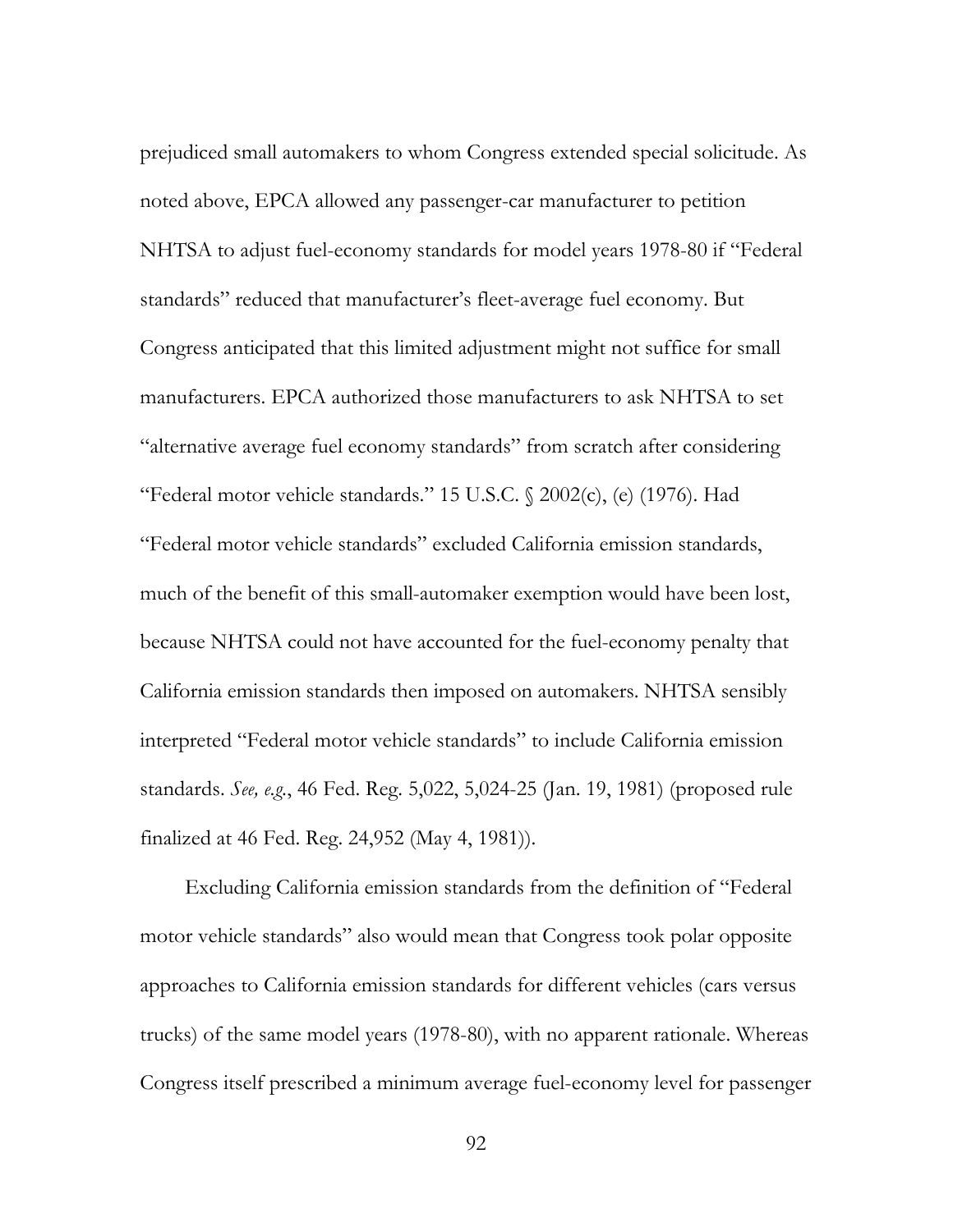prejudiced small automakers to whom Congress extended special solicitude. As noted above, EPCA allowed any passenger-car manufacturer to petition NHTSA to adjust fuel-economy standards for model years 1978-80 if "Federal standards" reduced that manufacturer's fleet-average fuel economy. But Congress anticipated that this limited adjustment might not suffice for small manufacturers. EPCA authorized those manufacturers to ask NHTSA to set "alternative average fuel economy standards" from scratch after considering "Federal motor vehicle standards." 15 U.S.C. § 2002(c), (e) (1976). Had "Federal motor vehicle standards" excluded California emission standards, much of the benefit of this small-automaker exemption would have been lost, because NHTSA could not have accounted for the fuel-economy penalty that California emission standards then imposed on automakers. NHTSA sensibly interpreted "Federal motor vehicle standards" to include California emission standards. *See, e.g.*, 46 Fed. Reg. 5,022, 5,024-25 (Jan. 19, 1981) (proposed rule finalized at 46 Fed. Reg. 24,952 (May 4, 1981)).

Excluding California emission standards from the definition of "Federal motor vehicle standards" also would mean that Congress took polar opposite approaches to California emission standards for different vehicles (cars versus trucks) of the same model years (1978-80), with no apparent rationale. Whereas Congress itself prescribed a minimum average fuel-economy level for passenger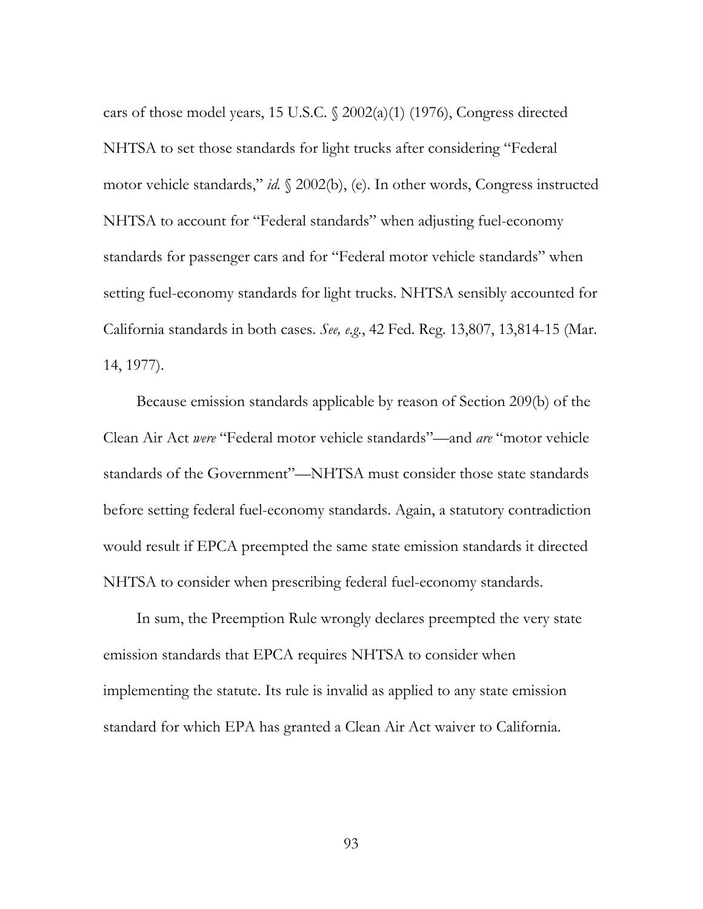cars of those model years, 15 U.S.C. § 2002(a)(1) (1976), Congress directed NHTSA to set those standards for light trucks after considering "Federal motor vehicle standards," *id.* § 2002(b), (e). In other words, Congress instructed NHTSA to account for "Federal standards" when adjusting fuel-economy standards for passenger cars and for "Federal motor vehicle standards" when setting fuel-economy standards for light trucks. NHTSA sensibly accounted for California standards in both cases. *See, e.g.*, 42 Fed. Reg. 13,807, 13,814-15 (Mar. 14, 1977).

Because emission standards applicable by reason of Section 209(b) of the Clean Air Act *were* "Federal motor vehicle standards"—and *are* "motor vehicle standards of the Government"—NHTSA must consider those state standards before setting federal fuel-economy standards. Again, a statutory contradiction would result if EPCA preempted the same state emission standards it directed NHTSA to consider when prescribing federal fuel-economy standards.

In sum, the Preemption Rule wrongly declares preempted the very state emission standards that EPCA requires NHTSA to consider when implementing the statute. Its rule is invalid as applied to any state emission standard for which EPA has granted a Clean Air Act waiver to California.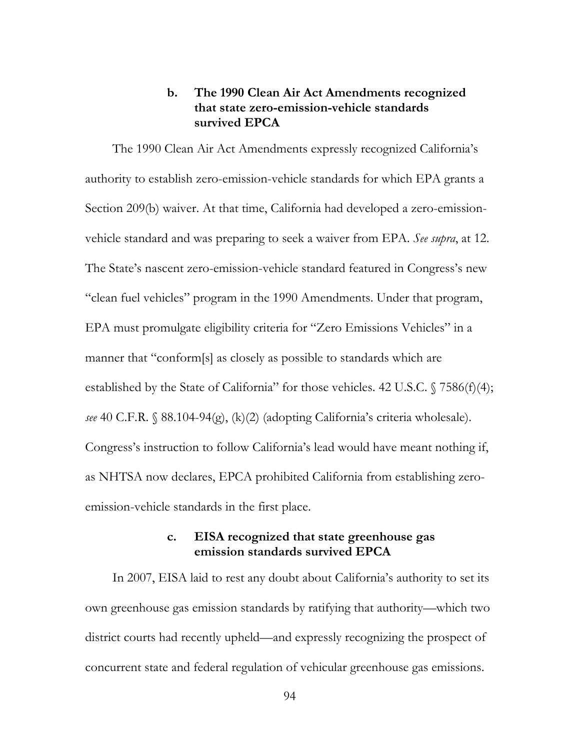#### b. The 1990 Clean Air Act Amendments recognized that state zero-emission-vehicle standards survived EPCA

The 1990 Clean Air Act Amendments expressly recognized California's authority to establish zero-emission-vehicle standards for which EPA grants a Section 209(b) waiver. At that time, California had developed a zero-emission-vehicle standard and was preparing to seek a waiver from EPA. *See supra*, at 12. The State's nascent zero-emission-vehicle standard featured in Congress's new "clean fuel vehicles" program in the 1990 Amendments. Under that program, EPA must promulgate eligibility criteria for "Zero Emissions Vehicles" in a manner that "conform[s] as closely as possible to standards which are established by the State of California" for those vehicles. 42 U.S.C. § 7586(f)(4); *see* 40 C.F.R. § 88.104-94(g), (k)(2) (adopting California's criteria wholesale). Congress's instruction to follow California's lead would have meant nothing if, as NHTSA now declares, EPCA prohibited California from establishing zero-emission-vehicle standards in the first place.

#### c. EISA recognized that state greenhouse gas emission standards survived EPCA

In 2007, EISA laid to rest any doubt about California's authority to set its own greenhouse gas emission standards by ratifying that authority—which two district courts had recently upheld—and expressly recognizing the prospect of concurrent state and federal regulation of vehicular greenhouse gas emissions.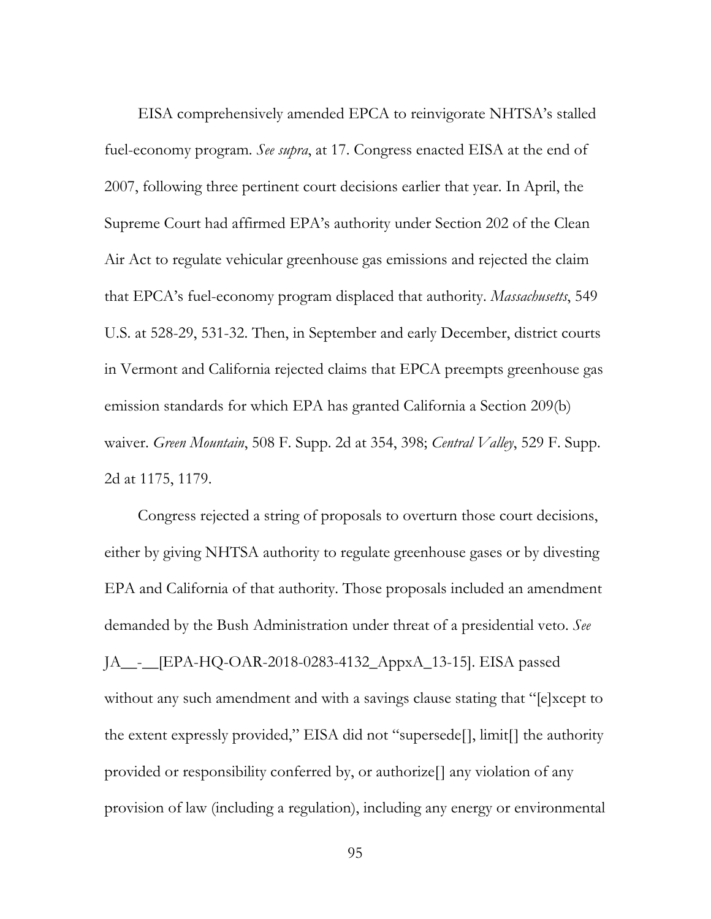EISA comprehensively amended EPCA to reinvigorate NHTSA's stalled fuel-economy program. *See supra*, at 17. Congress enacted EISA at the end of 2007, following three pertinent court decisions earlier that year. In April, the Supreme Court had affirmed EPA's authority under Section 202 of the Clean Air Act to regulate vehicular greenhouse gas emissions and rejected the claim that EPCA's fuel-economy program displaced that authority. *Massachusetts*, 549 U.S. at 528-29, 531-32. Then, in September and early December, district courts in Vermont and California rejected claims that EPCA preempts greenhouse gas emission standards for which EPA has granted California a Section 209(b) waiver. *Green Mountain*, 508 F. Supp. 2d at 354, 398; *Central Valley*, 529 F. Supp. 2d at 1175, 1179.

Congress rejected a string of proposals to overturn those court decisions, either by giving NHTSA authority to regulate greenhouse gases or by divesting EPA and California of that authority. Those proposals included an amendment demanded by the Bush Administration under threat of a presidential veto. *See* JA__-__[EPA-HQ-OAR-2018-0283-4132_AppxA_13-15]. EISA passed without any such amendment and with a savings clause stating that "[e]xcept to the extent expressly provided," EISA did not "supersede[], limit[] the authority provided or responsibility conferred by, or authorize[] any violation of any provision of law (including a regulation), including any energy or environmental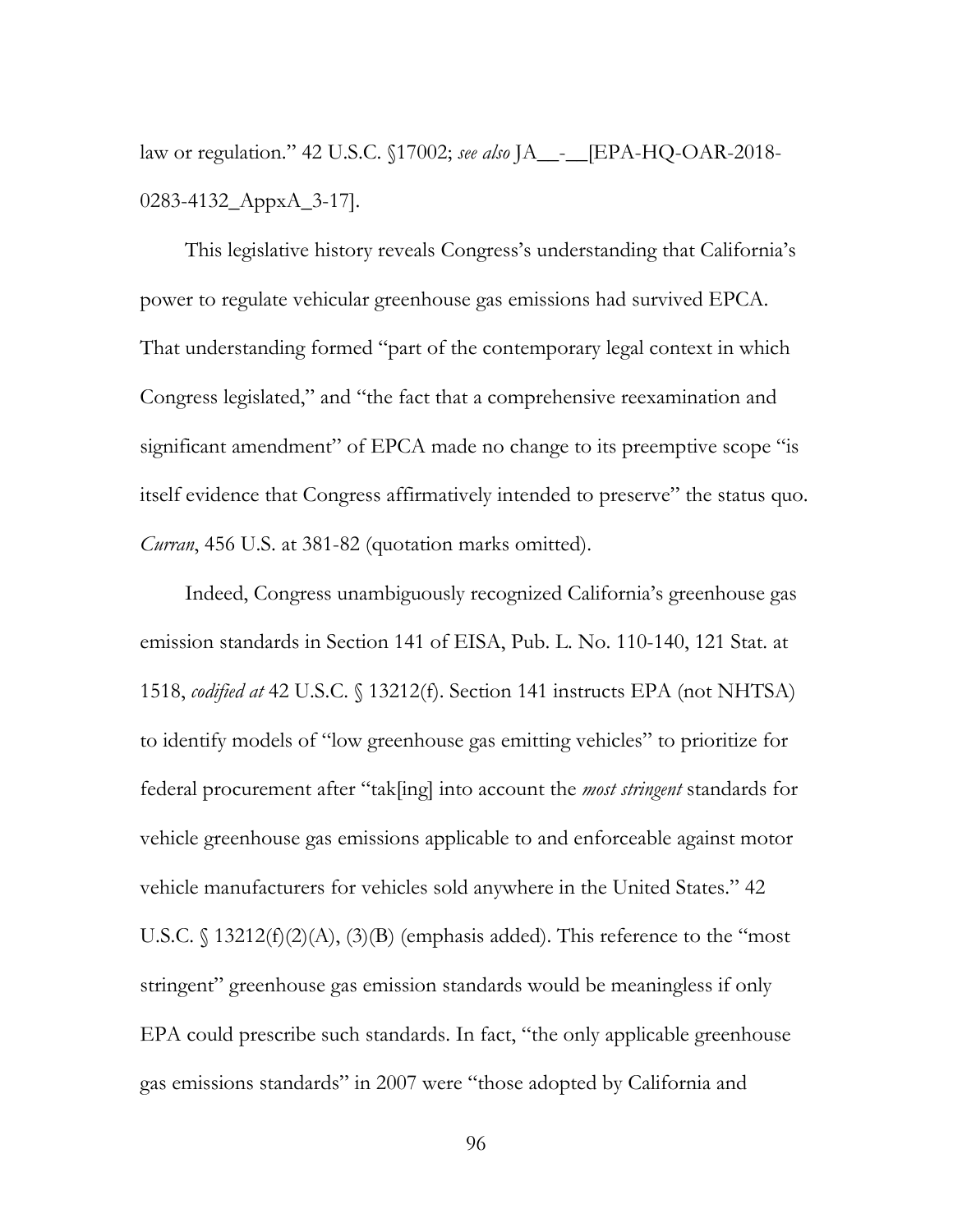law or regulation." 42 U.S.C. §17002; *see also* JA__-__[EPA-HQ-OAR-2018-0283-4132_AppxA_3-17].

This legislative history reveals Congress's understanding that California's power to regulate vehicular greenhouse gas emissions had survived EPCA. That understanding formed "part of the contemporary legal context in which Congress legislated," and "the fact that a comprehensive reexamination and significant amendment" of EPCA made no change to its preemptive scope "is itself evidence that Congress affirmatively intended to preserve" the status quo. *Curran*, 456 U.S. at 381-82 (quotation marks omitted).

Indeed, Congress unambiguously recognized California's greenhouse gas emission standards in Section 141 of EISA, Pub. L. No. 110-140, 121 Stat. at 1518, *codified at* 42 U.S.C. § 13212(f). Section 141 instructs EPA (not NHTSA) to identify models of "low greenhouse gas emitting vehicles" to prioritize for federal procurement after "tak[ing] into account the *most stringent* standards for vehicle greenhouse gas emissions applicable to and enforceable against motor vehicle manufacturers for vehicles sold anywhere in the United States." 42 U.S.C. § 13212(f)(2)(A), (3)(B) (emphasis added). This reference to the "most stringent" greenhouse gas emission standards would be meaningless if only EPA could prescribe such standards. In fact, "the only applicable greenhouse gas emissions standards" in 2007 were "those adopted by California and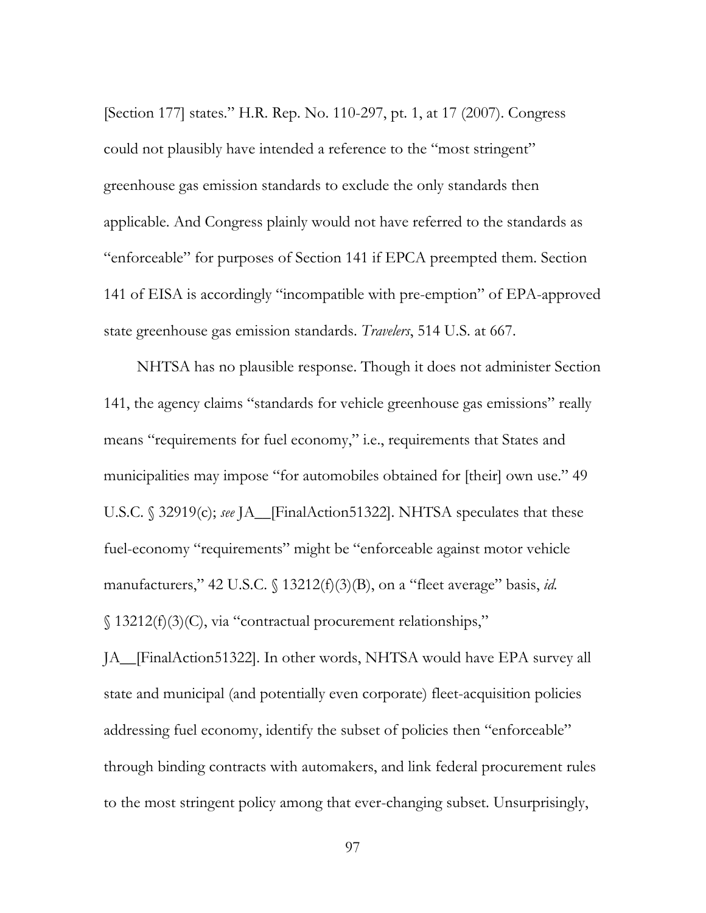[Section 177] states." H.R. Rep. No. 110-297, pt. 1, at 17 (2007). Congress could not plausibly have intended a reference to the "most stringent" greenhouse gas emission standards to exclude the only standards then applicable. And Congress plainly would not have referred to the standards as "enforceable" for purposes of Section 141 if EPCA preempted them. Section 141 of EISA is accordingly "incompatible with pre-emption" of EPA-approved state greenhouse gas emission standards. *Travelers*, 514 U.S. at 667.

NHTSA has no plausible response. Though it does not administer Section 141, the agency claims "standards for vehicle greenhouse gas emissions" really means "requirements for fuel economy," i.e., requirements that States and municipalities may impose "for automobiles obtained for [their] own use." 49 U.S.C. § 32919(c); *see* JA__[FinalAction51322]. NHTSA speculates that these fuel-economy "requirements" might be "enforceable against motor vehicle manufacturers," 42 U.S.C. § 13212(f)(3)(B), on a "fleet average" basis, *id.* § 13212(f)(3)(C), via "contractual procurement relationships," JA__[FinalAction51322]. In other words, NHTSA would have EPA survey all state and municipal (and potentially even corporate) fleet-acquisition policies addressing fuel economy, identify the subset of policies then "enforceable" through binding contracts with automakers, and link federal procurement rules to the most stringent policy among that ever-changing subset. Unsurprisingly,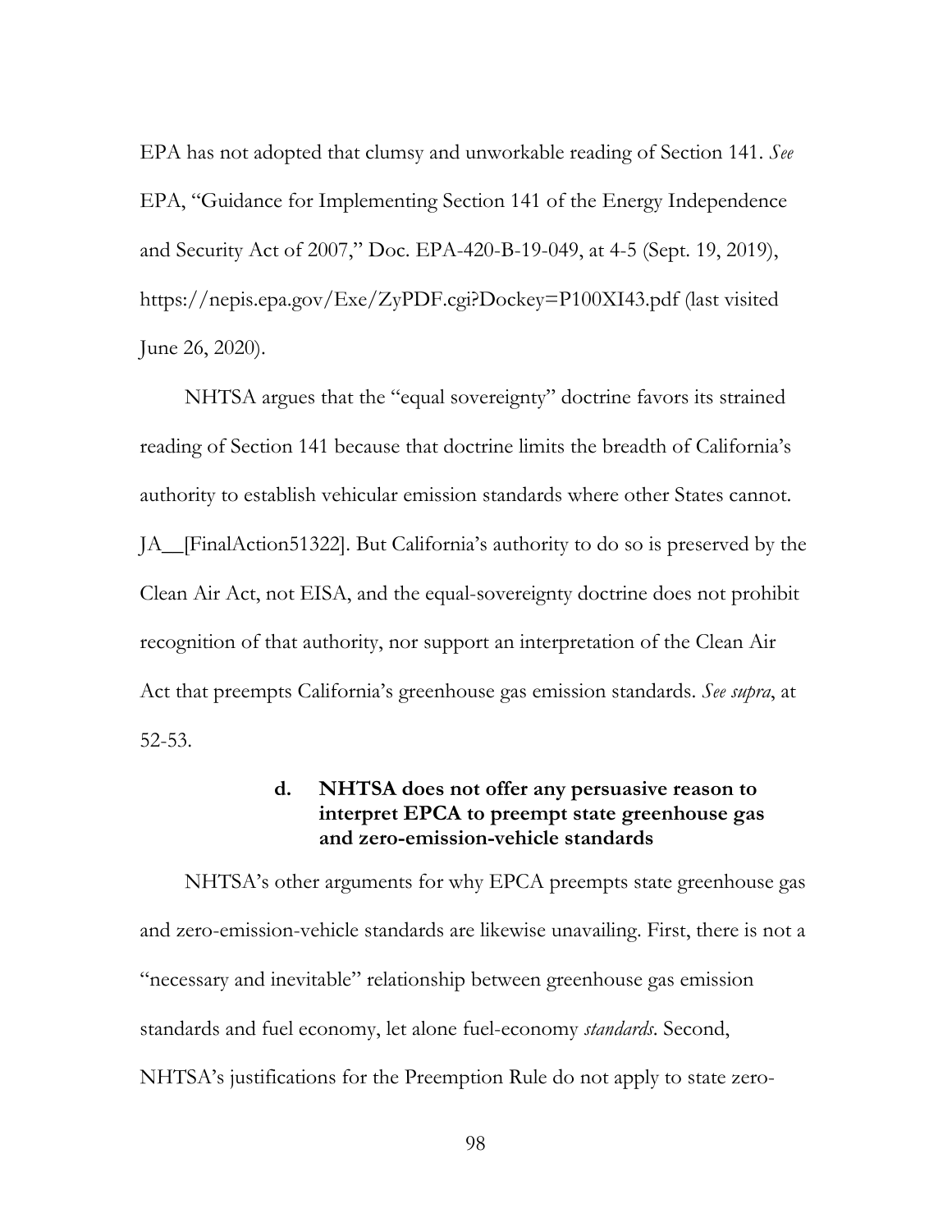EPA has not adopted that clumsy and unworkable reading of Section 141. *See* EPA, "Guidance for Implementing Section 141 of the Energy Independence and Security Act of 2007," Doc. EPA-420-B-19-049, at 4-5 (Sept. 19, 2019), https://nepis.epa.gov/Exe/ZyPDF.cgi?Dockey=P100XI43.pdf (last visited June 26, 2020).

NHTSA argues that the "equal sovereignty" doctrine favors its strained reading of Section 141 because that doctrine limits the breadth of California's authority to establish vehicular emission standards where other States cannot. JA__[FinalAction51322]. But California's authority to do so is preserved by the Clean Air Act, not EISA, and the equal-sovereignty doctrine does not prohibit recognition of that authority, nor support an interpretation of the Clean Air Act that preempts California's greenhouse gas emission standards. *See supra*, at 52-53.

#### d. NHTSA does not offer any persuasive reason to interpret EPCA to preempt state greenhouse gas and zero-emission-vehicle standards

NHTSA's other arguments for why EPCA preempts state greenhouse gas and zero-emission-vehicle standards are likewise unavailing. First, there is not a "necessary and inevitable" relationship between greenhouse gas emission standards and fuel economy, let alone fuel-economy *standards*. Second, NHTSA's justifications for the Preemption Rule do not apply to state zero-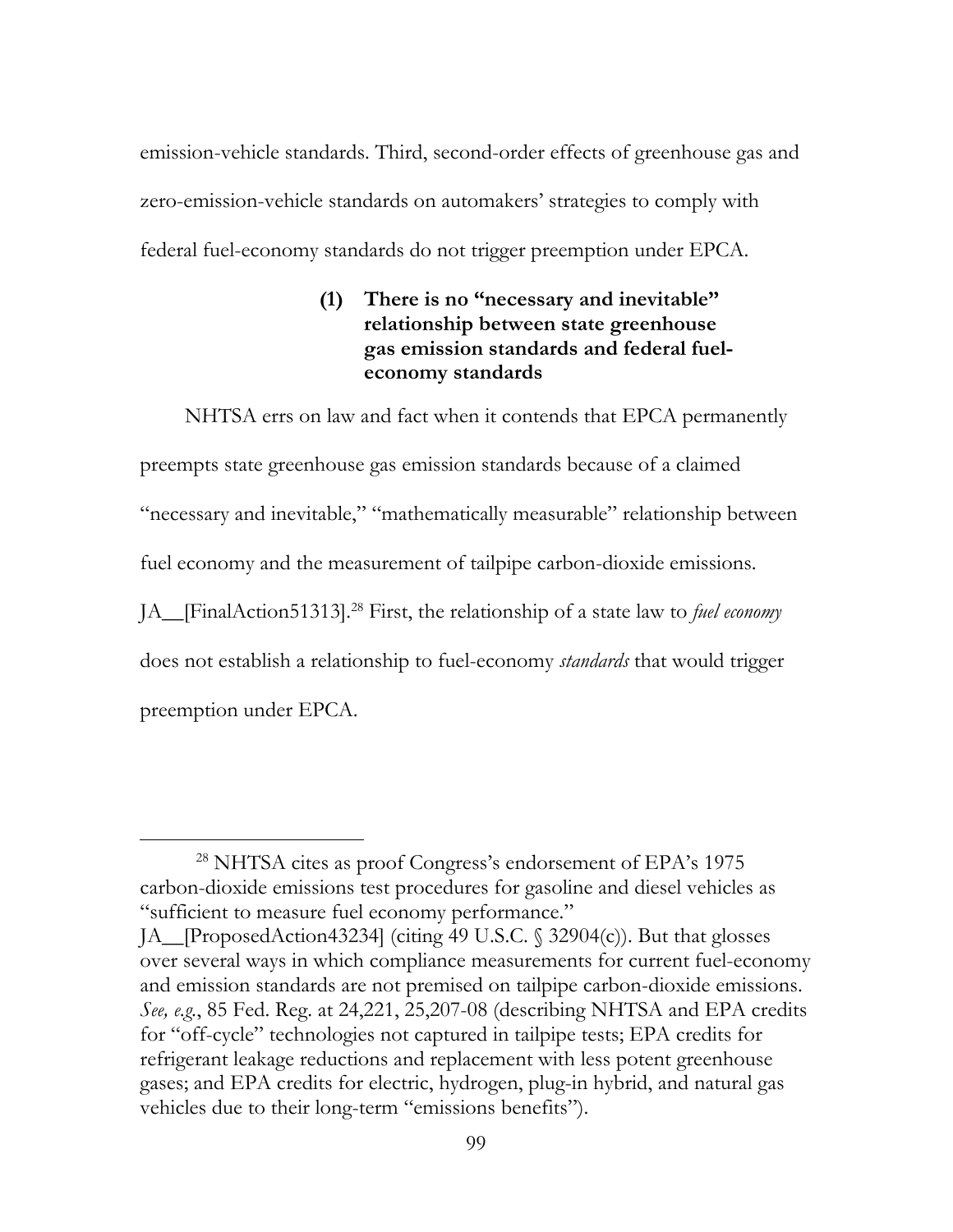emission-vehicle standards. Third, second-order effects of greenhouse gas and zero-emission-vehicle standards on automakers' strategies to comply with federal fuel-economy standards do not trigger preemption under EPCA.

#### (1) There is no "necessary and inevitable" relationship between state greenhouse gas emission standards and federal fuel-economy standards

NHTSA errs on law and fact when it contends that EPCA permanently preempts state greenhouse gas emission standards because of a claimed "necessary and inevitable," "mathematically measurable" relationship between fuel economy and the measurement of tailpipe carbon-dioxide emissions. JA__[FinalAction51313].[28] First, the relationship of a state law to *fuel economy* does not establish a relationship to fuel-economy *standards* that would trigger preemption under EPCA.

[28] NHTSA cites as proof Congress's endorsement of EPA's 1975 carbon-dioxide emissions test procedures for gasoline and diesel vehicles as "sufficient to measure fuel economy performance." JA__[ProposedAction43234] (citing 49 U.S.C. § 32904(c)). But that glosses over several ways in which compliance measurements for current fuel-economy and emission standards are not premised on tailpipe carbon-dioxide emissions. *See, e.g.*, 85 Fed. Reg. at 24,221, 25,207-08 (describing NHTSA and EPA credits for "off-cycle" technologies not captured in tailpipe tests; EPA credits for refrigerant leakage reductions and replacement with less potent greenhouse gases; and EPA credits for electric, hydrogen, plug-in hybrid, and natural gas vehicles due to their long-term "emissions benefits").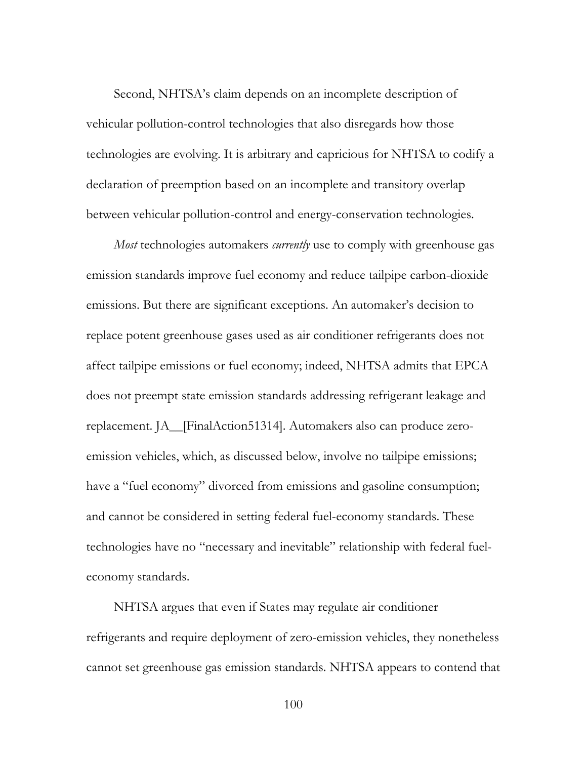Second, NHTSA's claim depends on an incomplete description of vehicular pollution-control technologies that also disregards how those technologies are evolving. It is arbitrary and capricious for NHTSA to codify a declaration of preemption based on an incomplete and transitory overlap between vehicular pollution-control and energy-conservation technologies.

*Most* technologies automakers *currently* use to comply with greenhouse gas emission standards improve fuel economy and reduce tailpipe carbon-dioxide emissions. But there are significant exceptions. An automaker's decision to replace potent greenhouse gases used as air conditioner refrigerants does not affect tailpipe emissions or fuel economy; indeed, NHTSA admits that EPCA does not preempt state emission standards addressing refrigerant leakage and replacement. JA__[FinalAction51314]. Automakers also can produce zero-emission vehicles, which, as discussed below, involve no tailpipe emissions; have a "fuel economy" divorced from emissions and gasoline consumption; and cannot be considered in setting federal fuel-economy standards. These technologies have no "necessary and inevitable" relationship with federal fuel-economy standards.

NHTSA argues that even if States may regulate air conditioner refrigerants and require deployment of zero-emission vehicles, they nonetheless cannot set greenhouse gas emission standards. NHTSA appears to contend that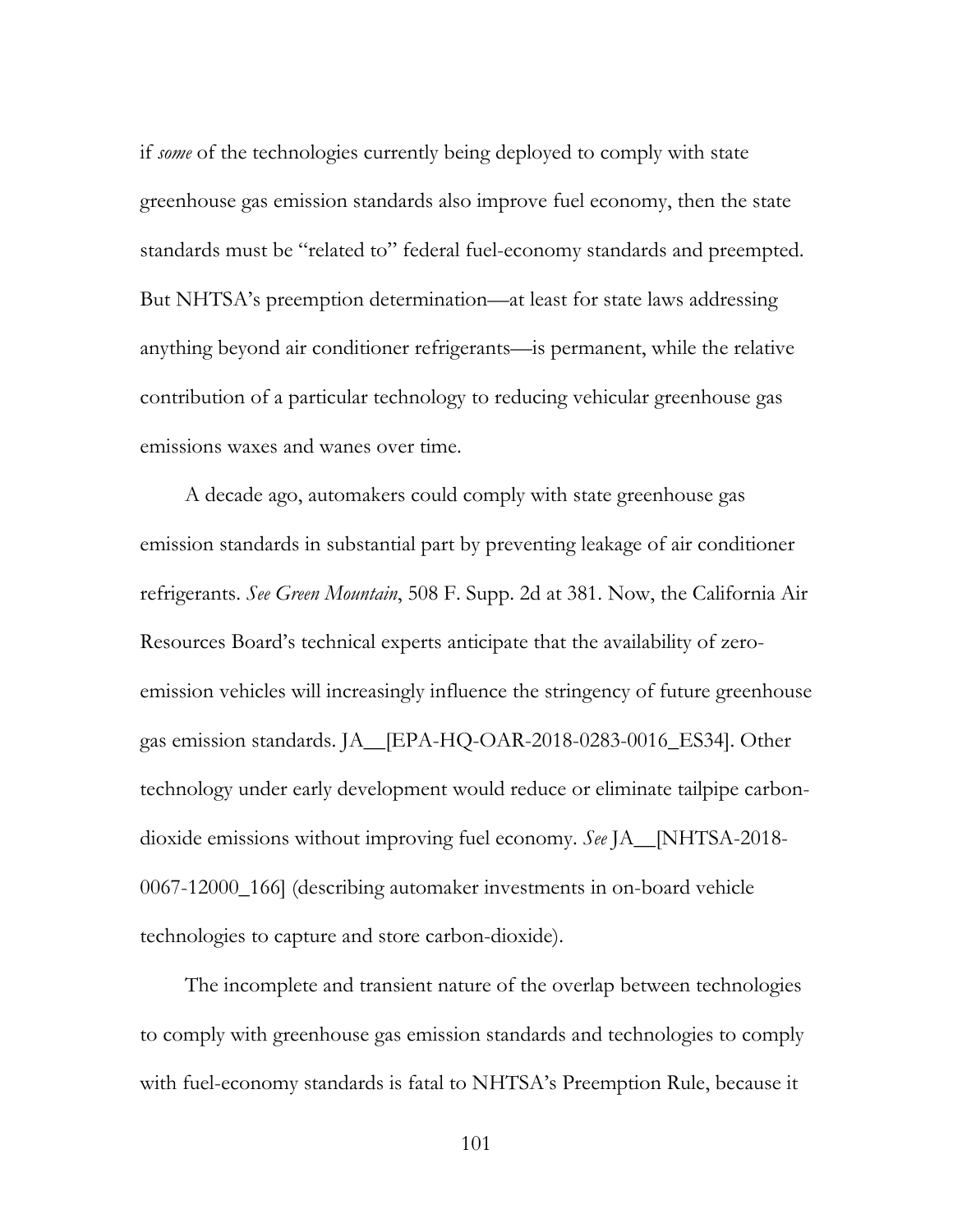if *some* of the technologies currently being deployed to comply with state greenhouse gas emission standards also improve fuel economy, then the state standards must be "related to" federal fuel-economy standards and preempted. But NHTSA's preemption determination—at least for state laws addressing anything beyond air conditioner refrigerants—is permanent, while the relative contribution of a particular technology to reducing vehicular greenhouse gas emissions waxes and wanes over time.

A decade ago, automakers could comply with state greenhouse gas emission standards in substantial part by preventing leakage of air conditioner refrigerants. *See Green Mountain*, 508 F. Supp. 2d at 381. Now, the California Air Resources Board's technical experts anticipate that the availability of zero-emission vehicles will increasingly influence the stringency of future greenhouse gas emission standards. JA__[EPA-HQ-OAR-2018-0283-0016_ES34]. Other technology under early development would reduce or eliminate tailpipe carbon-dioxide emissions without improving fuel economy. *See* JA__[NHTSA-2018-0067-12000_166] (describing automaker investments in on-board vehicle technologies to capture and store carbon-dioxide).

The incomplete and transient nature of the overlap between technologies to comply with greenhouse gas emission standards and technologies to comply with fuel-economy standards is fatal to NHTSA's Preemption Rule, because it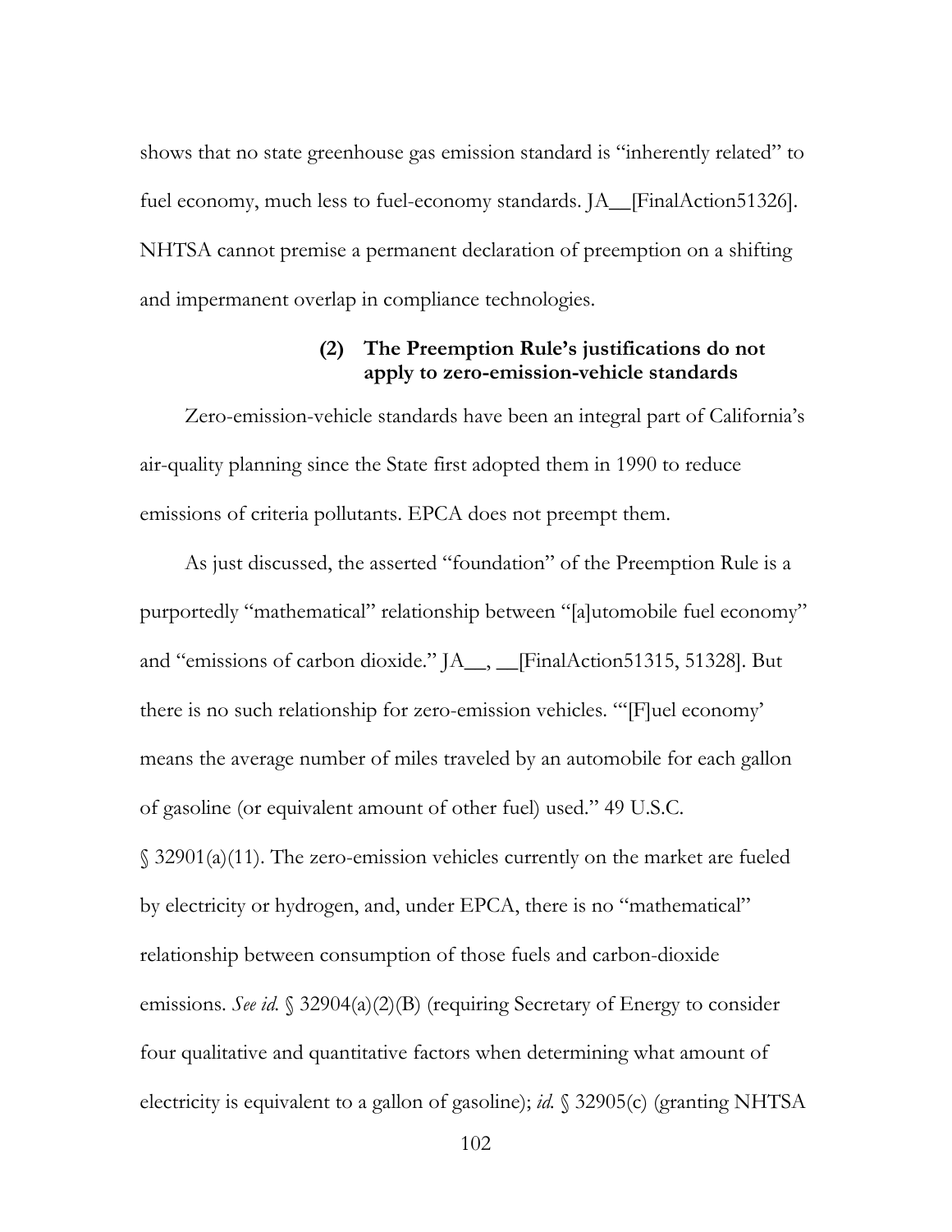shows that no state greenhouse gas emission standard is "inherently related" to fuel economy, much less to fuel-economy standards. JA__[FinalAction51326]. NHTSA cannot premise a permanent declaration of preemption on a shifting and impermanent overlap in compliance technologies.

#### (2) The Preemption Rule's justifications do not apply to zero-emission-vehicle standards

Zero-emission-vehicle standards have been an integral part of California's air-quality planning since the State first adopted them in 1990 to reduce emissions of criteria pollutants. EPCA does not preempt them.

As just discussed, the asserted "foundation" of the Preemption Rule is a purportedly "mathematical" relationship between "[a]utomobile fuel economy" and "emissions of carbon dioxide." JA__, __[FinalAction51315, 51328]. But there is no such relationship for zero-emission vehicles. "'[F]uel economy' means the average number of miles traveled by an automobile for each gallon of gasoline (or equivalent amount of other fuel) used." 49 U.S.C. § 32901(a)(11). The zero-emission vehicles currently on the market are fueled by electricity or hydrogen, and, under EPCA, there is no "mathematical" relationship between consumption of those fuels and carbon-dioxide emissions. *See id.* § 32904(a)(2)(B) (requiring Secretary of Energy to consider four qualitative and quantitative factors when determining what amount of electricity is equivalent to a gallon of gasoline); *id.* § 32905(c) (granting NHTSA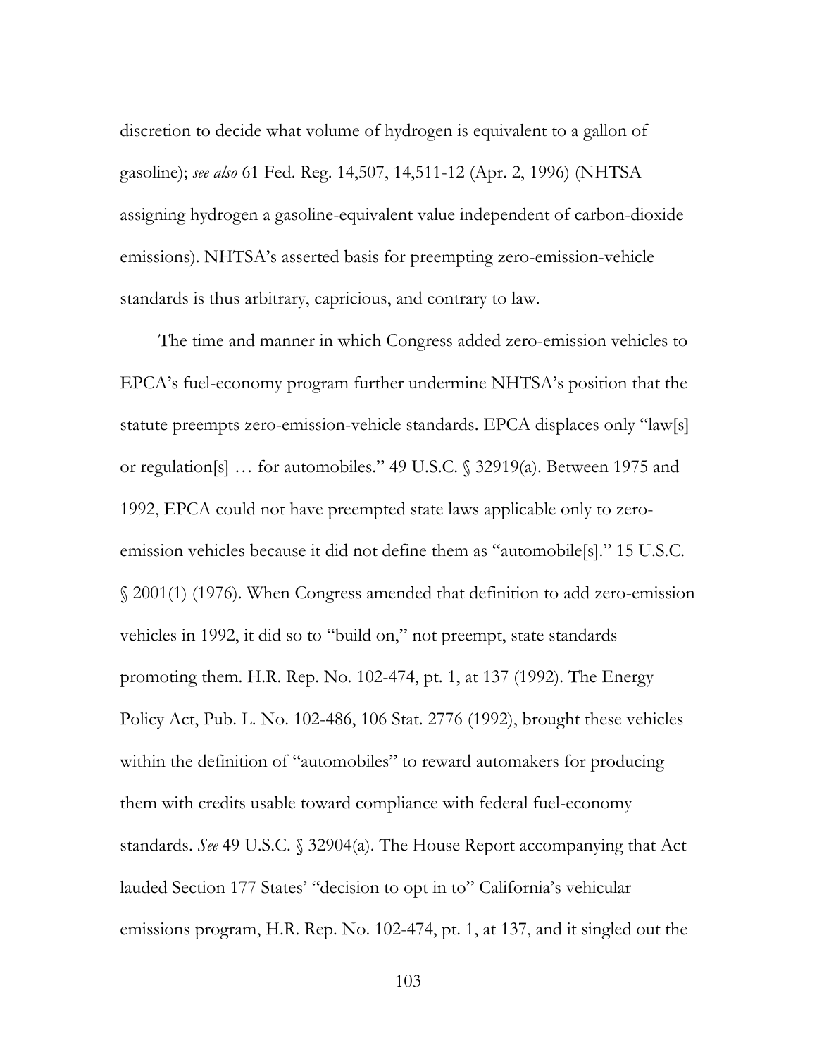discretion to decide what volume of hydrogen is equivalent to a gallon of gasoline); *see also* 61 Fed. Reg. 14,507, 14,511-12 (Apr. 2, 1996) (NHTSA assigning hydrogen a gasoline-equivalent value independent of carbon-dioxide emissions). NHTSA's asserted basis for preempting zero-emission-vehicle standards is thus arbitrary, capricious, and contrary to law.

The time and manner in which Congress added zero-emission vehicles to EPCA's fuel-economy program further undermine NHTSA's position that the statute preempts zero-emission-vehicle standards. EPCA displaces only "law[s] or regulation[s] … for automobiles." 49 U.S.C. § 32919(a). Between 1975 and 1992, EPCA could not have preempted state laws applicable only to zero-emission vehicles because it did not define them as "automobile[s]." 15 U.S.C. § 2001(1) (1976). When Congress amended that definition to add zero-emission vehicles in 1992, it did so to "build on," not preempt, state standards promoting them. H.R. Rep. No. 102-474, pt. 1, at 137 (1992). The Energy Policy Act, Pub. L. No. 102-486, 106 Stat. 2776 (1992), brought these vehicles within the definition of "automobiles" to reward automakers for producing them with credits usable toward compliance with federal fuel-economy standards. *See* 49 U.S.C. § 32904(a). The House Report accompanying that Act lauded Section 177 States' "decision to opt in to" California's vehicular emissions program, H.R. Rep. No. 102-474, pt. 1, at 137, and it singled out the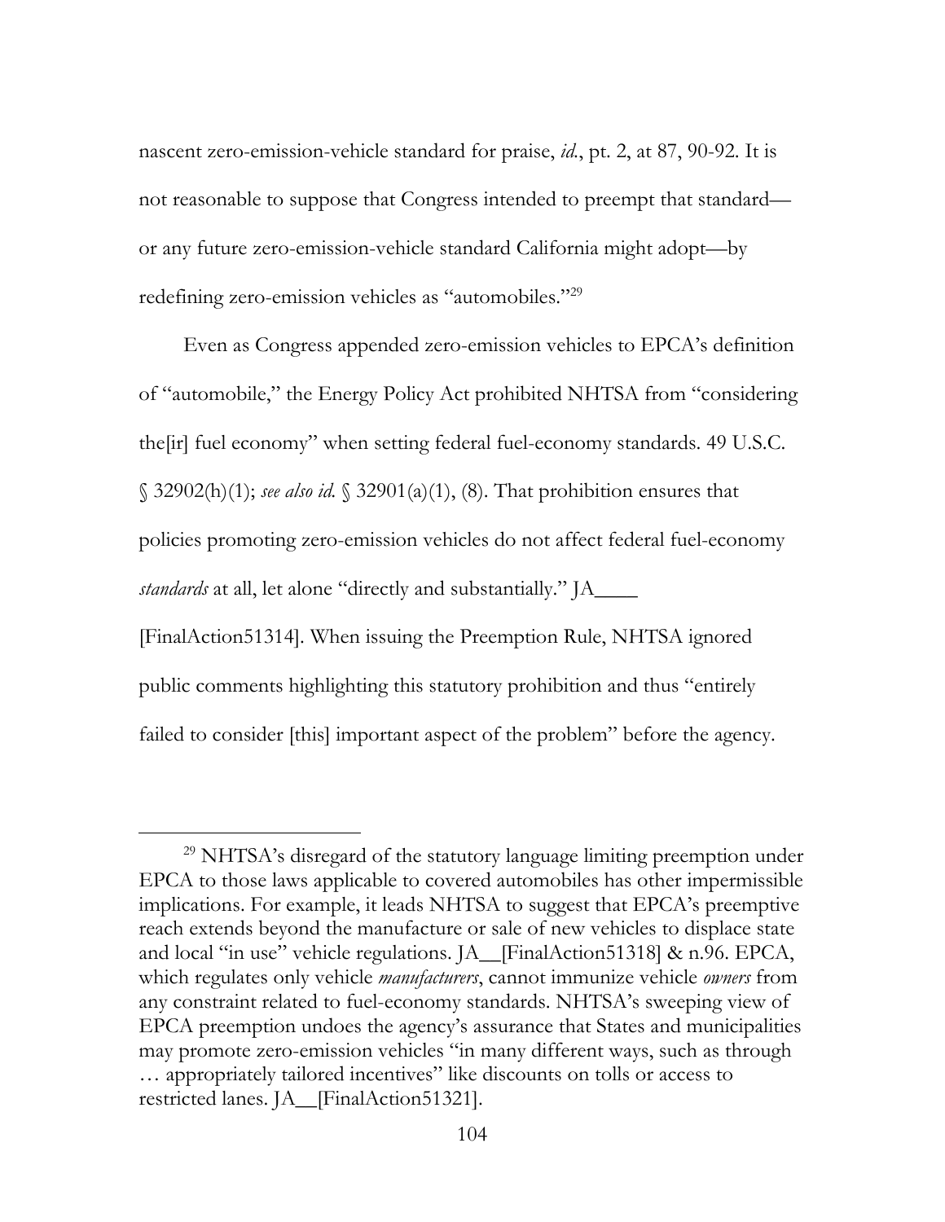nascent zero-emission-vehicle standard for praise, *id.*, pt. 2, at 87, 90-92. It is not reasonable to suppose that Congress intended to preempt that standard—or any future zero-emission-vehicle standard California might adopt—by redefining zero-emission vehicles as "automobiles."[29]

Even as Congress appended zero-emission vehicles to EPCA's definition of "automobile," the Energy Policy Act prohibited NHTSA from "considering the[ir] fuel economy" when setting federal fuel-economy standards. 49 U.S.C. § 32902(h)(1); *see also id.* § 32901(a)(1), (8). That prohibition ensures that policies promoting zero-emission vehicles do not affect federal fuel-economy *standards* at all, let alone "directly and substantially." JA____ [FinalAction51314]. When issuing the Preemption Rule, NHTSA ignored public comments highlighting this statutory prohibition and thus "entirely failed to consider [this] important aspect of the problem" before the agency.

[29] NHTSA's disregard of the statutory language limiting preemption under EPCA to those laws applicable to covered automobiles has other impermissible implications. For example, it leads NHTSA to suggest that EPCA's preemptive reach extends beyond the manufacture or sale of new vehicles to displace state and local "in use" vehicle regulations. JA__[FinalAction51318] & n.96. EPCA, which regulates only vehicle *manufacturers*, cannot immunize vehicle *owners* from any constraint related to fuel-economy standards. NHTSA's sweeping view of EPCA preemption undoes the agency's assurance that States and municipalities may promote zero-emission vehicles "in many different ways, such as through … appropriately tailored incentives" like discounts on tolls or access to restricted lanes. JA__[FinalAction51321].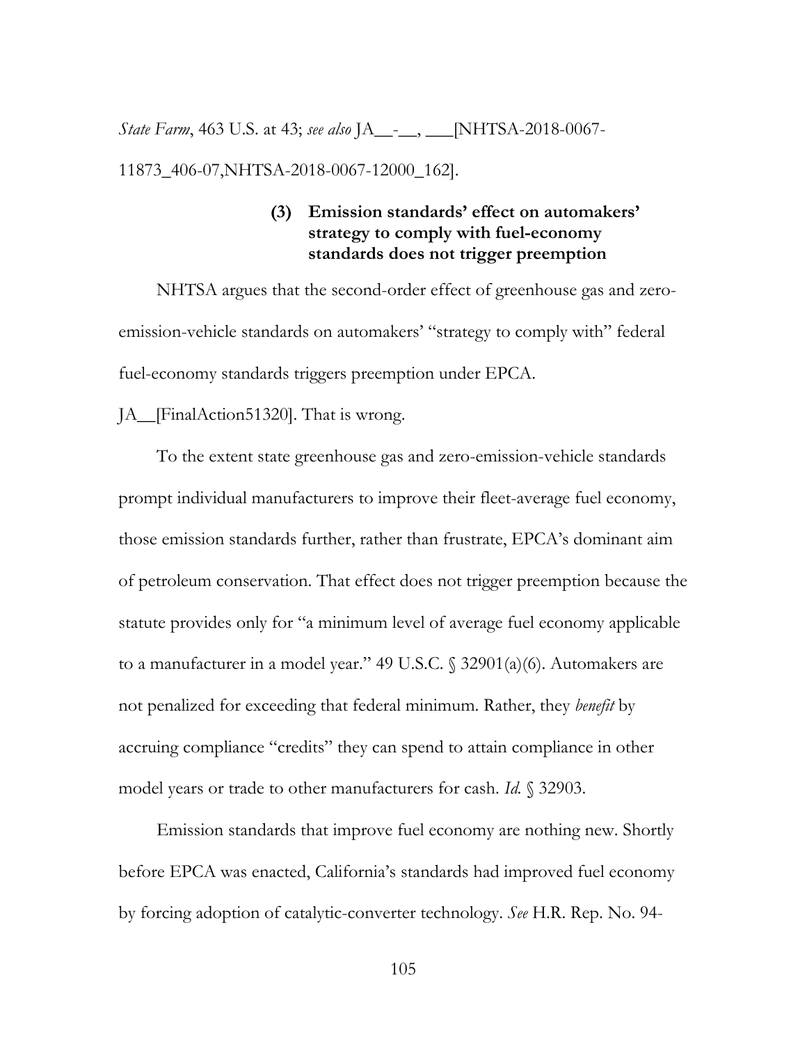*State Farm*, 463 U.S. at 43; *see also* JA__-__, ___[NHTSA-2018-0067-11873_406-07,NHTSA-2018-0067-12000_162].

#### (3) Emission standards' effect on automakers' strategy to comply with fuel-economy standards does not trigger preemption

NHTSA argues that the second-order effect of greenhouse gas and zero-emission-vehicle standards on automakers' "strategy to comply with" federal fuel-economy standards triggers preemption under EPCA. JA__[FinalAction51320]. That is wrong.

To the extent state greenhouse gas and zero-emission-vehicle standards prompt individual manufacturers to improve their fleet-average fuel economy, those emission standards further, rather than frustrate, EPCA's dominant aim of petroleum conservation. That effect does not trigger preemption because the statute provides only for "a minimum level of average fuel economy applicable to a manufacturer in a model year." 49 U.S.C. § 32901(a)(6). Automakers are not penalized for exceeding that federal minimum. Rather, they *benefit* by accruing compliance "credits" they can spend to attain compliance in other model years or trade to other manufacturers for cash. *Id.* § 32903.

Emission standards that improve fuel economy are nothing new. Shortly before EPCA was enacted, California's standards had improved fuel economy by forcing adoption of catalytic-converter technology. *See* H.R. Rep. No. 94-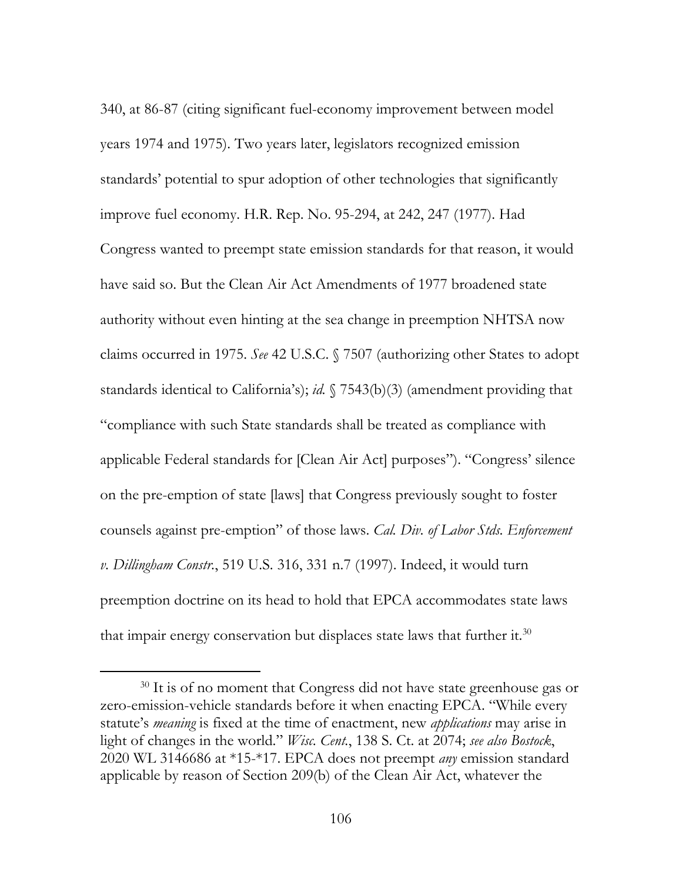340, at 86-87 (citing significant fuel-economy improvement between model years 1974 and 1975). Two years later, legislators recognized emission standards' potential to spur adoption of other technologies that significantly improve fuel economy. H.R. Rep. No. 95-294, at 242, 247 (1977). Had Congress wanted to preempt state emission standards for that reason, it would have said so. But the Clean Air Act Amendments of 1977 broadened state authority without even hinting at the sea change in preemption NHTSA now claims occurred in 1975. *See* 42 U.S.C. § 7507 (authorizing other States to adopt standards identical to California's); *id.* § 7543(b)(3) (amendment providing that "compliance with such State standards shall be treated as compliance with applicable Federal standards for [Clean Air Act] purposes"). "Congress' silence on the pre-emption of state [laws] that Congress previously sought to foster counsels against pre-emption" of those laws. *Cal. Div. of Labor Stds. Enforcement v. Dillingham Constr.*, 519 U.S. 316, 331 n.7 (1997). Indeed, it would turn preemption doctrine on its head to hold that EPCA accommodates state laws that impair energy conservation but displaces state laws that further it.[30]

[30] It is of no moment that Congress did not have state greenhouse gas or zero-emission-vehicle standards before it when enacting EPCA. "While every statute's *meaning* is fixed at the time of enactment, new *applications* may arise in light of changes in the world." *Wisc. Cent.*, 138 S. Ct. at 2074; *see also Bostock*, 2020 WL 3146686 at *15-*17. EPCA does not preempt *any* emission standard applicable by reason of Section 209(b) of the Clean Air Act, whatever the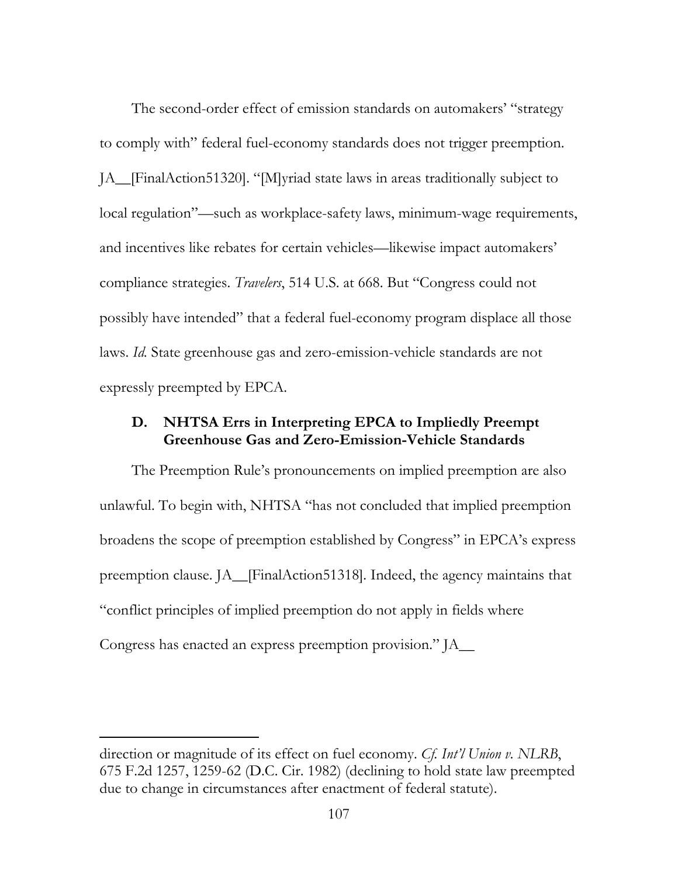The second-order effect of emission standards on automakers' "strategy to comply with" federal fuel-economy standards does not trigger preemption. JA__[FinalAction51320]. "[M]yriad state laws in areas traditionally subject to local regulation"—such as workplace-safety laws, minimum-wage requirements, and incentives like rebates for certain vehicles—likewise impact automakers' compliance strategies. *Travelers*, 514 U.S. at 668. But "Congress could not possibly have intended" that a federal fuel-economy program displace all those laws. *Id.* State greenhouse gas and zero-emission-vehicle standards are not expressly preempted by EPCA.

### D. NHTSA Errs in Interpreting EPCA to Impliedly Preempt Greenhouse Gas and Zero-Emission-Vehicle Standards

The Preemption Rule's pronouncements on implied preemption are also unlawful. To begin with, NHTSA "has not concluded that implied preemption broadens the scope of preemption established by Congress" in EPCA's express preemption clause. JA__[FinalAction51318]. Indeed, the agency maintains that "conflict principles of implied preemption do not apply in fields where Congress has enacted an express preemption provision." JA__

---

direction or magnitude of its effect on fuel economy. *Cf. Int'l Union v. NLRB*, 675 F.2d 1257, 1259-62 (D.C. Cir. 1982) (declining to hold state law preempted due to change in circumstances after enactment of federal statute).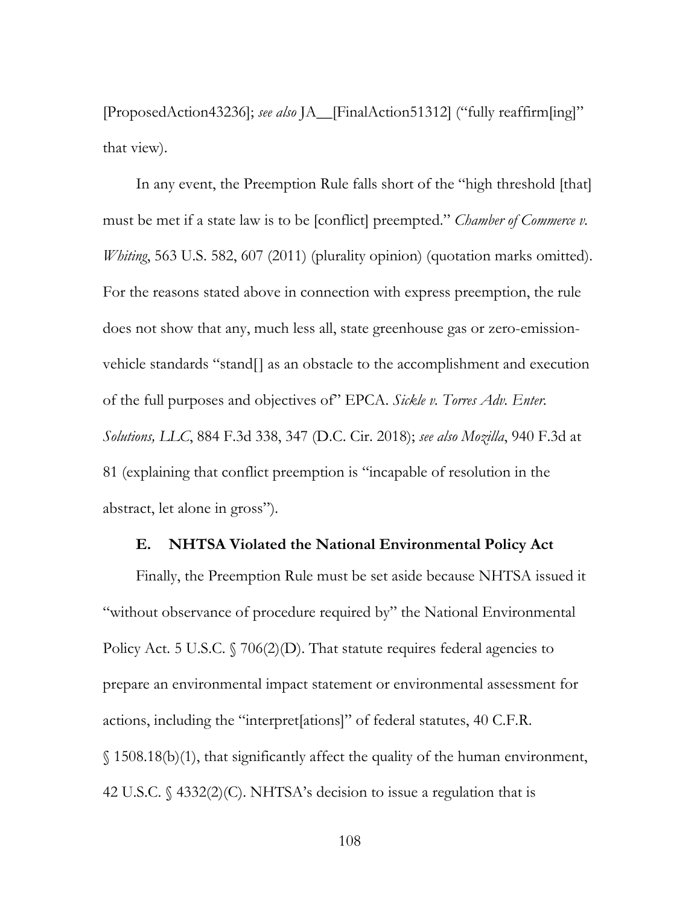[ProposedAction43236]; *see also* JA__[FinalAction51312] ("fully reaffirm[ing]" that view).

In any event, the Preemption Rule falls short of the "high threshold [that] must be met if a state law is to be [conflict] preempted." *Chamber of Commerce v. Whiting*, 563 U.S. 582, 607 (2011) (plurality opinion) (quotation marks omitted). For the reasons stated above in connection with express preemption, the rule does not show that any, much less all, state greenhouse gas or zero-emission-vehicle standards "stand[] as an obstacle to the accomplishment and execution of the full purposes and objectives of" EPCA. *Sickle v. Torres Adv. Enter. Solutions, LLC*, 884 F.3d 338, 347 (D.C. Cir. 2018); *see also Mozilla*, 940 F.3d at 81 (explaining that conflict preemption is "incapable of resolution in the abstract, let alone in gross").

### E. NHTSA Violated the National Environmental Policy Act

Finally, the Preemption Rule must be set aside because NHTSA issued it "without observance of procedure required by" the National Environmental Policy Act. 5 U.S.C. § 706(2)(D). That statute requires federal agencies to prepare an environmental impact statement or environmental assessment for actions, including the "interpret[ations]" of federal statutes, 40 C.F.R. § 1508.18(b)(1), that significantly affect the quality of the human environment, 42 U.S.C. § 4332(2)(C). NHTSA's decision to issue a regulation that is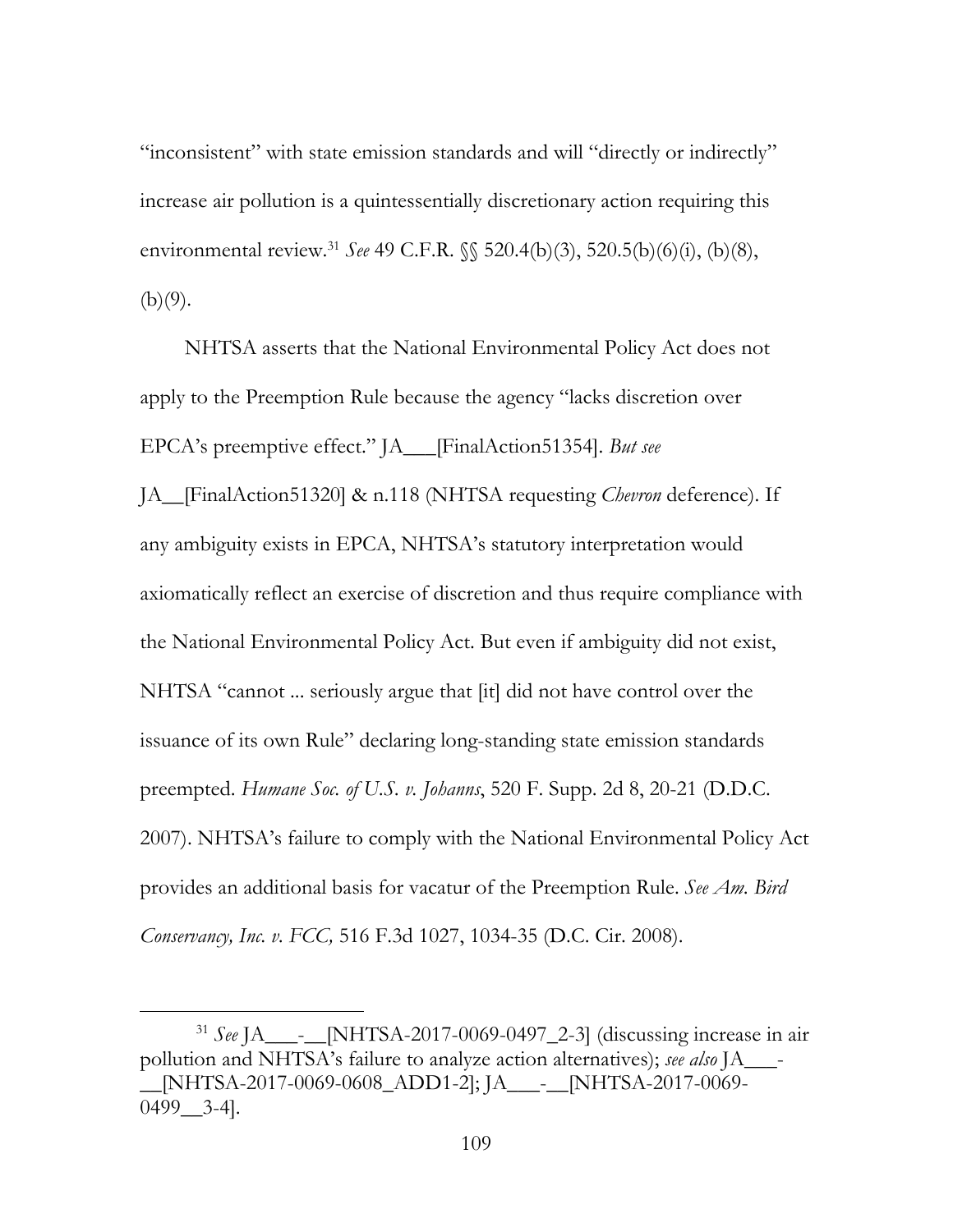"inconsistent" with state emission standards and will "directly or indirectly" increase air pollution is a quintessentially discretionary action requiring this environmental review.[31] *See* 49 C.F.R. §§ 520.4(b)(3), 520.5(b)(6)(i), (b)(8), (b)(9).

NHTSA asserts that the National Environmental Policy Act does not apply to the Preemption Rule because the agency "lacks discretion over EPCA's preemptive effect." JA___[FinalAction51354]. *But see* JA__[FinalAction51320] & n.118 (NHTSA requesting *Chevron* deference). If any ambiguity exists in EPCA, NHTSA's statutory interpretation would axiomatically reflect an exercise of discretion and thus require compliance with the National Environmental Policy Act. But even if ambiguity did not exist, NHTSA "cannot ... seriously argue that [it] did not have control over the issuance of its own Rule" declaring long-standing state emission standards preempted. *Humane Soc. of U.S. v. Johanns*, 520 F. Supp. 2d 8, 20-21 (D.D.C. 2007). NHTSA's failure to comply with the National Environmental Policy Act provides an additional basis for vacatur of the Preemption Rule. *See Am. Bird Conservancy, Inc. v. FCC,* 516 F.3d 1027, 1034-35 (D.C. Cir. 2008).

---

[31] *See* JA___-__[NHTSA-2017-0069-0497_2-3] (discussing increase in air pollution and NHTSA's failure to analyze action alternatives); *see also* JA___-__[NHTSA-2017-0069-0608_ADD1-2]; JA___-__[NHTSA-2017-0069-0499__3-4].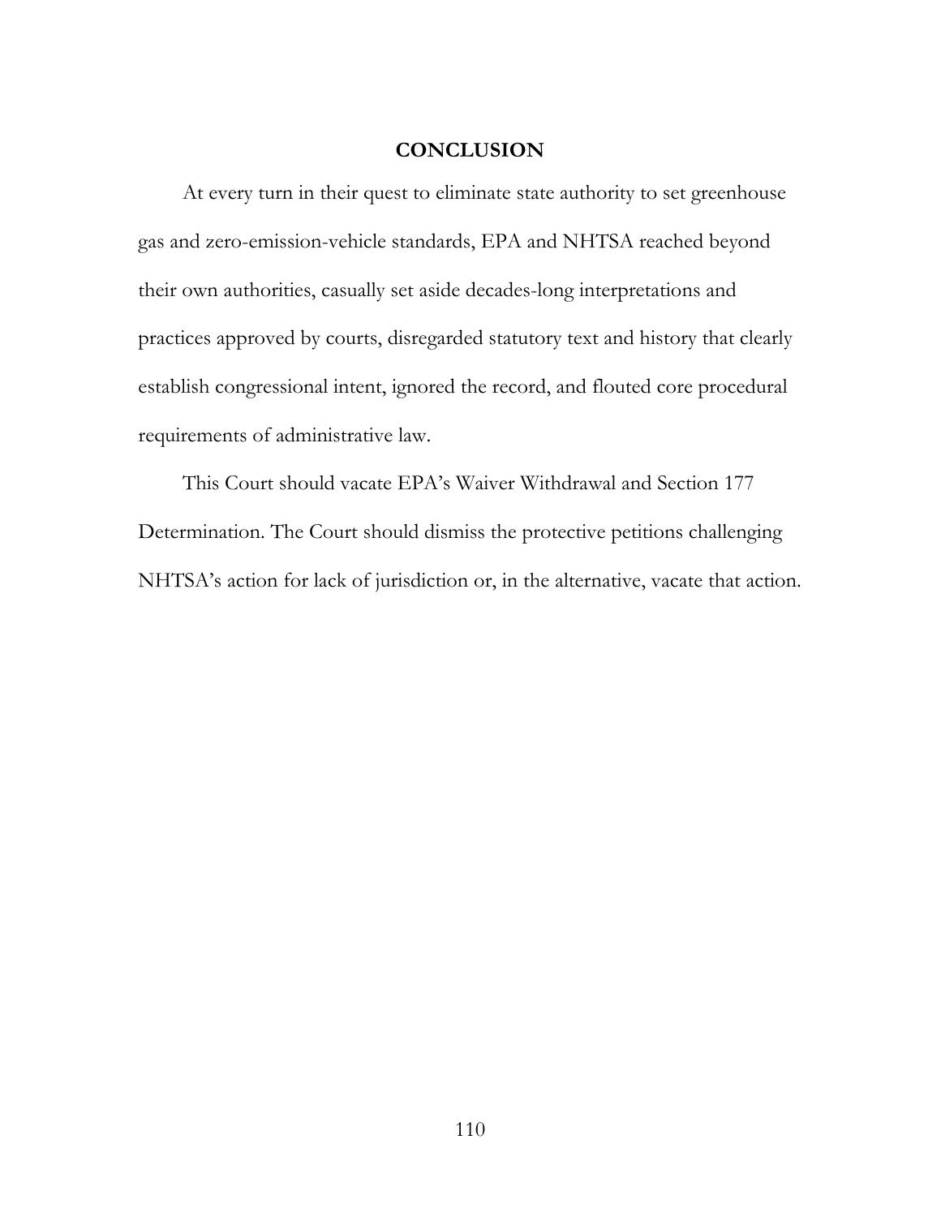## CONCLUSION

At every turn in their quest to eliminate state authority to set greenhouse gas and zero-emission-vehicle standards, EPA and NHTSA reached beyond their own authorities, casually set aside decades-long interpretations and practices approved by courts, disregarded statutory text and history that clearly establish congressional intent, ignored the record, and flouted core procedural requirements of administrative law.

This Court should vacate EPA's Waiver Withdrawal and Section 177 Determination. The Court should dismiss the protective petitions challenging NHTSA's action for lack of jurisdiction or, in the alternative, vacate that action.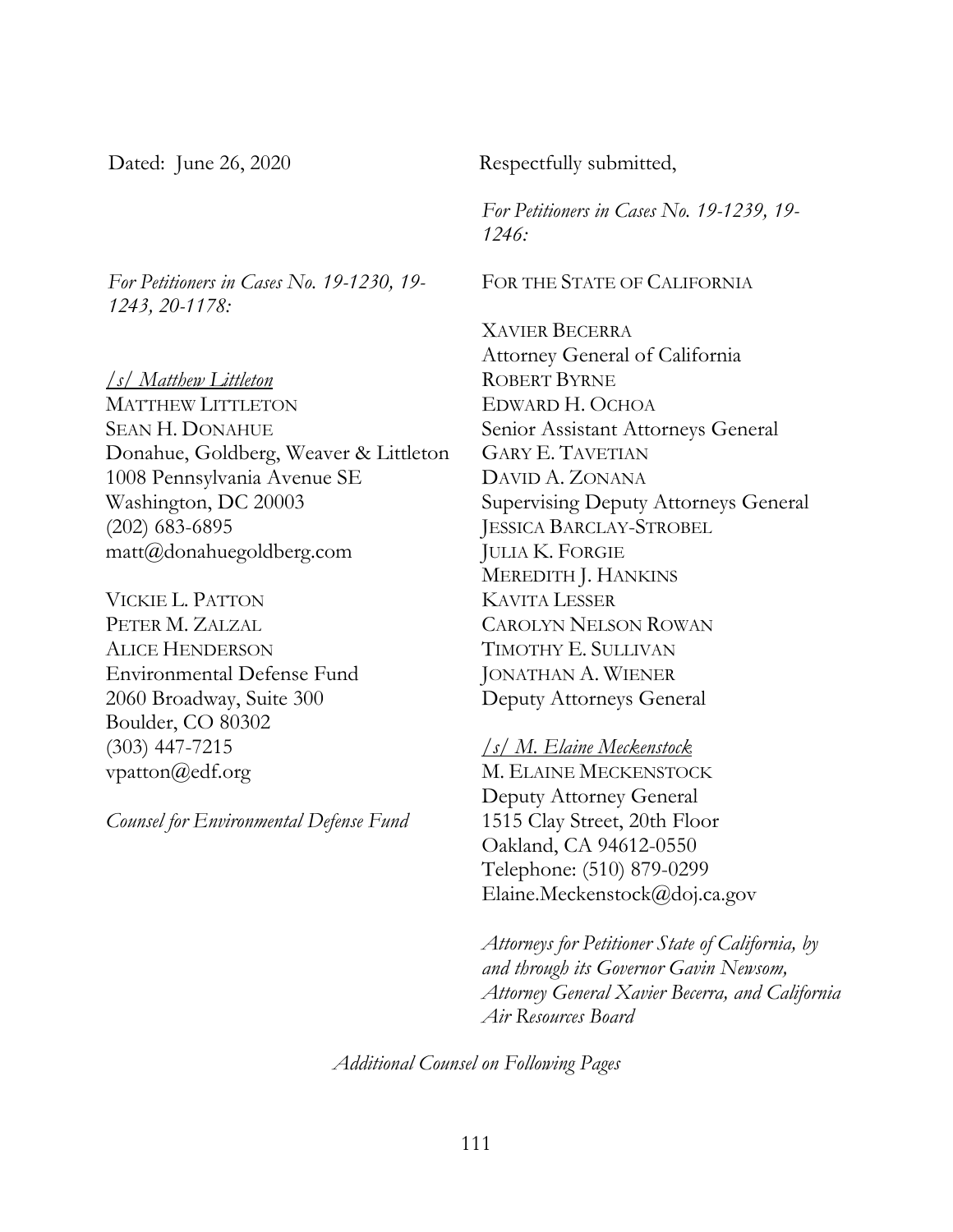Dated: June 26, 2020

Respectfully submitted,

*For Petitioners in Cases No. 19-1230, 19-1243, 20-1178:*

*/s/ Matthew Littleton*
MATTHEW LITTLETON
SEAN H. DONAHUE
Donahue, Goldberg, Weaver & Littleton
1008 Pennsylvania Avenue SE
Washington, DC 20003
(202) 683-6895
matt@donahuegoldberg.com

VICKIE L. PATTON
PETER M. ZALZAL
ALICE HENDERSON
Environmental Defense Fund
2060 Broadway, Suite 300
Boulder, CO 80302
(303) 447-7215
vpatton@edf.org

*Counsel for Environmental Defense Fund*

*For Petitioners in Cases No. 19-1239, 19-1246:*

FOR THE STATE OF CALIFORNIA

XAVIER BECERRA
Attorney General of California
ROBERT BYRNE
EDWARD H. OCHOA
Senior Assistant Attorneys General
GARY E. TAVETIAN
DAVID A. ZONANA
Supervising Deputy Attorneys General
JESSICA BARCLAY-STROBEL
JULIA K. FORGIE
MEREDITH J. HANKINS
KAVITA LESSER
CAROLYN NELSON ROWAN
TIMOTHY E. SULLIVAN
JONATHAN A. WIENER
Deputy Attorneys General

*/s/ M. Elaine Meckenstock*
M. ELAINE MECKENSTOCK
Deputy Attorney General
1515 Clay Street, 20th Floor
Oakland, CA 94612-0550
Telephone: (510) 879-0299
Elaine.Meckenstock@doj.ca.gov

*Attorneys for Petitioner State of California, by and through its Governor Gavin Newsom, Attorney General Xavier Becerra, and California Air Resources Board*

*Additional Counsel on Following Pages*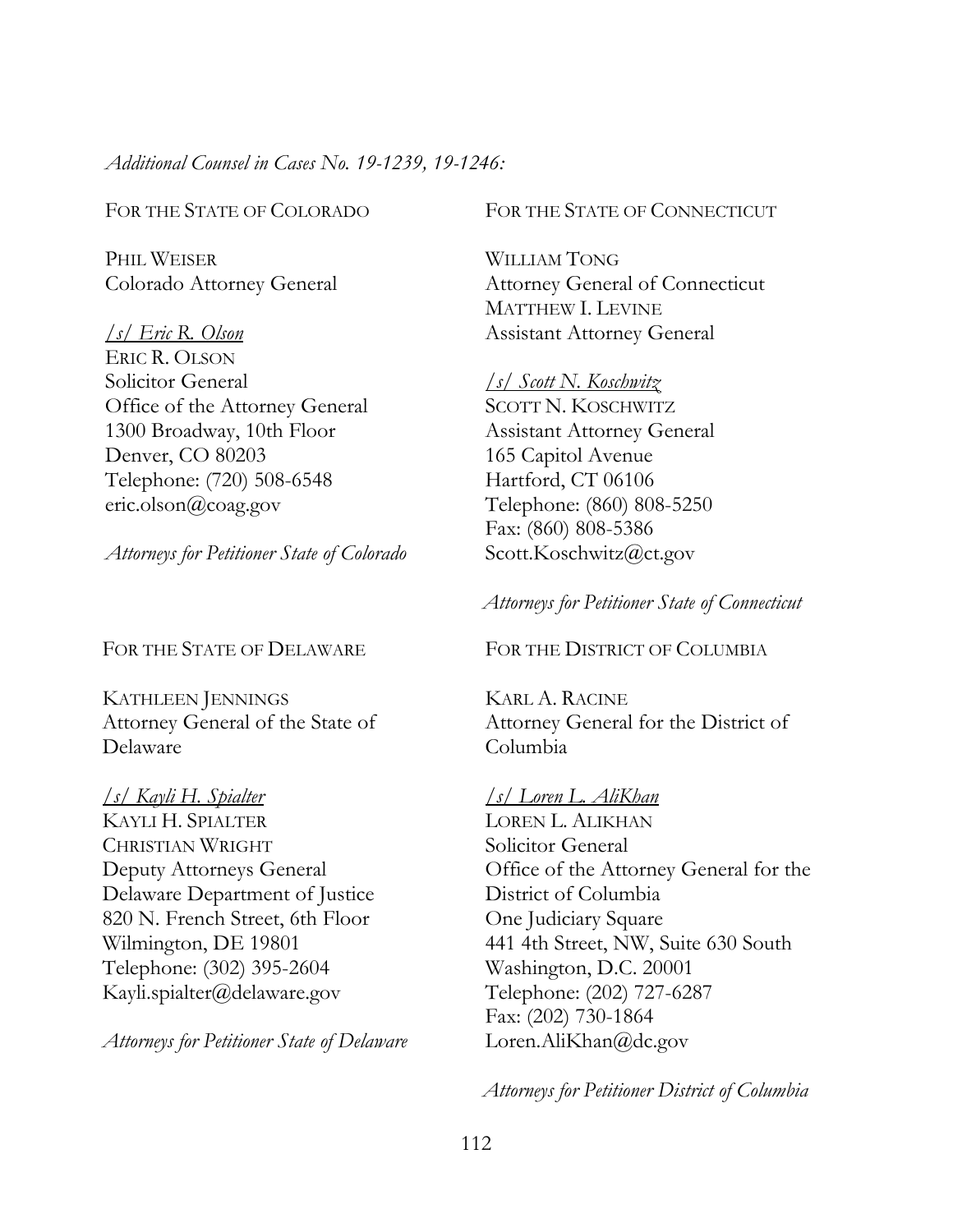*Additional Counsel in Cases No. 19-1239, 19-1246:*

FOR THE STATE OF COLORADO

PHIL WEISER
Colorado Attorney General

*/s/ Eric R. Olson*
ERIC R. OLSON
Solicitor General
Office of the Attorney General
1300 Broadway, 10th Floor
Denver, CO 80203
Telephone: (720) 508-6548
eric.olson@coag.gov

*Attorneys for Petitioner State of Colorado*

FOR THE STATE OF CONNECTICUT

WILLIAM TONG
Attorney General of Connecticut
MATTHEW I. LEVINE
Assistant Attorney General

*/s/ Scott N. Koschwitz*
SCOTT N. KOSCHWITZ
Assistant Attorney General
165 Capitol Avenue
Hartford, CT 06106
Telephone: (860) 808-5250
Fax: (860) 808-5386
Scott.Koschwitz@ct.gov

*Attorneys for Petitioner State of Connecticut*

FOR THE STATE OF DELAWARE

KATHLEEN JENNINGS
Attorney General of the State of Delaware

*/s/ Kayli H. Spialter*
KAYLI H. SPIALTER
CHRISTIAN WRIGHT
Deputy Attorneys General
Delaware Department of Justice
820 N. French Street, 6th Floor
Wilmington, DE 19801
Telephone: (302) 395-2604
Kayli.spialter@delaware.gov

*Attorneys for Petitioner State of Delaware*

FOR THE DISTRICT OF COLUMBIA

KARL A. RACINE
Attorney General for the District of Columbia

*/s/ Loren L. AliKhan*
LOREN L. ALIKHAN
Solicitor General
Office of the Attorney General for the District of Columbia
One Judiciary Square
441 4th Street, NW, Suite 630 South
Washington, D.C. 20001
Telephone: (202) 727-6287
Fax: (202) 730-1864
Loren.AliKhan@dc.gov

*Attorneys for Petitioner District of Columbia*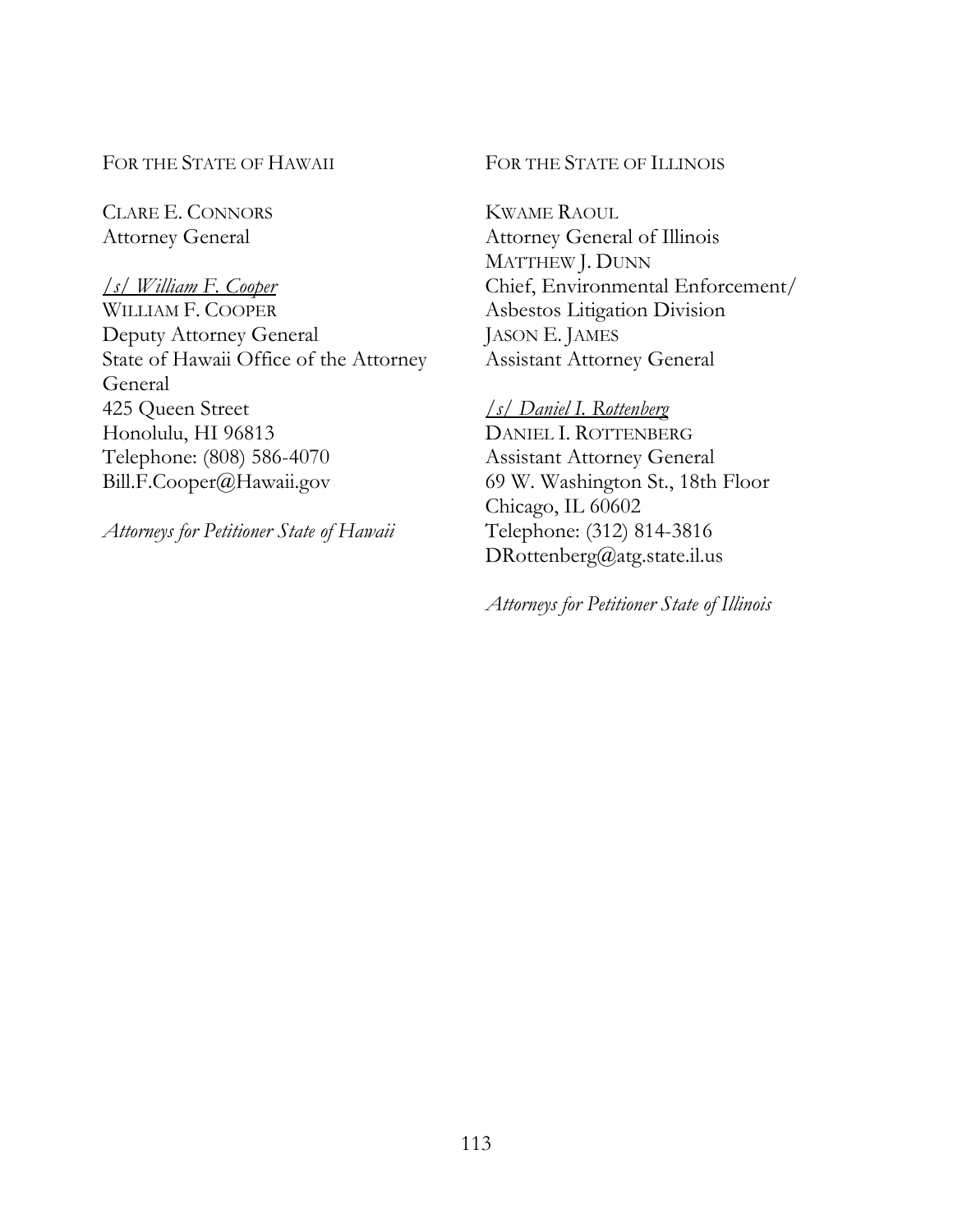FOR THE STATE OF HAWAII

CLARE E. CONNORS
Attorney General

*/s/ William F. Cooper*
WILLIAM F. COOPER
Deputy Attorney General
State of Hawaii Office of the Attorney General
425 Queen Street
Honolulu, HI 96813
Telephone: (808) 586-4070
Bill.F.Cooper@Hawaii.gov

*Attorneys for Petitioner State of Hawaii*

FOR THE STATE OF ILLINOIS

KWAME RAOUL
Attorney General of Illinois
MATTHEW J. DUNN
Chief, Environmental Enforcement/ Asbestos Litigation Division
JASON E. JAMES
Assistant Attorney General

*/s/ Daniel I. Rottenberg*
DANIEL I. ROTTENBERG
Assistant Attorney General
69 W. Washington St., 18th Floor
Chicago, IL 60602
Telephone: (312) 814-3816
DRottenberg@atg.state.il.us

*Attorneys for Petitioner State of Illinois*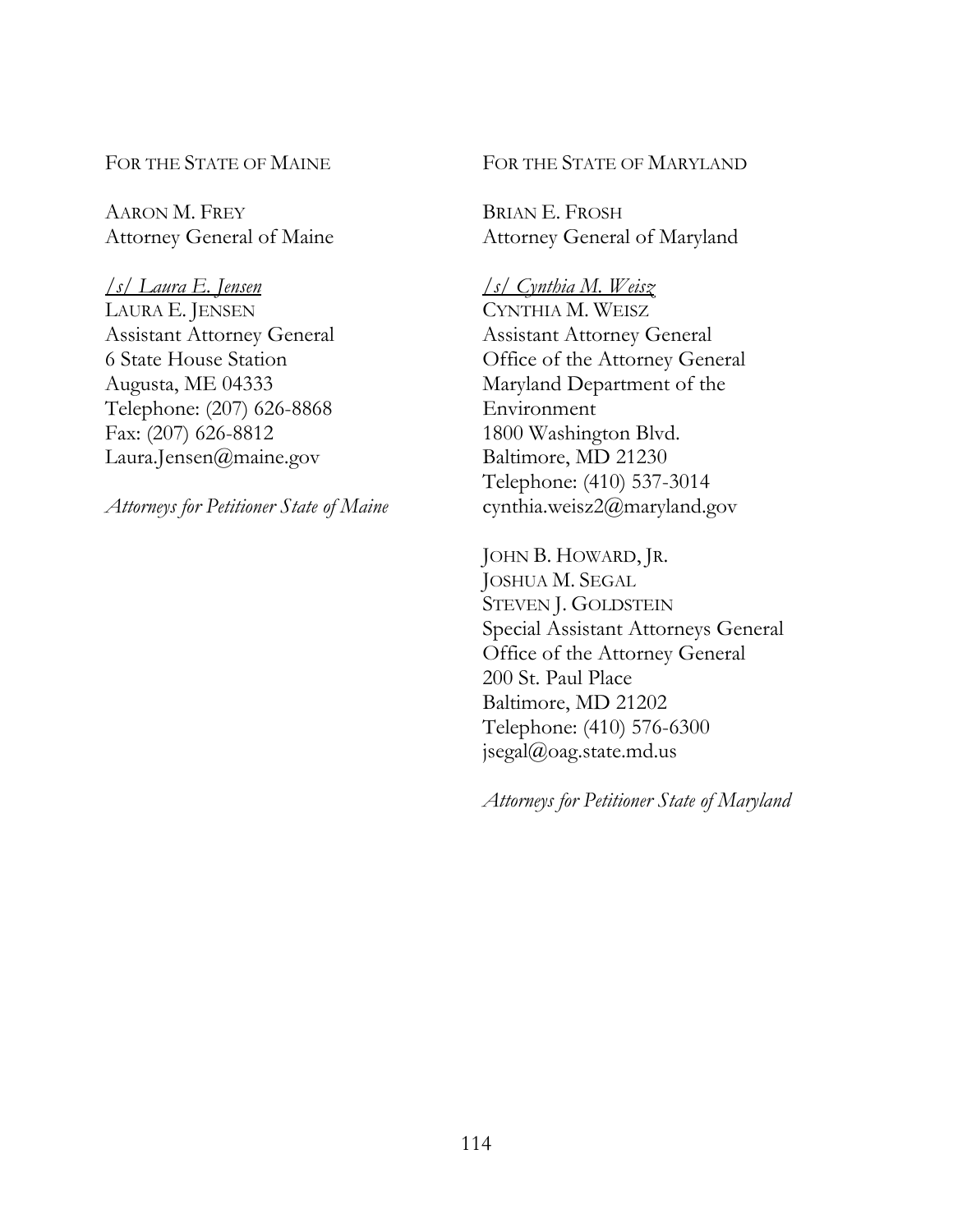FOR THE STATE OF MAINE

AARON M. FREY
Attorney General of Maine

*/s/ Laura E. Jensen*
LAURA E. JENSEN
Assistant Attorney General
6 State House Station
Augusta, ME 04333
Telephone: (207) 626-8868
Fax: (207) 626-8812
Laura.Jensen@maine.gov

*Attorneys for Petitioner State of Maine*

FOR THE STATE OF MARYLAND

BRIAN E. FROSH
Attorney General of Maryland

*/s/ Cynthia M. Weisz*
CYNTHIA M. WEISZ
Assistant Attorney General
Office of the Attorney General
Maryland Department of the Environment
1800 Washington Blvd.
Baltimore, MD 21230
Telephone: (410) 537-3014
cynthia.weisz2@maryland.gov

JOHN B. HOWARD, JR.
JOSHUA M. SEGAL
STEVEN J. GOLDSTEIN
Special Assistant Attorneys General
Office of the Attorney General
200 St. Paul Place
Baltimore, MD 21202
Telephone: (410) 576-6300
jsegal@oag.state.md.us

*Attorneys for Petitioner State of Maryland*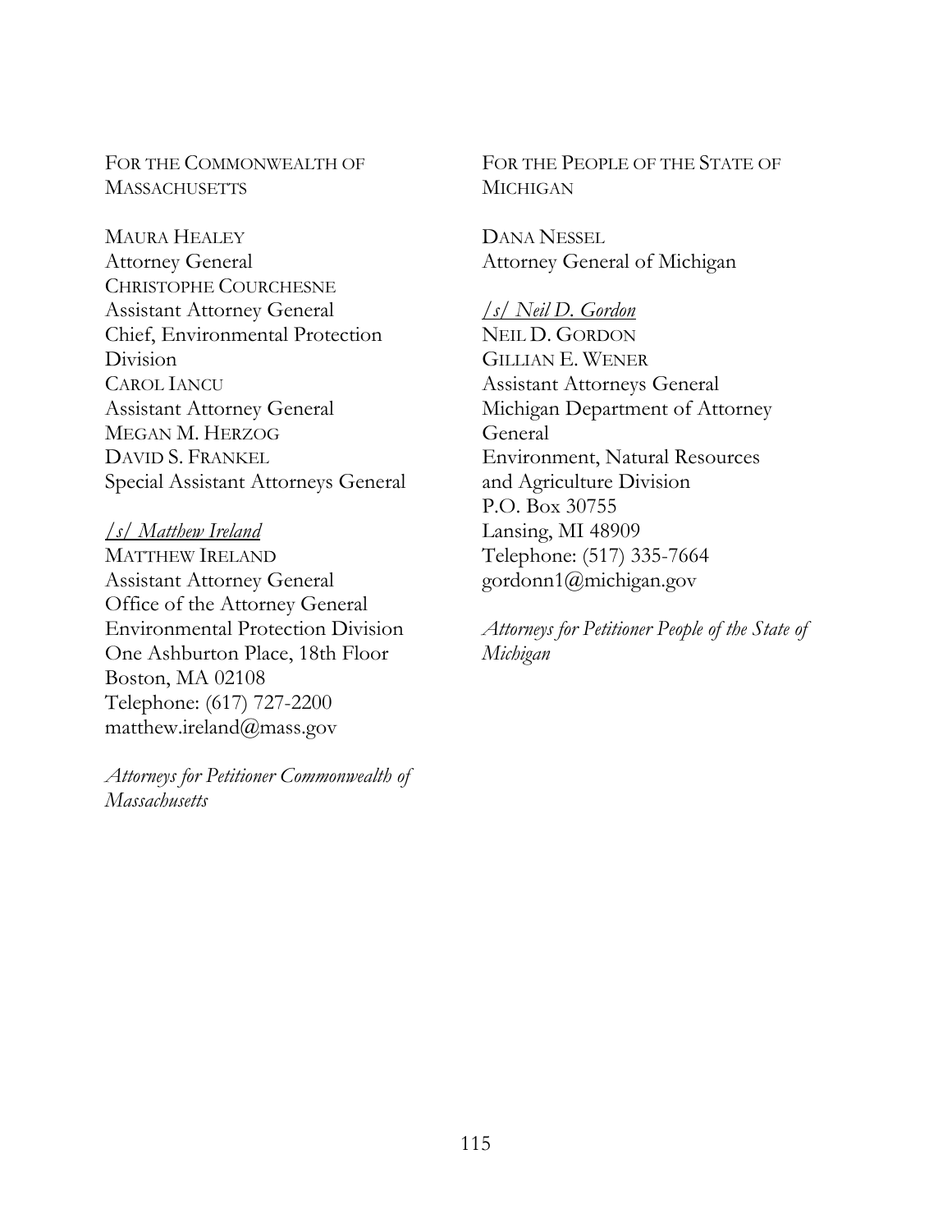FOR THE COMMONWEALTH OF MASSACHUSETTS

MAURA HEALEY
Attorney General
CHRISTOPHE COURCHESNE
Assistant Attorney General
Chief, Environmental Protection Division
CAROL IANCU
Assistant Attorney General
MEGAN M. HERZOG
DAVID S. FRANKEL
Special Assistant Attorneys General

*/s/ Matthew Ireland*
MATTHEW IRELAND
Assistant Attorney General
Office of the Attorney General
Environmental Protection Division
One Ashburton Place, 18th Floor
Boston, MA 02108
Telephone: (617) 727-2200
matthew.ireland@mass.gov

*Attorneys for Petitioner Commonwealth of Massachusetts*

FOR THE PEOPLE OF THE STATE OF MICHIGAN

DANA NESSEL
Attorney General of Michigan

*/s/ Neil D. Gordon*
NEIL D. GORDON
GILLIAN E. WENER
Assistant Attorneys General
Michigan Department of Attorney General
Environment, Natural Resources and Agriculture Division
P.O. Box 30755
Lansing, MI 48909
Telephone: (517) 335-7664
gordonn1@michigan.gov

*Attorneys for Petitioner People of the State of Michigan*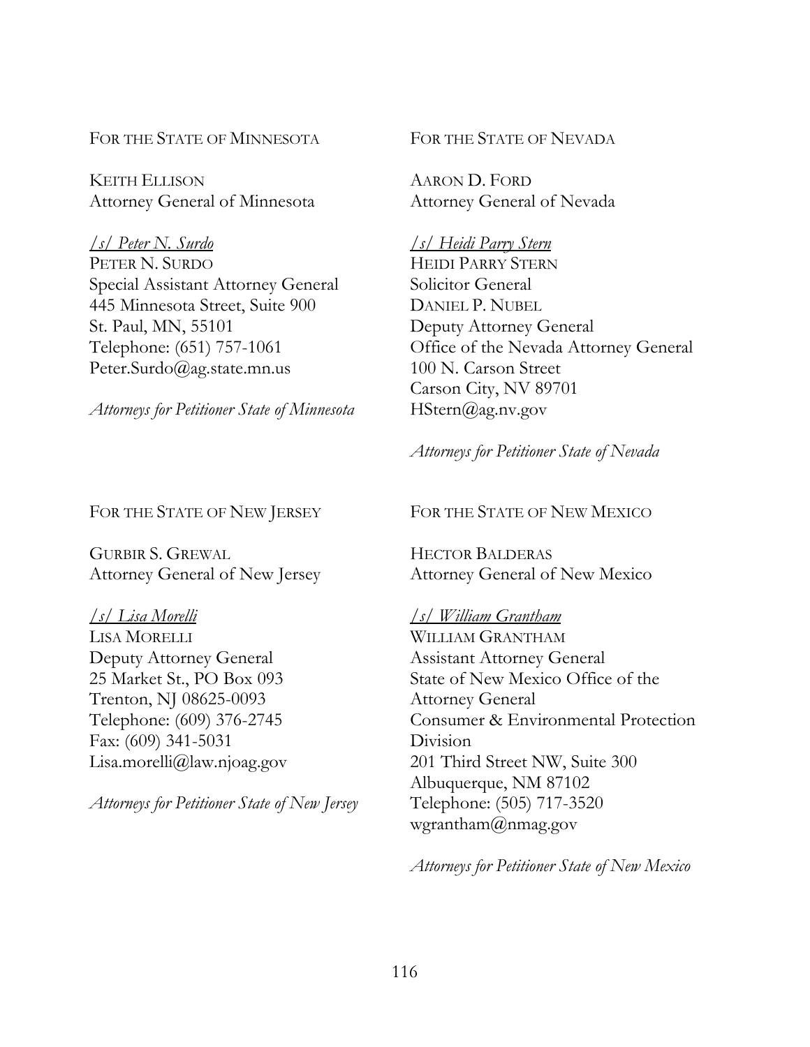FOR THE STATE OF MINNESOTA

KEITH ELLISON
Attorney General of Minnesota

*/s/ Peter N. Surdo*
PETER N. SURDO
Special Assistant Attorney General
445 Minnesota Street, Suite 900
St. Paul, MN, 55101
Telephone: (651) 757-1061
Peter.Surdo@ag.state.mn.us

*Attorneys for Petitioner State of Minnesota*

FOR THE STATE OF NEVADA

AARON D. FORD
Attorney General of Nevada

*/s/ Heidi Parry Stern*
HEIDI PARRY STERN
Solicitor General
DANIEL P. NUBEL
Deputy Attorney General
Office of the Nevada Attorney General
100 N. Carson Street
Carson City, NV 89701
HStern@ag.nv.gov

*Attorneys for Petitioner State of Nevada*

FOR THE STATE OF NEW JERSEY

GURBIR S. GREWAL
Attorney General of New Jersey

*/s/ Lisa Morelli*
LISA MORELLI
Deputy Attorney General
25 Market St., PO Box 093
Trenton, NJ 08625-0093
Telephone: (609) 376-2745
Fax: (609) 341-5031
Lisa.morelli@law.njoag.gov

*Attorneys for Petitioner State of New Jersey*

FOR THE STATE OF NEW MEXICO

HECTOR BALDERAS
Attorney General of New Mexico

*/s/ William Grantham*
WILLIAM GRANTHAM
Assistant Attorney General
State of New Mexico Office of the Attorney General
Consumer & Environmental Protection Division
201 Third Street NW, Suite 300
Albuquerque, NM 87102
Telephone: (505) 717-3520
wgrantham@nmag.gov

*Attorneys for Petitioner State of New Mexico*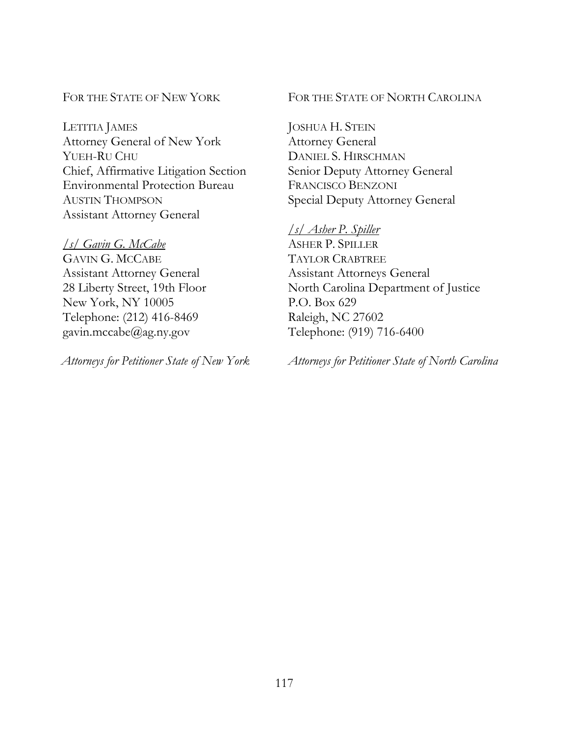FOR THE STATE OF NEW YORK

LETITIA JAMES
Attorney General of New York
YUEH-RU CHU
Chief, Affirmative Litigation Section
Environmental Protection Bureau
AUSTIN THOMPSON
Assistant Attorney General

/s/ Gavin G. McCabe
GAVIN G. MCCABE
Assistant Attorney General
28 Liberty Street, 19th Floor
New York, NY 10005
Telephone: (212) 416-8469
gavin.mccabe@ag.ny.gov

*Attorneys for Petitioner State of New York*

FOR THE STATE OF NORTH CAROLINA

JOSHUA H. STEIN
Attorney General
DANIEL S. HIRSCHMAN
Senior Deputy Attorney General
FRANCISCO BENZONI
Special Deputy Attorney General

/s/ Asher P. Spiller
ASHER P. SPILLER
TAYLOR CRABTREE
Assistant Attorneys General
North Carolina Department of Justice
P.O. Box 629
Raleigh, NC 27602
Telephone: (919) 716-6400

*Attorneys for Petitioner State of North Carolina*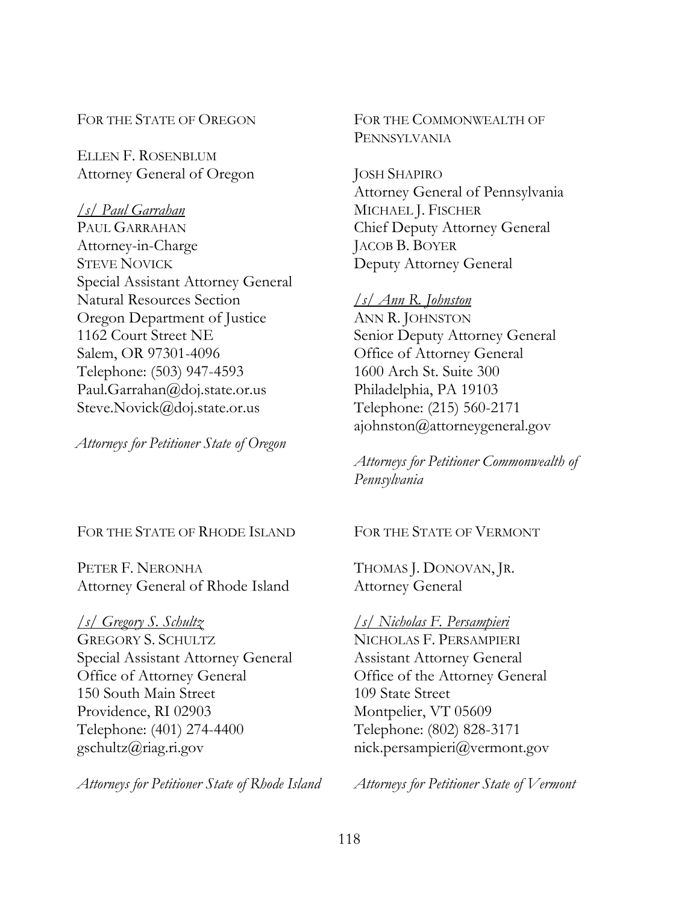FOR THE STATE OF OREGON

ELLEN F. ROSENBLUM
Attorney General of Oregon

*/s/ Paul Garrahan*
PAUL GARRAHAN
Attorney-in-Charge
STEVE NOVICK
Special Assistant Attorney General
Natural Resources Section
Oregon Department of Justice
1162 Court Street NE
Salem, OR 97301-4096
Telephone: (503) 947-4593
Paul.Garrahan@doj.state.or.us
Steve.Novick@doj.state.or.us

*Attorneys for Petitioner State of Oregon*

FOR THE COMMONWEALTH OF PENNSYLVANIA

JOSH SHAPIRO
Attorney General of Pennsylvania
MICHAEL J. FISCHER
Chief Deputy Attorney General
JACOB B. BOYER
Deputy Attorney General

*/s/ Ann R. Johnston*
ANN R. JOHNSTON
Senior Deputy Attorney General
Office of Attorney General
1600 Arch St. Suite 300
Philadelphia, PA 19103
Telephone: (215) 560-2171
ajohnston@attorneygeneral.gov

*Attorneys for Petitioner Commonwealth of Pennsylvania*

FOR THE STATE OF RHODE ISLAND

PETER F. NERONHA
Attorney General of Rhode Island

*/s/ Gregory S. Schultz*
GREGORY S. SCHULTZ
Special Assistant Attorney General
Office of Attorney General
150 South Main Street
Providence, RI 02903
Telephone: (401) 274-4400
gschultz@riag.ri.gov

*Attorneys for Petitioner State of Rhode Island*

FOR THE STATE OF VERMONT

THOMAS J. DONOVAN, JR.
Attorney General

*/s/ Nicholas F. Persampieri*
NICHOLAS F. PERSAMPIERI
Assistant Attorney General
Office of the Attorney General
109 State Street
Montpelier, VT 05609
Telephone: (802) 828-3171
nick.persampieri@vermont.gov

*Attorneys for Petitioner State of Vermont*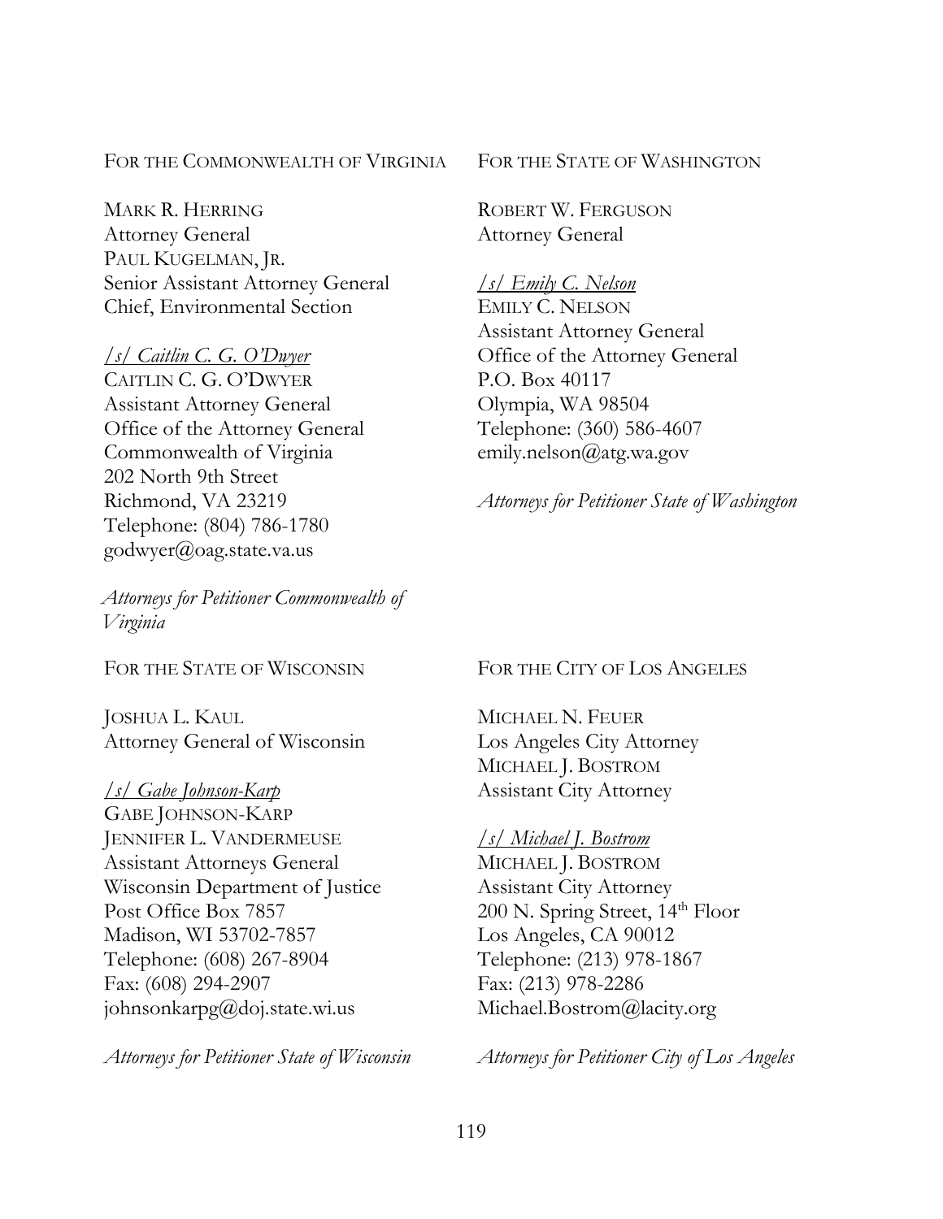FOR THE COMMONWEALTH OF VIRGINIA

MARK R. HERRING
Attorney General
PAUL KUGELMAN, JR.
Senior Assistant Attorney General
Chief, Environmental Section

*/s/ Caitlin C. G. O'Dwyer*
CAITLIN C. G. O'DWYER
Assistant Attorney General
Office of the Attorney General
Commonwealth of Virginia
202 North 9th Street
Richmond, VA 23219
Telephone: (804) 786-1780
godwyer@oag.state.va.us

*Attorneys for Petitioner Commonwealth of Virginia*

FOR THE STATE OF WASHINGTON

ROBERT W. FERGUSON
Attorney General

*/s/ Emily C. Nelson*
EMILY C. NELSON
Assistant Attorney General
Office of the Attorney General
P.O. Box 40117
Olympia, WA 98504
Telephone: (360) 586-4607
emily.nelson@atg.wa.gov

*Attorneys for Petitioner State of Washington*

FOR THE STATE OF WISCONSIN

JOSHUA L. KAUL
Attorney General of Wisconsin

*/s/ Gabe Johnson-Karp*
GABE JOHNSON-KARP
JENNIFER L. VANDERMEUSE
Assistant Attorneys General
Wisconsin Department of Justice
Post Office Box 7857
Madison, WI 53702-7857
Telephone: (608) 267-8904
Fax: (608) 294-2907
johnsonkarpg@doj.state.wi.us

*Attorneys for Petitioner State of Wisconsin*

FOR THE CITY OF LOS ANGELES

MICHAEL N. FEUER
Los Angeles City Attorney
MICHAEL J. BOSTROM
Assistant City Attorney

*/s/ Michael J. Bostrom*
MICHAEL J. BOSTROM
Assistant City Attorney
200 N. Spring Street, 14th Floor
Los Angeles, CA 90012
Telephone: (213) 978-1867
Fax: (213) 978-2286
Michael.Bostrom@lacity.org

*Attorneys for Petitioner City of Los Angeles*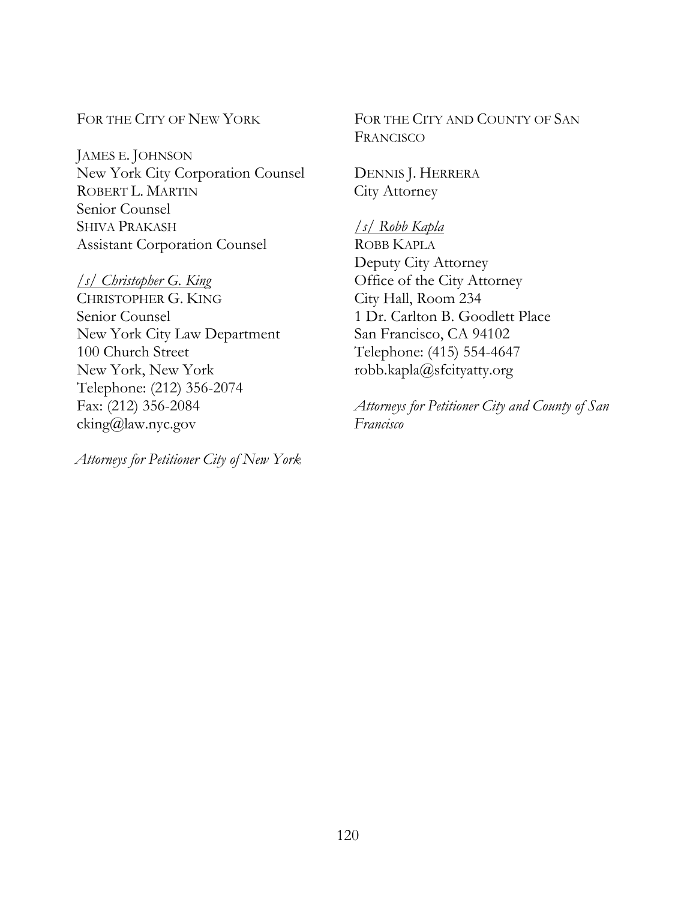FOR THE CITY OF NEW YORK

JAMES E. JOHNSON
New York City Corporation Counsel
ROBERT L. MARTIN
Senior Counsel
SHIVA PRAKASH
Assistant Corporation Counsel

*/s/ Christopher G. King*
CHRISTOPHER G. KING
Senior Counsel
New York City Law Department
100 Church Street
New York, New York
Telephone: (212) 356-2074
Fax: (212) 356-2084
cking@law.nyc.gov

*Attorneys for Petitioner City of New York*

FOR THE CITY AND COUNTY OF SAN FRANCISCO

DENNIS J. HERRERA
City Attorney

*/s/ Robb Kapla*
ROBB KAPLA
Deputy City Attorney
Office of the City Attorney
City Hall, Room 234
1 Dr. Carlton B. Goodlett Place
San Francisco, CA 94102
Telephone: (415) 554-4647
robb.kapla@sfcityatty.org

*Attorneys for Petitioner City and County of San Francisco*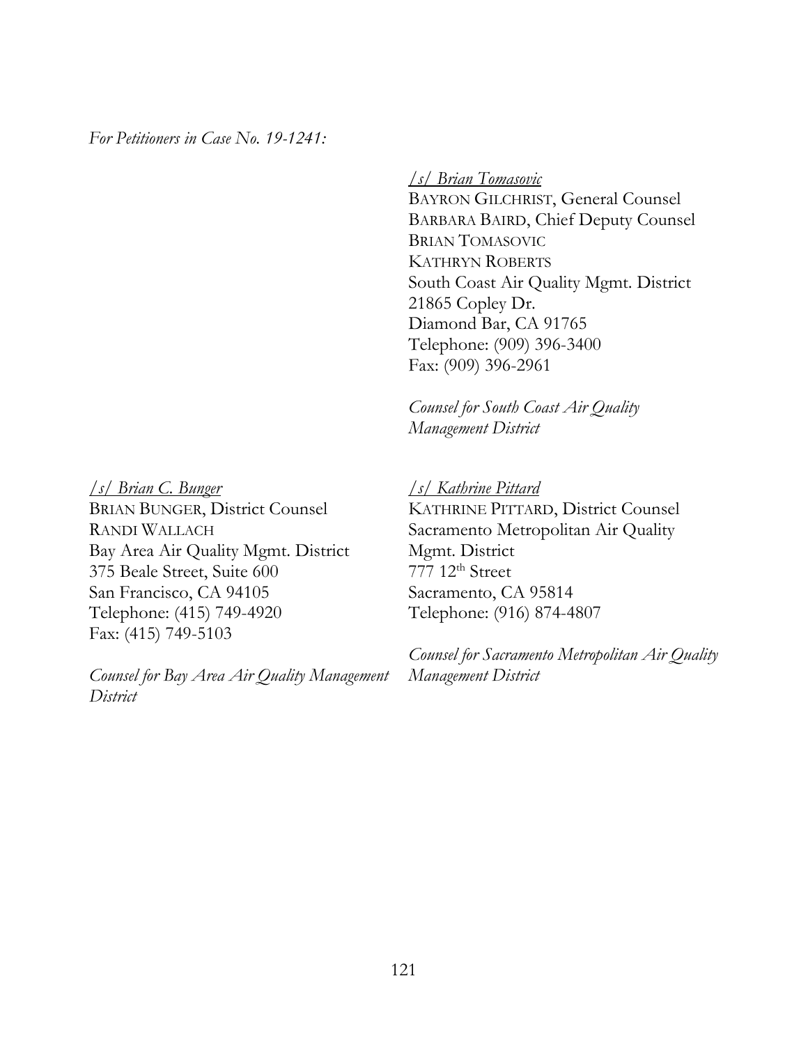*For Petitioners in Case No. 19-1241:*

*/s/ Brian Tomasovic*
BAYRON GILCHRIST, General Counsel
BARBARA BAIRD, Chief Deputy Counsel
BRIAN TOMASOVIC
KATHRYN ROBERTS
South Coast Air Quality Mgmt. District
21865 Copley Dr.
Diamond Bar, CA 91765
Telephone: (909) 396-3400
Fax: (909) 396-2961

*Counsel for South Coast Air Quality Management District*

*/s/ Brian C. Bunger*
BRIAN BUNGER, District Counsel
RANDI WALLACH
Bay Area Air Quality Mgmt. District
375 Beale Street, Suite 600
San Francisco, CA 94105
Telephone: (415) 749-4920
Fax: (415) 749-5103

*Counsel for Bay Area Air Quality Management District*

*/s/ Kathrine Pittard*
KATHRINE PITTARD, District Counsel
Sacramento Metropolitan Air Quality Mgmt. District
777 12th Street
Sacramento, CA 95814
Telephone: (916) 874-4807

*Counsel for Sacramento Metropolitan Air Quality Management District*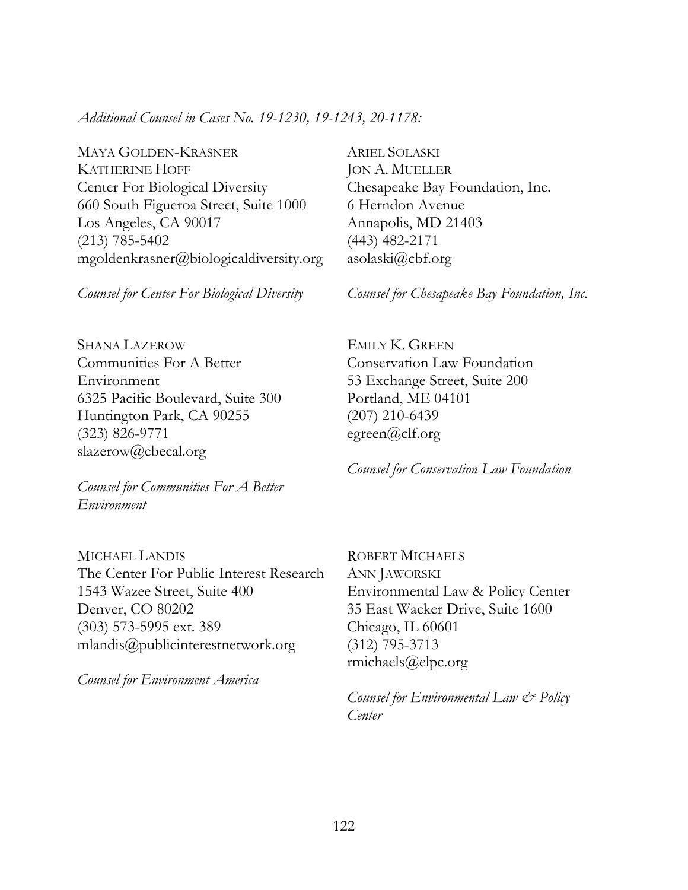*Additional Counsel in Cases No. 19-1230, 19-1243, 20-1178:*

MAYA GOLDEN-KRASNER
KATHERINE HOFF
Center For Biological Diversity
660 South Figueroa Street, Suite 1000
Los Angeles, CA 90017
(213) 785-5402
mgoldenkrasner@biologicaldiversity.org

*Counsel for Center For Biological Diversity*

ARIEL SOLASKI
JON A. MUELLER
Chesapeake Bay Foundation, Inc.
6 Herndon Avenue
Annapolis, MD 21403
(443) 482-2171
asolaski@cbf.org

*Counsel for Chesapeake Bay Foundation, Inc.*

SHANA LAZEROW
Communities For A Better Environment
6325 Pacific Boulevard, Suite 300
Huntington Park, CA 90255
(323) 826-9771
slazerow@cbecal.org

*Counsel for Communities For A Better Environment*

EMILY K. GREEN
Conservation Law Foundation
53 Exchange Street, Suite 200
Portland, ME 04101
(207) 210-6439
egreen@clf.org

*Counsel for Conservation Law Foundation*

MICHAEL LANDIS
The Center For Public Interest Research
1543 Wazee Street, Suite 400
Denver, CO 80202
(303) 573-5995 ext. 389
mlandis@publicinterestnetwork.org

*Counsel for Environment America*

ROBERT MICHAELS
ANN JAWORSKI
Environmental Law & Policy Center
35 East Wacker Drive, Suite 1600
Chicago, IL 60601
(312) 795-3713
rmichaels@elpc.org

*Counsel for Environmental Law & Policy Center*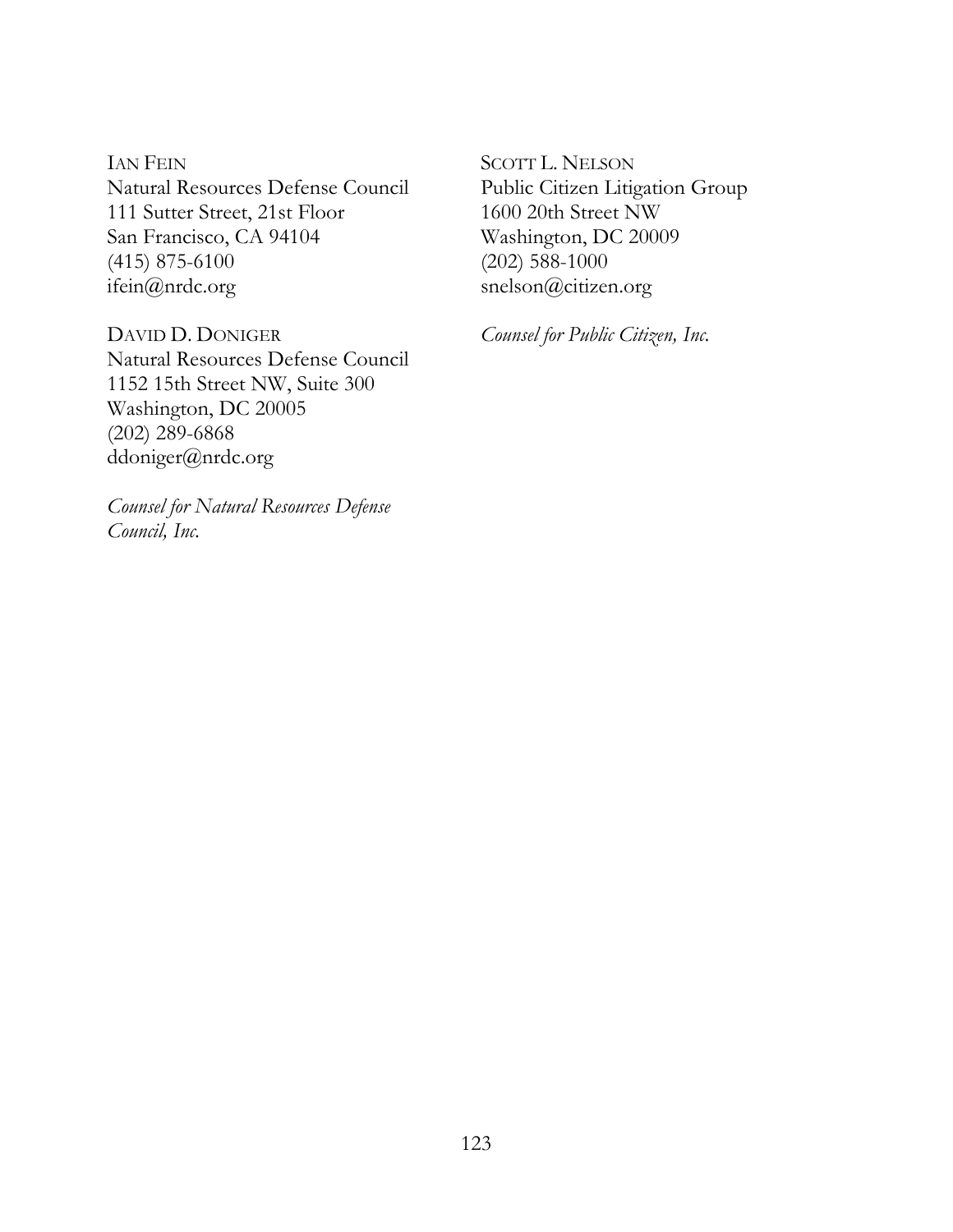IAN FEIN
Natural Resources Defense Council
111 Sutter Street, 21st Floor
San Francisco, CA 94104
(415) 875-6100
ifein@nrdc.org

DAVID D. DONIGER
Natural Resources Defense Council
1152 15th Street NW, Suite 300
Washington, DC 20005
(202) 289-6868
ddoniger@nrdc.org

*Counsel for Natural Resources Defense Council, Inc.*

SCOTT L. NELSON
Public Citizen Litigation Group
1600 20th Street NW
Washington, DC 20009
(202) 588-1000
snelson@citizen.org

*Counsel for Public Citizen, Inc.*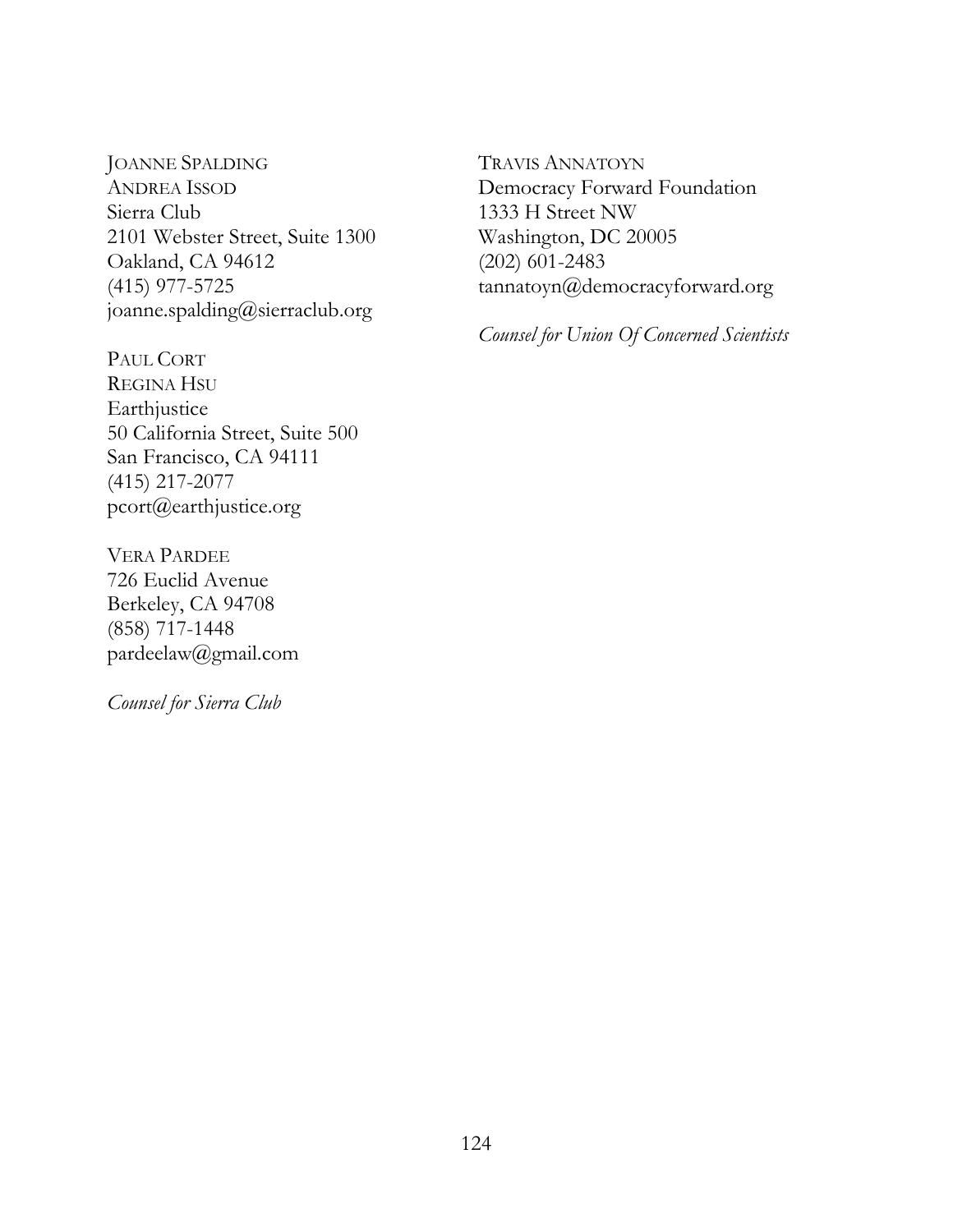JOANNE SPALDING
ANDREA ISSOD
Sierra Club
2101 Webster Street, Suite 1300
Oakland, CA 94612
(415) 977-5725
joanne.spalding@sierraclub.org

PAUL CORT
REGINA HSU
Earthjustice
50 California Street, Suite 500
San Francisco, CA 94111
(415) 217-2077
pcort@earthjustice.org

VERA PARDEE
726 Euclid Avenue
Berkeley, CA 94708
(858) 717-1448
pardeelaw@gmail.com

*Counsel for Sierra Club*

TRAVIS ANNATOYN
Democracy Forward Foundation
1333 H Street NW
Washington, DC 20005
(202) 601-2483
tannatoyn@democracyforward.org

*Counsel for Union Of Concerned Scientists*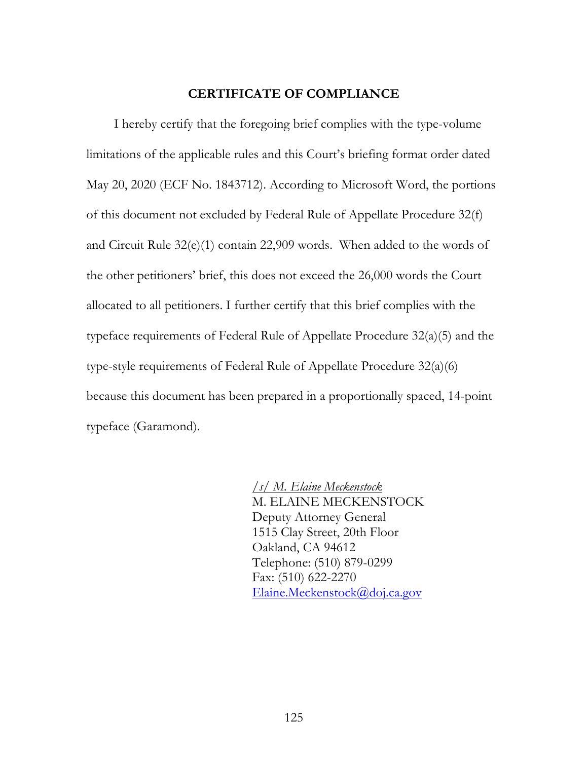## CERTIFICATE OF COMPLIANCE

I hereby certify that the foregoing brief complies with the type-volume limitations of the applicable rules and this Court's briefing format order dated May 20, 2020 (ECF No. 1843712). According to Microsoft Word, the portions of this document not excluded by Federal Rule of Appellate Procedure 32(f) and Circuit Rule 32(e)(1) contain 22,909 words. When added to the words of the other petitioners' brief, this does not exceed the 26,000 words the Court allocated to all petitioners. I further certify that this brief complies with the typeface requirements of Federal Rule of Appellate Procedure 32(a)(5) and the type-style requirements of Federal Rule of Appellate Procedure 32(a)(6) because this document has been prepared in a proportionally spaced, 14-point typeface (Garamond).

*/s/ M. Elaine Meckenstock*
M. ELAINE MECKENSTOCK
Deputy Attorney General
1515 Clay Street, 20th Floor
Oakland, CA 94612
Telephone: (510) 879-0299
Fax: (510) 622-2270
Elaine.Meckenstock@doj.ca.gov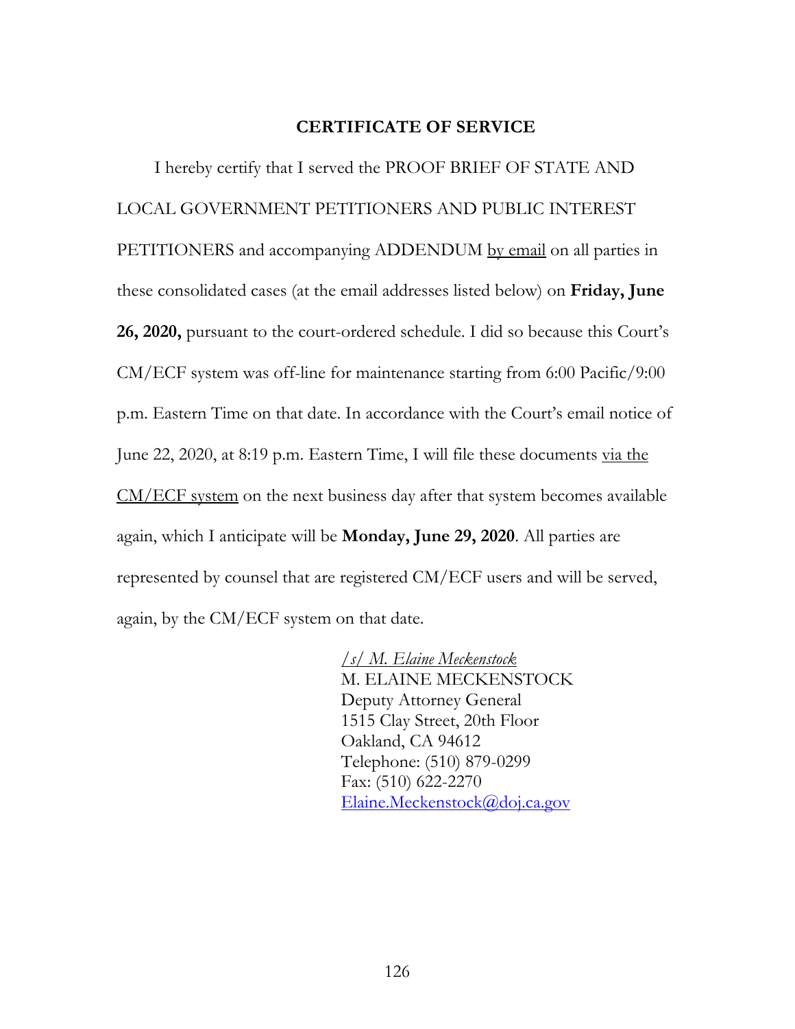## CERTIFICATE OF SERVICE

I hereby certify that I served the PROOF BRIEF OF STATE AND LOCAL GOVERNMENT PETITIONERS AND PUBLIC INTEREST PETITIONERS and accompanying ADDENDUM by email on all parties in these consolidated cases (at the email addresses listed below) on **Friday, June 26, 2020,** pursuant to the court-ordered schedule. I did so because this Court's CM/ECF system was off-line for maintenance starting from 6:00 Pacific/9:00 p.m. Eastern Time on that date. In accordance with the Court's email notice of June 22, 2020, at 8:19 p.m. Eastern Time, I will file these documents via the CM/ECF system on the next business day after that system becomes available again, which I anticipate will be **Monday, June 29, 2020**. All parties are represented by counsel that are registered CM/ECF users and will be served, again, by the CM/ECF system on that date.

*/s/ M. Elaine Meckenstock*
M. ELAINE MECKENSTOCK
Deputy Attorney General
1515 Clay Street, 20th Floor
Oakland, CA 94612
Telephone: (510) 879-0299
Fax: (510) 622-2270
Elaine.Meckenstock@doj.ca.gov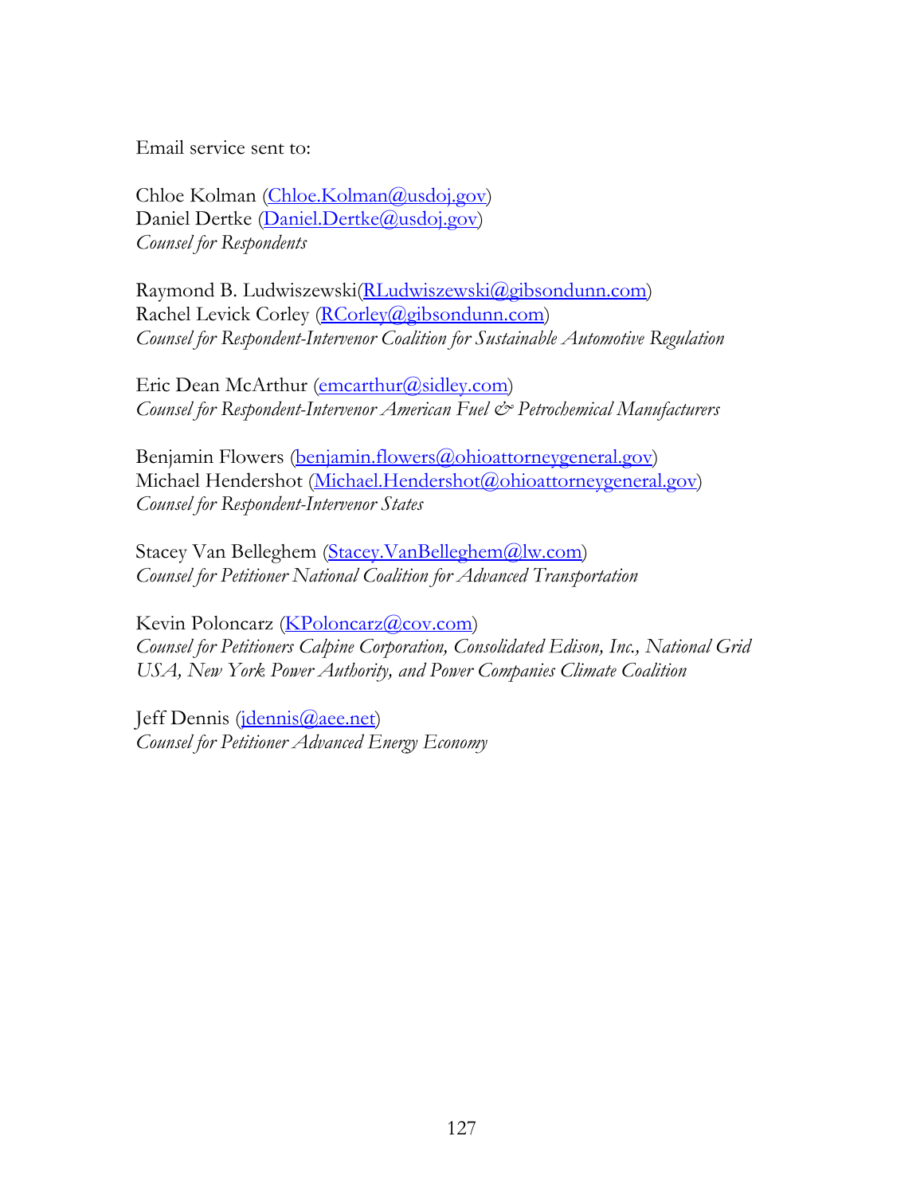Email service sent to:

Chloe Kolman (Chloe.Kolman@usdoj.gov)
Daniel Dertke (Daniel.Dertke@usdoj.gov)
*Counsel for Respondents*

Raymond B. Ludwiszewski(RLudwiszewski@gibsondunn.com)
Rachel Levick Corley (RCorley@gibsondunn.com)
*Counsel for Respondent-Intervenor Coalition for Sustainable Automotive Regulation*

Eric Dean McArthur (emcarthur@sidley.com)
*Counsel for Respondent-Intervenor American Fuel & Petrochemical Manufacturers*

Benjamin Flowers (benjamin.flowers@ohioattorneygeneral.gov)
Michael Hendershot (Michael.Hendershot@ohioattorneygeneral.gov)
*Counsel for Respondent-Intervenor States*

Stacey Van Belleghem (Stacey.VanBelleghem@lw.com)
*Counsel for Petitioner National Coalition for Advanced Transportation*

Kevin Poloncarz (KPoloncarz@cov.com)
*Counsel for Petitioners Calpine Corporation, Consolidated Edison, Inc., National Grid USA, New York Power Authority, and Power Companies Climate Coalition*

Jeff Dennis (jdennis@aee.net)
*Counsel for Petitioner Advanced Energy Economy*